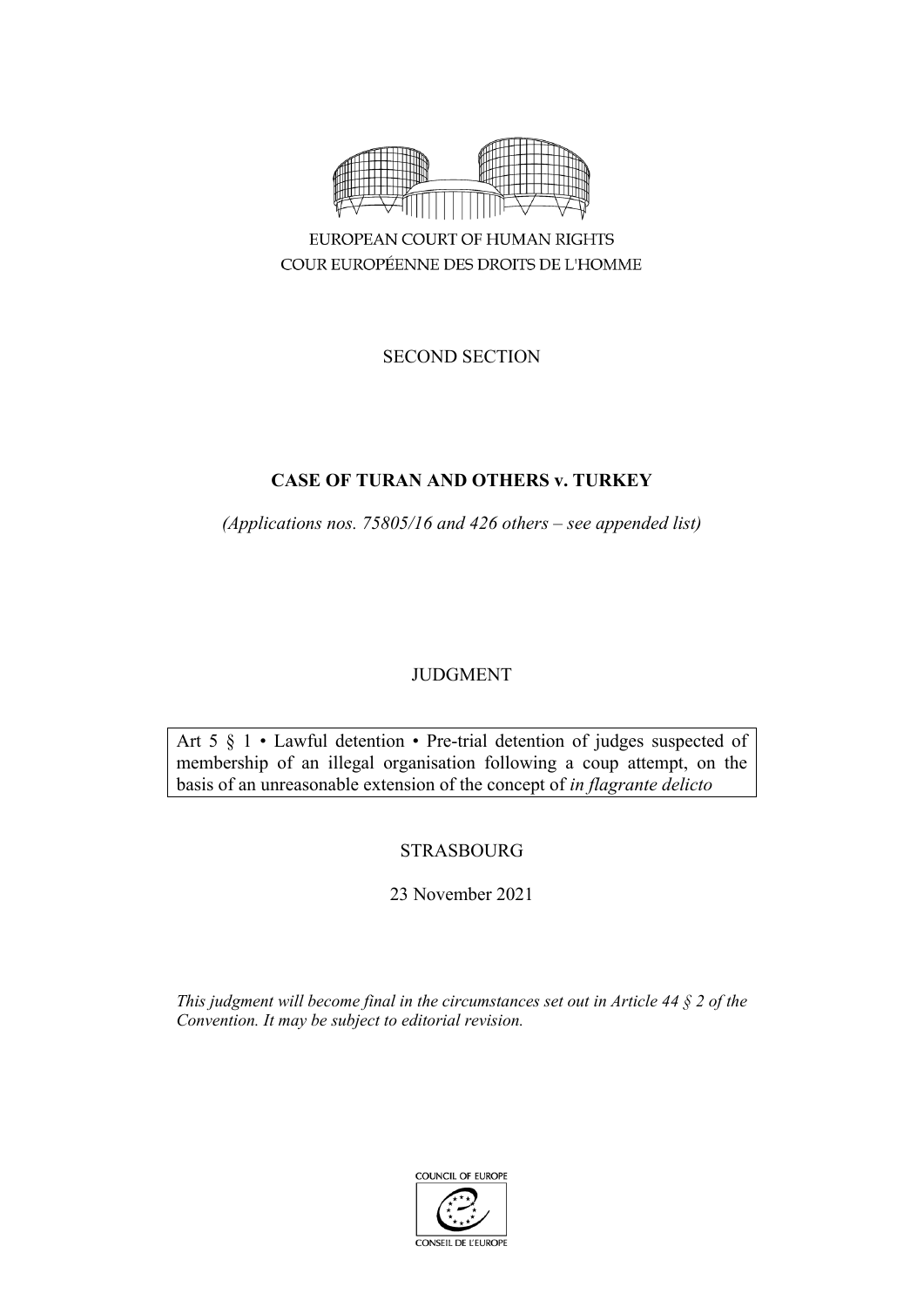EUROPEAN COURT OF HUMAN RIGHTS

COUR EUROPÉENNE DES DROITS DE L'HOMME

SECOND SECTION

**CASE OF TURAN AND OTHERS v. TURKEY**

*(Applications nos. 75805/16 and 426 others – see appended list)*

JUDGMENT

Art 5 § 1 • Lawful detention • Pre-trial detention of judges suspected of membership of an illegal organisation following a coup attempt, on the basis of an unreasonable extension of the concept of *in flagrante delicto*

STRASBOURG

23 November 2021

*This judgment will become final in the circumstances set out in Article 44 § 2 of the Convention. It may be subject to editorial revision.*

COUNCIL OF EUROPE

CONSEIL DE L'EUROPE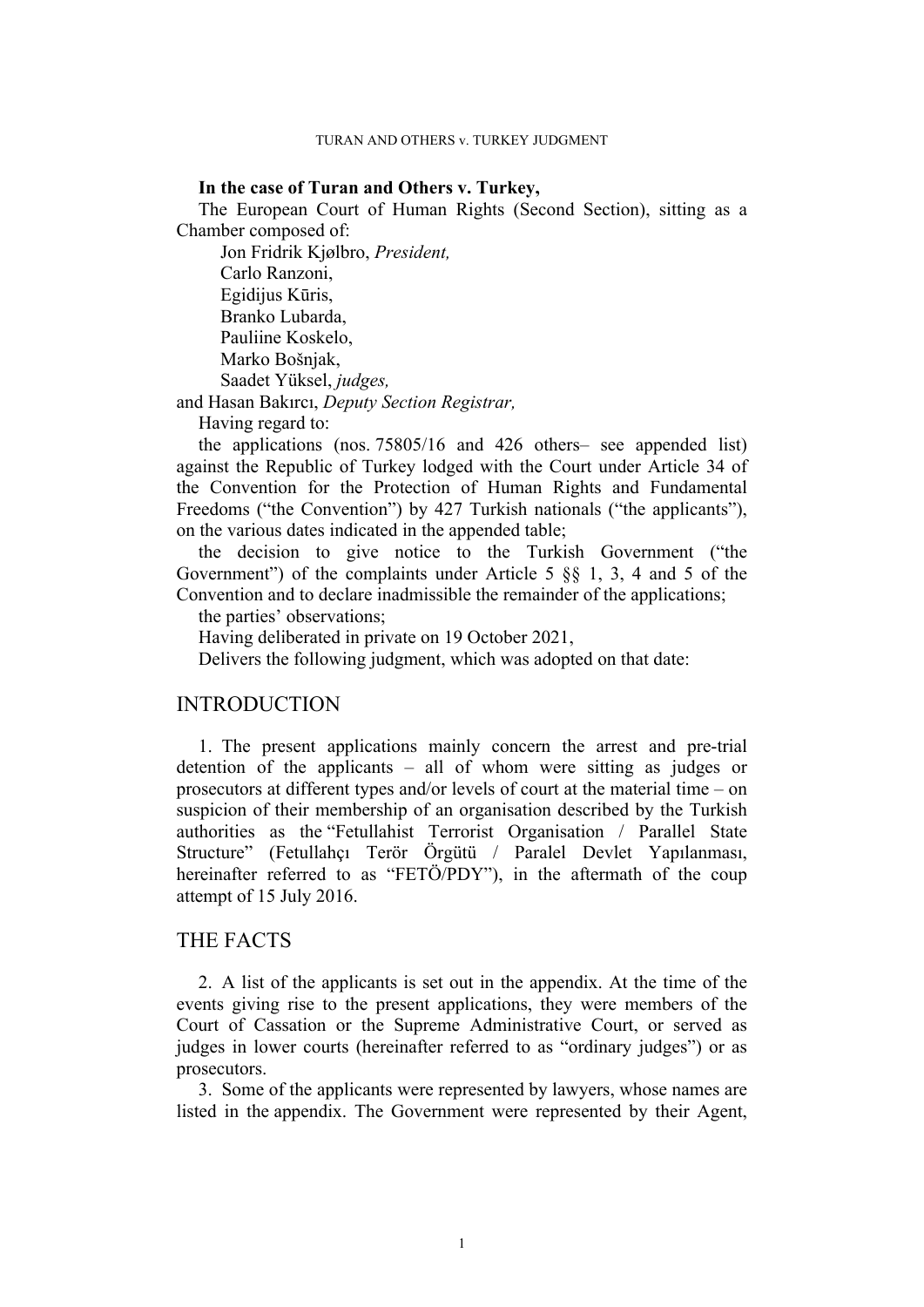**In the case of Turan and Others v. Turkey,**

The European Court of Human Rights (Second Section), sitting as a Chamber composed of:

Jon Fridrik Kjølbro, *President,*
Carlo Ranzoni,
Egidijus Kūris,
Branko Lubarda,
Pauliine Koskelo,
Marko Bošnjak,
Saadet Yüksel, *judges,*
and Hasan Bakırcı, *Deputy Section Registrar,*

Having regard to:

the applications (nos. 75805/16 and 426 others– see appended list) against the Republic of Turkey lodged with the Court under Article 34 of the Convention for the Protection of Human Rights and Fundamental Freedoms (“the Convention”) by 427 Turkish nationals (“the applicants”), on the various dates indicated in the appended table;

the decision to give notice to the Turkish Government (“the Government”) of the complaints under Article 5 §§ 1, 3, 4 and 5 of the Convention and to declare inadmissible the remainder of the applications;

the parties’ observations;

Having deliberated in private on 19 October 2021,

Delivers the following judgment, which was adopted on that date:

## INTRODUCTION

1. The present applications mainly concern the arrest and pre-trial detention of the applicants – all of whom were sitting as judges or prosecutors at different types and/or levels of court at the material time – on suspicion of their membership of an organisation described by the Turkish authorities as the “Fetullahist Terrorist Organisation / Parallel State Structure” (Fetullahçı Terör Örgütü / Paralel Devlet Yapılanması, hereinafter referred to as “FETÖ/PDY”), in the aftermath of the coup attempt of 15 July 2016.

## THE FACTS

2. A list of the applicants is set out in the appendix. At the time of the events giving rise to the present applications, they were members of the Court of Cassation or the Supreme Administrative Court, or served as judges in lower courts (hereinafter referred to as “ordinary judges”) or as prosecutors.

3. Some of the applicants were represented by lawyers, whose names are listed in the appendix. The Government were represented by their Agent,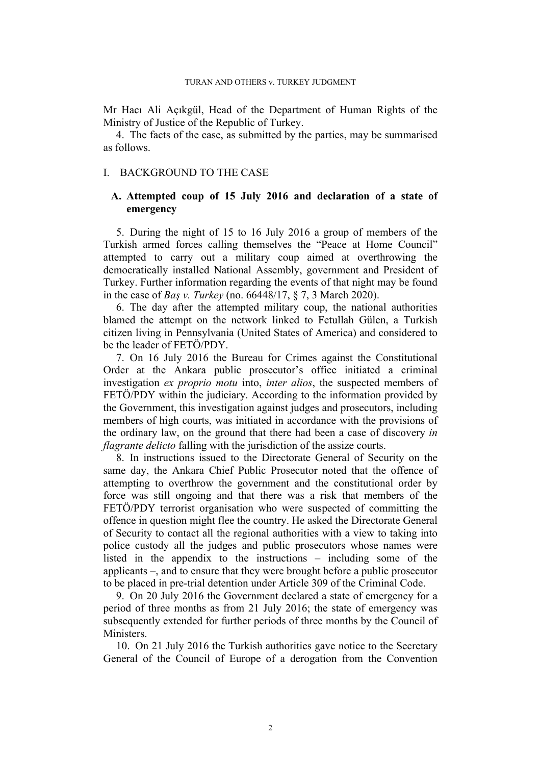Mr Hacı Ali Açıkgül, Head of the Department of Human Rights of the Ministry of Justice of the Republic of Turkey.

4. The facts of the case, as submitted by the parties, may be summarised as follows.

## I. BACKGROUND TO THE CASE

### A. Attempted coup of 15 July 2016 and declaration of a state of emergency

5. During the night of 15 to 16 July 2016 a group of members of the Turkish armed forces calling themselves the "Peace at Home Council" attempted to carry out a military coup aimed at overthrowing the democratically installed National Assembly, government and President of Turkey. Further information regarding the events of that night may be found in the case of *Baş v. Turkey* (no. 66448/17, § 7, 3 March 2020).

6. The day after the attempted military coup, the national authorities blamed the attempt on the network linked to Fetullah Gülen, a Turkish citizen living in Pennsylvania (United States of America) and considered to be the leader of FETÖ/PDY.

7. On 16 July 2016 the Bureau for Crimes against the Constitutional Order at the Ankara public prosecutor's office initiated a criminal investigation *ex proprio motu* into, *inter alios*, the suspected members of FETÖ/PDY within the judiciary. According to the information provided by the Government, this investigation against judges and prosecutors, including members of high courts, was initiated in accordance with the provisions of the ordinary law, on the ground that there had been a case of discovery *in flagrante delicto* falling with the jurisdiction of the assize courts.

8. In instructions issued to the Directorate General of Security on the same day, the Ankara Chief Public Prosecutor noted that the offence of attempting to overthrow the government and the constitutional order by force was still ongoing and that there was a risk that members of the FETÖ/PDY terrorist organisation who were suspected of committing the offence in question might flee the country. He asked the Directorate General of Security to contact all the regional authorities with a view to taking into police custody all the judges and public prosecutors whose names were listed in the appendix to the instructions – including some of the applicants –, and to ensure that they were brought before a public prosecutor to be placed in pre-trial detention under Article 309 of the Criminal Code.

9. On 20 July 2016 the Government declared a state of emergency for a period of three months as from 21 July 2016; the state of emergency was subsequently extended for further periods of three months by the Council of Ministers.

10. On 21 July 2016 the Turkish authorities gave notice to the Secretary General of the Council of Europe of a derogation from the Convention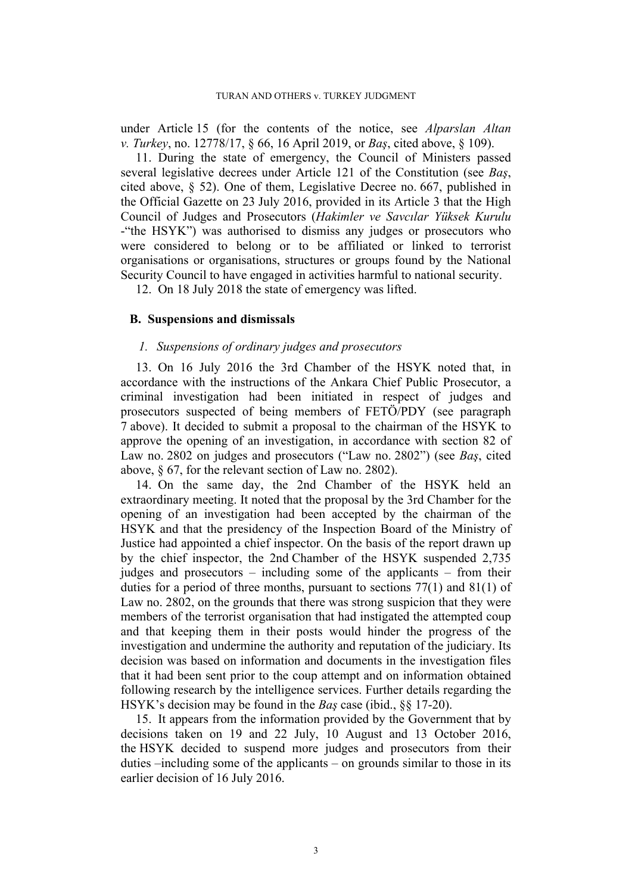under Article 15 (for the contents of the notice, see *Alparslan Altan v. Turkey*, no. 12778/17, § 66, 16 April 2019, or *Baş*, cited above, § 109).

11. During the state of emergency, the Council of Ministers passed several legislative decrees under Article 121 of the Constitution (see *Baş*, cited above, § 52). One of them, Legislative Decree no. 667, published in the Official Gazette on 23 July 2016, provided in its Article 3 that the High Council of Judges and Prosecutors (*Hakimler ve Savcılar Yüksek Kurulu* -"the HSYK") was authorised to dismiss any judges or prosecutors who were considered to belong or to be affiliated or linked to terrorist organisations or organisations, structures or groups found by the National Security Council to have engaged in activities harmful to national security.

12. On 18 July 2018 the state of emergency was lifted.

### B. Suspensions and dismissals

#### *1. Suspensions of ordinary judges and prosecutors*

13. On 16 July 2016 the 3rd Chamber of the HSYK noted that, in accordance with the instructions of the Ankara Chief Public Prosecutor, a criminal investigation had been initiated in respect of judges and prosecutors suspected of being members of FETÖ/PDY (see paragraph 7 above). It decided to submit a proposal to the chairman of the HSYK to approve the opening of an investigation, in accordance with section 82 of Law no. 2802 on judges and prosecutors ("Law no. 2802") (see *Baş*, cited above, § 67, for the relevant section of Law no. 2802).

14. On the same day, the 2nd Chamber of the HSYK held an extraordinary meeting. It noted that the proposal by the 3rd Chamber for the opening of an investigation had been accepted by the chairman of the HSYK and that the presidency of the Inspection Board of the Ministry of Justice had appointed a chief inspector. On the basis of the report drawn up by the chief inspector, the 2nd Chamber of the HSYK suspended 2,735 judges and prosecutors – including some of the applicants – from their duties for a period of three months, pursuant to sections 77(1) and 81(1) of Law no. 2802, on the grounds that there was strong suspicion that they were members of the terrorist organisation that had instigated the attempted coup and that keeping them in their posts would hinder the progress of the investigation and undermine the authority and reputation of the judiciary. Its decision was based on information and documents in the investigation files that it had been sent prior to the coup attempt and on information obtained following research by the intelligence services. Further details regarding the HSYK's decision may be found in the *Baş* case (ibid., §§ 17-20).

15. It appears from the information provided by the Government that by decisions taken on 19 and 22 July, 10 August and 13 October 2016, the HSYK decided to suspend more judges and prosecutors from their duties –including some of the applicants – on grounds similar to those in its earlier decision of 16 July 2016.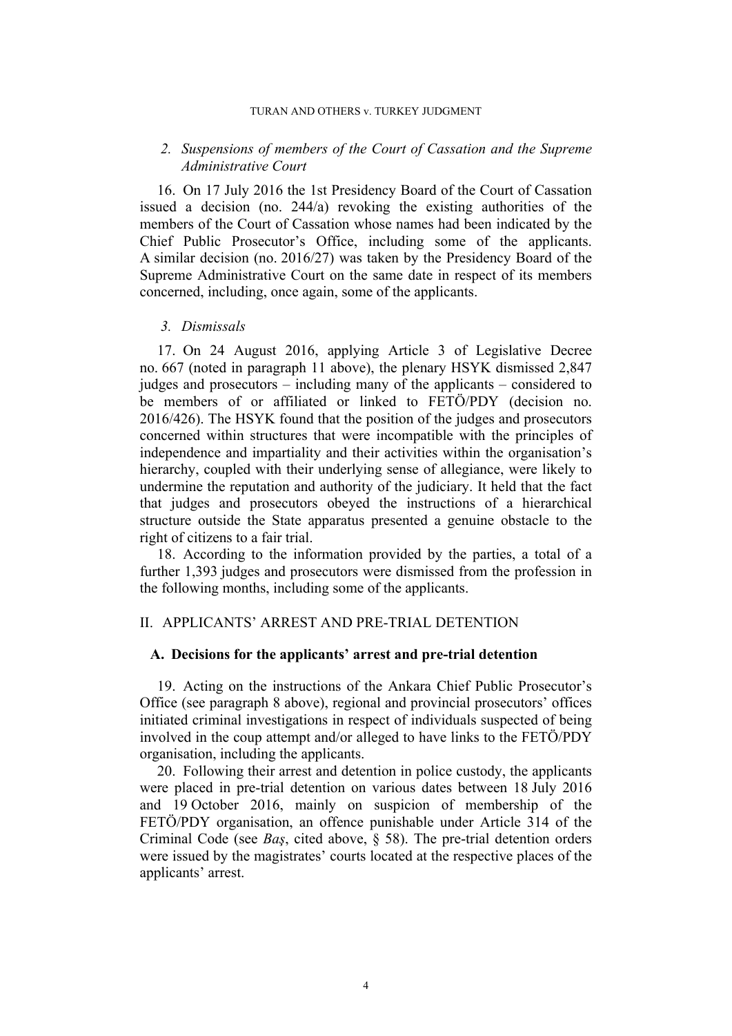### 2. *Suspensions of members of the Court of Cassation and the Supreme Administrative Court*

16. On 17 July 2016 the 1st Presidency Board of the Court of Cassation issued a decision (no. 244/a) revoking the existing authorities of the members of the Court of Cassation whose names had been indicated by the Chief Public Prosecutor's Office, including some of the applicants. A similar decision (no. 2016/27) was taken by the Presidency Board of the Supreme Administrative Court on the same date in respect of its members concerned, including, once again, some of the applicants.

### 3. *Dismissals*

17. On 24 August 2016, applying Article 3 of Legislative Decree no. 667 (noted in paragraph 11 above), the plenary HSYK dismissed 2,847 judges and prosecutors – including many of the applicants – considered to be members of or affiliated or linked to FETÖ/PDY (decision no. 2016/426). The HSYK found that the position of the judges and prosecutors concerned within structures that were incompatible with the principles of independence and impartiality and their activities within the organisation's hierarchy, coupled with their underlying sense of allegiance, were likely to undermine the reputation and authority of the judiciary. It held that the fact that judges and prosecutors obeyed the instructions of a hierarchical structure outside the State apparatus presented a genuine obstacle to the right of citizens to a fair trial.

18. According to the information provided by the parties, a total of a further 1,393 judges and prosecutors were dismissed from the profession in the following months, including some of the applicants.

## II. APPLICANTS' ARREST AND PRE-TRIAL DETENTION

### A. Decisions for the applicants' arrest and pre-trial detention

19. Acting on the instructions of the Ankara Chief Public Prosecutor's Office (see paragraph 8 above), regional and provincial prosecutors' offices initiated criminal investigations in respect of individuals suspected of being involved in the coup attempt and/or alleged to have links to the FETÖ/PDY organisation, including the applicants.

20. Following their arrest and detention in police custody, the applicants were placed in pre-trial detention on various dates between 18 July 2016 and 19 October 2016, mainly on suspicion of membership of the FETÖ/PDY organisation, an offence punishable under Article 314 of the Criminal Code (see *Baş*, cited above, § 58). The pre-trial detention orders were issued by the magistrates' courts located at the respective places of the applicants' arrest.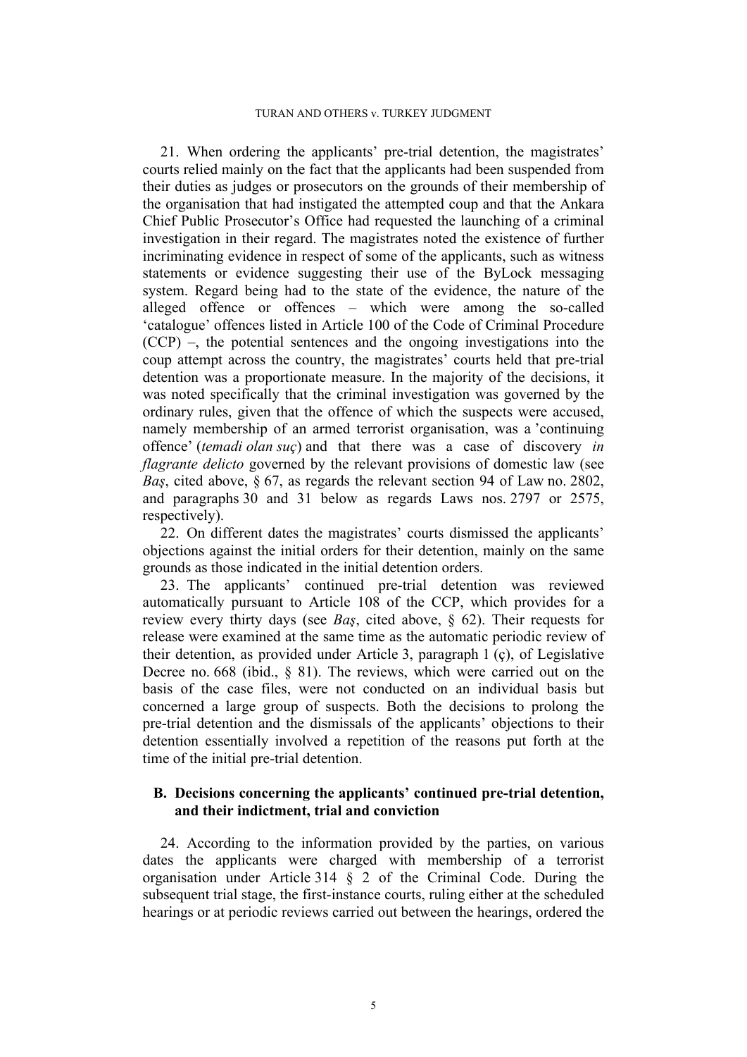21. When ordering the applicants' pre-trial detention, the magistrates' courts relied mainly on the fact that the applicants had been suspended from their duties as judges or prosecutors on the grounds of their membership of the organisation that had instigated the attempted coup and that the Ankara Chief Public Prosecutor's Office had requested the launching of a criminal investigation in their regard. The magistrates noted the existence of further incriminating evidence in respect of some of the applicants, such as witness statements or evidence suggesting their use of the ByLock messaging system. Regard being had to the state of the evidence, the nature of the alleged offence or offences – which were among the so-called 'catalogue' offences listed in Article 100 of the Code of Criminal Procedure (CCP) –, the potential sentences and the ongoing investigations into the coup attempt across the country, the magistrates' courts held that pre-trial detention was a proportionate measure. In the majority of the decisions, it was noted specifically that the criminal investigation was governed by the ordinary rules, given that the offence of which the suspects were accused, namely membership of an armed terrorist organisation, was a 'continuing offence' (*temadi olan suç*) and that there was a case of discovery *in flagrante delicto* governed by the relevant provisions of domestic law (see *Baş*, cited above, § 67, as regards the relevant section 94 of Law no. 2802, and paragraphs 30 and 31 below as regards Laws nos. 2797 or 2575, respectively).

22. On different dates the magistrates' courts dismissed the applicants' objections against the initial orders for their detention, mainly on the same grounds as those indicated in the initial detention orders.

23. The applicants' continued pre-trial detention was reviewed automatically pursuant to Article 108 of the CCP, which provides for a review every thirty days (see *Baş*, cited above, § 62). Their requests for release were examined at the same time as the automatic periodic review of their detention, as provided under Article 3, paragraph 1 (ç), of Legislative Decree no. 668 (ibid., § 81). The reviews, which were carried out on the basis of the case files, were not conducted on an individual basis but concerned a large group of suspects. Both the decisions to prolong the pre-trial detention and the dismissals of the applicants' objections to their detention essentially involved a repetition of the reasons put forth at the time of the initial pre-trial detention.

### B. Decisions concerning the applicants' continued pre-trial detention, and their indictment, trial and conviction

24. According to the information provided by the parties, on various dates the applicants were charged with membership of a terrorist organisation under Article 314 § 2 of the Criminal Code. During the subsequent trial stage, the first-instance courts, ruling either at the scheduled hearings or at periodic reviews carried out between the hearings, ordered the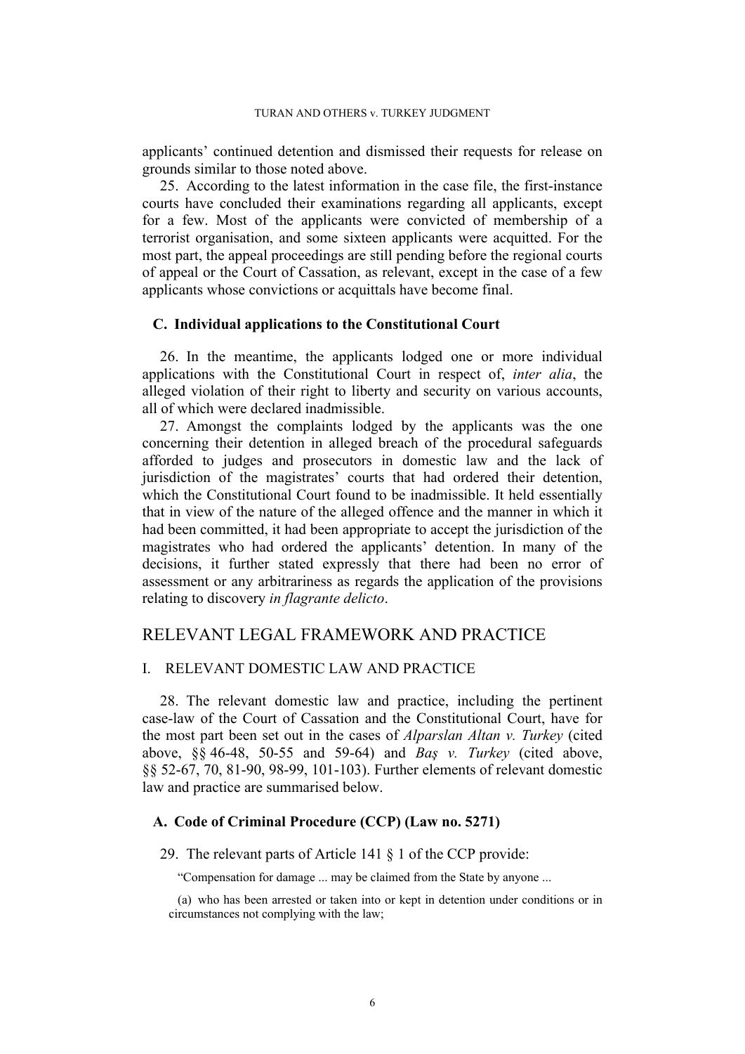applicants' continued detention and dismissed their requests for release on grounds similar to those noted above.

25. According to the latest information in the case file, the first-instance courts have concluded their examinations regarding all applicants, except for a few. Most of the applicants were convicted of membership of a terrorist organisation, and some sixteen applicants were acquitted. For the most part, the appeal proceedings are still pending before the regional courts of appeal or the Court of Cassation, as relevant, except in the case of a few applicants whose convictions or acquittals have become final.

### C. Individual applications to the Constitutional Court

26. In the meantime, the applicants lodged one or more individual applications with the Constitutional Court in respect of, *inter alia*, the alleged violation of their right to liberty and security on various accounts, all of which were declared inadmissible.

27. Amongst the complaints lodged by the applicants was the one concerning their detention in alleged breach of the procedural safeguards afforded to judges and prosecutors in domestic law and the lack of jurisdiction of the magistrates' courts that had ordered their detention, which the Constitutional Court found to be inadmissible. It held essentially that in view of the nature of the alleged offence and the manner in which it had been committed, it had been appropriate to accept the jurisdiction of the magistrates who had ordered the applicants' detention. In many of the decisions, it further stated expressly that there had been no error of assessment or any arbitrariness as regards the application of the provisions relating to discovery *in flagrante delicto*.

## RELEVANT LEGAL FRAMEWORK AND PRACTICE

### I. RELEVANT DOMESTIC LAW AND PRACTICE

28. The relevant domestic law and practice, including the pertinent case-law of the Court of Cassation and the Constitutional Court, have for the most part been set out in the cases of *Alparslan Altan v. Turkey* (cited above, §§ 46-48, 50-55 and 59-64) and *Baş v. Turkey* (cited above, §§ 52-67, 70, 81-90, 98-99, 101-103). Further elements of relevant domestic law and practice are summarised below.

#### A. Code of Criminal Procedure (CCP) (Law no. 5271)

29. The relevant parts of Article 141 § 1 of the CCP provide:

> "Compensation for damage ... may be claimed from the State by anyone ...
>
> (a) who has been arrested or taken into or kept in detention under conditions or in circumstances not complying with the law;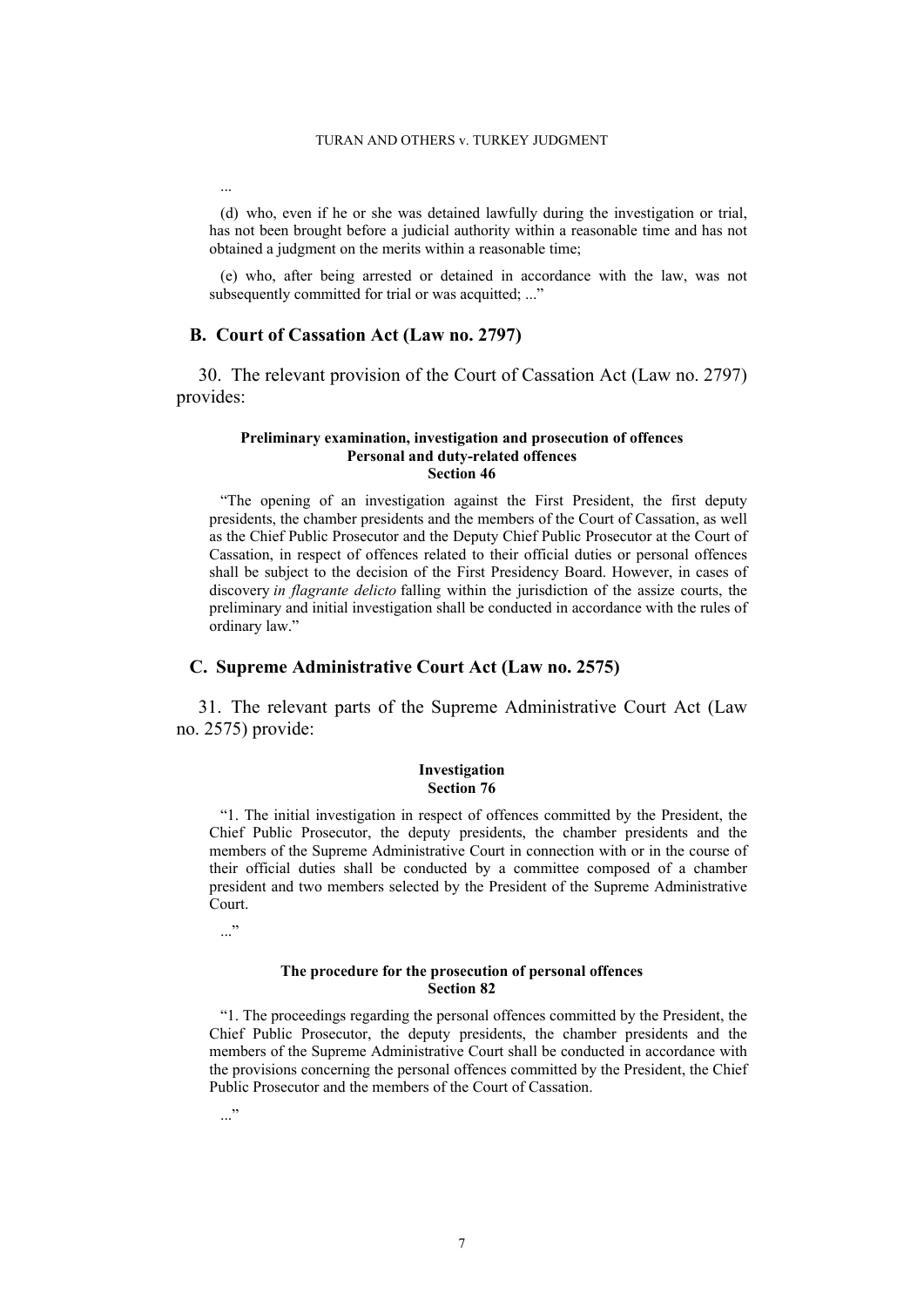...

(d) who, even if he or she was detained lawfully during the investigation or trial, has not been brought before a judicial authority within a reasonable time and has not obtained a judgment on the merits within a reasonable time;

(e) who, after being arrested or detained in accordance with the law, was not subsequently committed for trial or was acquitted; ..."

## B. Court of Cassation Act (Law no. 2797)

30. The relevant provision of the Court of Cassation Act (Law no. 2797) provides:

**Preliminary examination, investigation and prosecution of offences**
**Personal and duty-related offences**
**Section 46**

"The opening of an investigation against the First President, the first deputy presidents, the chamber presidents and the members of the Court of Cassation, as well as the Chief Public Prosecutor and the Deputy Chief Public Prosecutor at the Court of Cassation, in respect of offences related to their official duties or personal offences shall be subject to the decision of the First Presidency Board. However, in cases of discovery *in flagrante delicto* falling within the jurisdiction of the assize courts, the preliminary and initial investigation shall be conducted in accordance with the rules of ordinary law."

## C. Supreme Administrative Court Act (Law no. 2575)

31. The relevant parts of the Supreme Administrative Court Act (Law no. 2575) provide:

**Investigation**
**Section 76**

"1. The initial investigation in respect of offences committed by the President, the Chief Public Prosecutor, the deputy presidents, the chamber presidents and the members of the Supreme Administrative Court in connection with or in the course of their official duties shall be conducted by a committee composed of a chamber president and two members selected by the President of the Supreme Administrative Court.

..."

**The procedure for the prosecution of personal offences**
**Section 82**

"1. The proceedings regarding the personal offences committed by the President, the Chief Public Prosecutor, the deputy presidents, the chamber presidents and the members of the Supreme Administrative Court shall be conducted in accordance with the provisions concerning the personal offences committed by the President, the Chief Public Prosecutor and the members of the Court of Cassation.

..."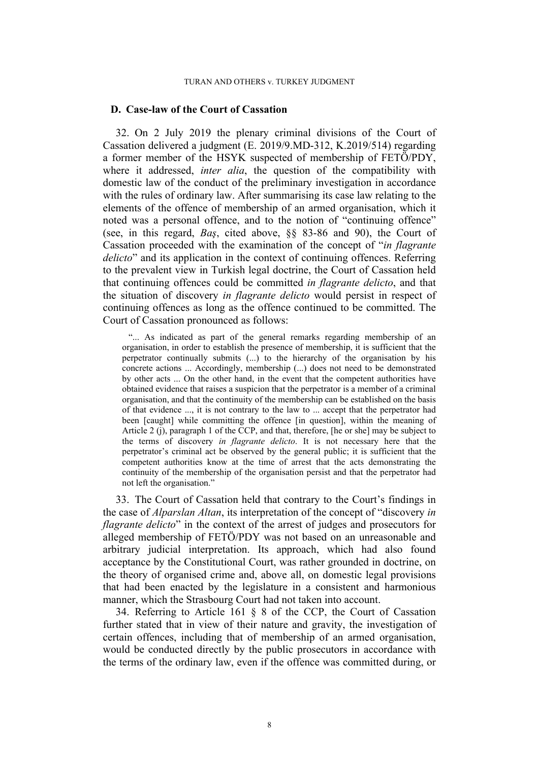### D. Case-law of the Court of Cassation

32. On 2 July 2019 the plenary criminal divisions of the Court of Cassation delivered a judgment (E. 2019/9.MD-312, K.2019/514) regarding a former member of the HSYK suspected of membership of FETÖ/PDY, where it addressed, *inter alia*, the question of the compatibility with domestic law of the conduct of the preliminary investigation in accordance with the rules of ordinary law. After summarising its case law relating to the elements of the offence of membership of an armed organisation, which it noted was a personal offence, and to the notion of "continuing offence" (see, in this regard, *Baş*, cited above, §§ 83-86 and 90), the Court of Cassation proceeded with the examination of the concept of "*in flagrante delicto*" and its application in the context of continuing offences. Referring to the prevalent view in Turkish legal doctrine, the Court of Cassation held that continuing offences could be committed *in flagrante delicto*, and that the situation of discovery *in flagrante delicto* would persist in respect of continuing offences as long as the offence continued to be committed. The Court of Cassation pronounced as follows:

> "... As indicated as part of the general remarks regarding membership of an organisation, in order to establish the presence of membership, it is sufficient that the perpetrator continually submits (...) to the hierarchy of the organisation by his concrete actions ... Accordingly, membership (...) does not need to be demonstrated by other acts ... On the other hand, in the event that the competent authorities have obtained evidence that raises a suspicion that the perpetrator is a member of a criminal organisation, and that the continuity of the membership can be established on the basis of that evidence ..., it is not contrary to the law to ... accept that the perpetrator had been [caught] while committing the offence [in question], within the meaning of Article 2 (j), paragraph 1 of the CCP, and that, therefore, [he or she] may be subject to the terms of discovery *in flagrante delicto*. It is not necessary here that the perpetrator's criminal act be observed by the general public; it is sufficient that the competent authorities know at the time of arrest that the acts demonstrating the continuity of the membership of the organisation persist and that the perpetrator had not left the organisation."

33. The Court of Cassation held that contrary to the Court's findings in the case of *Alparslan Altan*, its interpretation of the concept of "discovery *in flagrante delicto*" in the context of the arrest of judges and prosecutors for alleged membership of FETÖ/PDY was not based on an unreasonable and arbitrary judicial interpretation. Its approach, which had also found acceptance by the Constitutional Court, was rather grounded in doctrine, on the theory of organised crime and, above all, on domestic legal provisions that had been enacted by the legislature in a consistent and harmonious manner, which the Strasbourg Court had not taken into account.

34. Referring to Article 161 § 8 of the CCP, the Court of Cassation further stated that in view of their nature and gravity, the investigation of certain offences, including that of membership of an armed organisation, would be conducted directly by the public prosecutors in accordance with the terms of the ordinary law, even if the offence was committed during, or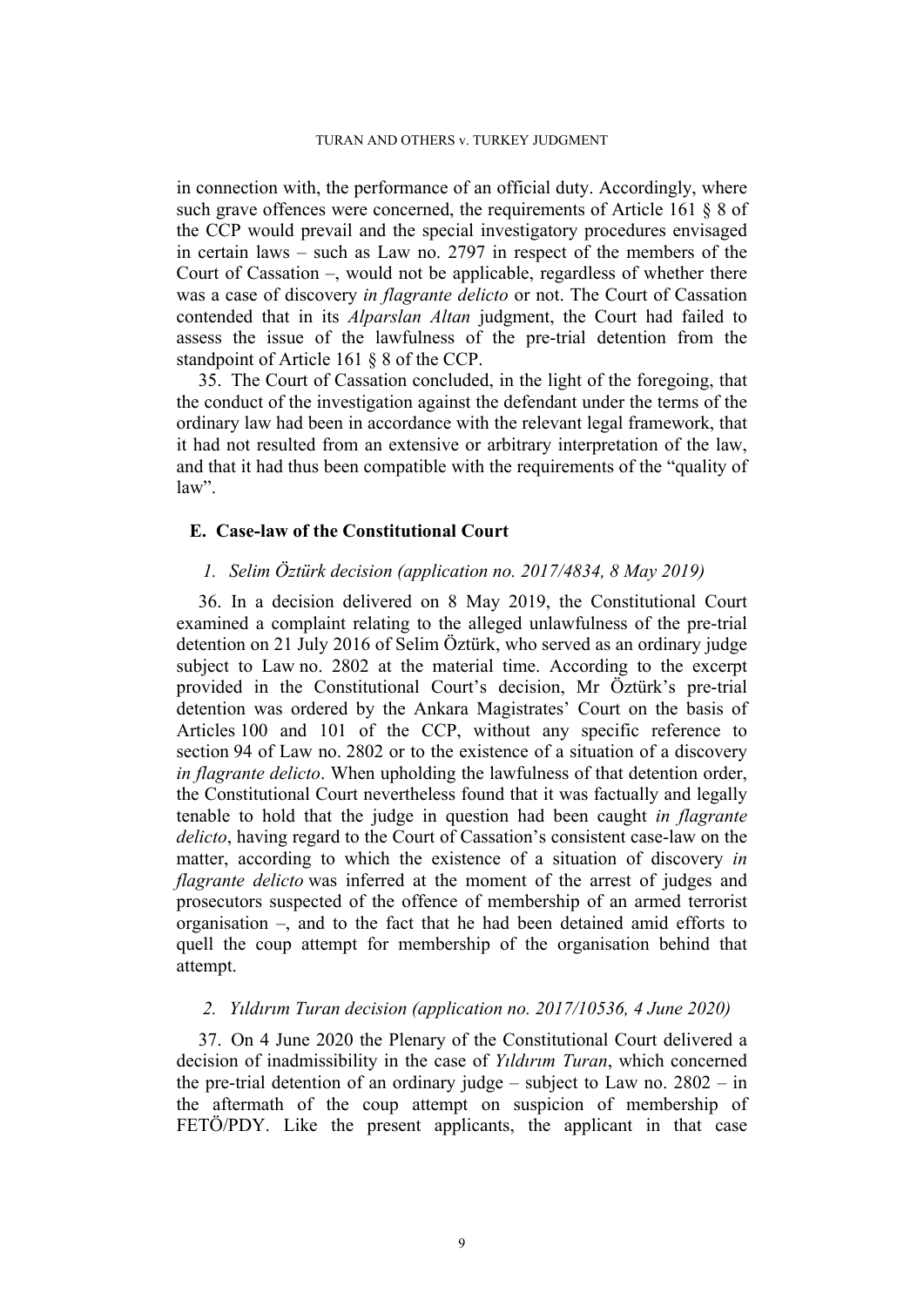in connection with, the performance of an official duty. Accordingly, where such grave offences were concerned, the requirements of Article 161 § 8 of the CCP would prevail and the special investigatory procedures envisaged in certain laws – such as Law no. 2797 in respect of the members of the Court of Cassation –, would not be applicable, regardless of whether there was a case of discovery *in flagrante delicto* or not. The Court of Cassation contended that in its *Alparslan Altan* judgment, the Court had failed to assess the issue of the lawfulness of the pre-trial detention from the standpoint of Article 161 § 8 of the CCP.

35. The Court of Cassation concluded, in the light of the foregoing, that the conduct of the investigation against the defendant under the terms of the ordinary law had been in accordance with the relevant legal framework, that it had not resulted from an extensive or arbitrary interpretation of the law, and that it had thus been compatible with the requirements of the "quality of law".

## E. Case-law of the Constitutional Court

### *1. Selim Öztürk decision (application no. 2017/4834, 8 May 2019)*

36. In a decision delivered on 8 May 2019, the Constitutional Court examined a complaint relating to the alleged unlawfulness of the pre-trial detention on 21 July 2016 of Selim Öztürk, who served as an ordinary judge subject to Law no. 2802 at the material time. According to the excerpt provided in the Constitutional Court's decision, Mr Öztürk's pre-trial detention was ordered by the Ankara Magistrates' Court on the basis of Articles 100 and 101 of the CCP, without any specific reference to section 94 of Law no. 2802 or to the existence of a situation of a discovery *in flagrante delicto*. When upholding the lawfulness of that detention order, the Constitutional Court nevertheless found that it was factually and legally tenable to hold that the judge in question had been caught *in flagrante delicto*, having regard to the Court of Cassation's consistent case-law on the matter, according to which the existence of a situation of discovery *in flagrante delicto* was inferred at the moment of the arrest of judges and prosecutors suspected of the offence of membership of an armed terrorist organisation –, and to the fact that he had been detained amid efforts to quell the coup attempt for membership of the organisation behind that attempt.

### *2. Yıldırım Turan decision (application no. 2017/10536, 4 June 2020)*

37. On 4 June 2020 the Plenary of the Constitutional Court delivered a decision of inadmissibility in the case of *Yıldırım Turan*, which concerned the pre-trial detention of an ordinary judge – subject to Law no. 2802 – in the aftermath of the coup attempt on suspicion of membership of FETÖ/PDY. Like the present applicants, the applicant in that case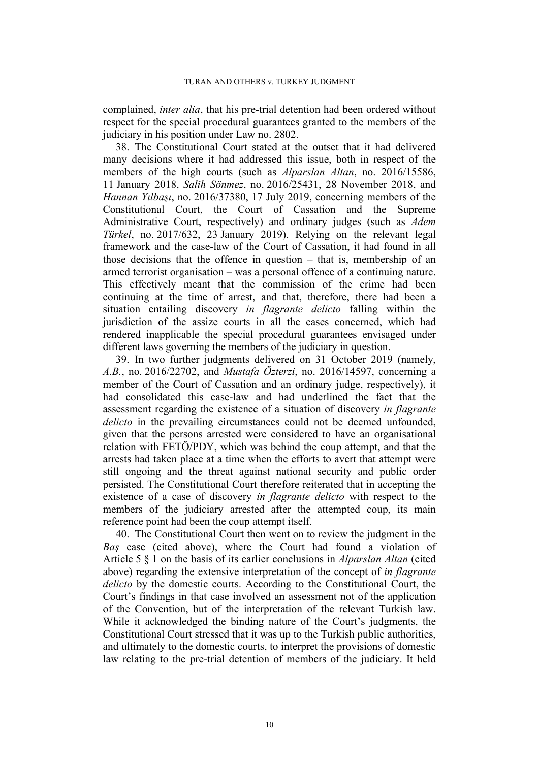complained, *inter alia*, that his pre-trial detention had been ordered without respect for the special procedural guarantees granted to the members of the judiciary in his position under Law no. 2802.

38. The Constitutional Court stated at the outset that it had delivered many decisions where it had addressed this issue, both in respect of the members of the high courts (such as *Alparslan Altan*, no. 2016/15586, 11 January 2018, *Salih Sönmez*, no. 2016/25431, 28 November 2018, and *Hannan Yılbaşı*, no. 2016/37380, 17 July 2019, concerning members of the Constitutional Court, the Court of Cassation and the Supreme Administrative Court, respectively) and ordinary judges (such as *Adem Türkel*, no. 2017/632, 23 January 2019). Relying on the relevant legal framework and the case-law of the Court of Cassation, it had found in all those decisions that the offence in question – that is, membership of an armed terrorist organisation – was a personal offence of a continuing nature. This effectively meant that the commission of the crime had been continuing at the time of arrest, and that, therefore, there had been a situation entailing discovery *in flagrante delicto* falling within the jurisdiction of the assize courts in all the cases concerned, which had rendered inapplicable the special procedural guarantees envisaged under different laws governing the members of the judiciary in question.

39. In two further judgments delivered on 31 October 2019 (namely, *A.B.*, no. 2016/22702, and *Mustafa Özterzi*, no. 2016/14597, concerning a member of the Court of Cassation and an ordinary judge, respectively), it had consolidated this case-law and had underlined the fact that the assessment regarding the existence of a situation of discovery *in flagrante delicto* in the prevailing circumstances could not be deemed unfounded, given that the persons arrested were considered to have an organisational relation with FETÖ/PDY, which was behind the coup attempt, and that the arrests had taken place at a time when the efforts to avert that attempt were still ongoing and the threat against national security and public order persisted. The Constitutional Court therefore reiterated that in accepting the existence of a case of discovery *in flagrante delicto* with respect to the members of the judiciary arrested after the attempted coup, its main reference point had been the coup attempt itself.

40. The Constitutional Court then went on to review the judgment in the *Baş* case (cited above), where the Court had found a violation of Article 5 § 1 on the basis of its earlier conclusions in *Alparslan Altan* (cited above) regarding the extensive interpretation of the concept of *in flagrante delicto* by the domestic courts. According to the Constitutional Court, the Court's findings in that case involved an assessment not of the application of the Convention, but of the interpretation of the relevant Turkish law. While it acknowledged the binding nature of the Court's judgments, the Constitutional Court stressed that it was up to the Turkish public authorities, and ultimately to the domestic courts, to interpret the provisions of domestic law relating to the pre-trial detention of members of the judiciary. It held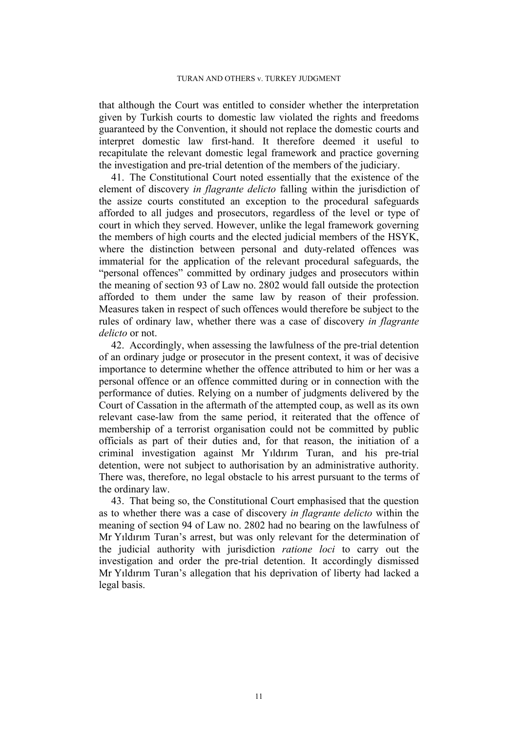that although the Court was entitled to consider whether the interpretation given by Turkish courts to domestic law violated the rights and freedoms guaranteed by the Convention, it should not replace the domestic courts and interpret domestic law first-hand. It therefore deemed it useful to recapitulate the relevant domestic legal framework and practice governing the investigation and pre-trial detention of the members of the judiciary.

41. The Constitutional Court noted essentially that the existence of the element of discovery *in flagrante delicto* falling within the jurisdiction of the assize courts constituted an exception to the procedural safeguards afforded to all judges and prosecutors, regardless of the level or type of court in which they served. However, unlike the legal framework governing the members of high courts and the elected judicial members of the HSYK, where the distinction between personal and duty-related offences was immaterial for the application of the relevant procedural safeguards, the "personal offences" committed by ordinary judges and prosecutors within the meaning of section 93 of Law no. 2802 would fall outside the protection afforded to them under the same law by reason of their profession. Measures taken in respect of such offences would therefore be subject to the rules of ordinary law, whether there was a case of discovery *in flagrante delicto* or not.

42. Accordingly, when assessing the lawfulness of the pre-trial detention of an ordinary judge or prosecutor in the present context, it was of decisive importance to determine whether the offence attributed to him or her was a personal offence or an offence committed during or in connection with the performance of duties. Relying on a number of judgments delivered by the Court of Cassation in the aftermath of the attempted coup, as well as its own relevant case-law from the same period, it reiterated that the offence of membership of a terrorist organisation could not be committed by public officials as part of their duties and, for that reason, the initiation of a criminal investigation against Mr Yıldırım Turan, and his pre-trial detention, were not subject to authorisation by an administrative authority. There was, therefore, no legal obstacle to his arrest pursuant to the terms of the ordinary law.

43. That being so, the Constitutional Court emphasised that the question as to whether there was a case of discovery *in flagrante delicto* within the meaning of section 94 of Law no. 2802 had no bearing on the lawfulness of Mr Yıldırım Turan's arrest, but was only relevant for the determination of the judicial authority with jurisdiction *ratione loci* to carry out the investigation and order the pre-trial detention. It accordingly dismissed Mr Yıldırım Turan's allegation that his deprivation of liberty had lacked a legal basis.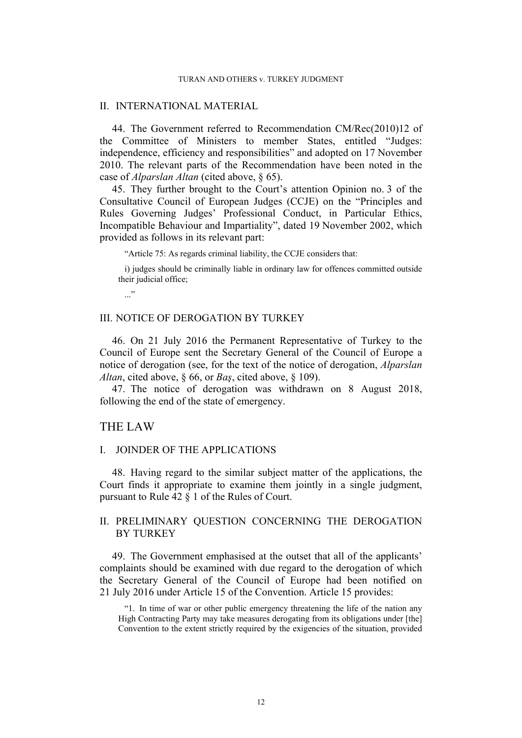## II. INTERNATIONAL MATERIAL

44. The Government referred to Recommendation CM/Rec(2010)12 of the Committee of Ministers to member States, entitled "Judges: independence, efficiency and responsibilities" and adopted on 17 November 2010. The relevant parts of the Recommendation have been noted in the case of *Alparslan Altan* (cited above, § 65).

45. They further brought to the Court's attention Opinion no. 3 of the Consultative Council of European Judges (CCJE) on the "Principles and Rules Governing Judges' Professional Conduct, in Particular Ethics, Incompatible Behaviour and Impartiality", dated 19 November 2002, which provided as follows in its relevant part:

> "Article 75: As regards criminal liability, the CCJE considers that:
>
> i) judges should be criminally liable in ordinary law for offences committed outside their judicial office;
>
> ..."

## III. NOTICE OF DEROGATION BY TURKEY

46. On 21 July 2016 the Permanent Representative of Turkey to the Council of Europe sent the Secretary General of the Council of Europe a notice of derogation (see, for the text of the notice of derogation, *Alparslan Altan*, cited above, § 66, or *Baş*, cited above, § 109).

47. The notice of derogation was withdrawn on 8 August 2018, following the end of the state of emergency.

# THE LAW

## I. JOINDER OF THE APPLICATIONS

48. Having regard to the similar subject matter of the applications, the Court finds it appropriate to examine them jointly in a single judgment, pursuant to Rule 42 § 1 of the Rules of Court.

## II. PRELIMINARY QUESTION CONCERNING THE DEROGATION BY TURKEY

49. The Government emphasised at the outset that all of the applicants' complaints should be examined with due regard to the derogation of which the Secretary General of the Council of Europe had been notified on 21 July 2016 under Article 15 of the Convention. Article 15 provides:

> "1. In time of war or other public emergency threatening the life of the nation any High Contracting Party may take measures derogating from its obligations under [the] Convention to the extent strictly required by the exigencies of the situation, provided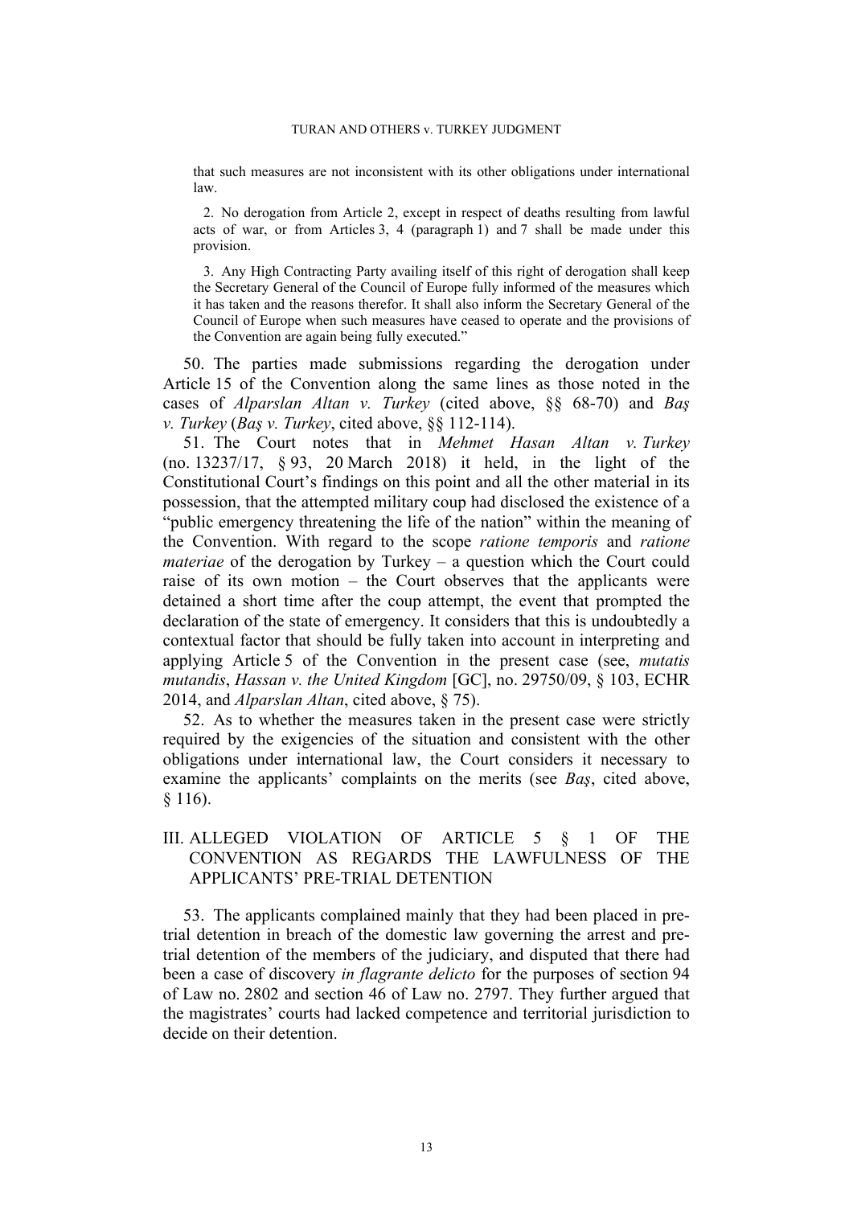that such measures are not inconsistent with its other obligations under international law.

2. No derogation from Article 2, except in respect of deaths resulting from lawful acts of war, or from Articles 3, 4 (paragraph 1) and 7 shall be made under this provision.

3. Any High Contracting Party availing itself of this right of derogation shall keep the Secretary General of the Council of Europe fully informed of the measures which it has taken and the reasons therefor. It shall also inform the Secretary General of the Council of Europe when such measures have ceased to operate and the provisions of the Convention are again being fully executed."

50. The parties made submissions regarding the derogation under Article 15 of the Convention along the same lines as those noted in the cases of *Alparslan Altan v. Turkey* (cited above, §§ 68-70) and *Baş v. Turkey* (*Baş v. Turkey*, cited above, §§ 112-114).

51. The Court notes that in *Mehmet Hasan Altan v. Turkey* (no. 13237/17, § 93, 20 March 2018) it held, in the light of the Constitutional Court's findings on this point and all the other material in its possession, that the attempted military coup had disclosed the existence of a "public emergency threatening the life of the nation" within the meaning of the Convention. With regard to the scope *ratione temporis* and *ratione materiae* of the derogation by Turkey – a question which the Court could raise of its own motion – the Court observes that the applicants were detained a short time after the coup attempt, the event that prompted the declaration of the state of emergency. It considers that this is undoubtedly a contextual factor that should be fully taken into account in interpreting and applying Article 5 of the Convention in the present case (see, *mutatis mutandis*, *Hassan v. the United Kingdom* [GC], no. 29750/09, § 103, ECHR 2014, and *Alparslan Altan*, cited above, § 75).

52. As to whether the measures taken in the present case were strictly required by the exigencies of the situation and consistent with the other obligations under international law, the Court considers it necessary to examine the applicants' complaints on the merits (see *Baş*, cited above, § 116).

## III. ALLEGED VIOLATION OF ARTICLE 5 § 1 OF THE CONVENTION AS REGARDS THE LAWFULNESS OF THE APPLICANTS' PRE-TRIAL DETENTION

53. The applicants complained mainly that they had been placed in pre-trial detention in breach of the domestic law governing the arrest and pre-trial detention of the members of the judiciary, and disputed that there had been a case of discovery *in flagrante delicto* for the purposes of section 94 of Law no. 2802 and section 46 of Law no. 2797. They further argued that the magistrates' courts had lacked competence and territorial jurisdiction to decide on their detention.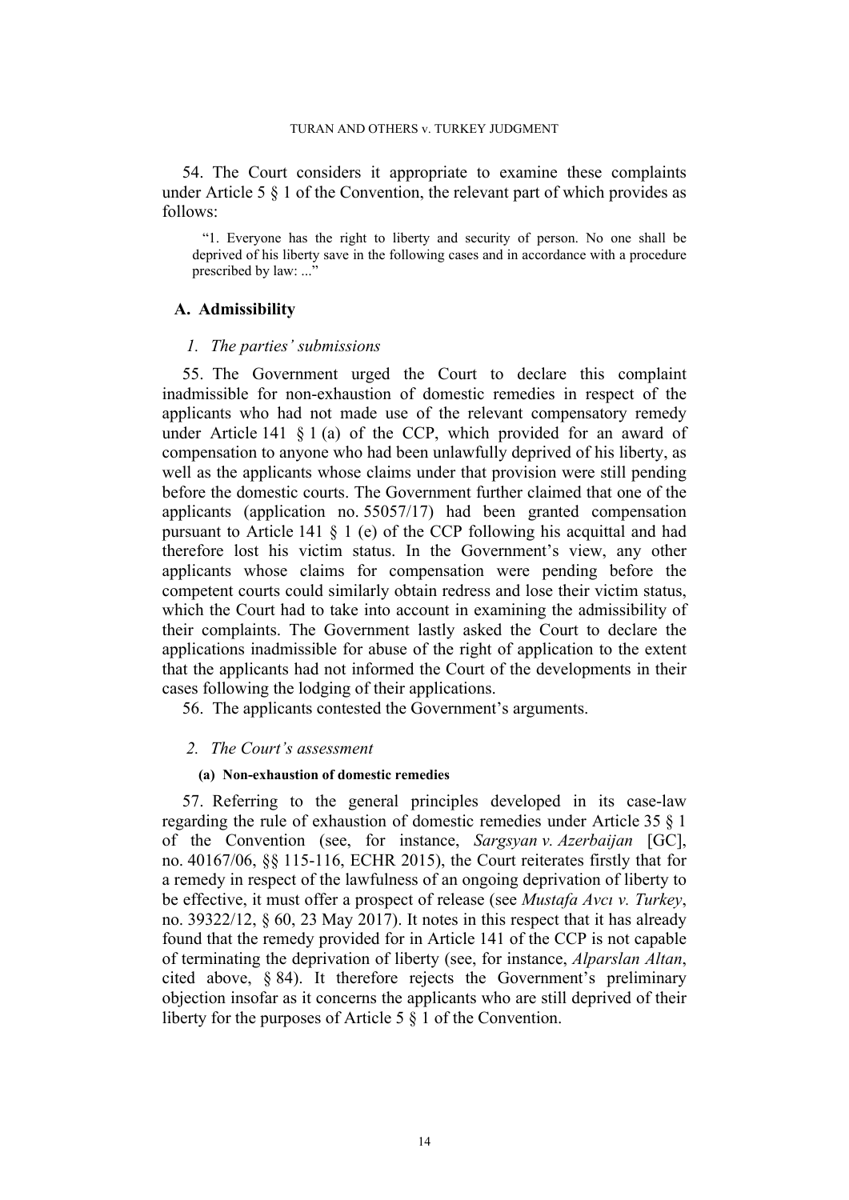54. The Court considers it appropriate to examine these complaints under Article 5 § 1 of the Convention, the relevant part of which provides as follows:

> "1. Everyone has the right to liberty and security of person. No one shall be deprived of his liberty save in the following cases and in accordance with a procedure prescribed by law: ..."

## A. Admissibility

### *1. The parties' submissions*

55. The Government urged the Court to declare this complaint inadmissible for non-exhaustion of domestic remedies in respect of the applicants who had not made use of the relevant compensatory remedy under Article 141 § 1 (a) of the CCP, which provided for an award of compensation to anyone who had been unlawfully deprived of his liberty, as well as the applicants whose claims under that provision were still pending before the domestic courts. The Government further claimed that one of the applicants (application no. 55057/17) had been granted compensation pursuant to Article 141 § 1 (e) of the CCP following his acquittal and had therefore lost his victim status. In the Government's view, any other applicants whose claims for compensation were pending before the competent courts could similarly obtain redress and lose their victim status, which the Court had to take into account in examining the admissibility of their complaints. The Government lastly asked the Court to declare the applications inadmissible for abuse of the right of application to the extent that the applicants had not informed the Court of the developments in their cases following the lodging of their applications.

56. The applicants contested the Government's arguments.

### *2. The Court's assessment*

#### (a) Non-exhaustion of domestic remedies

57. Referring to the general principles developed in its case-law regarding the rule of exhaustion of domestic remedies under Article 35 § 1 of the Convention (see, for instance, *Sargsyan v. Azerbaijan* [GC], no. 40167/06, §§ 115-116, ECHR 2015), the Court reiterates firstly that for a remedy in respect of the lawfulness of an ongoing deprivation of liberty to be effective, it must offer a prospect of release (see *Mustafa Avcı v. Turkey*, no. 39322/12, § 60, 23 May 2017). It notes in this respect that it has already found that the remedy provided for in Article 141 of the CCP is not capable of terminating the deprivation of liberty (see, for instance, *Alparslan Altan*, cited above, § 84). It therefore rejects the Government's preliminary objection insofar as it concerns the applicants who are still deprived of their liberty for the purposes of Article 5 § 1 of the Convention.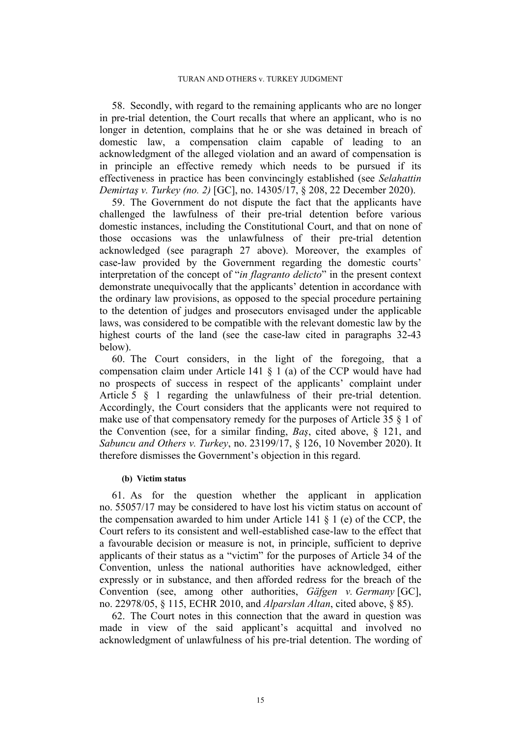58. Secondly, with regard to the remaining applicants who are no longer in pre-trial detention, the Court recalls that where an applicant, who is no longer in detention, complains that he or she was detained in breach of domestic law, a compensation claim capable of leading to an acknowledgment of the alleged violation and an award of compensation is in principle an effective remedy which needs to be pursued if its effectiveness in practice has been convincingly established (see *Selahattin Demirtaş v. Turkey (no. 2)* [GC], no. 14305/17, § 208, 22 December 2020).

59. The Government do not dispute the fact that the applicants have challenged the lawfulness of their pre-trial detention before various domestic instances, including the Constitutional Court, and that on none of those occasions was the unlawfulness of their pre-trial detention acknowledged (see paragraph 27 above). Moreover, the examples of case-law provided by the Government regarding the domestic courts' interpretation of the concept of "*in flagranto delicto*" in the present context demonstrate unequivocally that the applicants' detention in accordance with the ordinary law provisions, as opposed to the special procedure pertaining to the detention of judges and prosecutors envisaged under the applicable laws, was considered to be compatible with the relevant domestic law by the highest courts of the land (see the case-law cited in paragraphs 32-43 below).

60. The Court considers, in the light of the foregoing, that a compensation claim under Article 141 § 1 (a) of the CCP would have had no prospects of success in respect of the applicants' complaint under Article 5 § 1 regarding the unlawfulness of their pre-trial detention. Accordingly, the Court considers that the applicants were not required to make use of that compensatory remedy for the purposes of Article 35 § 1 of the Convention (see, for a similar finding, *Baş*, cited above, § 121, and *Sabuncu and Others v. Turkey*, no. 23199/17, § 126, 10 November 2020). It therefore dismisses the Government's objection in this regard.

#### (b) Victim status

61. As for the question whether the applicant in application no. 55057/17 may be considered to have lost his victim status on account of the compensation awarded to him under Article 141 § 1 (e) of the CCP, the Court refers to its consistent and well-established case-law to the effect that a favourable decision or measure is not, in principle, sufficient to deprive applicants of their status as a "victim" for the purposes of Article 34 of the Convention, unless the national authorities have acknowledged, either expressly or in substance, and then afforded redress for the breach of the Convention (see, among other authorities, *Gäfgen v. Germany* [GC], no. 22978/05, § 115, ECHR 2010, and *Alparslan Altan*, cited above, § 85).

62. The Court notes in this connection that the award in question was made in view of the said applicant's acquittal and involved no acknowledgment of unlawfulness of his pre-trial detention. The wording of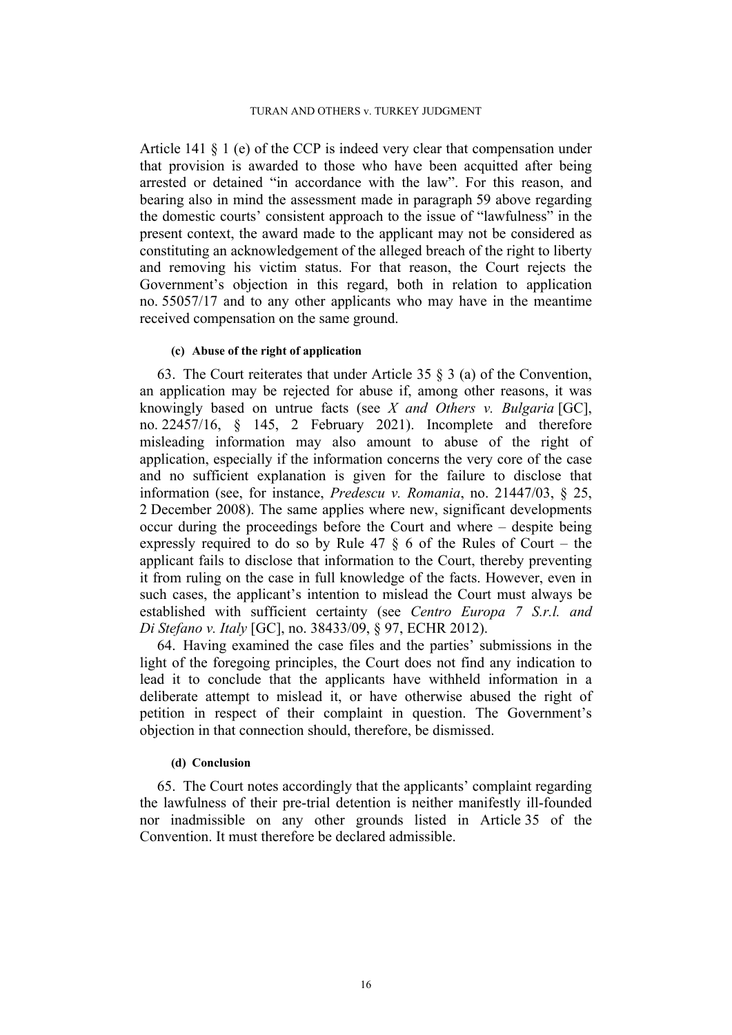Article 141 § 1 (e) of the CCP is indeed very clear that compensation under that provision is awarded to those who have been acquitted after being arrested or detained "in accordance with the law". For this reason, and bearing also in mind the assessment made in paragraph 59 above regarding the domestic courts' consistent approach to the issue of "lawfulness" in the present context, the award made to the applicant may not be considered as constituting an acknowledgement of the alleged breach of the right to liberty and removing his victim status. For that reason, the Court rejects the Government's objection in this regard, both in relation to application no. 55057/17 and to any other applicants who may have in the meantime received compensation on the same ground.

#### (c) Abuse of the right of application

63. The Court reiterates that under Article 35 § 3 (a) of the Convention, an application may be rejected for abuse if, among other reasons, it was knowingly based on untrue facts (see *X and Others v. Bulgaria* [GC], no. 22457/16, § 145, 2 February 2021). Incomplete and therefore misleading information may also amount to abuse of the right of application, especially if the information concerns the very core of the case and no sufficient explanation is given for the failure to disclose that information (see, for instance, *Predescu v. Romania*, no. 21447/03, § 25, 2 December 2008). The same applies where new, significant developments occur during the proceedings before the Court and where – despite being expressly required to do so by Rule 47 § 6 of the Rules of Court – the applicant fails to disclose that information to the Court, thereby preventing it from ruling on the case in full knowledge of the facts. However, even in such cases, the applicant's intention to mislead the Court must always be established with sufficient certainty (see *Centro Europa 7 S.r.l. and Di Stefano v. Italy* [GC], no. 38433/09, § 97, ECHR 2012).

64. Having examined the case files and the parties' submissions in the light of the foregoing principles, the Court does not find any indication to lead it to conclude that the applicants have withheld information in a deliberate attempt to mislead it, or have otherwise abused the right of petition in respect of their complaint in question. The Government's objection in that connection should, therefore, be dismissed.

#### (d) Conclusion

65. The Court notes accordingly that the applicants' complaint regarding the lawfulness of their pre-trial detention is neither manifestly ill-founded nor inadmissible on any other grounds listed in Article 35 of the Convention. It must therefore be declared admissible.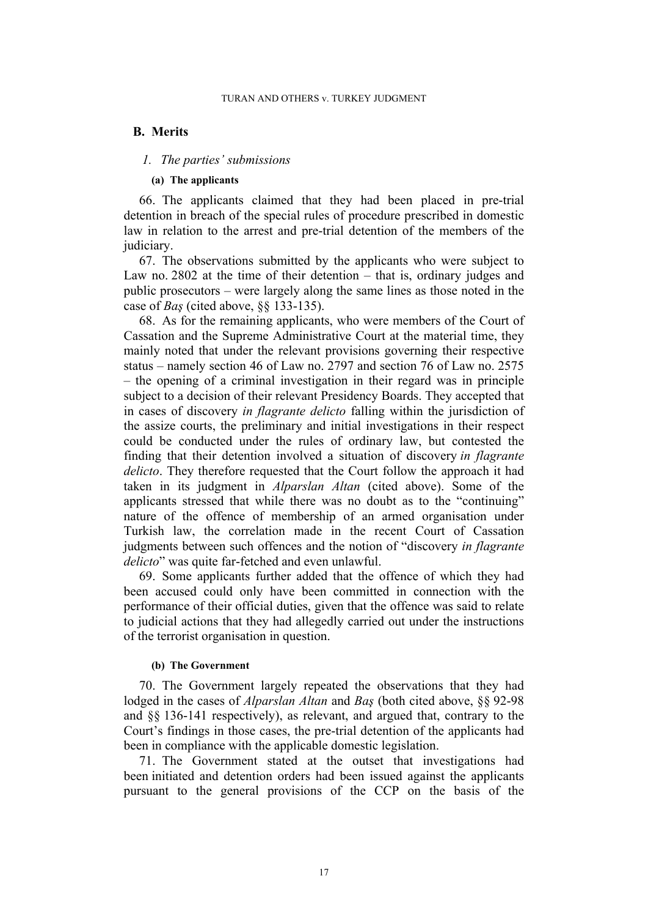## B. Merits

### 1. *The parties' submissions*

#### (a) The applicants

66. The applicants claimed that they had been placed in pre-trial detention in breach of the special rules of procedure prescribed in domestic law in relation to the arrest and pre-trial detention of the members of the judiciary.

67. The observations submitted by the applicants who were subject to Law no. 2802 at the time of their detention – that is, ordinary judges and public prosecutors – were largely along the same lines as those noted in the case of *Baş* (cited above, §§ 133-135).

68. As for the remaining applicants, who were members of the Court of Cassation and the Supreme Administrative Court at the material time, they mainly noted that under the relevant provisions governing their respective status – namely section 46 of Law no. 2797 and section 76 of Law no. 2575 – the opening of a criminal investigation in their regard was in principle subject to a decision of their relevant Presidency Boards. They accepted that in cases of discovery *in flagrante delicto* falling within the jurisdiction of the assize courts, the preliminary and initial investigations in their respect could be conducted under the rules of ordinary law, but contested the finding that their detention involved a situation of discovery *in flagrante delicto*. They therefore requested that the Court follow the approach it had taken in its judgment in *Alparslan Altan* (cited above). Some of the applicants stressed that while there was no doubt as to the "continuing" nature of the offence of membership of an armed organisation under Turkish law, the correlation made in the recent Court of Cassation judgments between such offences and the notion of "discovery *in flagrante delicto*" was quite far-fetched and even unlawful.

69. Some applicants further added that the offence of which they had been accused could only have been committed in connection with the performance of their official duties, given that the offence was said to relate to judicial actions that they had allegedly carried out under the instructions of the terrorist organisation in question.

#### (b) The Government

70. The Government largely repeated the observations that they had lodged in the cases of *Alparslan Altan* and *Baş* (both cited above, §§ 92-98 and §§ 136-141 respectively), as relevant, and argued that, contrary to the Court's findings in those cases, the pre-trial detention of the applicants had been in compliance with the applicable domestic legislation.

71. The Government stated at the outset that investigations had been initiated and detention orders had been issued against the applicants pursuant to the general provisions of the CCP on the basis of the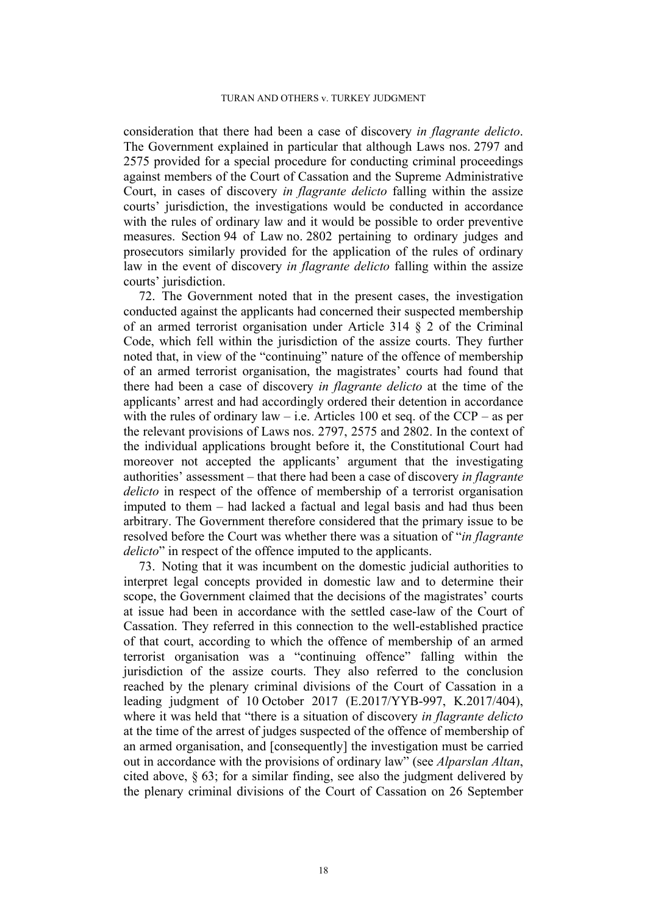consideration that there had been a case of discovery *in flagrante delicto*. The Government explained in particular that although Laws nos. 2797 and 2575 provided for a special procedure for conducting criminal proceedings against members of the Court of Cassation and the Supreme Administrative Court, in cases of discovery *in flagrante delicto* falling within the assize courts' jurisdiction, the investigations would be conducted in accordance with the rules of ordinary law and it would be possible to order preventive measures. Section 94 of Law no. 2802 pertaining to ordinary judges and prosecutors similarly provided for the application of the rules of ordinary law in the event of discovery *in flagrante delicto* falling within the assize courts' jurisdiction.

72. The Government noted that in the present cases, the investigation conducted against the applicants had concerned their suspected membership of an armed terrorist organisation under Article 314 § 2 of the Criminal Code, which fell within the jurisdiction of the assize courts. They further noted that, in view of the "continuing" nature of the offence of membership of an armed terrorist organisation, the magistrates' courts had found that there had been a case of discovery *in flagrante delicto* at the time of the applicants' arrest and had accordingly ordered their detention in accordance with the rules of ordinary law – i.e. Articles 100 et seq. of the CCP – as per the relevant provisions of Laws nos. 2797, 2575 and 2802. In the context of the individual applications brought before it, the Constitutional Court had moreover not accepted the applicants' argument that the investigating authorities' assessment – that there had been a case of discovery *in flagrante delicto* in respect of the offence of membership of a terrorist organisation imputed to them – had lacked a factual and legal basis and had thus been arbitrary. The Government therefore considered that the primary issue to be resolved before the Court was whether there was a situation of "*in flagrante delicto*" in respect of the offence imputed to the applicants.

73. Noting that it was incumbent on the domestic judicial authorities to interpret legal concepts provided in domestic law and to determine their scope, the Government claimed that the decisions of the magistrates' courts at issue had been in accordance with the settled case-law of the Court of Cassation. They referred in this connection to the well-established practice of that court, according to which the offence of membership of an armed terrorist organisation was a "continuing offence" falling within the jurisdiction of the assize courts. They also referred to the conclusion reached by the plenary criminal divisions of the Court of Cassation in a leading judgment of 10 October 2017 (E.2017/YYB-997, K.2017/404), where it was held that "there is a situation of discovery *in flagrante delicto* at the time of the arrest of judges suspected of the offence of membership of an armed organisation, and [consequently] the investigation must be carried out in accordance with the provisions of ordinary law" (see *Alparslan Altan*, cited above, § 63; for a similar finding, see also the judgment delivered by the plenary criminal divisions of the Court of Cassation on 26 September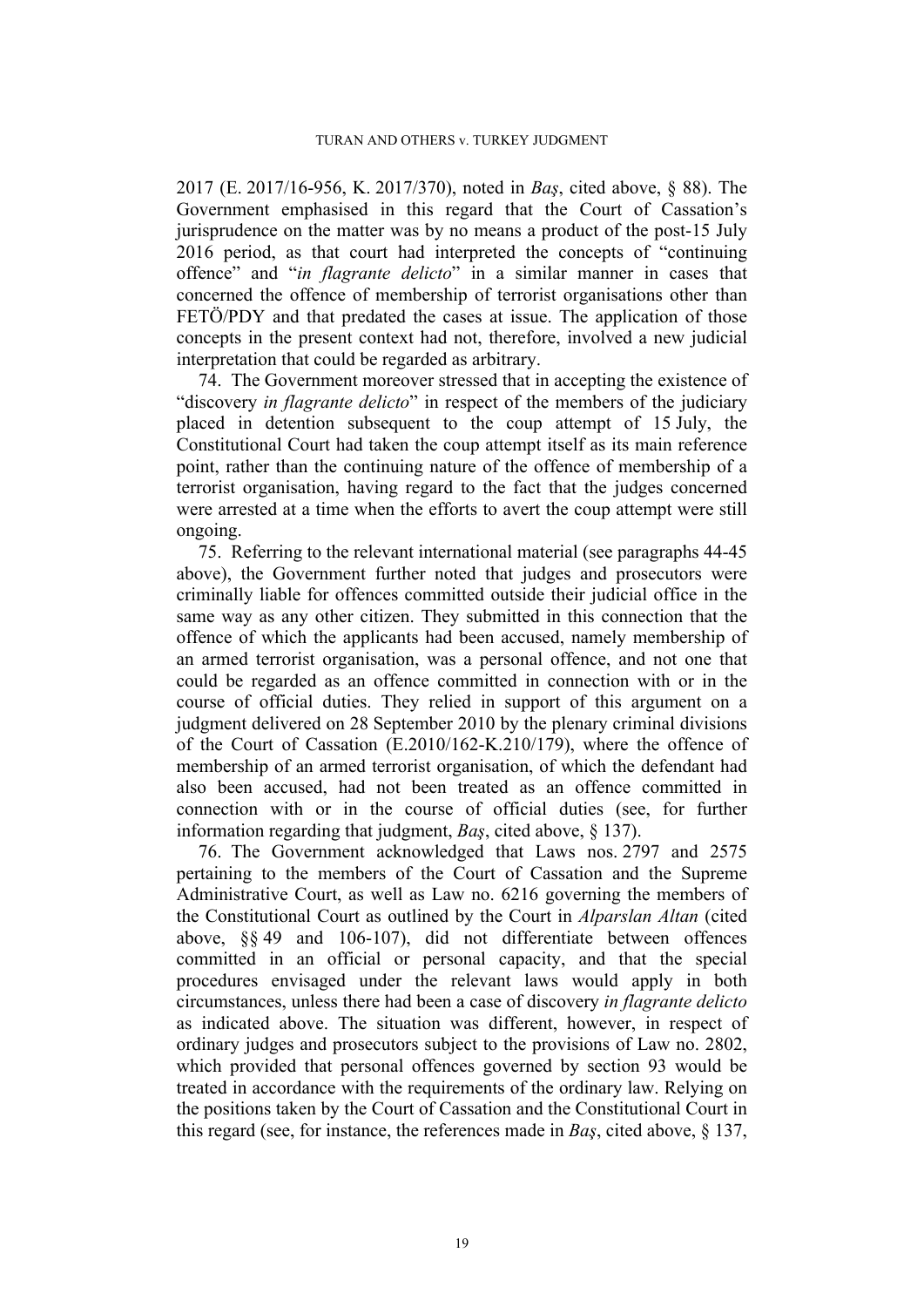2017 (E. 2017/16-956, K. 2017/370), noted in *Baş*, cited above, § 88). The Government emphasised in this regard that the Court of Cassation's jurisprudence on the matter was by no means a product of the post-15 July 2016 period, as that court had interpreted the concepts of "continuing offence" and "*in flagrante delicto*" in a similar manner in cases that concerned the offence of membership of terrorist organisations other than FETÖ/PDY and that predated the cases at issue. The application of those concepts in the present context had not, therefore, involved a new judicial interpretation that could be regarded as arbitrary.

74. The Government moreover stressed that in accepting the existence of "discovery *in flagrante delicto*" in respect of the members of the judiciary placed in detention subsequent to the coup attempt of 15 July, the Constitutional Court had taken the coup attempt itself as its main reference point, rather than the continuing nature of the offence of membership of a terrorist organisation, having regard to the fact that the judges concerned were arrested at a time when the efforts to avert the coup attempt were still ongoing.

75. Referring to the relevant international material (see paragraphs 44-45 above), the Government further noted that judges and prosecutors were criminally liable for offences committed outside their judicial office in the same way as any other citizen. They submitted in this connection that the offence of which the applicants had been accused, namely membership of an armed terrorist organisation, was a personal offence, and not one that could be regarded as an offence committed in connection with or in the course of official duties. They relied in support of this argument on a judgment delivered on 28 September 2010 by the plenary criminal divisions of the Court of Cassation (E.2010/162-K.210/179), where the offence of membership of an armed terrorist organisation, of which the defendant had also been accused, had not been treated as an offence committed in connection with or in the course of official duties (see, for further information regarding that judgment, *Baş*, cited above, § 137).

76. The Government acknowledged that Laws nos. 2797 and 2575 pertaining to the members of the Court of Cassation and the Supreme Administrative Court, as well as Law no. 6216 governing the members of the Constitutional Court as outlined by the Court in *Alparslan Altan* (cited above, §§ 49 and 106-107), did not differentiate between offences committed in an official or personal capacity, and that the special procedures envisaged under the relevant laws would apply in both circumstances, unless there had been a case of discovery *in flagrante delicto* as indicated above. The situation was different, however, in respect of ordinary judges and prosecutors subject to the provisions of Law no. 2802, which provided that personal offences governed by section 93 would be treated in accordance with the requirements of the ordinary law. Relying on the positions taken by the Court of Cassation and the Constitutional Court in this regard (see, for instance, the references made in *Baş*, cited above, § 137,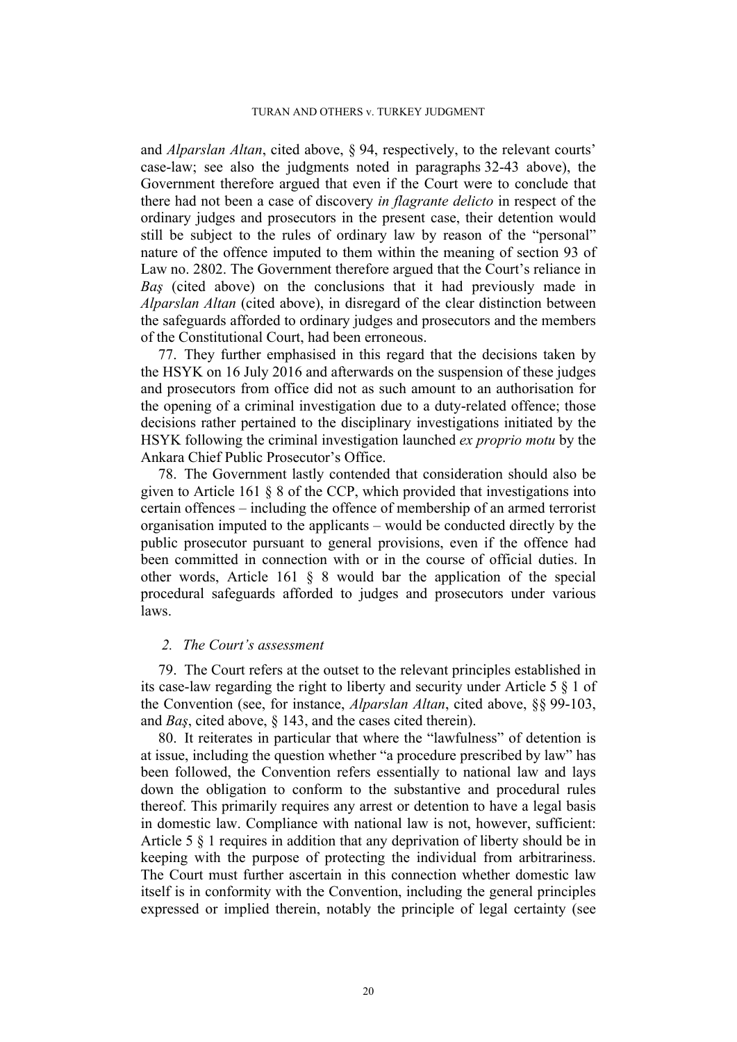and *Alparslan Altan*, cited above, § 94, respectively, to the relevant courts' case-law; see also the judgments noted in paragraphs 32-43 above), the Government therefore argued that even if the Court were to conclude that there had not been a case of discovery *in flagrante delicto* in respect of the ordinary judges and prosecutors in the present case, their detention would still be subject to the rules of ordinary law by reason of the "personal" nature of the offence imputed to them within the meaning of section 93 of Law no. 2802. The Government therefore argued that the Court's reliance in *Baş* (cited above) on the conclusions that it had previously made in *Alparslan Altan* (cited above), in disregard of the clear distinction between the safeguards afforded to ordinary judges and prosecutors and the members of the Constitutional Court, had been erroneous.

77. They further emphasised in this regard that the decisions taken by the HSYK on 16 July 2016 and afterwards on the suspension of these judges and prosecutors from office did not as such amount to an authorisation for the opening of a criminal investigation due to a duty-related offence; those decisions rather pertained to the disciplinary investigations initiated by the HSYK following the criminal investigation launched *ex proprio motu* by the Ankara Chief Public Prosecutor's Office.

78. The Government lastly contended that consideration should also be given to Article 161 § 8 of the CCP, which provided that investigations into certain offences – including the offence of membership of an armed terrorist organisation imputed to the applicants – would be conducted directly by the public prosecutor pursuant to general provisions, even if the offence had been committed in connection with or in the course of official duties. In other words, Article 161 § 8 would bar the application of the special procedural safeguards afforded to judges and prosecutors under various laws.

### *2. The Court's assessment*

79. The Court refers at the outset to the relevant principles established in its case-law regarding the right to liberty and security under Article 5 § 1 of the Convention (see, for instance, *Alparslan Altan*, cited above, §§ 99-103, and *Baş*, cited above, § 143, and the cases cited therein).

80. It reiterates in particular that where the "lawfulness" of detention is at issue, including the question whether "a procedure prescribed by law" has been followed, the Convention refers essentially to national law and lays down the obligation to conform to the substantive and procedural rules thereof. This primarily requires any arrest or detention to have a legal basis in domestic law. Compliance with national law is not, however, sufficient: Article 5 § 1 requires in addition that any deprivation of liberty should be in keeping with the purpose of protecting the individual from arbitrariness. The Court must further ascertain in this connection whether domestic law itself is in conformity with the Convention, including the general principles expressed or implied therein, notably the principle of legal certainty (see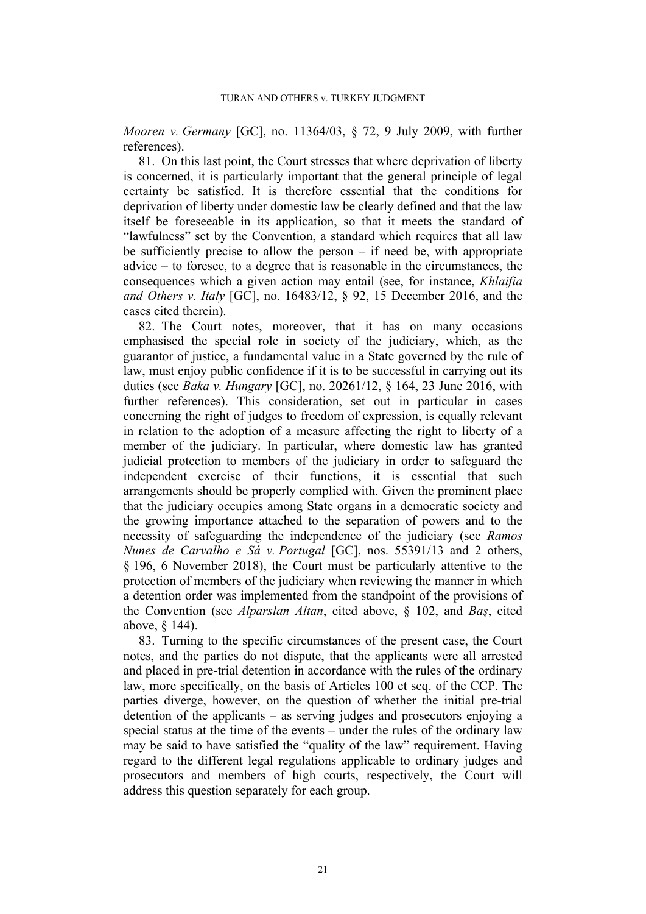*Mooren v. Germany* [GC], no. 11364/03, § 72, 9 July 2009, with further references).

81. On this last point, the Court stresses that where deprivation of liberty is concerned, it is particularly important that the general principle of legal certainty be satisfied. It is therefore essential that the conditions for deprivation of liberty under domestic law be clearly defined and that the law itself be foreseeable in its application, so that it meets the standard of "lawfulness" set by the Convention, a standard which requires that all law be sufficiently precise to allow the person – if need be, with appropriate advice – to foresee, to a degree that is reasonable in the circumstances, the consequences which a given action may entail (see, for instance, *Khlaifia and Others v. Italy* [GC], no. 16483/12, § 92, 15 December 2016, and the cases cited therein).

82. The Court notes, moreover, that it has on many occasions emphasised the special role in society of the judiciary, which, as the guarantor of justice, a fundamental value in a State governed by the rule of law, must enjoy public confidence if it is to be successful in carrying out its duties (see *Baka v. Hungary* [GC], no. 20261/12, § 164, 23 June 2016, with further references). This consideration, set out in particular in cases concerning the right of judges to freedom of expression, is equally relevant in relation to the adoption of a measure affecting the right to liberty of a member of the judiciary. In particular, where domestic law has granted judicial protection to members of the judiciary in order to safeguard the independent exercise of their functions, it is essential that such arrangements should be properly complied with. Given the prominent place that the judiciary occupies among State organs in a democratic society and the growing importance attached to the separation of powers and to the necessity of safeguarding the independence of the judiciary (see *Ramos Nunes de Carvalho e Sá v. Portugal* [GC], nos. 55391/13 and 2 others, § 196, 6 November 2018), the Court must be particularly attentive to the protection of members of the judiciary when reviewing the manner in which a detention order was implemented from the standpoint of the provisions of the Convention (see *Alparslan Altan*, cited above, § 102, and *Baş*, cited above, § 144).

83. Turning to the specific circumstances of the present case, the Court notes, and the parties do not dispute, that the applicants were all arrested and placed in pre-trial detention in accordance with the rules of the ordinary law, more specifically, on the basis of Articles 100 et seq. of the CCP. The parties diverge, however, on the question of whether the initial pre-trial detention of the applicants – as serving judges and prosecutors enjoying a special status at the time of the events – under the rules of the ordinary law may be said to have satisfied the "quality of the law" requirement. Having regard to the different legal regulations applicable to ordinary judges and prosecutors and members of high courts, respectively, the Court will address this question separately for each group.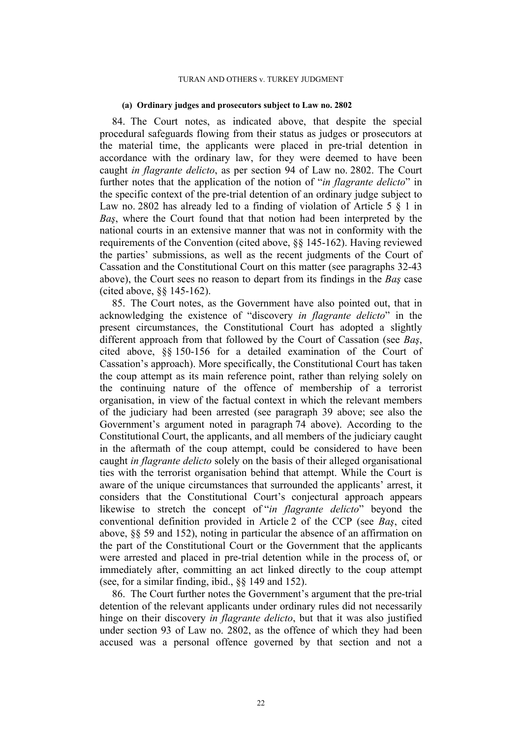#### (a) Ordinary judges and prosecutors subject to Law no. 2802

84. The Court notes, as indicated above, that despite the special procedural safeguards flowing from their status as judges or prosecutors at the material time, the applicants were placed in pre-trial detention in accordance with the ordinary law, for they were deemed to have been caught *in flagrante delicto*, as per section 94 of Law no. 2802. The Court further notes that the application of the notion of "*in flagrante delicto*" in the specific context of the pre-trial detention of an ordinary judge subject to Law no. 2802 has already led to a finding of violation of Article 5 § 1 in *Baş*, where the Court found that that notion had been interpreted by the national courts in an extensive manner that was not in conformity with the requirements of the Convention (cited above, §§ 145-162). Having reviewed the parties' submissions, as well as the recent judgments of the Court of Cassation and the Constitutional Court on this matter (see paragraphs 32-43 above), the Court sees no reason to depart from its findings in the *Baş* case (cited above, §§ 145-162).

85. The Court notes, as the Government have also pointed out, that in acknowledging the existence of "discovery *in flagrante delicto*" in the present circumstances, the Constitutional Court has adopted a slightly different approach from that followed by the Court of Cassation (see *Baş*, cited above, §§ 150-156 for a detailed examination of the Court of Cassation's approach). More specifically, the Constitutional Court has taken the coup attempt as its main reference point, rather than relying solely on the continuing nature of the offence of membership of a terrorist organisation, in view of the factual context in which the relevant members of the judiciary had been arrested (see paragraph 39 above; see also the Government's argument noted in paragraph 74 above). According to the Constitutional Court, the applicants, and all members of the judiciary caught in the aftermath of the coup attempt, could be considered to have been caught *in flagrante delicto* solely on the basis of their alleged organisational ties with the terrorist organisation behind that attempt. While the Court is aware of the unique circumstances that surrounded the applicants' arrest, it considers that the Constitutional Court's conjectural approach appears likewise to stretch the concept of "*in flagrante delicto*" beyond the conventional definition provided in Article 2 of the CCP (see *Baş*, cited above, §§ 59 and 152), noting in particular the absence of an affirmation on the part of the Constitutional Court or the Government that the applicants were arrested and placed in pre-trial detention while in the process of, or immediately after, committing an act linked directly to the coup attempt (see, for a similar finding, ibid., §§ 149 and 152).

86. The Court further notes the Government's argument that the pre-trial detention of the relevant applicants under ordinary rules did not necessarily hinge on their discovery *in flagrante delicto*, but that it was also justified under section 93 of Law no. 2802, as the offence of which they had been accused was a personal offence governed by that section and not a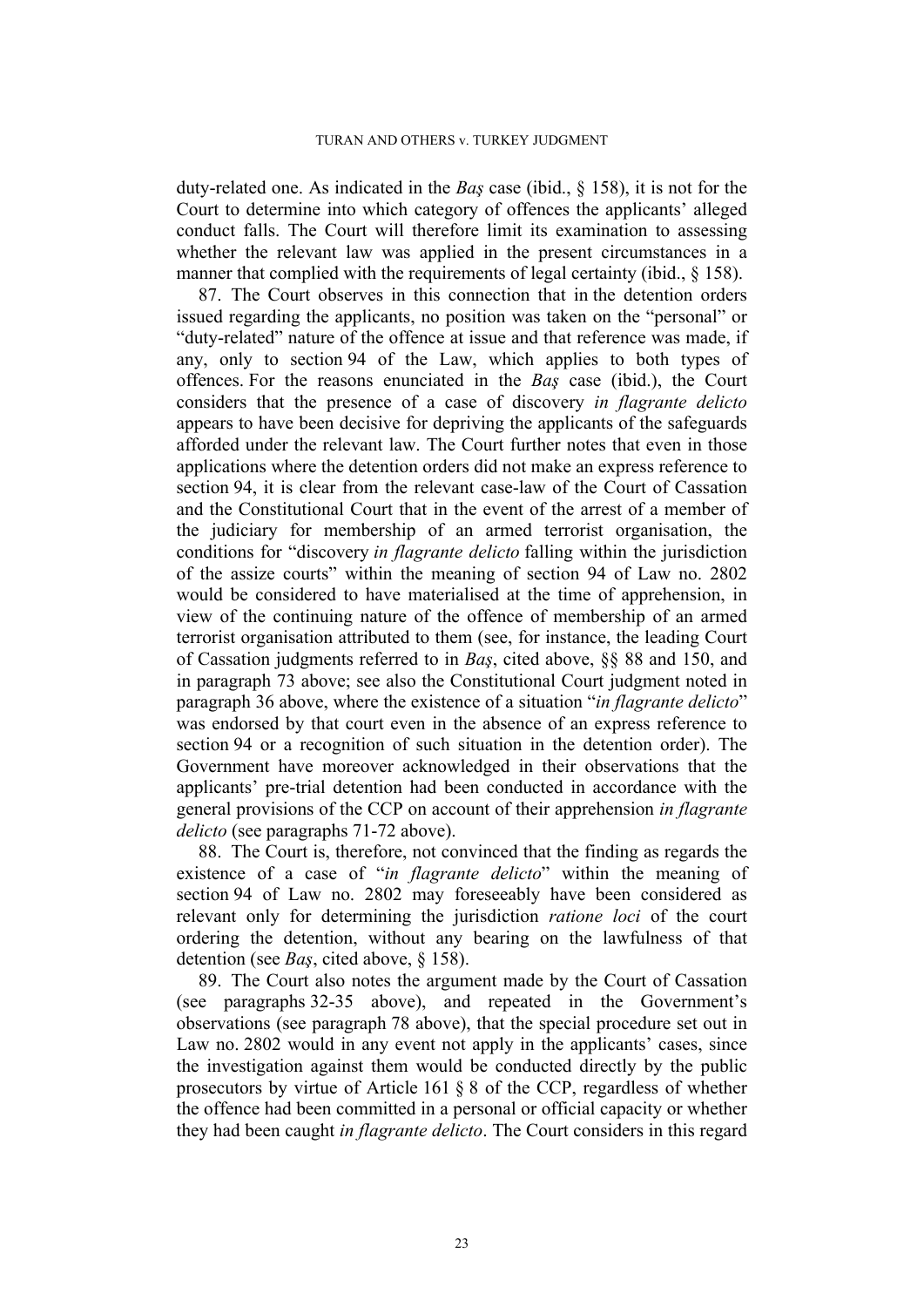duty-related one. As indicated in the *Baş* case (ibid., § 158), it is not for the Court to determine into which category of offences the applicants' alleged conduct falls. The Court will therefore limit its examination to assessing whether the relevant law was applied in the present circumstances in a manner that complied with the requirements of legal certainty (ibid., § 158).

87. The Court observes in this connection that in the detention orders issued regarding the applicants, no position was taken on the "personal" or "duty-related" nature of the offence at issue and that reference was made, if any, only to section 94 of the Law, which applies to both types of offences. For the reasons enunciated in the *Baş* case (ibid.), the Court considers that the presence of a case of discovery *in flagrante delicto* appears to have been decisive for depriving the applicants of the safeguards afforded under the relevant law. The Court further notes that even in those applications where the detention orders did not make an express reference to section 94, it is clear from the relevant case-law of the Court of Cassation and the Constitutional Court that in the event of the arrest of a member of the judiciary for membership of an armed terrorist organisation, the conditions for "discovery *in flagrante delicto* falling within the jurisdiction of the assize courts" within the meaning of section 94 of Law no. 2802 would be considered to have materialised at the time of apprehension, in view of the continuing nature of the offence of membership of an armed terrorist organisation attributed to them (see, for instance, the leading Court of Cassation judgments referred to in *Baş*, cited above, §§ 88 and 150, and in paragraph 73 above; see also the Constitutional Court judgment noted in paragraph 36 above, where the existence of a situation "*in flagrante delicto*" was endorsed by that court even in the absence of an express reference to section 94 or a recognition of such situation in the detention order). The Government have moreover acknowledged in their observations that the applicants' pre-trial detention had been conducted in accordance with the general provisions of the CCP on account of their apprehension *in flagrante delicto* (see paragraphs 71-72 above).

88. The Court is, therefore, not convinced that the finding as regards the existence of a case of "*in flagrante delicto*" within the meaning of section 94 of Law no. 2802 may foreseeably have been considered as relevant only for determining the jurisdiction *ratione loci* of the court ordering the detention, without any bearing on the lawfulness of that detention (see *Baş*, cited above, § 158).

89. The Court also notes the argument made by the Court of Cassation (see paragraphs 32-35 above), and repeated in the Government's observations (see paragraph 78 above), that the special procedure set out in Law no. 2802 would in any event not apply in the applicants' cases, since the investigation against them would be conducted directly by the public prosecutors by virtue of Article 161 § 8 of the CCP, regardless of whether the offence had been committed in a personal or official capacity or whether they had been caught *in flagrante delicto*. The Court considers in this regard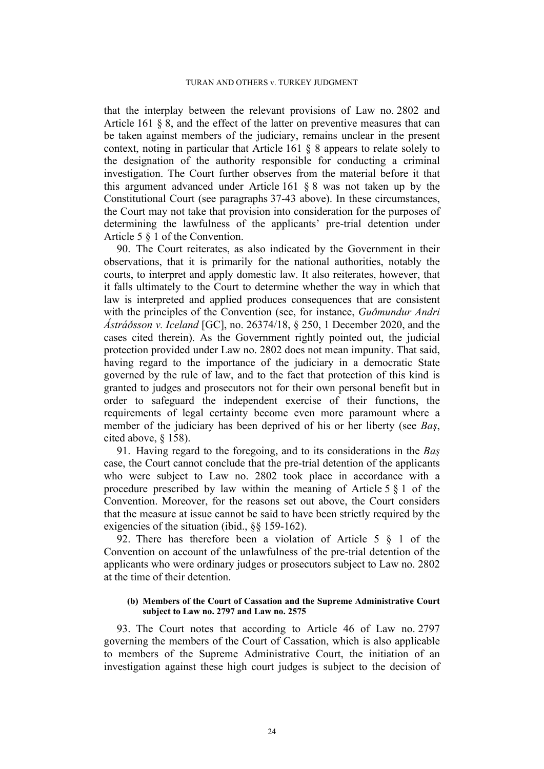that the interplay between the relevant provisions of Law no. 2802 and Article 161 § 8, and the effect of the latter on preventive measures that can be taken against members of the judiciary, remains unclear in the present context, noting in particular that Article 161 § 8 appears to relate solely to the designation of the authority responsible for conducting a criminal investigation. The Court further observes from the material before it that this argument advanced under Article 161 § 8 was not taken up by the Constitutional Court (see paragraphs 37-43 above). In these circumstances, the Court may not take that provision into consideration for the purposes of determining the lawfulness of the applicants' pre-trial detention under Article 5 § 1 of the Convention.

90. The Court reiterates, as also indicated by the Government in their observations, that it is primarily for the national authorities, notably the courts, to interpret and apply domestic law. It also reiterates, however, that it falls ultimately to the Court to determine whether the way in which that law is interpreted and applied produces consequences that are consistent with the principles of the Convention (see, for instance, *Guðmundur Andri Ástráðsson v. Iceland* [GC], no. 26374/18, § 250, 1 December 2020, and the cases cited therein). As the Government rightly pointed out, the judicial protection provided under Law no. 2802 does not mean impunity. That said, having regard to the importance of the judiciary in a democratic State governed by the rule of law, and to the fact that protection of this kind is granted to judges and prosecutors not for their own personal benefit but in order to safeguard the independent exercise of their functions, the requirements of legal certainty become even more paramount where a member of the judiciary has been deprived of his or her liberty (see *Baş*, cited above, § 158).

91. Having regard to the foregoing, and to its considerations in the *Baş* case, the Court cannot conclude that the pre-trial detention of the applicants who were subject to Law no. 2802 took place in accordance with a procedure prescribed by law within the meaning of Article 5 § 1 of the Convention. Moreover, for the reasons set out above, the Court considers that the measure at issue cannot be said to have been strictly required by the exigencies of the situation (ibid., §§ 159-162).

92. There has therefore been a violation of Article 5 § 1 of the Convention on account of the unlawfulness of the pre-trial detention of the applicants who were ordinary judges or prosecutors subject to Law no. 2802 at the time of their detention.

#### (b) Members of the Court of Cassation and the Supreme Administrative Court subject to Law no. 2797 and Law no. 2575

93. The Court notes that according to Article 46 of Law no. 2797 governing the members of the Court of Cassation, which is also applicable to members of the Supreme Administrative Court, the initiation of an investigation against these high court judges is subject to the decision of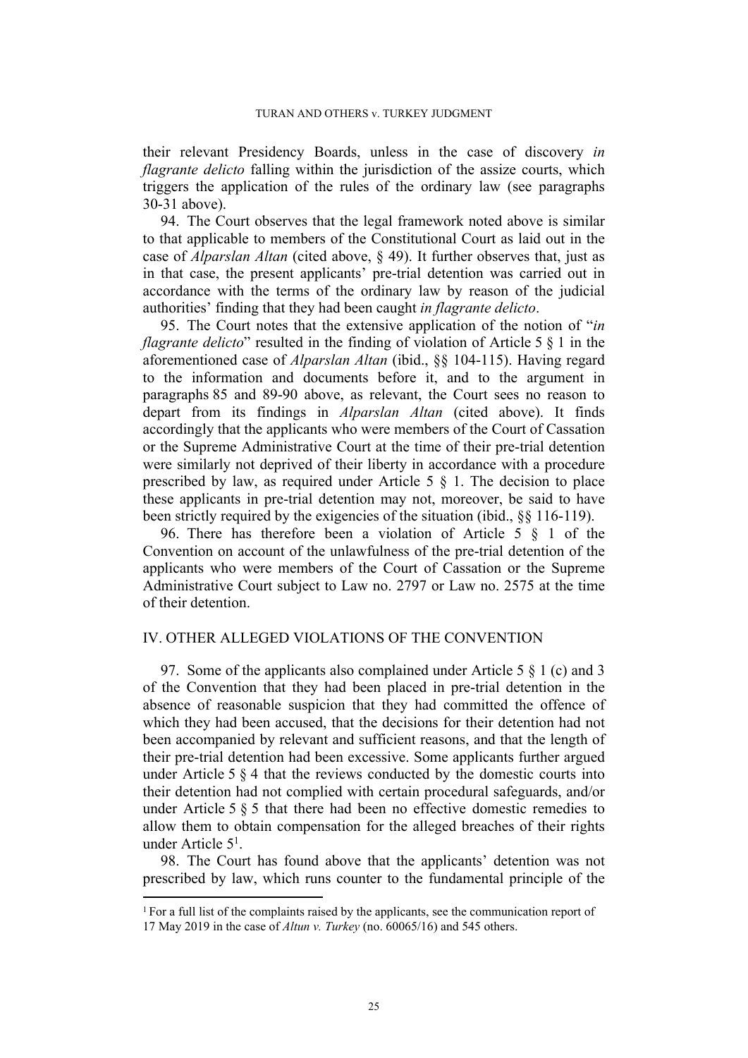their relevant Presidency Boards, unless in the case of discovery *in flagrante delicto* falling within the jurisdiction of the assize courts, which triggers the application of the rules of the ordinary law (see paragraphs 30-31 above).

94. The Court observes that the legal framework noted above is similar to that applicable to members of the Constitutional Court as laid out in the case of *Alparslan Altan* (cited above, § 49). It further observes that, just as in that case, the present applicants' pre-trial detention was carried out in accordance with the terms of the ordinary law by reason of the judicial authorities' finding that they had been caught *in flagrante delicto*.

95. The Court notes that the extensive application of the notion of "*in flagrante delicto*" resulted in the finding of violation of Article 5 § 1 in the aforementioned case of *Alparslan Altan* (ibid., §§ 104-115). Having regard to the information and documents before it, and to the argument in paragraphs 85 and 89-90 above, as relevant, the Court sees no reason to depart from its findings in *Alparslan Altan* (cited above). It finds accordingly that the applicants who were members of the Court of Cassation or the Supreme Administrative Court at the time of their pre-trial detention were similarly not deprived of their liberty in accordance with a procedure prescribed by law, as required under Article 5 § 1. The decision to place these applicants in pre-trial detention may not, moreover, be said to have been strictly required by the exigencies of the situation (ibid., §§ 116-119).

96. There has therefore been a violation of Article 5 § 1 of the Convention on account of the unlawfulness of the pre-trial detention of the applicants who were members of the Court of Cassation or the Supreme Administrative Court subject to Law no. 2797 or Law no. 2575 at the time of their detention.

## IV. OTHER ALLEGED VIOLATIONS OF THE CONVENTION

97. Some of the applicants also complained under Article 5 § 1 (c) and 3 of the Convention that they had been placed in pre-trial detention in the absence of reasonable suspicion that they had committed the offence of which they had been accused, that the decisions for their detention had not been accompanied by relevant and sufficient reasons, and that the length of their pre-trial detention had been excessive. Some applicants further argued under Article 5 § 4 that the reviews conducted by the domestic courts into their detention had not complied with certain procedural safeguards, and/or under Article 5 § 5 that there had been no effective domestic remedies to allow them to obtain compensation for the alleged breaches of their rights under Article 5[1].

98. The Court has found above that the applicants' detention was not prescribed by law, which runs counter to the fundamental principle of the

[1] For a full list of the complaints raised by the applicants, see the communication report of 17 May 2019 in the case of *Altun v. Turkey* (no. 60065/16) and 545 others.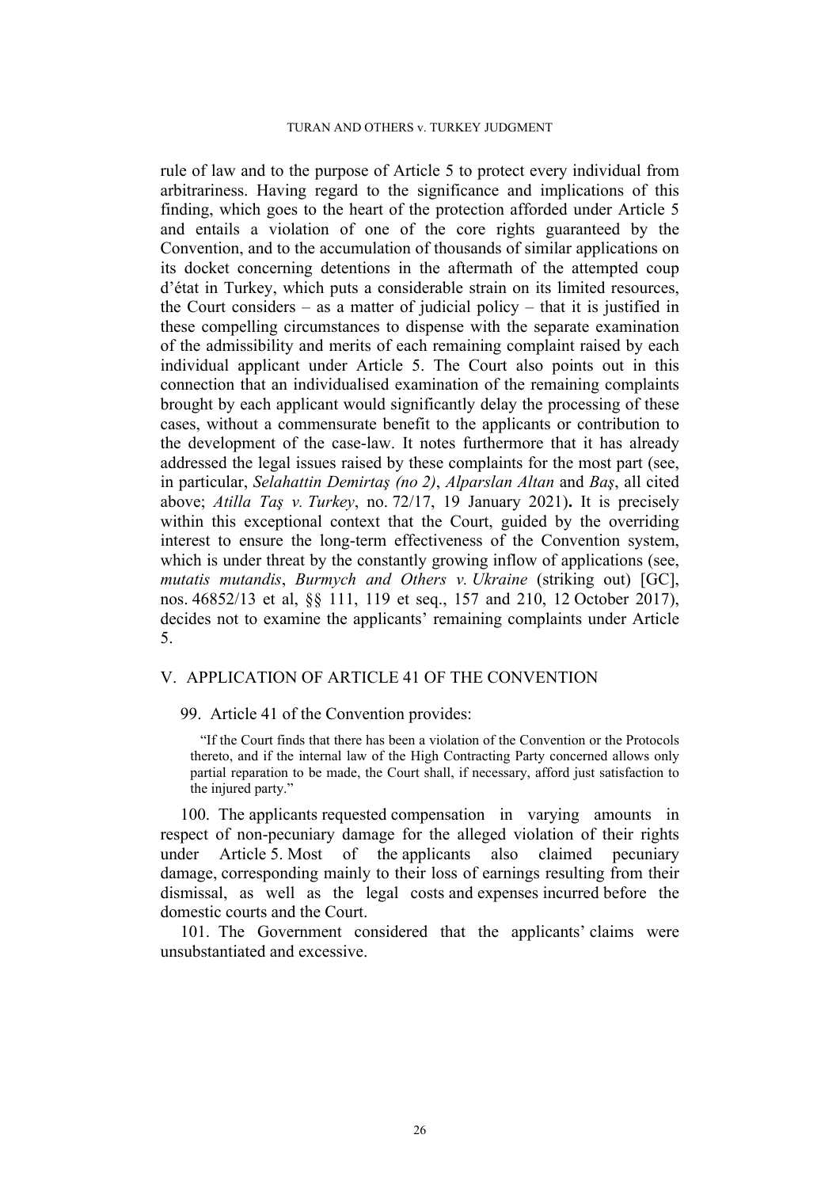rule of law and to the purpose of Article 5 to protect every individual from arbitrariness. Having regard to the significance and implications of this finding, which goes to the heart of the protection afforded under Article 5 and entails a violation of one of the core rights guaranteed by the Convention, and to the accumulation of thousands of similar applications on its docket concerning detentions in the aftermath of the attempted coup d'état in Turkey, which puts a considerable strain on its limited resources, the Court considers – as a matter of judicial policy – that it is justified in these compelling circumstances to dispense with the separate examination of the admissibility and merits of each remaining complaint raised by each individual applicant under Article 5. The Court also points out in this connection that an individualised examination of the remaining complaints brought by each applicant would significantly delay the processing of these cases, without a commensurate benefit to the applicants or contribution to the development of the case-law. It notes furthermore that it has already addressed the legal issues raised by these complaints for the most part (see, in particular, *Selahattin Demirtaş (no 2)*, *Alparslan Altan* and *Baş*, all cited above; *Atilla Taş v. Turkey*, no. 72/17, 19 January 2021)**.** It is precisely within this exceptional context that the Court, guided by the overriding interest to ensure the long-term effectiveness of the Convention system, which is under threat by the constantly growing inflow of applications (see, *mutatis mutandis*, *Burmych and Others v. Ukraine* (striking out) [GC], nos. 46852/13 et al, §§ 111, 119 et seq., 157 and 210, 12 October 2017), decides not to examine the applicants' remaining complaints under Article 5.

## V. APPLICATION OF ARTICLE 41 OF THE CONVENTION

99. Article 41 of the Convention provides:

> "If the Court finds that there has been a violation of the Convention or the Protocols thereto, and if the internal law of the High Contracting Party concerned allows only partial reparation to be made, the Court shall, if necessary, afford just satisfaction to the injured party."

100. The applicants requested compensation in varying amounts in respect of non-pecuniary damage for the alleged violation of their rights under Article 5. Most of the applicants also claimed pecuniary damage, corresponding mainly to their loss of earnings resulting from their dismissal, as well as the legal costs and expenses incurred before the domestic courts and the Court.

101. The Government considered that the applicants' claims were unsubstantiated and excessive.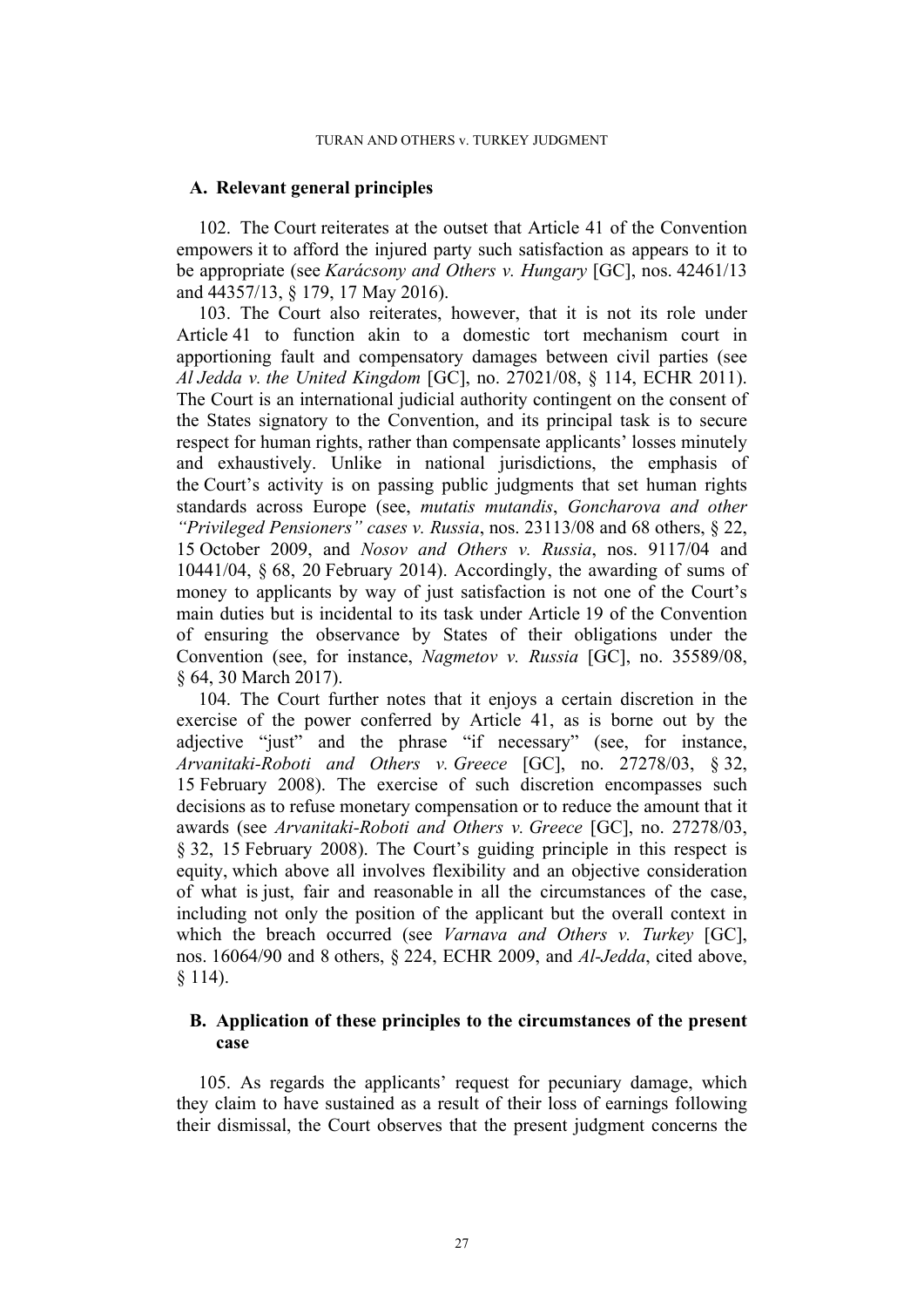## A. Relevant general principles

102. The Court reiterates at the outset that Article 41 of the Convention empowers it to afford the injured party such satisfaction as appears to it to be appropriate (see *Karácsony and Others v. Hungary* [GC], nos. 42461/13 and 44357/13, § 179, 17 May 2016).

103. The Court also reiterates, however, that it is not its role under Article 41 to function akin to a domestic tort mechanism court in apportioning fault and compensatory damages between civil parties (see *Al Jedda v. the United Kingdom* [GC], no. 27021/08, § 114, ECHR 2011). The Court is an international judicial authority contingent on the consent of the States signatory to the Convention, and its principal task is to secure respect for human rights, rather than compensate applicants' losses minutely and exhaustively. Unlike in national jurisdictions, the emphasis of the Court's activity is on passing public judgments that set human rights standards across Europe (see, *mutatis mutandis*, *Goncharova and other "Privileged Pensioners" cases v. Russia*, nos. 23113/08 and 68 others, § 22, 15 October 2009, and *Nosov and Others v. Russia*, nos. 9117/04 and 10441/04, § 68, 20 February 2014). Accordingly, the awarding of sums of money to applicants by way of just satisfaction is not one of the Court's main duties but is incidental to its task under Article 19 of the Convention of ensuring the observance by States of their obligations under the Convention (see, for instance, *Nagmetov v. Russia* [GC], no. 35589/08, § 64, 30 March 2017).

104. The Court further notes that it enjoys a certain discretion in the exercise of the power conferred by Article 41, as is borne out by the adjective "just" and the phrase "if necessary" (see, for instance, *Arvanitaki-Roboti and Others v. Greece* [GC], no. 27278/03, § 32, 15 February 2008). The exercise of such discretion encompasses such decisions as to refuse monetary compensation or to reduce the amount that it awards (see *Arvanitaki-Roboti and Others v. Greece* [GC], no. 27278/03, § 32, 15 February 2008). The Court's guiding principle in this respect is equity, which above all involves flexibility and an objective consideration of what is just, fair and reasonable in all the circumstances of the case, including not only the position of the applicant but the overall context in which the breach occurred (see *Varnava and Others v. Turkey* [GC], nos. 16064/90 and 8 others, § 224, ECHR 2009, and *Al-Jedda*, cited above, § 114).

## B. Application of these principles to the circumstances of the present case

105. As regards the applicants' request for pecuniary damage, which they claim to have sustained as a result of their loss of earnings following their dismissal, the Court observes that the present judgment concerns the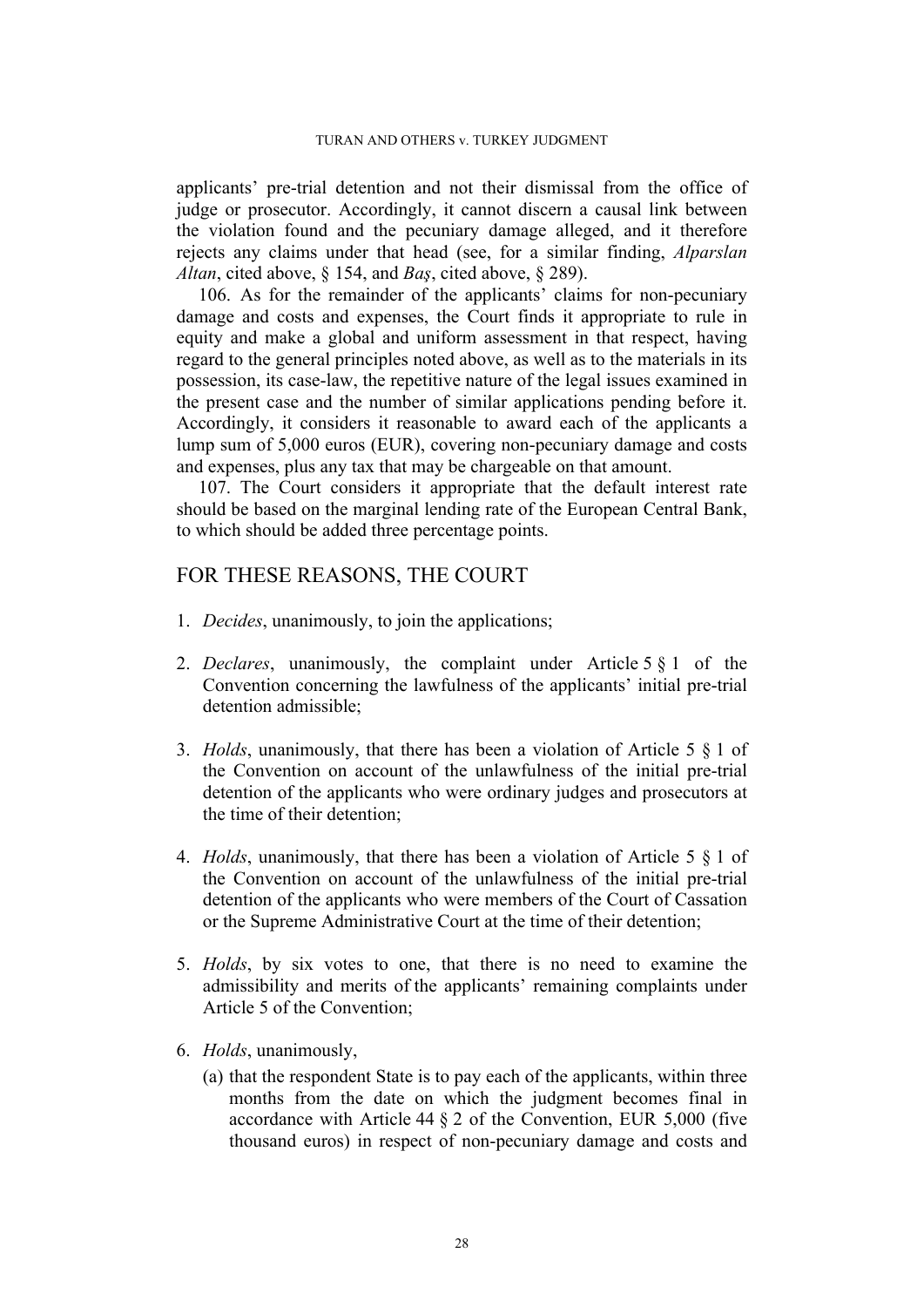applicants' pre-trial detention and not their dismissal from the office of judge or prosecutor. Accordingly, it cannot discern a causal link between the violation found and the pecuniary damage alleged, and it therefore rejects any claims under that head (see, for a similar finding, *Alparslan Altan*, cited above, § 154, and *Baş*, cited above, § 289).

106. As for the remainder of the applicants' claims for non-pecuniary damage and costs and expenses, the Court finds it appropriate to rule in equity and make a global and uniform assessment in that respect, having regard to the general principles noted above, as well as to the materials in its possession, its case-law, the repetitive nature of the legal issues examined in the present case and the number of similar applications pending before it. Accordingly, it considers it reasonable to award each of the applicants a lump sum of 5,000 euros (EUR), covering non-pecuniary damage and costs and expenses, plus any tax that may be chargeable on that amount.

107. The Court considers it appropriate that the default interest rate should be based on the marginal lending rate of the European Central Bank, to which should be added three percentage points.

## FOR THESE REASONS, THE COURT

1. *Decides*, unanimously, to join the applications;

2. *Declares*, unanimously, the complaint under Article 5 § 1 of the Convention concerning the lawfulness of the applicants' initial pre-trial detention admissible;

3. *Holds*, unanimously, that there has been a violation of Article 5 § 1 of the Convention on account of the unlawfulness of the initial pre-trial detention of the applicants who were ordinary judges and prosecutors at the time of their detention;

4. *Holds*, unanimously, that there has been a violation of Article 5 § 1 of the Convention on account of the unlawfulness of the initial pre-trial detention of the applicants who were members of the Court of Cassation or the Supreme Administrative Court at the time of their detention;

5. *Holds*, by six votes to one, that there is no need to examine the admissibility and merits of the applicants' remaining complaints under Article 5 of the Convention;

6. *Holds*, unanimously,
   (a) that the respondent State is to pay each of the applicants, within three months from the date on which the judgment becomes final in accordance with Article 44 § 2 of the Convention, EUR 5,000 (five thousand euros) in respect of non-pecuniary damage and costs and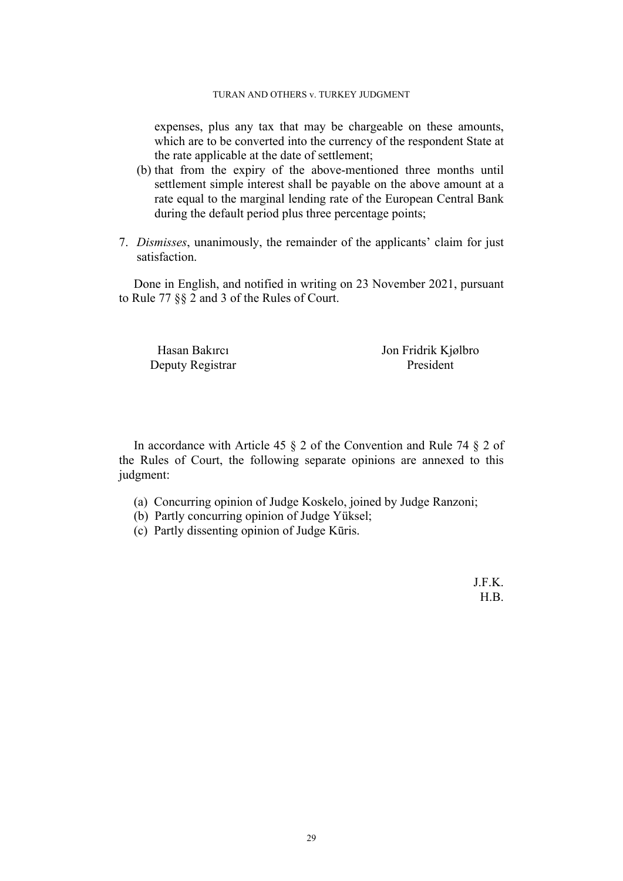expenses, plus any tax that may be chargeable on these amounts, which are to be converted into the currency of the respondent State at the rate applicable at the date of settlement;

(b) that from the expiry of the above-mentioned three months until settlement simple interest shall be payable on the above amount at a rate equal to the marginal lending rate of the European Central Bank during the default period plus three percentage points;

7. *Dismisses*, unanimously, the remainder of the applicants' claim for just satisfaction.

Done in English, and notified in writing on 23 November 2021, pursuant to Rule 77 §§ 2 and 3 of the Rules of Court.

Hasan Bakırcı
Deputy Registrar

Jon Fridrik Kjølbro
President

In accordance with Article 45 § 2 of the Convention and Rule 74 § 2 of the Rules of Court, the following separate opinions are annexed to this judgment:

(a) Concurring opinion of Judge Koskelo, joined by Judge Ranzoni;
(b) Partly concurring opinion of Judge Yüksel;
(c) Partly dissenting opinion of Judge Kūris.

J.F.K.
H.B.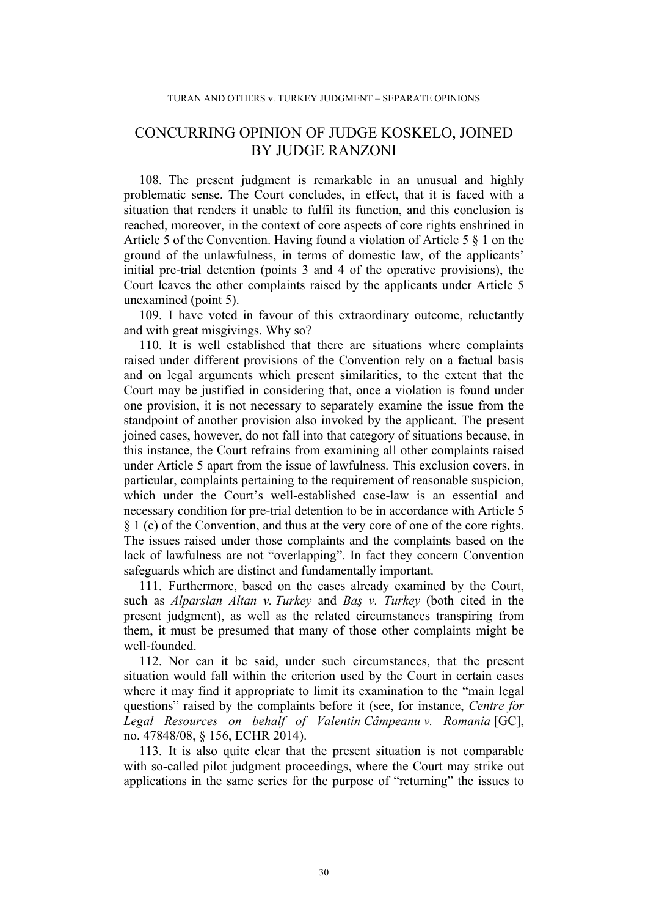# CONCURRING OPINION OF JUDGE KOSKELO, JOINED BY JUDGE RANZONI

108. The present judgment is remarkable in an unusual and highly problematic sense. The Court concludes, in effect, that it is faced with a situation that renders it unable to fulfil its function, and this conclusion is reached, moreover, in the context of core aspects of core rights enshrined in Article 5 of the Convention. Having found a violation of Article 5 § 1 on the ground of the unlawfulness, in terms of domestic law, of the applicants' initial pre-trial detention (points 3 and 4 of the operative provisions), the Court leaves the other complaints raised by the applicants under Article 5 unexamined (point 5).

109. I have voted in favour of this extraordinary outcome, reluctantly and with great misgivings. Why so?

110. It is well established that there are situations where complaints raised under different provisions of the Convention rely on a factual basis and on legal arguments which present similarities, to the extent that the Court may be justified in considering that, once a violation is found under one provision, it is not necessary to separately examine the issue from the standpoint of another provision also invoked by the applicant. The present joined cases, however, do not fall into that category of situations because, in this instance, the Court refrains from examining all other complaints raised under Article 5 apart from the issue of lawfulness. This exclusion covers, in particular, complaints pertaining to the requirement of reasonable suspicion, which under the Court's well-established case-law is an essential and necessary condition for pre-trial detention to be in accordance with Article 5 § 1 (c) of the Convention, and thus at the very core of one of the core rights. The issues raised under those complaints and the complaints based on the lack of lawfulness are not "overlapping". In fact they concern Convention safeguards which are distinct and fundamentally important.

111. Furthermore, based on the cases already examined by the Court, such as *Alparslan Altan v. Turkey* and *Baş v. Turkey* (both cited in the present judgment), as well as the related circumstances transpiring from them, it must be presumed that many of those other complaints might be well-founded.

112. Nor can it be said, under such circumstances, that the present situation would fall within the criterion used by the Court in certain cases where it may find it appropriate to limit its examination to the "main legal questions" raised by the complaints before it (see, for instance, *Centre for Legal Resources on behalf of Valentin Câmpeanu v. Romania* [GC], no. 47848/08, § 156, ECHR 2014).

113. It is also quite clear that the present situation is not comparable with so-called pilot judgment proceedings, where the Court may strike out applications in the same series for the purpose of "returning" the issues to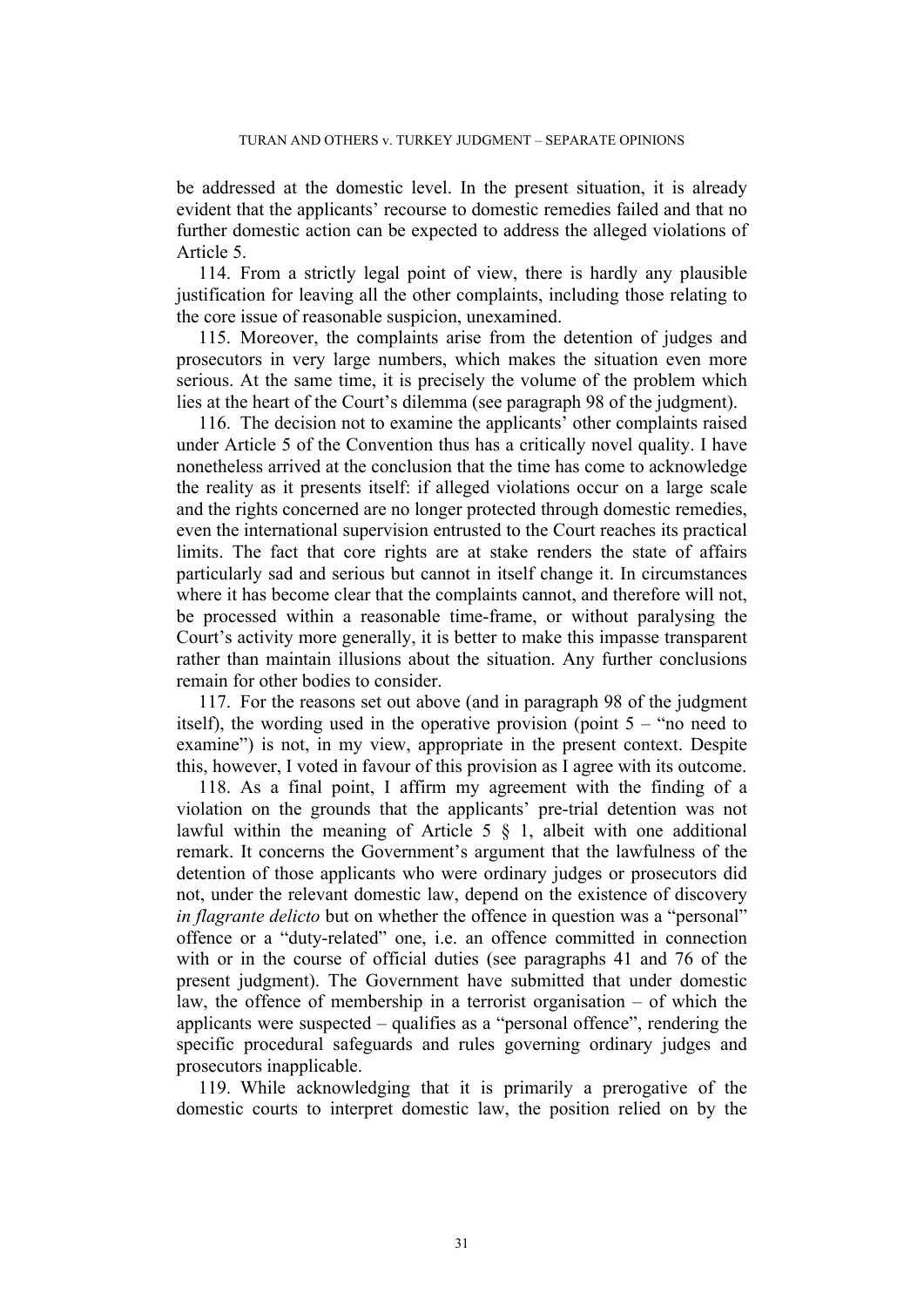be addressed at the domestic level. In the present situation, it is already evident that the applicants' recourse to domestic remedies failed and that no further domestic action can be expected to address the alleged violations of Article 5.

114. From a strictly legal point of view, there is hardly any plausible justification for leaving all the other complaints, including those relating to the core issue of reasonable suspicion, unexamined.

115. Moreover, the complaints arise from the detention of judges and prosecutors in very large numbers, which makes the situation even more serious. At the same time, it is precisely the volume of the problem which lies at the heart of the Court's dilemma (see paragraph 98 of the judgment).

116. The decision not to examine the applicants' other complaints raised under Article 5 of the Convention thus has a critically novel quality. I have nonetheless arrived at the conclusion that the time has come to acknowledge the reality as it presents itself: if alleged violations occur on a large scale and the rights concerned are no longer protected through domestic remedies, even the international supervision entrusted to the Court reaches its practical limits. The fact that core rights are at stake renders the state of affairs particularly sad and serious but cannot in itself change it. In circumstances where it has become clear that the complaints cannot, and therefore will not, be processed within a reasonable time-frame, or without paralysing the Court's activity more generally, it is better to make this impasse transparent rather than maintain illusions about the situation. Any further conclusions remain for other bodies to consider.

117. For the reasons set out above (and in paragraph 98 of the judgment itself), the wording used in the operative provision (point 5 – "no need to examine") is not, in my view, appropriate in the present context. Despite this, however, I voted in favour of this provision as I agree with its outcome.

118. As a final point, I affirm my agreement with the finding of a violation on the grounds that the applicants' pre-trial detention was not lawful within the meaning of Article 5 § 1, albeit with one additional remark. It concerns the Government's argument that the lawfulness of the detention of those applicants who were ordinary judges or prosecutors did not, under the relevant domestic law, depend on the existence of discovery *in flagrante delicto* but on whether the offence in question was a "personal" offence or a "duty-related" one, i.e. an offence committed in connection with or in the course of official duties (see paragraphs 41 and 76 of the present judgment). The Government have submitted that under domestic law, the offence of membership in a terrorist organisation – of which the applicants were suspected – qualifies as a "personal offence", rendering the specific procedural safeguards and rules governing ordinary judges and prosecutors inapplicable.

119. While acknowledging that it is primarily a prerogative of the domestic courts to interpret domestic law, the position relied on by the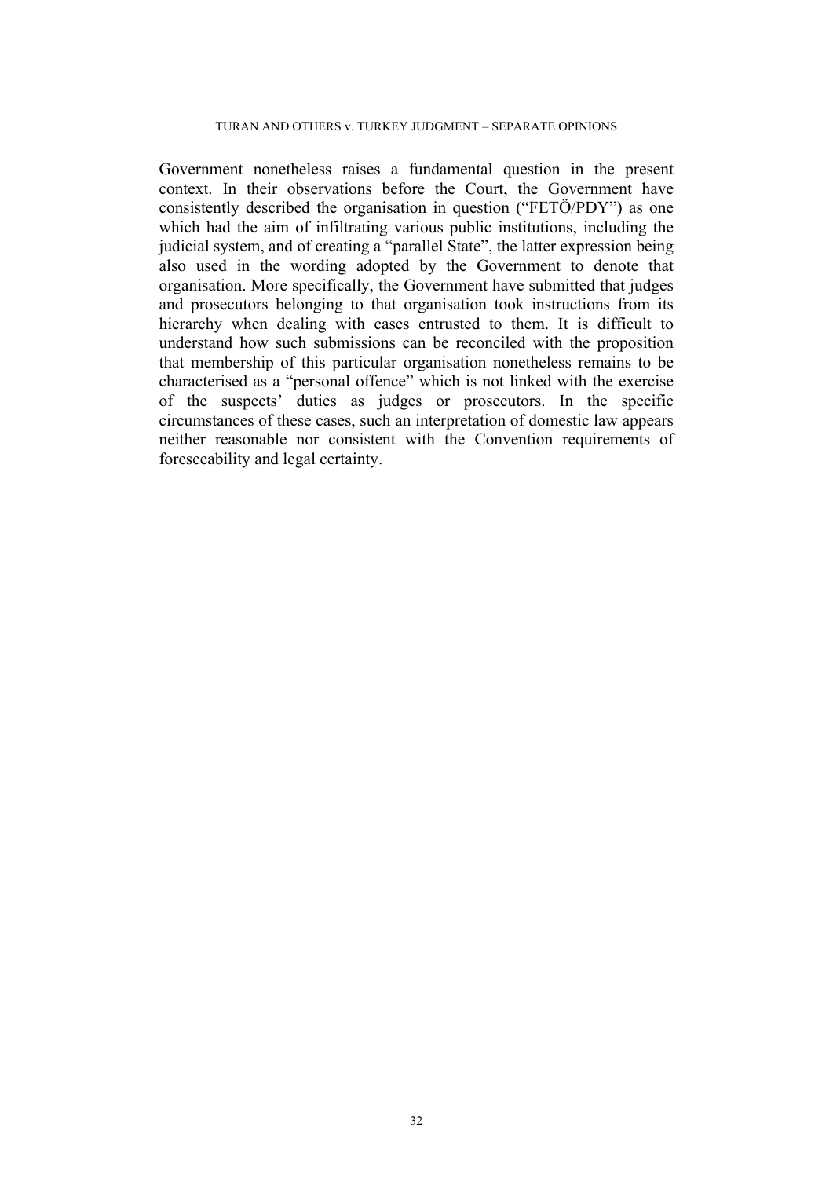Government nonetheless raises a fundamental question in the present context. In their observations before the Court, the Government have consistently described the organisation in question ("FETÖ/PDY") as one which had the aim of infiltrating various public institutions, including the judicial system, and of creating a "parallel State", the latter expression being also used in the wording adopted by the Government to denote that organisation. More specifically, the Government have submitted that judges and prosecutors belonging to that organisation took instructions from its hierarchy when dealing with cases entrusted to them. It is difficult to understand how such submissions can be reconciled with the proposition that membership of this particular organisation nonetheless remains to be characterised as a "personal offence" which is not linked with the exercise of the suspects' duties as judges or prosecutors. In the specific circumstances of these cases, such an interpretation of domestic law appears neither reasonable nor consistent with the Convention requirements of foreseeability and legal certainty.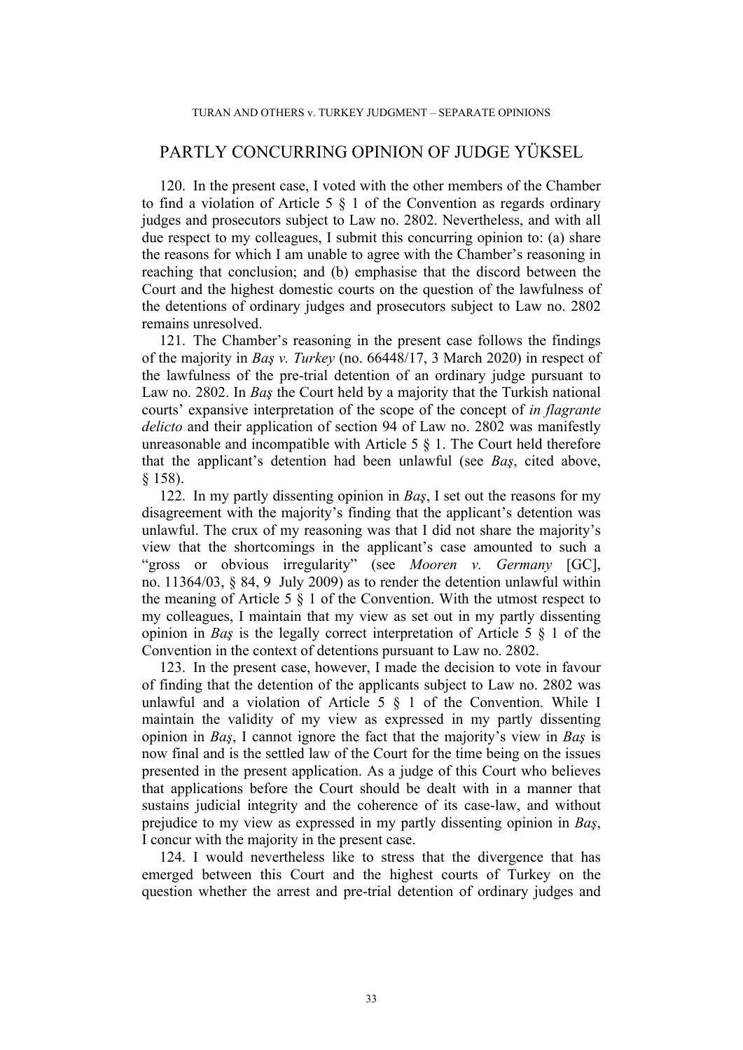## PARTLY CONCURRING OPINION OF JUDGE YÜKSEL

120. In the present case, I voted with the other members of the Chamber to find a violation of Article 5 § 1 of the Convention as regards ordinary judges and prosecutors subject to Law no. 2802. Nevertheless, and with all due respect to my colleagues, I submit this concurring opinion to: (a) share the reasons for which I am unable to agree with the Chamber's reasoning in reaching that conclusion; and (b) emphasise that the discord between the Court and the highest domestic courts on the question of the lawfulness of the detentions of ordinary judges and prosecutors subject to Law no. 2802 remains unresolved.

121. The Chamber's reasoning in the present case follows the findings of the majority in *Baş v. Turkey* (no. 66448/17, 3 March 2020) in respect of the lawfulness of the pre-trial detention of an ordinary judge pursuant to Law no. 2802. In *Baş* the Court held by a majority that the Turkish national courts' expansive interpretation of the scope of the concept of *in flagrante delicto* and their application of section 94 of Law no. 2802 was manifestly unreasonable and incompatible with Article 5 § 1. The Court held therefore that the applicant's detention had been unlawful (see *Baş*, cited above, § 158).

122. In my partly dissenting opinion in *Baş*, I set out the reasons for my disagreement with the majority's finding that the applicant's detention was unlawful. The crux of my reasoning was that I did not share the majority's view that the shortcomings in the applicant's case amounted to such a "gross or obvious irregularity" (see *Mooren v. Germany* [GC], no. 11364/03, § 84, 9 July 2009) as to render the detention unlawful within the meaning of Article 5 § 1 of the Convention. With the utmost respect to my colleagues, I maintain that my view as set out in my partly dissenting opinion in *Baş* is the legally correct interpretation of Article 5 § 1 of the Convention in the context of detentions pursuant to Law no. 2802.

123. In the present case, however, I made the decision to vote in favour of finding that the detention of the applicants subject to Law no. 2802 was unlawful and a violation of Article 5 § 1 of the Convention. While I maintain the validity of my view as expressed in my partly dissenting opinion in *Baş*, I cannot ignore the fact that the majority's view in *Baş* is now final and is the settled law of the Court for the time being on the issues presented in the present application. As a judge of this Court who believes that applications before the Court should be dealt with in a manner that sustains judicial integrity and the coherence of its case-law, and without prejudice to my view as expressed in my partly dissenting opinion in *Baş*, I concur with the majority in the present case.

124. I would nevertheless like to stress that the divergence that has emerged between this Court and the highest courts of Turkey on the question whether the arrest and pre-trial detention of ordinary judges and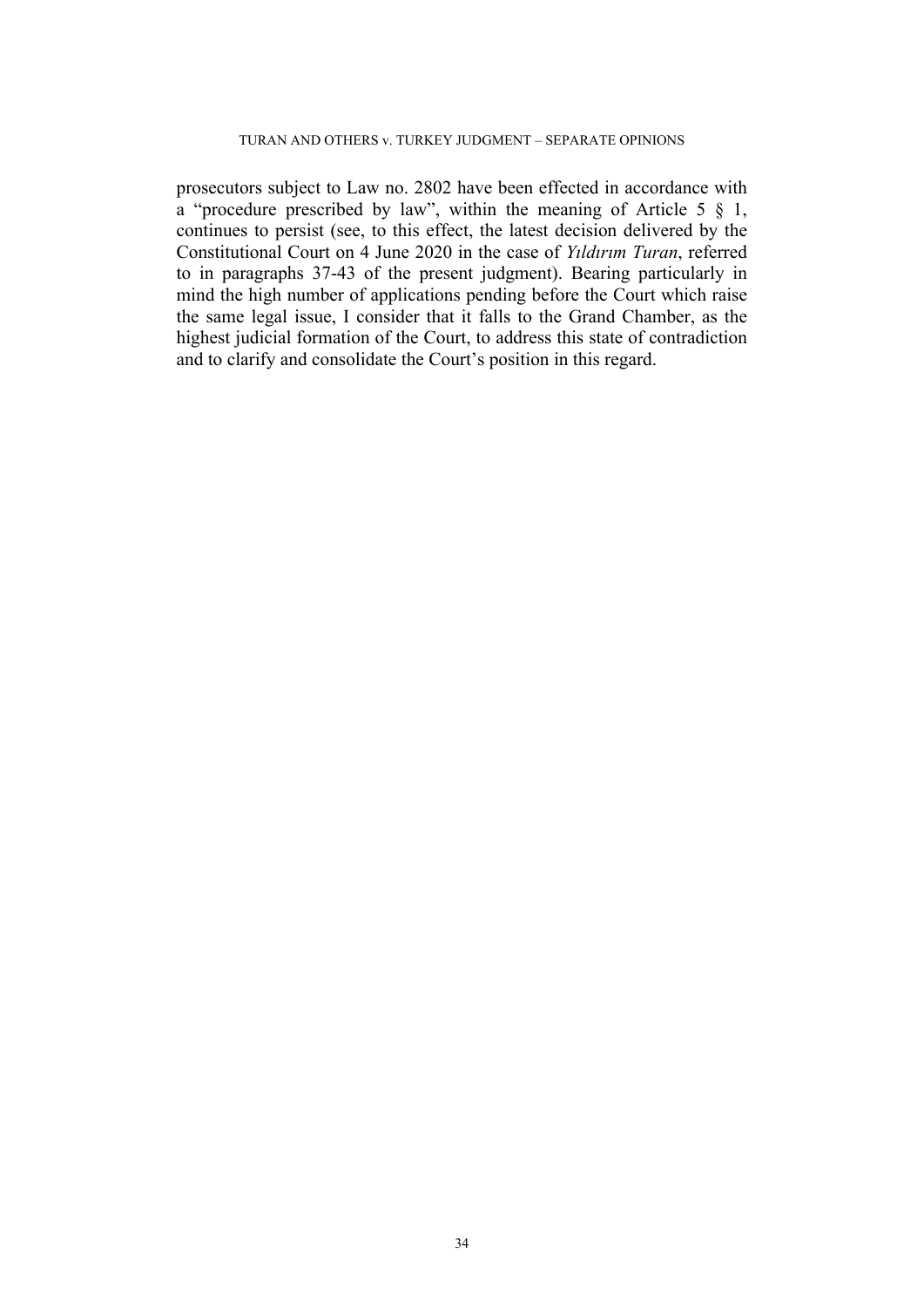prosecutors subject to Law no. 2802 have been effected in accordance with a "procedure prescribed by law", within the meaning of Article 5 § 1, continues to persist (see, to this effect, the latest decision delivered by the Constitutional Court on 4 June 2020 in the case of *Yıldırım Turan*, referred to in paragraphs 37-43 of the present judgment). Bearing particularly in mind the high number of applications pending before the Court which raise the same legal issue, I consider that it falls to the Grand Chamber, as the highest judicial formation of the Court, to address this state of contradiction and to clarify and consolidate the Court's position in this regard.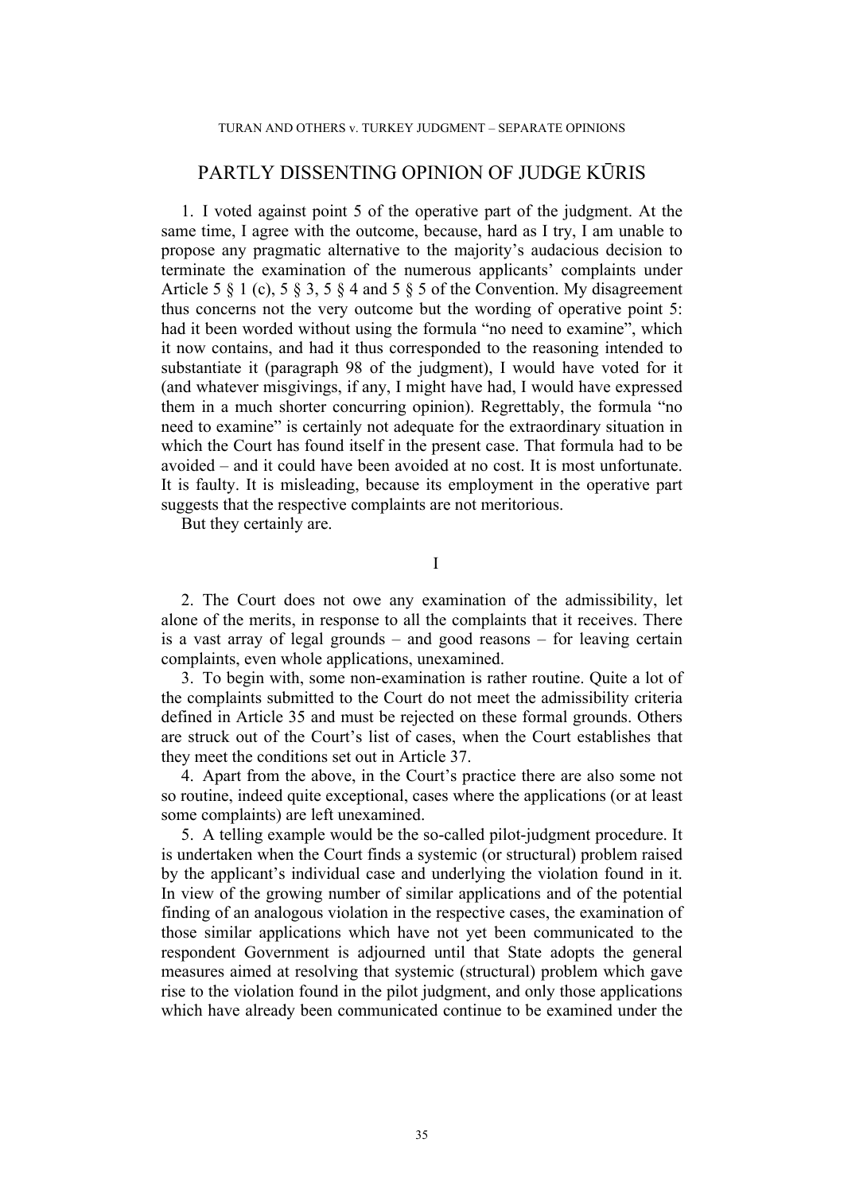## PARTLY DISSENTING OPINION OF JUDGE KŪRIS

1. I voted against point 5 of the operative part of the judgment. At the same time, I agree with the outcome, because, hard as I try, I am unable to propose any pragmatic alternative to the majority's audacious decision to terminate the examination of the numerous applicants' complaints under Article 5 § 1 (c), 5 § 3, 5 § 4 and 5 § 5 of the Convention. My disagreement thus concerns not the very outcome but the wording of operative point 5: had it been worded without using the formula "no need to examine", which it now contains, and had it thus corresponded to the reasoning intended to substantiate it (paragraph 98 of the judgment), I would have voted for it (and whatever misgivings, if any, I might have had, I would have expressed them in a much shorter concurring opinion). Regrettably, the formula "no need to examine" is certainly not adequate for the extraordinary situation in which the Court has found itself in the present case. That formula had to be avoided – and it could have been avoided at no cost. It is most unfortunate. It is faulty. It is misleading, because its employment in the operative part suggests that the respective complaints are not meritorious.

But they certainly are.

### I

2. The Court does not owe any examination of the admissibility, let alone of the merits, in response to all the complaints that it receives. There is a vast array of legal grounds – and good reasons – for leaving certain complaints, even whole applications, unexamined.

3. To begin with, some non-examination is rather routine. Quite a lot of the complaints submitted to the Court do not meet the admissibility criteria defined in Article 35 and must be rejected on these formal grounds. Others are struck out of the Court's list of cases, when the Court establishes that they meet the conditions set out in Article 37.

4. Apart from the above, in the Court's practice there are also some not so routine, indeed quite exceptional, cases where the applications (or at least some complaints) are left unexamined.

5. A telling example would be the so-called pilot-judgment procedure. It is undertaken when the Court finds a systemic (or structural) problem raised by the applicant's individual case and underlying the violation found in it. In view of the growing number of similar applications and of the potential finding of an analogous violation in the respective cases, the examination of those similar applications which have not yet been communicated to the respondent Government is adjourned until that State adopts the general measures aimed at resolving that systemic (structural) problem which gave rise to the violation found in the pilot judgment, and only those applications which have already been communicated continue to be examined under the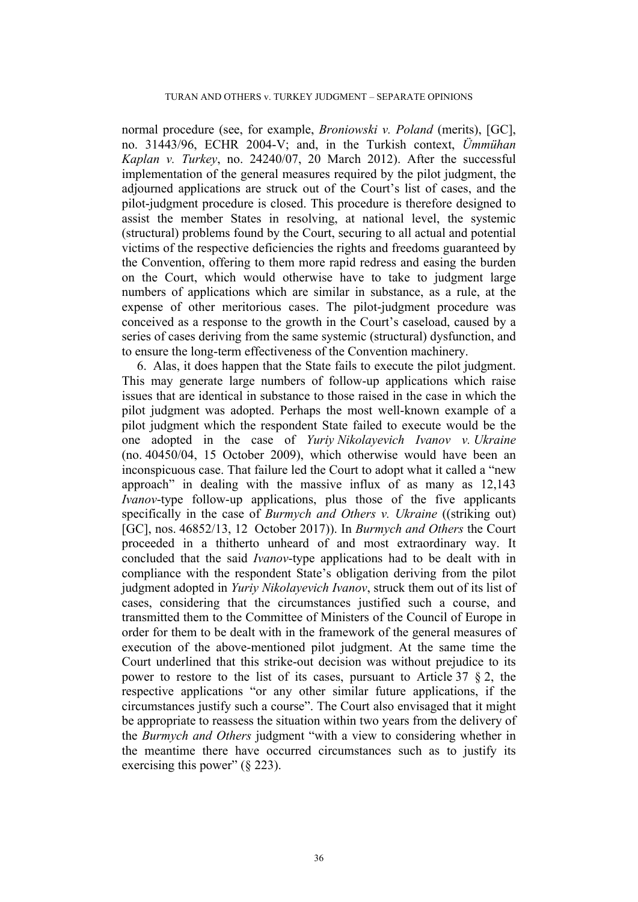normal procedure (see, for example, *Broniowski v. Poland* (merits), [GC], no. 31443/96, ECHR 2004-V; and, in the Turkish context, *Ümmühan Kaplan v. Turkey*, no. 24240/07, 20 March 2012). After the successful implementation of the general measures required by the pilot judgment, the adjourned applications are struck out of the Court's list of cases, and the pilot-judgment procedure is closed. This procedure is therefore designed to assist the member States in resolving, at national level, the systemic (structural) problems found by the Court, securing to all actual and potential victims of the respective deficiencies the rights and freedoms guaranteed by the Convention, offering to them more rapid redress and easing the burden on the Court, which would otherwise have to take to judgment large numbers of applications which are similar in substance, as a rule, at the expense of other meritorious cases. The pilot-judgment procedure was conceived as a response to the growth in the Court's caseload, caused by a series of cases deriving from the same systemic (structural) dysfunction, and to ensure the long-term effectiveness of the Convention machinery.

6. Alas, it does happen that the State fails to execute the pilot judgment. This may generate large numbers of follow-up applications which raise issues that are identical in substance to those raised in the case in which the pilot judgment was adopted. Perhaps the most well-known example of a pilot judgment which the respondent State failed to execute would be the one adopted in the case of *Yuriy Nikolayevich Ivanov v. Ukraine* (no. 40450/04, 15 October 2009), which otherwise would have been an inconspicuous case. That failure led the Court to adopt what it called a "new approach" in dealing with the massive influx of as many as 12,143 *Ivanov*-type follow-up applications, plus those of the five applicants specifically in the case of *Burmych and Others v. Ukraine* ((striking out) [GC], nos. 46852/13, 12 October 2017)). In *Burmych and Others* the Court proceeded in a thitherto unheard of and most extraordinary way. It concluded that the said *Ivanov*-type applications had to be dealt with in compliance with the respondent State's obligation deriving from the pilot judgment adopted in *Yuriy Nikolayevich Ivanov*, struck them out of its list of cases, considering that the circumstances justified such a course, and transmitted them to the Committee of Ministers of the Council of Europe in order for them to be dealt with in the framework of the general measures of execution of the above-mentioned pilot judgment. At the same time the Court underlined that this strike-out decision was without prejudice to its power to restore to the list of its cases, pursuant to Article 37 § 2, the respective applications "or any other similar future applications, if the circumstances justify such a course". The Court also envisaged that it might be appropriate to reassess the situation within two years from the delivery of the *Burmych and Others* judgment "with a view to considering whether in the meantime there have occurred circumstances such as to justify its exercising this power" (§ 223).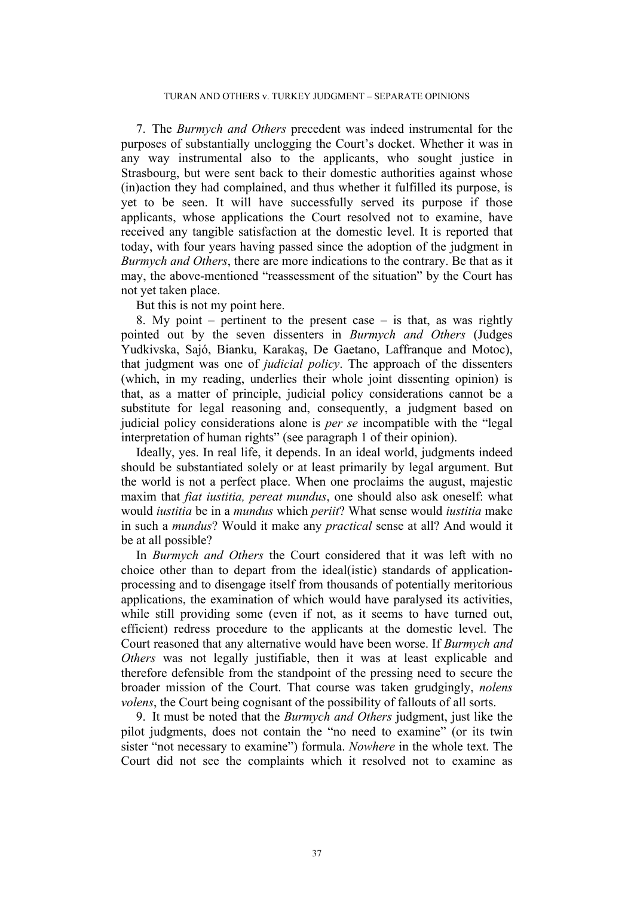7. The *Burmych and Others* precedent was indeed instrumental for the purposes of substantially unclogging the Court's docket. Whether it was in any way instrumental also to the applicants, who sought justice in Strasbourg, but were sent back to their domestic authorities against whose (in)action they had complained, and thus whether it fulfilled its purpose, is yet to be seen. It will have successfully served its purpose if those applicants, whose applications the Court resolved not to examine, have received any tangible satisfaction at the domestic level. It is reported that today, with four years having passed since the adoption of the judgment in *Burmych and Others*, there are more indications to the contrary. Be that as it may, the above-mentioned "reassessment of the situation" by the Court has not yet taken place.

But this is not my point here.

8. My point – pertinent to the present case – is that, as was rightly pointed out by the seven dissenters in *Burmych and Others* (Judges Yudkivska, Sajó, Bianku, Karakaş, De Gaetano, Laffranque and Motoc), that judgment was one of *judicial policy*. The approach of the dissenters (which, in my reading, underlies their whole joint dissenting opinion) is that, as a matter of principle, judicial policy considerations cannot be a substitute for legal reasoning and, consequently, a judgment based on judicial policy considerations alone is *per se* incompatible with the "legal interpretation of human rights" (see paragraph 1 of their opinion).

Ideally, yes. In real life, it depends. In an ideal world, judgments indeed should be substantiated solely or at least primarily by legal argument. But the world is not a perfect place. When one proclaims the august, majestic maxim that *fiat iustitia, pereat mundus*, one should also ask oneself: what would *iustitia* be in a *mundus* which *periit*? What sense would *iustitia* make in such a *mundus*? Would it make any *practical* sense at all? And would it be at all possible?

In *Burmych and Others* the Court considered that it was left with no choice other than to depart from the ideal(istic) standards of application-processing and to disengage itself from thousands of potentially meritorious applications, the examination of which would have paralysed its activities, while still providing some (even if not, as it seems to have turned out, efficient) redress procedure to the applicants at the domestic level. The Court reasoned that any alternative would have been worse. If *Burmych and Others* was not legally justifiable, then it was at least explicable and therefore defensible from the standpoint of the pressing need to secure the broader mission of the Court. That course was taken grudgingly, *nolens volens*, the Court being cognisant of the possibility of fallouts of all sorts.

9. It must be noted that the *Burmych and Others* judgment, just like the pilot judgments, does not contain the "no need to examine" (or its twin sister "not necessary to examine") formula. *Nowhere* in the whole text. The Court did not see the complaints which it resolved not to examine as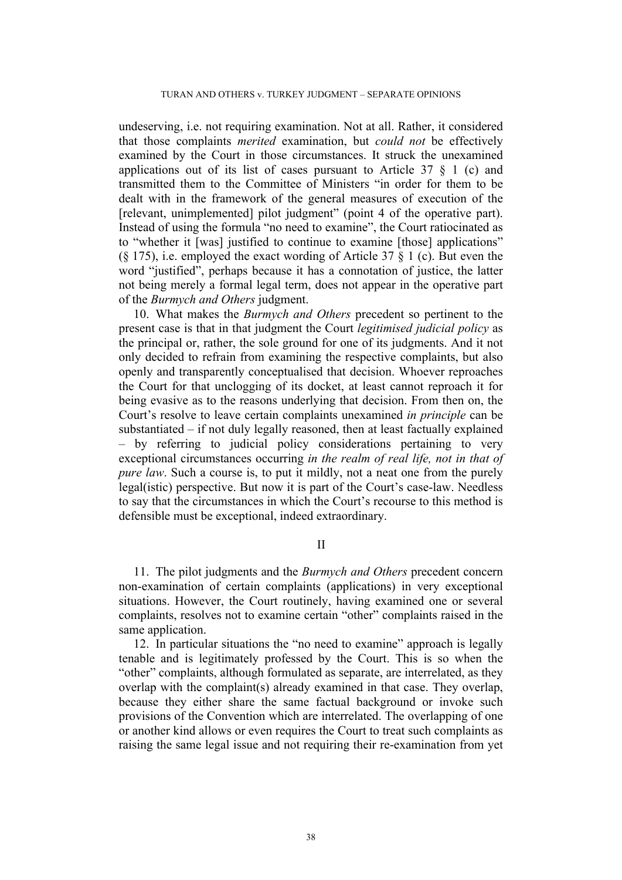undeserving, i.e. not requiring examination. Not at all. Rather, it considered that those complaints *merited* examination, but *could not* be effectively examined by the Court in those circumstances. It struck the unexamined applications out of its list of cases pursuant to Article 37 § 1 (c) and transmitted them to the Committee of Ministers "in order for them to be dealt with in the framework of the general measures of execution of the [relevant, unimplemented] pilot judgment" (point 4 of the operative part). Instead of using the formula "no need to examine", the Court ratiocinated as to "whether it [was] justified to continue to examine [those] applications" (§ 175), i.e. employed the exact wording of Article 37 § 1 (c). But even the word "justified", perhaps because it has a connotation of justice, the latter not being merely a formal legal term, does not appear in the operative part of the *Burmych and Others* judgment.

10. What makes the *Burmych and Others* precedent so pertinent to the present case is that in that judgment the Court *legitimised judicial policy* as the principal or, rather, the sole ground for one of its judgments. And it not only decided to refrain from examining the respective complaints, but also openly and transparently conceptualised that decision. Whoever reproaches the Court for that unclogging of its docket, at least cannot reproach it for being evasive as to the reasons underlying that decision. From then on, the Court's resolve to leave certain complaints unexamined *in principle* can be substantiated – if not duly legally reasoned, then at least factually explained – by referring to judicial policy considerations pertaining to very exceptional circumstances occurring *in the realm of real life, not in that of pure law*. Such a course is, to put it mildly, not a neat one from the purely legal(istic) perspective. But now it is part of the Court's case-law. Needless to say that the circumstances in which the Court's recourse to this method is defensible must be exceptional, indeed extraordinary.

II

11. The pilot judgments and the *Burmych and Others* precedent concern non-examination of certain complaints (applications) in very exceptional situations. However, the Court routinely, having examined one or several complaints, resolves not to examine certain "other" complaints raised in the same application.

12. In particular situations the "no need to examine" approach is legally tenable and is legitimately professed by the Court. This is so when the "other" complaints, although formulated as separate, are interrelated, as they overlap with the complaint(s) already examined in that case. They overlap, because they either share the same factual background or invoke such provisions of the Convention which are interrelated. The overlapping of one or another kind allows or even requires the Court to treat such complaints as raising the same legal issue and not requiring their re-examination from yet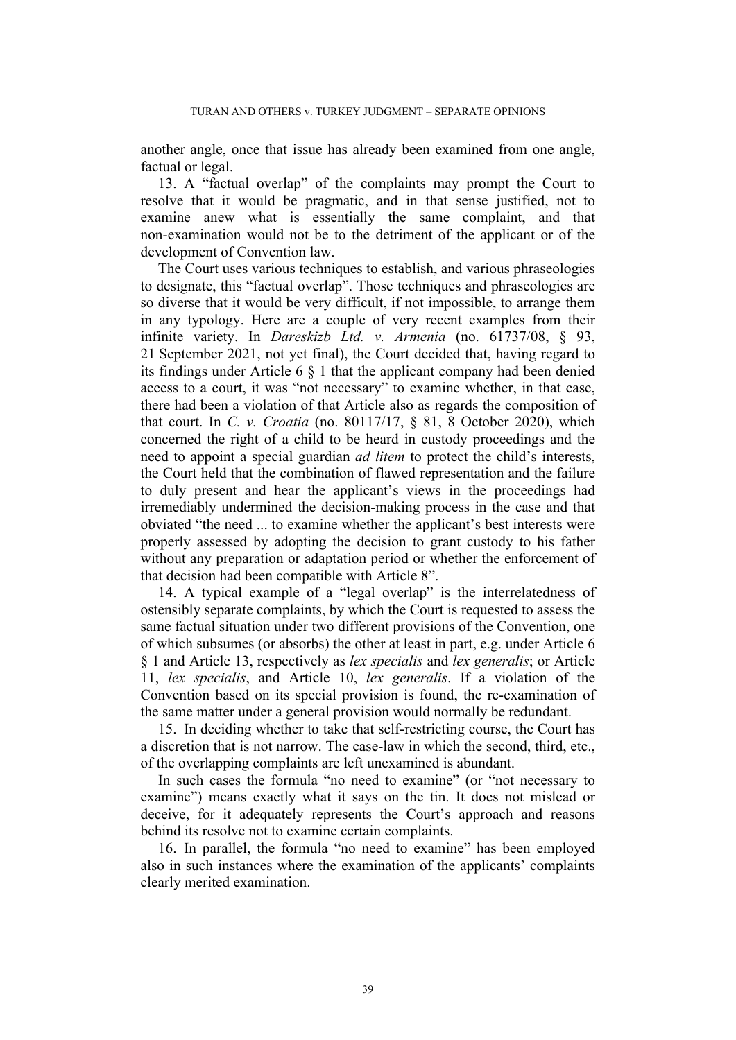another angle, once that issue has already been examined from one angle, factual or legal.

13. A "factual overlap" of the complaints may prompt the Court to resolve that it would be pragmatic, and in that sense justified, not to examine anew what is essentially the same complaint, and that non-examination would not be to the detriment of the applicant or of the development of Convention law.

The Court uses various techniques to establish, and various phraseologies to designate, this "factual overlap". Those techniques and phraseologies are so diverse that it would be very difficult, if not impossible, to arrange them in any typology. Here are a couple of very recent examples from their infinite variety. In *Dareskizb Ltd. v. Armenia* (no. 61737/08, § 93, 21 September 2021, not yet final), the Court decided that, having regard to its findings under Article 6 § 1 that the applicant company had been denied access to a court, it was "not necessary" to examine whether, in that case, there had been a violation of that Article also as regards the composition of that court. In *C. v. Croatia* (no. 80117/17, § 81, 8 October 2020), which concerned the right of a child to be heard in custody proceedings and the need to appoint a special guardian *ad litem* to protect the child's interests, the Court held that the combination of flawed representation and the failure to duly present and hear the applicant's views in the proceedings had irremediably undermined the decision-making process in the case and that obviated "the need ... to examine whether the applicant's best interests were properly assessed by adopting the decision to grant custody to his father without any preparation or adaptation period or whether the enforcement of that decision had been compatible with Article 8".

14. A typical example of a "legal overlap" is the interrelatedness of ostensibly separate complaints, by which the Court is requested to assess the same factual situation under two different provisions of the Convention, one of which subsumes (or absorbs) the other at least in part, e.g. under Article 6 § 1 and Article 13, respectively as *lex specialis* and *lex generalis*; or Article 11, *lex specialis*, and Article 10, *lex generalis*. If a violation of the Convention based on its special provision is found, the re-examination of the same matter under a general provision would normally be redundant.

15. In deciding whether to take that self-restricting course, the Court has a discretion that is not narrow. The case-law in which the second, third, etc., of the overlapping complaints are left unexamined is abundant.

In such cases the formula "no need to examine" (or "not necessary to examine") means exactly what it says on the tin. It does not mislead or deceive, for it adequately represents the Court's approach and reasons behind its resolve not to examine certain complaints.

16. In parallel, the formula "no need to examine" has been employed also in such instances where the examination of the applicants' complaints clearly merited examination.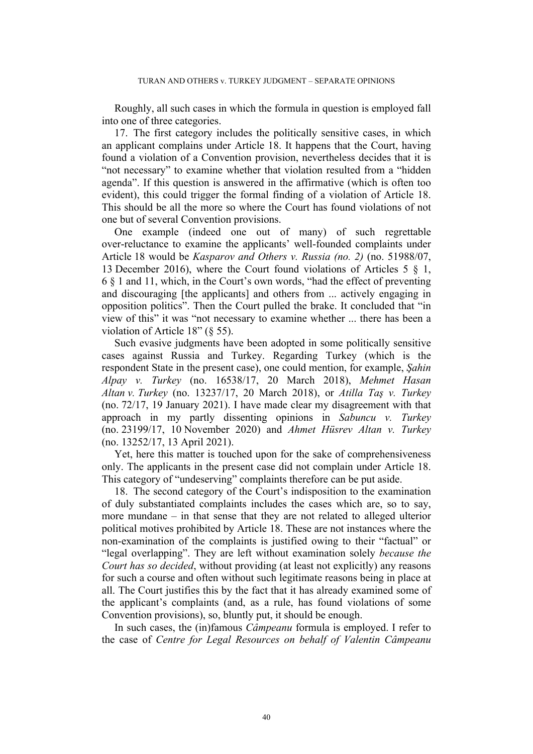Roughly, all such cases in which the formula in question is employed fall into one of three categories.

17. The first category includes the politically sensitive cases, in which an applicant complains under Article 18. It happens that the Court, having found a violation of a Convention provision, nevertheless decides that it is "not necessary" to examine whether that violation resulted from a "hidden agenda". If this question is answered in the affirmative (which is often too evident), this could trigger the formal finding of a violation of Article 18. This should be all the more so where the Court has found violations of not one but of several Convention provisions.

One example (indeed one out of many) of such regrettable over-reluctance to examine the applicants' well-founded complaints under Article 18 would be *Kasparov and Others v. Russia (no. 2)* (no. 51988/07, 13 December 2016), where the Court found violations of Articles 5 § 1, 6 § 1 and 11, which, in the Court's own words, "had the effect of preventing and discouraging [the applicants] and others from ... actively engaging in opposition politics". Then the Court pulled the brake. It concluded that "in view of this" it was "not necessary to examine whether ... there has been a violation of Article 18" (§ 55).

Such evasive judgments have been adopted in some politically sensitive cases against Russia and Turkey. Regarding Turkey (which is the respondent State in the present case), one could mention, for example, *Şahin Alpay v. Turkey* (no. 16538/17, 20 March 2018), *Mehmet Hasan Altan v. Turkey* (no. 13237/17, 20 March 2018), or *Atilla Taş v. Turkey* (no. 72/17, 19 January 2021). I have made clear my disagreement with that approach in my partly dissenting opinions in *Sabuncu v. Turkey* (no. 23199/17, 10 November 2020) and *Ahmet Hüsrev Altan v. Turkey* (no. 13252/17, 13 April 2021).

Yet, here this matter is touched upon for the sake of comprehensiveness only. The applicants in the present case did not complain under Article 18. This category of "undeserving" complaints therefore can be put aside.

18. The second category of the Court's indisposition to the examination of duly substantiated complaints includes the cases which are, so to say, more mundane – in that sense that they are not related to alleged ulterior political motives prohibited by Article 18. These are not instances where the non-examination of the complaints is justified owing to their "factual" or "legal overlapping". They are left without examination solely *because the Court has so decided*, without providing (at least not explicitly) any reasons for such a course and often without such legitimate reasons being in place at all. The Court justifies this by the fact that it has already examined some of the applicant's complaints (and, as a rule, has found violations of some Convention provisions), so, bluntly put, it should be enough.

In such cases, the (in)famous *Câmpeanu* formula is employed. I refer to the case of *Centre for Legal Resources on behalf of Valentin Câmpeanu*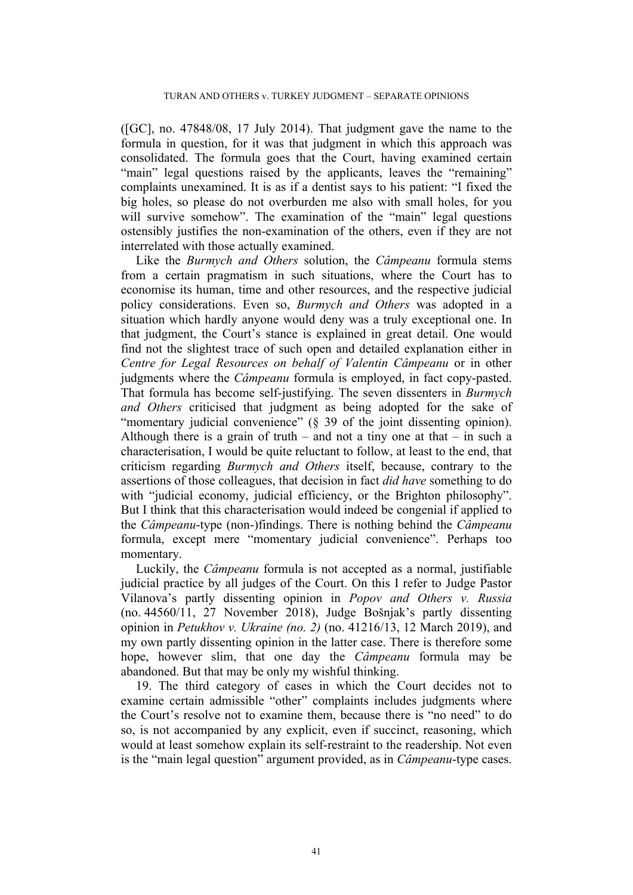([GC], no. 47848/08, 17 July 2014). That judgment gave the name to the formula in question, for it was that judgment in which this approach was consolidated. The formula goes that the Court, having examined certain "main" legal questions raised by the applicants, leaves the "remaining" complaints unexamined. It is as if a dentist says to his patient: "I fixed the big holes, so please do not overburden me also with small holes, for you will survive somehow". The examination of the "main" legal questions ostensibly justifies the non-examination of the others, even if they are not interrelated with those actually examined.

Like the *Burmych and Others* solution, the *Câmpeanu* formula stems from a certain pragmatism in such situations, where the Court has to economise its human, time and other resources, and the respective judicial policy considerations. Even so, *Burmych and Others* was adopted in a situation which hardly anyone would deny was a truly exceptional one. In that judgment, the Court's stance is explained in great detail. One would find not the slightest trace of such open and detailed explanation either in *Centre for Legal Resources on behalf of Valentin Câmpeanu* or in other judgments where the *Câmpeanu* formula is employed, in fact copy-pasted. That formula has become self-justifying. The seven dissenters in *Burmych and Others* criticised that judgment as being adopted for the sake of "momentary judicial convenience" (§ 39 of the joint dissenting opinion). Although there is a grain of truth – and not a tiny one at that – in such a characterisation, I would be quite reluctant to follow, at least to the end, that criticism regarding *Burmych and Others* itself, because, contrary to the assertions of those colleagues, that decision in fact *did have* something to do with "judicial economy, judicial efficiency, or the Brighton philosophy". But I think that this characterisation would indeed be congenial if applied to the *Câmpeanu*-type (non-)findings. There is nothing behind the *Câmpeanu* formula, except mere "momentary judicial convenience". Perhaps too momentary.

Luckily, the *Câmpeanu* formula is not accepted as a normal, justifiable judicial practice by all judges of the Court. On this I refer to Judge Pastor Vilanova's partly dissenting opinion in *Popov and Others v. Russia* (no. 44560/11, 27 November 2018), Judge Bošnjak's partly dissenting opinion in *Petukhov v. Ukraine (no. 2)* (no. 41216/13, 12 March 2019), and my own partly dissenting opinion in the latter case. There is therefore some hope, however slim, that one day the *Câmpeanu* formula may be abandoned. But that may be only my wishful thinking.

19. The third category of cases in which the Court decides not to examine certain admissible "other" complaints includes judgments where the Court's resolve not to examine them, because there is "no need" to do so, is not accompanied by any explicit, even if succinct, reasoning, which would at least somehow explain its self-restraint to the readership. Not even is the "main legal question" argument provided, as in *Câmpeanu*-type cases.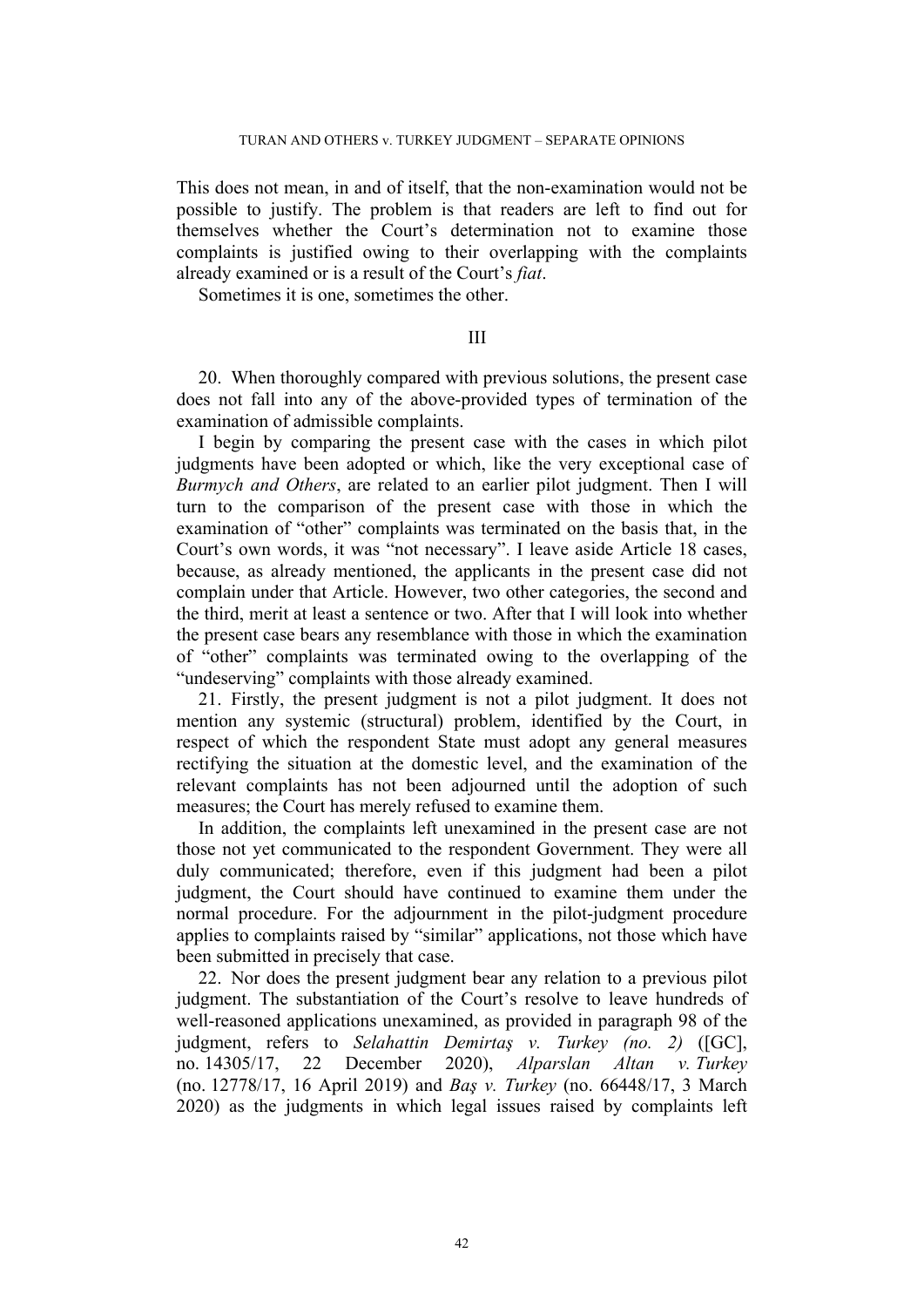This does not mean, in and of itself, that the non-examination would not be possible to justify. The problem is that readers are left to find out for themselves whether the Court's determination not to examine those complaints is justified owing to their overlapping with the complaints already examined or is a result of the Court's *fiat*.

Sometimes it is one, sometimes the other.

III

20. When thoroughly compared with previous solutions, the present case does not fall into any of the above-provided types of termination of the examination of admissible complaints.

I begin by comparing the present case with the cases in which pilot judgments have been adopted or which, like the very exceptional case of *Burmych and Others*, are related to an earlier pilot judgment. Then I will turn to the comparison of the present case with those in which the examination of "other" complaints was terminated on the basis that, in the Court's own words, it was "not necessary". I leave aside Article 18 cases, because, as already mentioned, the applicants in the present case did not complain under that Article. However, two other categories, the second and the third, merit at least a sentence or two. After that I will look into whether the present case bears any resemblance with those in which the examination of "other" complaints was terminated owing to the overlapping of the "undeserving" complaints with those already examined.

21. Firstly, the present judgment is not a pilot judgment. It does not mention any systemic (structural) problem, identified by the Court, in respect of which the respondent State must adopt any general measures rectifying the situation at the domestic level, and the examination of the relevant complaints has not been adjourned until the adoption of such measures; the Court has merely refused to examine them.

In addition, the complaints left unexamined in the present case are not those not yet communicated to the respondent Government. They were all duly communicated; therefore, even if this judgment had been a pilot judgment, the Court should have continued to examine them under the normal procedure. For the adjournment in the pilot-judgment procedure applies to complaints raised by "similar" applications, not those which have been submitted in precisely that case.

22. Nor does the present judgment bear any relation to a previous pilot judgment. The substantiation of the Court's resolve to leave hundreds of well-reasoned applications unexamined, as provided in paragraph 98 of the judgment, refers to *Selahattin Demirtaş v. Turkey (no. 2)* ([GC], no. 14305/17, 22 December 2020), *Alparslan Altan v. Turkey* (no. 12778/17, 16 April 2019) and *Baş v. Turkey* (no. 66448/17, 3 March 2020) as the judgments in which legal issues raised by complaints left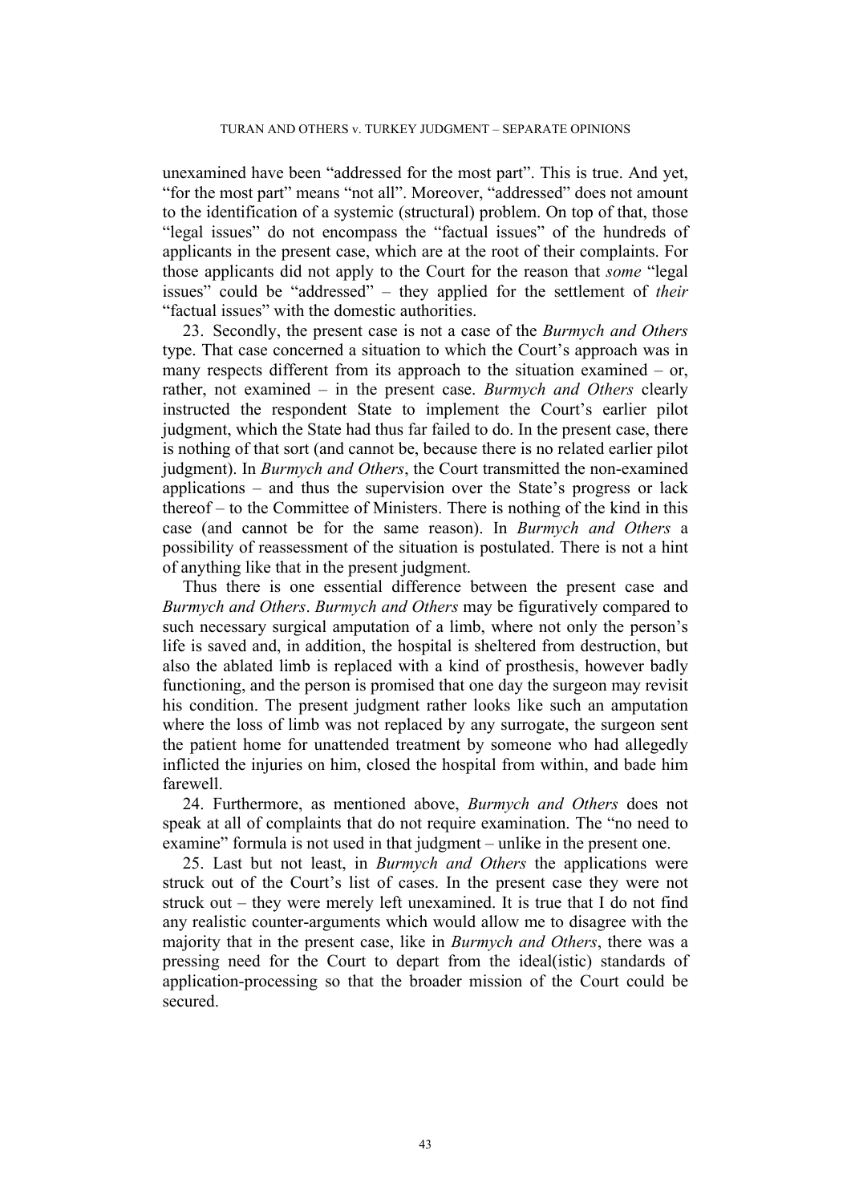unexamined have been "addressed for the most part". This is true. And yet, "for the most part" means "not all". Moreover, "addressed" does not amount to the identification of a systemic (structural) problem. On top of that, those "legal issues" do not encompass the "factual issues" of the hundreds of applicants in the present case, which are at the root of their complaints. For those applicants did not apply to the Court for the reason that *some* "legal issues" could be "addressed" – they applied for the settlement of *their* "factual issues" with the domestic authorities.

23. Secondly, the present case is not a case of the *Burmych and Others* type. That case concerned a situation to which the Court's approach was in many respects different from its approach to the situation examined – or, rather, not examined – in the present case. *Burmych and Others* clearly instructed the respondent State to implement the Court's earlier pilot judgment, which the State had thus far failed to do. In the present case, there is nothing of that sort (and cannot be, because there is no related earlier pilot judgment). In *Burmych and Others*, the Court transmitted the non-examined applications – and thus the supervision over the State's progress or lack thereof – to the Committee of Ministers. There is nothing of the kind in this case (and cannot be for the same reason). In *Burmych and Others* a possibility of reassessment of the situation is postulated. There is not a hint of anything like that in the present judgment.

Thus there is one essential difference between the present case and *Burmych and Others*. *Burmych and Others* may be figuratively compared to such necessary surgical amputation of a limb, where not only the person's life is saved and, in addition, the hospital is sheltered from destruction, but also the ablated limb is replaced with a kind of prosthesis, however badly functioning, and the person is promised that one day the surgeon may revisit his condition. The present judgment rather looks like such an amputation where the loss of limb was not replaced by any surrogate, the surgeon sent the patient home for unattended treatment by someone who had allegedly inflicted the injuries on him, closed the hospital from within, and bade him farewell.

24. Furthermore, as mentioned above, *Burmych and Others* does not speak at all of complaints that do not require examination. The "no need to examine" formula is not used in that judgment – unlike in the present one.

25. Last but not least, in *Burmych and Others* the applications were struck out of the Court's list of cases. In the present case they were not struck out – they were merely left unexamined. It is true that I do not find any realistic counter-arguments which would allow me to disagree with the majority that in the present case, like in *Burmych and Others*, there was a pressing need for the Court to depart from the ideal(istic) standards of application-processing so that the broader mission of the Court could be secured.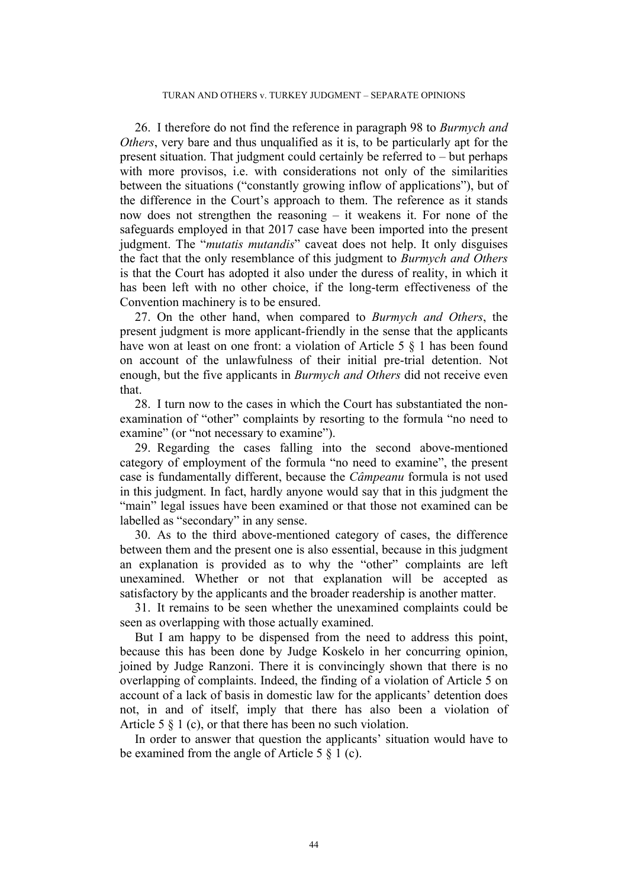26. I therefore do not find the reference in paragraph 98 to *Burmych and Others*, very bare and thus unqualified as it is, to be particularly apt for the present situation. That judgment could certainly be referred to – but perhaps with more provisos, i.e. with considerations not only of the similarities between the situations ("constantly growing inflow of applications"), but of the difference in the Court's approach to them. The reference as it stands now does not strengthen the reasoning – it weakens it. For none of the safeguards employed in that 2017 case have been imported into the present judgment. The "*mutatis mutandis*" caveat does not help. It only disguises the fact that the only resemblance of this judgment to *Burmych and Others* is that the Court has adopted it also under the duress of reality, in which it has been left with no other choice, if the long-term effectiveness of the Convention machinery is to be ensured.

27. On the other hand, when compared to *Burmych and Others*, the present judgment is more applicant-friendly in the sense that the applicants have won at least on one front: a violation of Article 5 § 1 has been found on account of the unlawfulness of their initial pre-trial detention. Not enough, but the five applicants in *Burmych and Others* did not receive even that.

28. I turn now to the cases in which the Court has substantiated the non-examination of "other" complaints by resorting to the formula "no need to examine" (or "not necessary to examine").

29. Regarding the cases falling into the second above-mentioned category of employment of the formula "no need to examine", the present case is fundamentally different, because the *Câmpeanu* formula is not used in this judgment. In fact, hardly anyone would say that in this judgment the "main" legal issues have been examined or that those not examined can be labelled as "secondary" in any sense.

30. As to the third above-mentioned category of cases, the difference between them and the present one is also essential, because in this judgment an explanation is provided as to why the "other" complaints are left unexamined. Whether or not that explanation will be accepted as satisfactory by the applicants and the broader readership is another matter.

31. It remains to be seen whether the unexamined complaints could be seen as overlapping with those actually examined.

But I am happy to be dispensed from the need to address this point, because this has been done by Judge Koskelo in her concurring opinion, joined by Judge Ranzoni. There it is convincingly shown that there is no overlapping of complaints. Indeed, the finding of a violation of Article 5 on account of a lack of basis in domestic law for the applicants' detention does not, in and of itself, imply that there has also been a violation of Article 5 § 1 (c), or that there has been no such violation.

In order to answer that question the applicants' situation would have to be examined from the angle of Article 5 § 1 (c).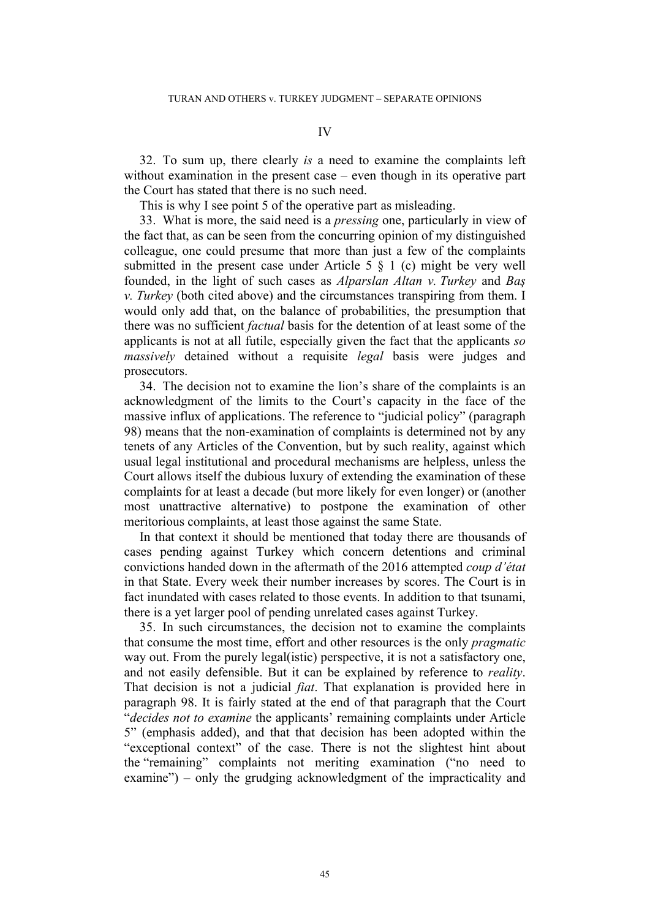IV

32. To sum up, there clearly *is* a need to examine the complaints left without examination in the present case – even though in its operative part the Court has stated that there is no such need.

This is why I see point 5 of the operative part as misleading.

33. What is more, the said need is a *pressing* one, particularly in view of the fact that, as can be seen from the concurring opinion of my distinguished colleague, one could presume that more than just a few of the complaints submitted in the present case under Article 5 § 1 (c) might be very well founded, in the light of such cases as *Alparslan Altan v. Turkey* and *Baş v. Turkey* (both cited above) and the circumstances transpiring from them. I would only add that, on the balance of probabilities, the presumption that there was no sufficient *factual* basis for the detention of at least some of the applicants is not at all futile, especially given the fact that the applicants *so massively* detained without a requisite *legal* basis were judges and prosecutors.

34. The decision not to examine the lion's share of the complaints is an acknowledgment of the limits to the Court's capacity in the face of the massive influx of applications. The reference to "judicial policy" (paragraph 98) means that the non-examination of complaints is determined not by any tenets of any Articles of the Convention, but by such reality, against which usual legal institutional and procedural mechanisms are helpless, unless the Court allows itself the dubious luxury of extending the examination of these complaints for at least a decade (but more likely for even longer) or (another most unattractive alternative) to postpone the examination of other meritorious complaints, at least those against the same State.

In that context it should be mentioned that today there are thousands of cases pending against Turkey which concern detentions and criminal convictions handed down in the aftermath of the 2016 attempted *coup d'état* in that State. Every week their number increases by scores. The Court is in fact inundated with cases related to those events. In addition to that tsunami, there is a yet larger pool of pending unrelated cases against Turkey.

35. In such circumstances, the decision not to examine the complaints that consume the most time, effort and other resources is the only *pragmatic* way out. From the purely legal(istic) perspective, it is not a satisfactory one, and not easily defensible. But it can be explained by reference to *reality*. That decision is not a judicial *fiat*. That explanation is provided here in paragraph 98. It is fairly stated at the end of that paragraph that the Court "*decides not to examine* the applicants' remaining complaints under Article 5" (emphasis added), and that that decision has been adopted within the "exceptional context" of the case. There is not the slightest hint about the "remaining" complaints not meriting examination ("no need to examine") – only the grudging acknowledgment of the impracticality and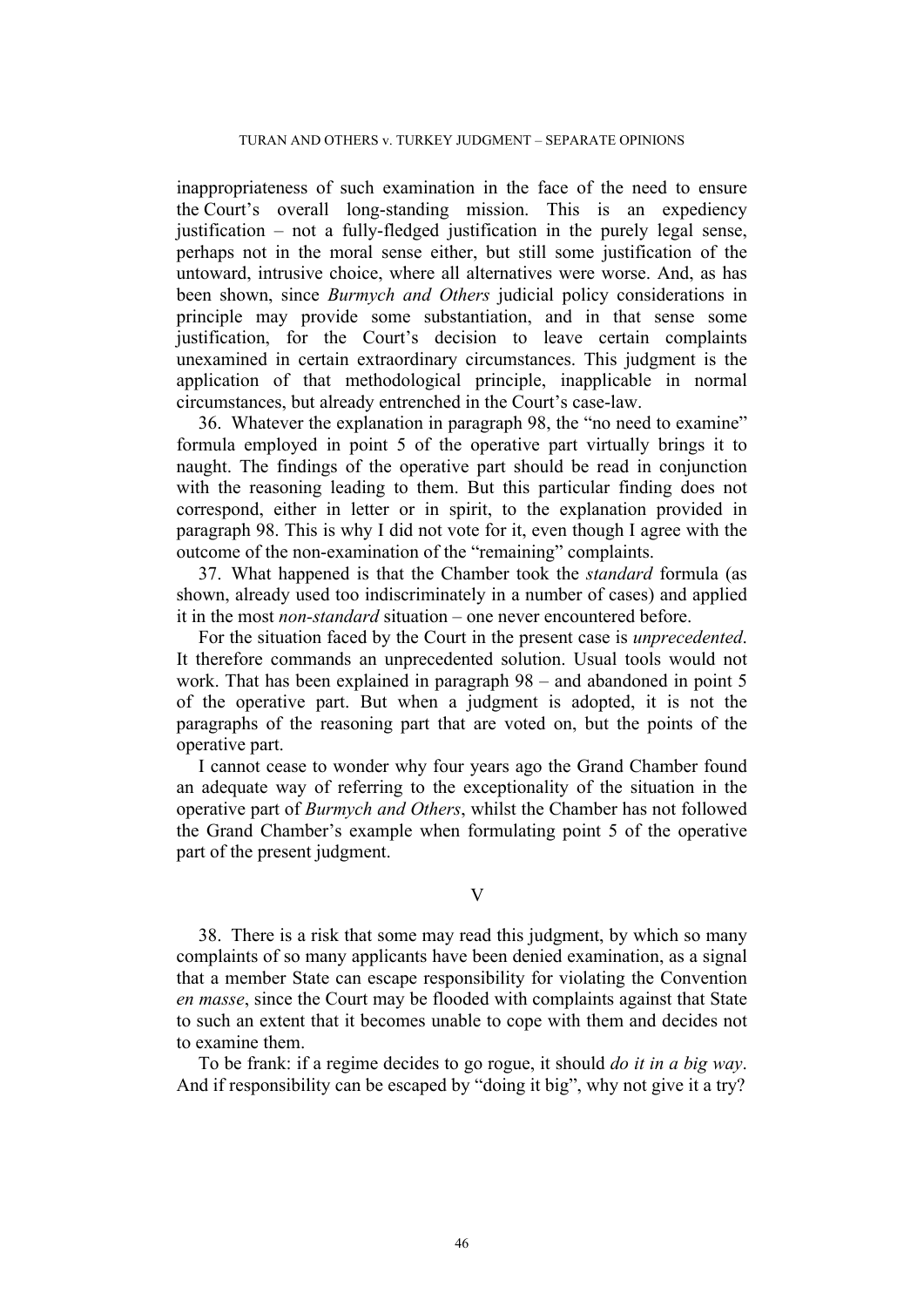inappropriateness of such examination in the face of the need to ensure the Court's overall long-standing mission. This is an expediency justification – not a fully-fledged justification in the purely legal sense, perhaps not in the moral sense either, but still some justification of the untoward, intrusive choice, where all alternatives were worse. And, as has been shown, since *Burmych and Others* judicial policy considerations in principle may provide some substantiation, and in that sense some justification, for the Court's decision to leave certain complaints unexamined in certain extraordinary circumstances. This judgment is the application of that methodological principle, inapplicable in normal circumstances, but already entrenched in the Court's case-law.

36. Whatever the explanation in paragraph 98, the "no need to examine" formula employed in point 5 of the operative part virtually brings it to naught. The findings of the operative part should be read in conjunction with the reasoning leading to them. But this particular finding does not correspond, either in letter or in spirit, to the explanation provided in paragraph 98. This is why I did not vote for it, even though I agree with the outcome of the non-examination of the "remaining" complaints.

37. What happened is that the Chamber took the *standard* formula (as shown, already used too indiscriminately in a number of cases) and applied it in the most *non-standard* situation – one never encountered before.

For the situation faced by the Court in the present case is *unprecedented*. It therefore commands an unprecedented solution. Usual tools would not work. That has been explained in paragraph 98 – and abandoned in point 5 of the operative part. But when a judgment is adopted, it is not the paragraphs of the reasoning part that are voted on, but the points of the operative part.

I cannot cease to wonder why four years ago the Grand Chamber found an adequate way of referring to the exceptionality of the situation in the operative part of *Burmych and Others*, whilst the Chamber has not followed the Grand Chamber's example when formulating point 5 of the operative part of the present judgment.

## V

38. There is a risk that some may read this judgment, by which so many complaints of so many applicants have been denied examination, as a signal that a member State can escape responsibility for violating the Convention *en masse*, since the Court may be flooded with complaints against that State to such an extent that it becomes unable to cope with them and decides not to examine them.

To be frank: if a regime decides to go rogue, it should *do it in a big way*. And if responsibility can be escaped by "doing it big", why not give it a try?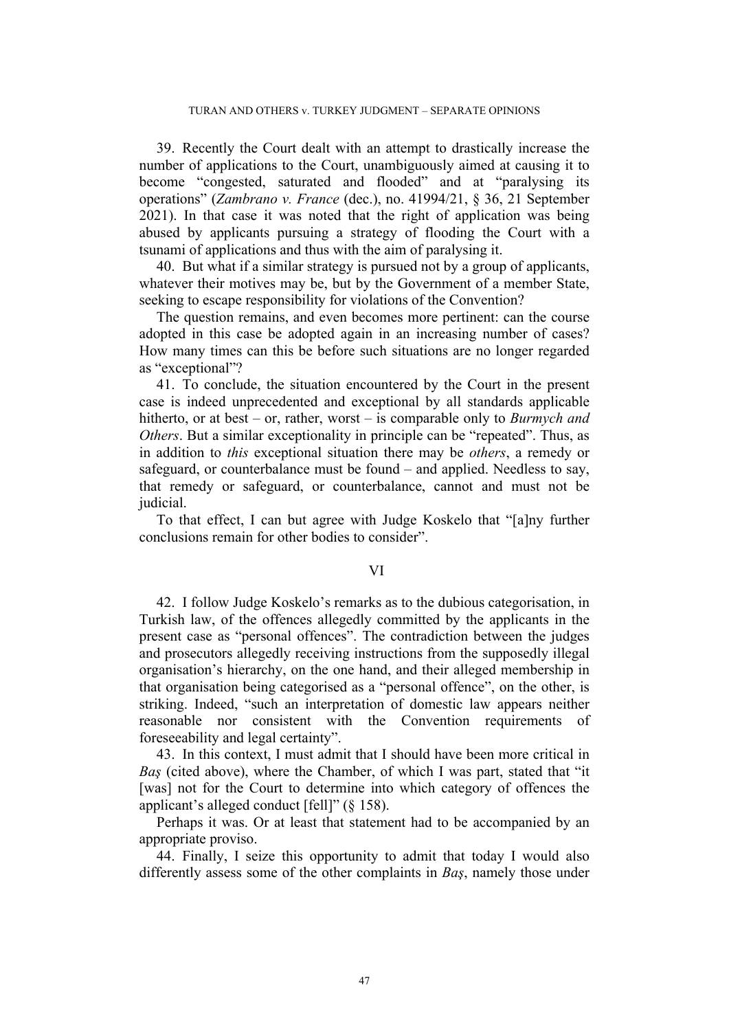39. Recently the Court dealt with an attempt to drastically increase the number of applications to the Court, unambiguously aimed at causing it to become "congested, saturated and flooded" and at "paralysing its operations" (*Zambrano v. France* (dec.), no. 41994/21, § 36, 21 September 2021). In that case it was noted that the right of application was being abused by applicants pursuing a strategy of flooding the Court with a tsunami of applications and thus with the aim of paralysing it.

40. But what if a similar strategy is pursued not by a group of applicants, whatever their motives may be, but by the Government of a member State, seeking to escape responsibility for violations of the Convention?

The question remains, and even becomes more pertinent: can the course adopted in this case be adopted again in an increasing number of cases? How many times can this be before such situations are no longer regarded as "exceptional"?

41. To conclude, the situation encountered by the Court in the present case is indeed unprecedented and exceptional by all standards applicable hitherto, or at best – or, rather, worst – is comparable only to *Burmych and Others*. But a similar exceptionality in principle can be "repeated". Thus, as in addition to *this* exceptional situation there may be *others*, a remedy or safeguard, or counterbalance must be found – and applied. Needless to say, that remedy or safeguard, or counterbalance, cannot and must not be judicial.

To that effect, I can but agree with Judge Koskelo that "[a]ny further conclusions remain for other bodies to consider".

## VI

42. I follow Judge Koskelo's remarks as to the dubious categorisation, in Turkish law, of the offences allegedly committed by the applicants in the present case as "personal offences". The contradiction between the judges and prosecutors allegedly receiving instructions from the supposedly illegal organisation's hierarchy, on the one hand, and their alleged membership in that organisation being categorised as a "personal offence", on the other, is striking. Indeed, "such an interpretation of domestic law appears neither reasonable nor consistent with the Convention requirements of foreseeability and legal certainty".

43. In this context, I must admit that I should have been more critical in *Baş* (cited above), where the Chamber, of which I was part, stated that "it [was] not for the Court to determine into which category of offences the applicant's alleged conduct [fell]" (§ 158).

Perhaps it was. Or at least that statement had to be accompanied by an appropriate proviso.

44. Finally, I seize this opportunity to admit that today I would also differently assess some of the other complaints in *Baş*, namely those under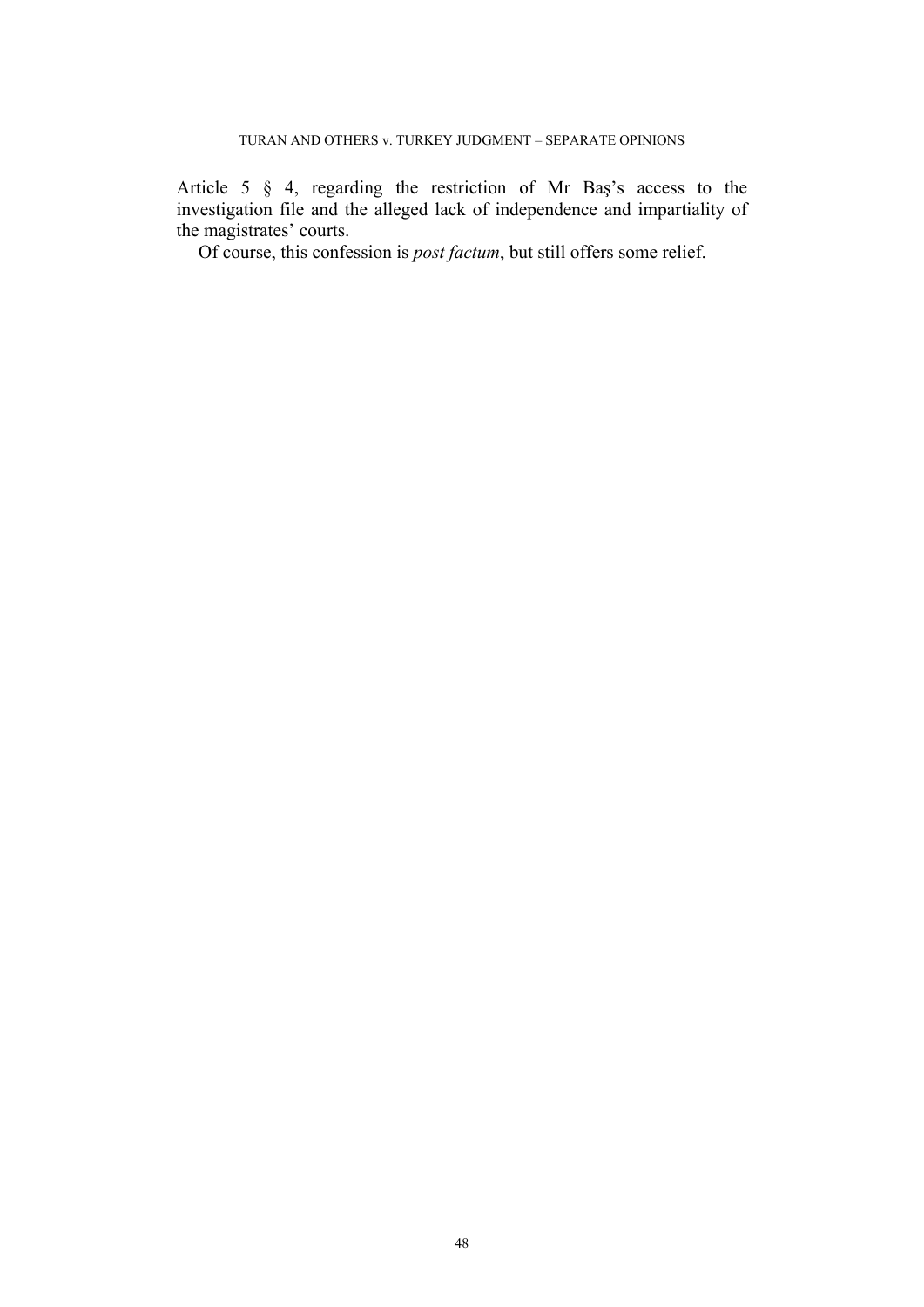Article 5 § 4, regarding the restriction of Mr Baş's access to the investigation file and the alleged lack of independence and impartiality of the magistrates' courts.

Of course, this confession is *post factum*, but still offers some relief.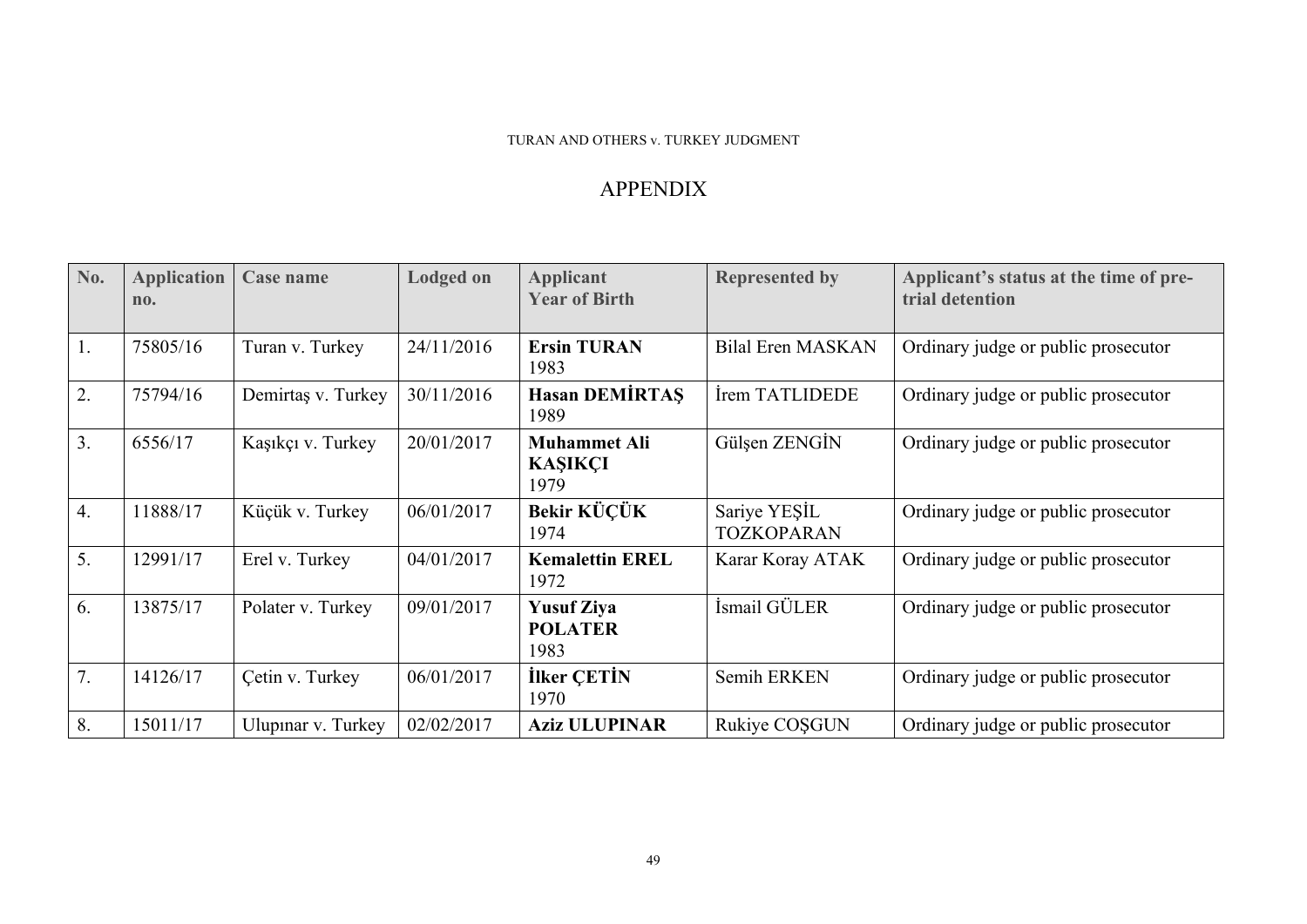# APPENDIX

| No. | Application no. | Case name | Lodged on | Applicant Year of Birth | Represented by | Applicant's status at the time of pre-trial detention |
|---|---|---|---|---|---|---|
| 1. | 75805/16 | Turan v. Turkey | 24/11/2016 | **Ersin TURAN** 1983 | Bilal Eren MASKAN | Ordinary judge or public prosecutor |
| 2. | 75794/16 | Demirtaş v. Turkey | 30/11/2016 | **Hasan DEMİRTAŞ** 1989 | İrem TATLIDEDE | Ordinary judge or public prosecutor |
| 3. | 6556/17 | Kaşıkçı v. Turkey | 20/01/2017 | **Muhammet Ali KAŞIKÇI** 1979 | Gülşen ZENGİN | Ordinary judge or public prosecutor |
| 4. | 11888/17 | Küçük v. Turkey | 06/01/2017 | **Bekir KÜÇÜK** 1974 | Sariye YEŞİL TOZKOPARAN | Ordinary judge or public prosecutor |
| 5. | 12991/17 | Erel v. Turkey | 04/01/2017 | **Kemalettin EREL** 1972 | Karar Koray ATAK | Ordinary judge or public prosecutor |
| 6. | 13875/17 | Polater v. Turkey | 09/01/2017 | **Yusuf Ziya POLATER** 1983 | İsmail GÜLER | Ordinary judge or public prosecutor |
| 7. | 14126/17 | Çetin v. Turkey | 06/01/2017 | **İlker ÇETİN** 1970 | Semih ERKEN | Ordinary judge or public prosecutor |
| 8. | 15011/17 | Ulupınar v. Turkey | 02/02/2017 | **Aziz ULUPINAR** | Rukiye COŞGUN | Ordinary judge or public prosecutor |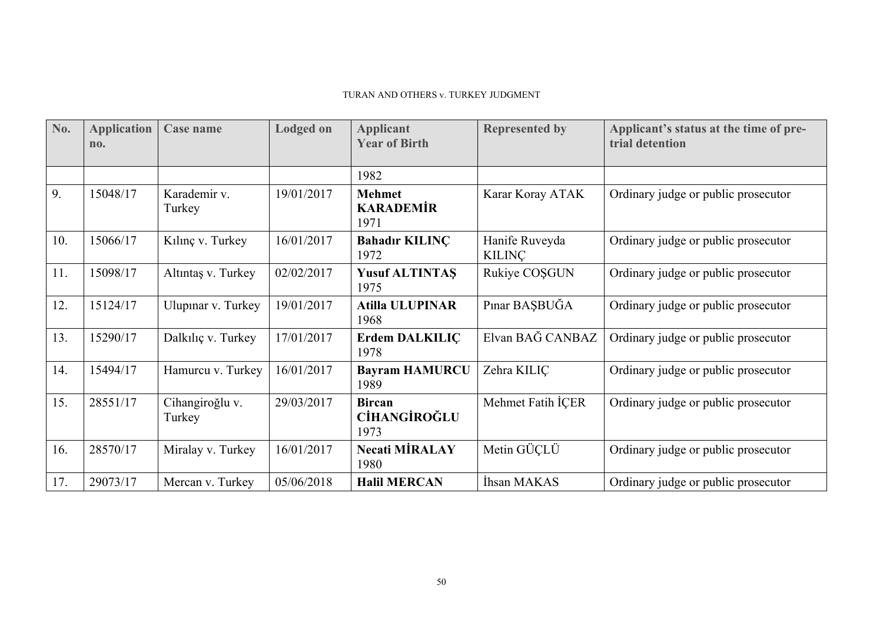| No. | Application no. | Case name | Lodged on | Applicant Year of Birth | Represented by | Applicant's status at the time of pre-trial detention |
|---|---|---|---|---|---|---|
| | | | | 1982 | | |
| 9. | 15048/17 | Karademir v. Turkey | 19/01/2017 | **Mehmet KARADEMİR** 1971 | Karar Koray ATAK | Ordinary judge or public prosecutor |
| 10. | 15066/17 | Kılınç v. Turkey | 16/01/2017 | **Bahadır KILINÇ** 1972 | Hanife Ruveyda KILINÇ | Ordinary judge or public prosecutor |
| 11. | 15098/17 | Altıntaş v. Turkey | 02/02/2017 | **Yusuf ALTINTAŞ** 1975 | Rukiye COŞGUN | Ordinary judge or public prosecutor |
| 12. | 15124/17 | Ulupınar v. Turkey | 19/01/2017 | **Atilla ULUPINAR** 1968 | Pınar BAŞBUĞA | Ordinary judge or public prosecutor |
| 13. | 15290/17 | Dalkılıç v. Turkey | 17/01/2017 | **Erdem DALKILIÇ** 1978 | Elvan BAĞ CANBAZ | Ordinary judge or public prosecutor |
| 14. | 15494/17 | Hamurcu v. Turkey | 16/01/2017 | **Bayram HAMURCU** 1989 | Zehra KILIÇ | Ordinary judge or public prosecutor |
| 15. | 28551/17 | Cihangiroğlu v. Turkey | 29/03/2017 | **Bircan CİHANGİROĞLU** 1973 | Mehmet Fatih İÇER | Ordinary judge or public prosecutor |
| 16. | 28570/17 | Miralay v. Turkey | 16/01/2017 | **Necati MİRALAY** 1980 | Metin GÜÇLÜ | Ordinary judge or public prosecutor |
| 17. | 29073/17 | Mercan v. Turkey | 05/06/2018 | **Halil MERCAN** | İhsan MAKAS | Ordinary judge or public prosecutor |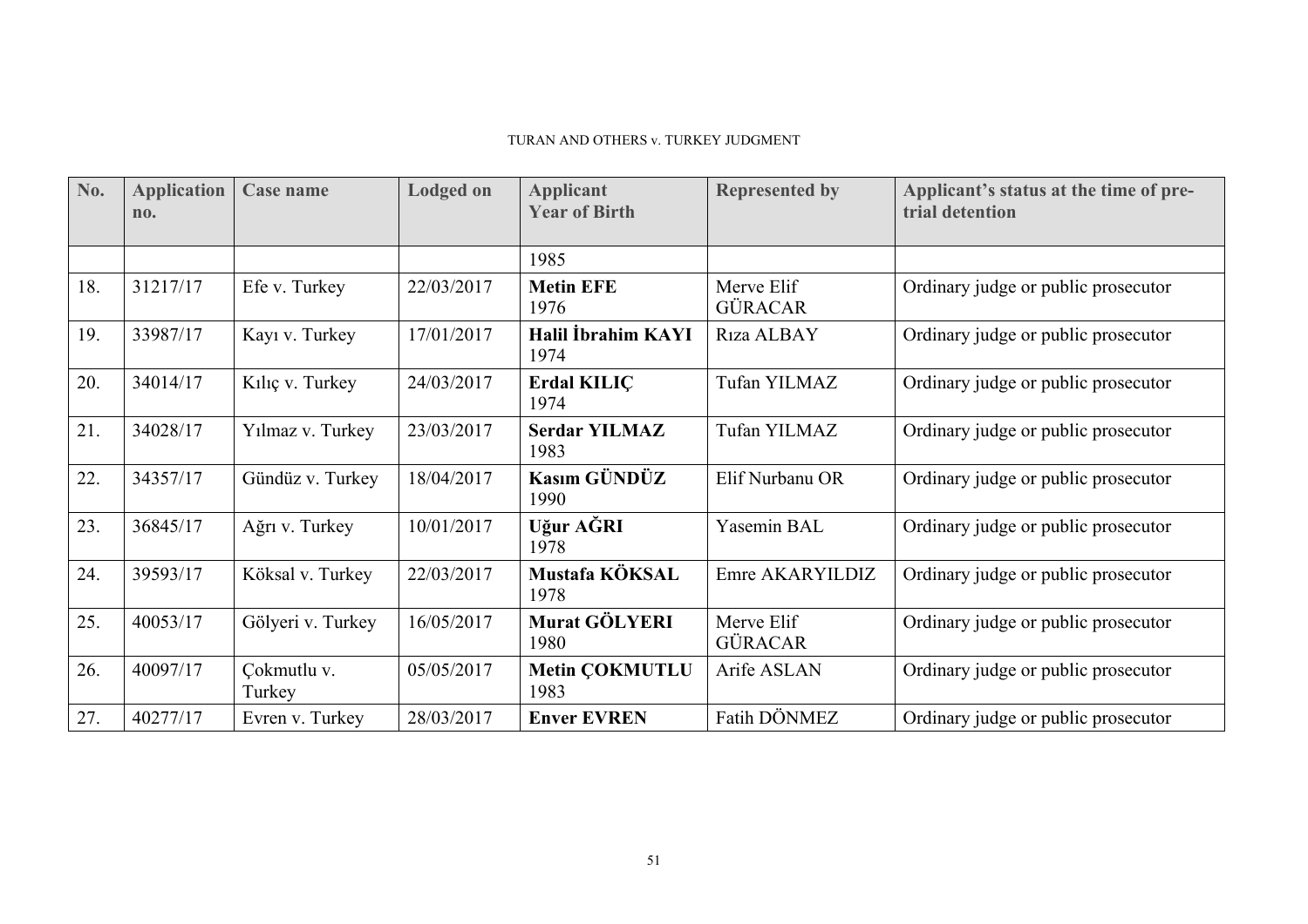| No. | Application no. | Case name | Lodged on | Applicant Year of Birth | Represented by | Applicant's status at the time of pre-trial detention |
|---|---|---|---|---|---|---|
| | | | | 1985 | | |
| 18. | 31217/17 | Efe v. Turkey | 22/03/2017 | **Metin EFE** 1976 | Merve Elif GÜRACAR | Ordinary judge or public prosecutor |
| 19. | 33987/17 | Kayı v. Turkey | 17/01/2017 | **Halil İbrahim KAYI** 1974 | Rıza ALBAY | Ordinary judge or public prosecutor |
| 20. | 34014/17 | Kılıç v. Turkey | 24/03/2017 | **Erdal KILIÇ** 1974 | Tufan YILMAZ | Ordinary judge or public prosecutor |
| 21. | 34028/17 | Yılmaz v. Turkey | 23/03/2017 | **Serdar YILMAZ** 1983 | Tufan YILMAZ | Ordinary judge or public prosecutor |
| 22. | 34357/17 | Gündüz v. Turkey | 18/04/2017 | **Kasım GÜNDÜZ** 1990 | Elif Nurbanu OR | Ordinary judge or public prosecutor |
| 23. | 36845/17 | Ağrı v. Turkey | 10/01/2017 | **Uğur AĞRI** 1978 | Yasemin BAL | Ordinary judge or public prosecutor |
| 24. | 39593/17 | Köksal v. Turkey | 22/03/2017 | **Mustafa KÖKSAL** 1978 | Emre AKARYILDIZ | Ordinary judge or public prosecutor |
| 25. | 40053/17 | Gölyeri v. Turkey | 16/05/2017 | **Murat GÖLYERI** 1980 | Merve Elif GÜRACAR | Ordinary judge or public prosecutor |
| 26. | 40097/17 | Çokmutlu v. Turkey | 05/05/2017 | **Metin ÇOKMUTLU** 1983 | Arife ASLAN | Ordinary judge or public prosecutor |
| 27. | 40277/17 | Evren v. Turkey | 28/03/2017 | **Enver EVREN** | Fatih DÖNMEZ | Ordinary judge or public prosecutor |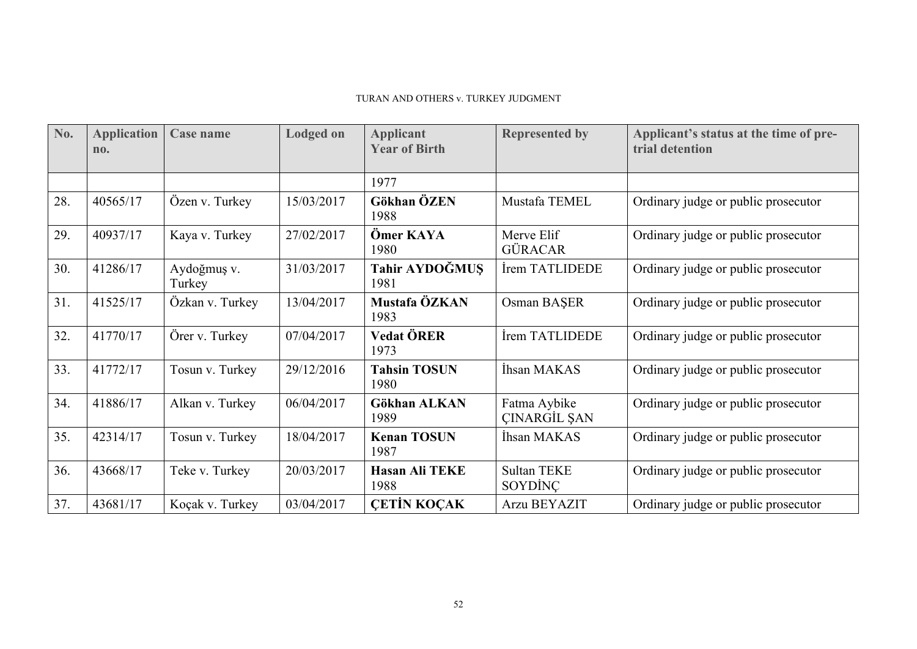| No. | Application no. | Case name | Lodged on | Applicant<br>Year of Birth | Represented by | Applicant's status at the time of pre-trial detention |
|---|---|---|---|---|---|---|
| | | | | 1977 | | |
| 28. | 40565/17 | Özen v. Turkey | 15/03/2017 | **Gökhan ÖZEN**<br>1988 | Mustafa TEMEL | Ordinary judge or public prosecutor |
| 29. | 40937/17 | Kaya v. Turkey | 27/02/2017 | **Ömer KAYA**<br>1980 | Merve Elif GÜRACAR | Ordinary judge or public prosecutor |
| 30. | 41286/17 | Aydoğmuş v. Turkey | 31/03/2017 | **Tahir AYDOĞMUŞ**<br>1981 | İrem TATLIDEDE | Ordinary judge or public prosecutor |
| 31. | 41525/17 | Özkan v. Turkey | 13/04/2017 | **Mustafa ÖZKAN**<br>1983 | Osman BAŞER | Ordinary judge or public prosecutor |
| 32. | 41770/17 | Örer v. Turkey | 07/04/2017 | **Vedat ÖRER**<br>1973 | İrem TATLIDEDE | Ordinary judge or public prosecutor |
| 33. | 41772/17 | Tosun v. Turkey | 29/12/2016 | **Tahsin TOSUN**<br>1980 | İhsan MAKAS | Ordinary judge or public prosecutor |
| 34. | 41886/17 | Alkan v. Turkey | 06/04/2017 | **Gökhan ALKAN**<br>1989 | Fatma Aybike ÇINARGİL ŞAN | Ordinary judge or public prosecutor |
| 35. | 42314/17 | Tosun v. Turkey | 18/04/2017 | **Kenan TOSUN**<br>1987 | İhsan MAKAS | Ordinary judge or public prosecutor |
| 36. | 43668/17 | Teke v. Turkey | 20/03/2017 | **Hasan Ali TEKE**<br>1988 | Sultan TEKE SOYDİNÇ | Ordinary judge or public prosecutor |
| 37. | 43681/17 | Koçak v. Turkey | 03/04/2017 | **ÇETİN KOÇAK** | Arzu BEYAZIT | Ordinary judge or public prosecutor |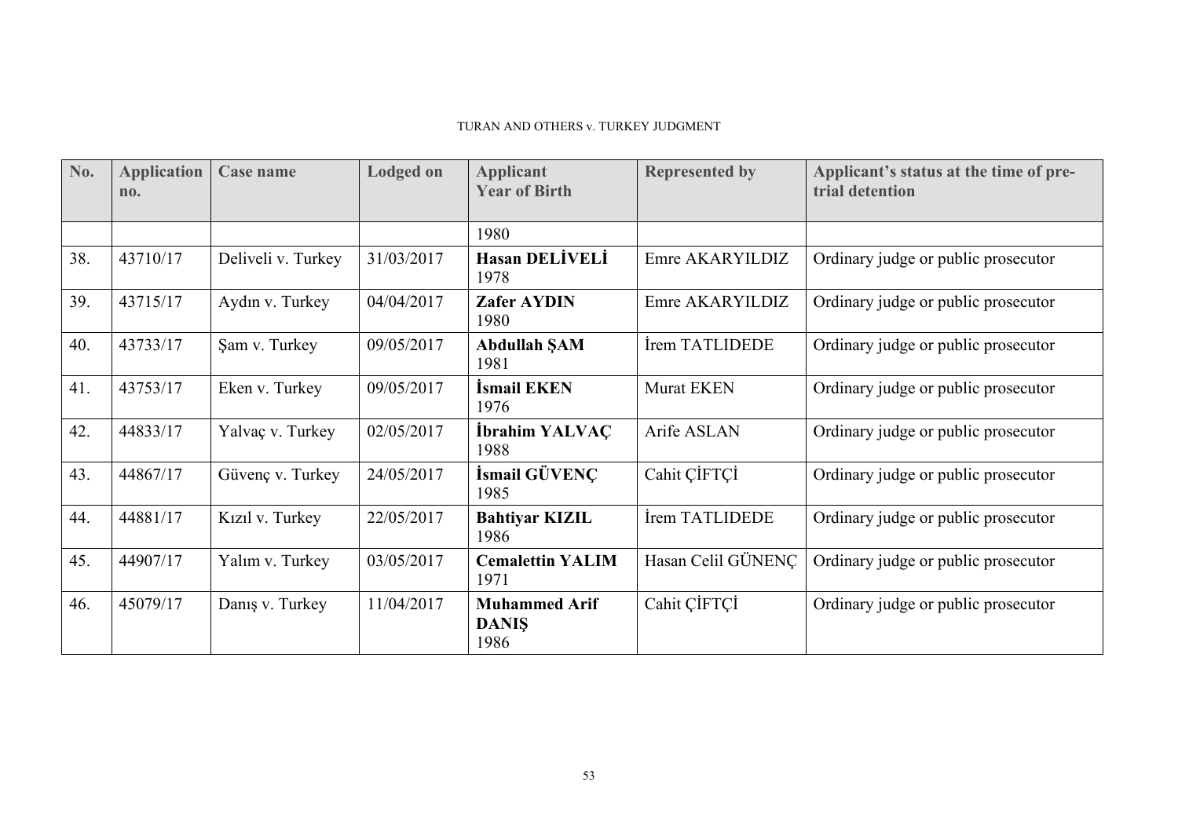| No. | Application no. | Case name | Lodged on | Applicant Year of Birth | Represented by | Applicant's status at the time of pre-trial detention |
|---|---|---|---|---|---|---|
| | | | | 1980 | | |
| 38. | 43710/17 | Deliveli v. Turkey | 31/03/2017 | **Hasan DELİVELİ** 1978 | Emre AKARYILDIZ | Ordinary judge or public prosecutor |
| 39. | 43715/17 | Aydın v. Turkey | 04/04/2017 | **Zafer AYDIN** 1980 | Emre AKARYILDIZ | Ordinary judge or public prosecutor |
| 40. | 43733/17 | Şam v. Turkey | 09/05/2017 | **Abdullah ŞAM** 1981 | İrem TATLIDEDE | Ordinary judge or public prosecutor |
| 41. | 43753/17 | Eken v. Turkey | 09/05/2017 | **İsmail EKEN** 1976 | Murat EKEN | Ordinary judge or public prosecutor |
| 42. | 44833/17 | Yalvaç v. Turkey | 02/05/2017 | **İbrahim YALVAÇ** 1988 | Arife ASLAN | Ordinary judge or public prosecutor |
| 43. | 44867/17 | Güvenç v. Turkey | 24/05/2017 | **İsmail GÜVENÇ** 1985 | Cahit ÇİFTÇİ | Ordinary judge or public prosecutor |
| 44. | 44881/17 | Kızıl v. Turkey | 22/05/2017 | **Bahtiyar KIZIL** 1986 | İrem TATLIDEDE | Ordinary judge or public prosecutor |
| 45. | 44907/17 | Yalım v. Turkey | 03/05/2017 | **Cemalettin YALIM** 1971 | Hasan Celil GÜNENÇ | Ordinary judge or public prosecutor |
| 46. | 45079/17 | Danış v. Turkey | 11/04/2017 | **Muhammed Arif DANIŞ** 1986 | Cahit ÇİFTÇİ | Ordinary judge or public prosecutor |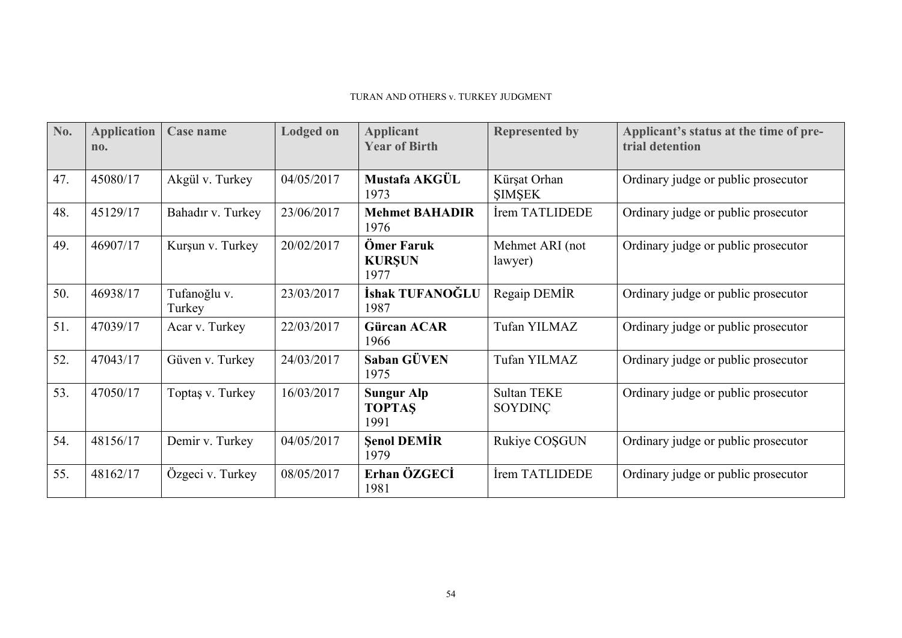| No. | Application no. | Case name | Lodged on | Applicant<br>Year of Birth | Represented by | Applicant's status at the time of pre-trial detention |
|---|---|---|---|---|---|---|
| 47. | 45080/17 | Akgül v. Turkey | 04/05/2017 | **Mustafa AKGÜL**<br>1973 | Kürşat Orhan ŞIMŞEK | Ordinary judge or public prosecutor |
| 48. | 45129/17 | Bahadır v. Turkey | 23/06/2017 | **Mehmet BAHADIR**<br>1976 | İrem TATLIDEDE | Ordinary judge or public prosecutor |
| 49. | 46907/17 | Kurşun v. Turkey | 20/02/2017 | **Ömer Faruk KURŞUN**<br>1977 | Mehmet ARI (not lawyer) | Ordinary judge or public prosecutor |
| 50. | 46938/17 | Tufanoğlu v. Turkey | 23/03/2017 | **İshak TUFANOĞLU**<br>1987 | Regaip DEMİR | Ordinary judge or public prosecutor |
| 51. | 47039/17 | Acar v. Turkey | 22/03/2017 | **Gürcan ACAR**<br>1966 | Tufan YILMAZ | Ordinary judge or public prosecutor |
| 52. | 47043/17 | Güven v. Turkey | 24/03/2017 | **Saban GÜVEN**<br>1975 | Tufan YILMAZ | Ordinary judge or public prosecutor |
| 53. | 47050/17 | Toptaş v. Turkey | 16/03/2017 | **Sungur Alp TOPTAŞ**<br>1991 | Sultan TEKE SOYDINÇ | Ordinary judge or public prosecutor |
| 54. | 48156/17 | Demir v. Turkey | 04/05/2017 | **Şenol DEMİR**<br>1979 | Rukiye COŞGUN | Ordinary judge or public prosecutor |
| 55. | 48162/17 | Özgeci v. Turkey | 08/05/2017 | **Erhan ÖZGECİ**<br>1981 | İrem TATLIDEDE | Ordinary judge or public prosecutor |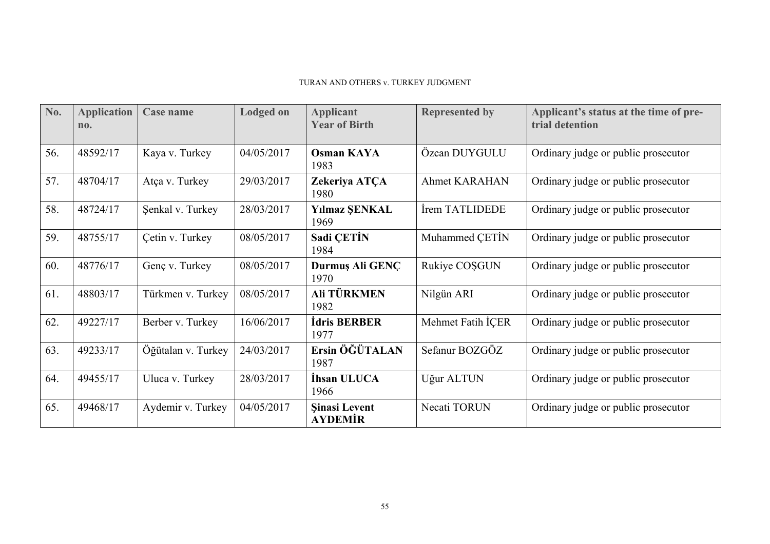| No. | Application no. | Case name | Lodged on | Applicant Year of Birth | Represented by | Applicant's status at the time of pre-trial detention |
|---|---|---|---|---|---|---|
| 56. | 48592/17 | Kaya v. Turkey | 04/05/2017 | **Osman KAYA** 1983 | Özcan DUYGULU | Ordinary judge or public prosecutor |
| 57. | 48704/17 | Atça v. Turkey | 29/03/2017 | **Zekeriya ATÇA** 1980 | Ahmet KARAHAN | Ordinary judge or public prosecutor |
| 58. | 48724/17 | Şenkal v. Turkey | 28/03/2017 | **Yılmaz ŞENKAL** 1969 | İrem TATLIDEDE | Ordinary judge or public prosecutor |
| 59. | 48755/17 | Çetin v. Turkey | 08/05/2017 | **Sadi ÇETİN** 1984 | Muhammed ÇETİN | Ordinary judge or public prosecutor |
| 60. | 48776/17 | Genç v. Turkey | 08/05/2017 | **Durmuş Ali GENÇ** 1970 | Rukiye COŞGUN | Ordinary judge or public prosecutor |
| 61. | 48803/17 | Türkmen v. Turkey | 08/05/2017 | **Ali TÜRKMEN** 1982 | Nilgün ARI | Ordinary judge or public prosecutor |
| 62. | 49227/17 | Berber v. Turkey | 16/06/2017 | **İdris BERBER** 1977 | Mehmet Fatih İÇER | Ordinary judge or public prosecutor |
| 63. | 49233/17 | Öğütalan v. Turkey | 24/03/2017 | **Ersin ÖĞÜTALAN** 1987 | Sefanur BOZGÖZ | Ordinary judge or public prosecutor |
| 64. | 49455/17 | Uluca v. Turkey | 28/03/2017 | **İhsan ULUCA** 1966 | Uğur ALTUN | Ordinary judge or public prosecutor |
| 65. | 49468/17 | Aydemir v. Turkey | 04/05/2017 | **Şinasi Levent AYDEMİR** | Necati TORUN | Ordinary judge or public prosecutor |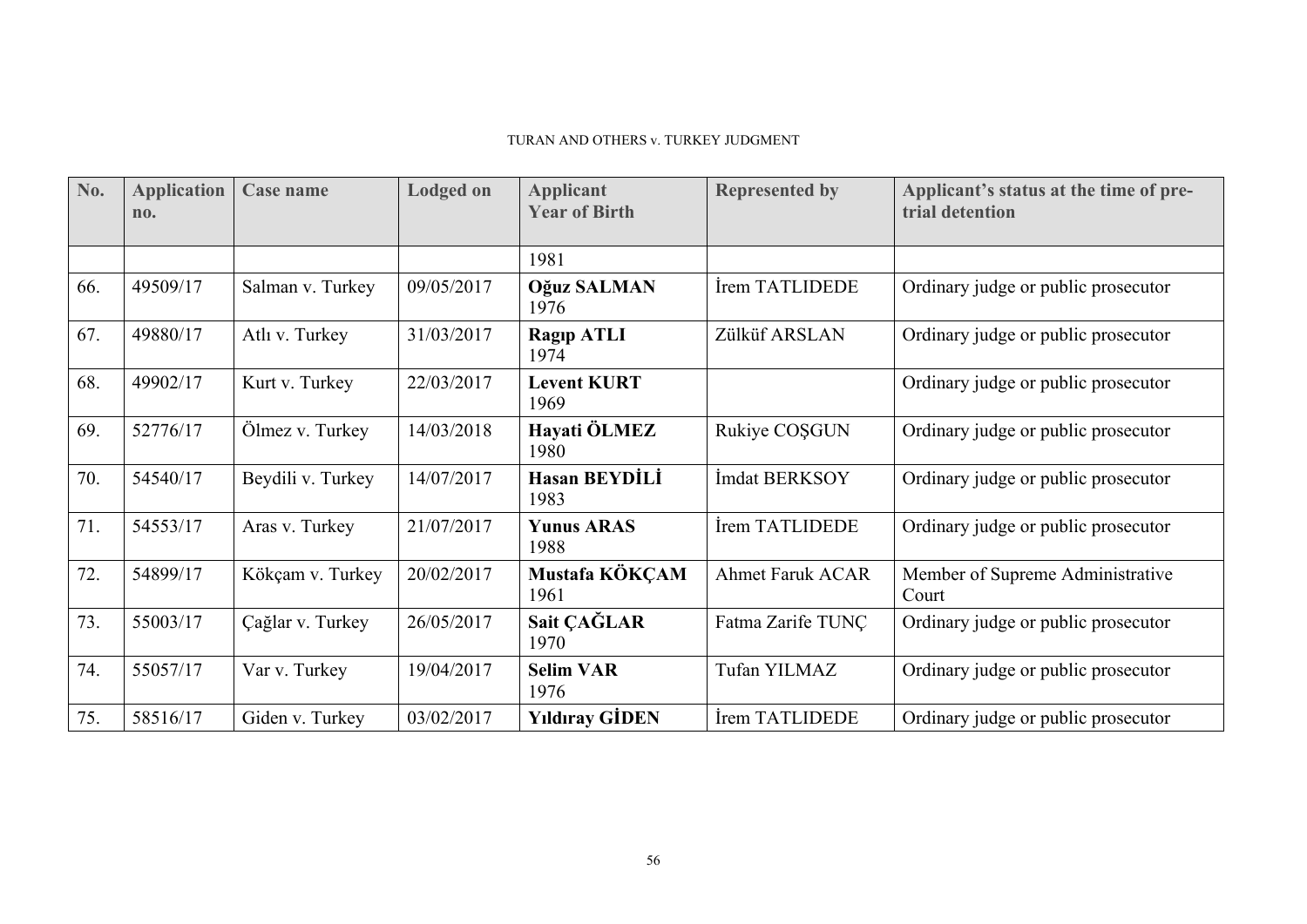| No. | Application no. | Case name | Lodged on | Applicant Year of Birth | Represented by | Applicant's status at the time of pre-trial detention |
|---|---|---|---|---|---|---|
| | | | | 1981 | | |
| 66. | 49509/17 | Salman v. Turkey | 09/05/2017 | **Oğuz SALMAN** 1976 | İrem TATLIDEDE | Ordinary judge or public prosecutor |
| 67. | 49880/17 | Atlı v. Turkey | 31/03/2017 | **Ragıp ATLI** 1974 | Zülküf ARSLAN | Ordinary judge or public prosecutor |
| 68. | 49902/17 | Kurt v. Turkey | 22/03/2017 | **Levent KURT** 1969 | | Ordinary judge or public prosecutor |
| 69. | 52776/17 | Ölmez v. Turkey | 14/03/2018 | **Hayati ÖLMEZ** 1980 | Rukiye COŞGUN | Ordinary judge or public prosecutor |
| 70. | 54540/17 | Beydili v. Turkey | 14/07/2017 | **Hasan BEYDİLİ** 1983 | İmdat BERKSOY | Ordinary judge or public prosecutor |
| 71. | 54553/17 | Aras v. Turkey | 21/07/2017 | **Yunus ARAS** 1988 | İrem TATLIDEDE | Ordinary judge or public prosecutor |
| 72. | 54899/17 | Kökçam v. Turkey | 20/02/2017 | **Mustafa KÖKÇAM** 1961 | Ahmet Faruk ACAR | Member of Supreme Administrative Court |
| 73. | 55003/17 | Çağlar v. Turkey | 26/05/2017 | **Sait ÇAĞLAR** 1970 | Fatma Zarife TUNÇ | Ordinary judge or public prosecutor |
| 74. | 55057/17 | Var v. Turkey | 19/04/2017 | **Selim VAR** 1976 | Tufan YILMAZ | Ordinary judge or public prosecutor |
| 75. | 58516/17 | Giden v. Turkey | 03/02/2017 | **Yıldıray GİDEN** | İrem TATLIDEDE | Ordinary judge or public prosecutor |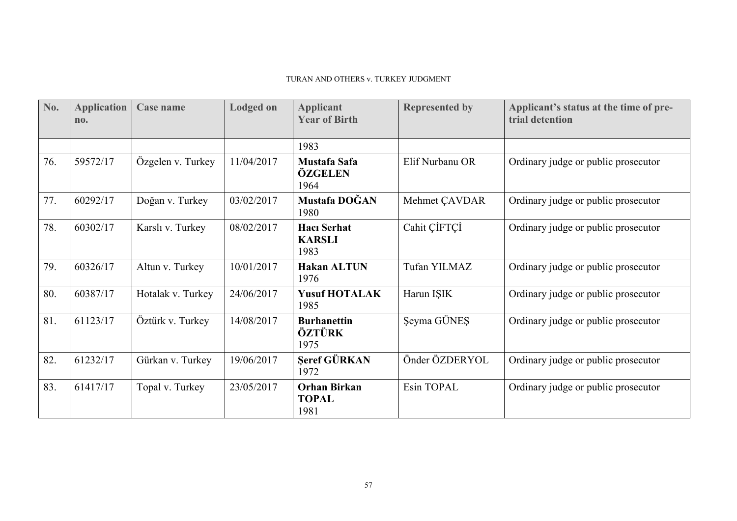| No. | Application no. | Case name | Lodged on | Applicant Year of Birth | Represented by | Applicant's status at the time of pre-trial detention |
|---|---|---|---|---|---|---|
| | | | | 1983 | | |
| 76. | 59572/17 | Özgelen v. Turkey | 11/04/2017 | **Mustafa Safa ÖZGELEN** 1964 | Elif Nurbanu OR | Ordinary judge or public prosecutor |
| 77. | 60292/17 | Doğan v. Turkey | 03/02/2017 | **Mustafa DOĞAN** 1980 | Mehmet ÇAVDAR | Ordinary judge or public prosecutor |
| 78. | 60302/17 | Karslı v. Turkey | 08/02/2017 | **Hacı Serhat KARSLI** 1983 | Cahit ÇİFTÇİ | Ordinary judge or public prosecutor |
| 79. | 60326/17 | Altun v. Turkey | 10/01/2017 | **Hakan ALTUN** 1976 | Tufan YILMAZ | Ordinary judge or public prosecutor |
| 80. | 60387/17 | Hotalak v. Turkey | 24/06/2017 | **Yusuf HOTALAK** 1985 | Harun IŞIK | Ordinary judge or public prosecutor |
| 81. | 61123/17 | Öztürk v. Turkey | 14/08/2017 | **Burhanettin ÖZTÜRK** 1975 | Şeyma GÜNEŞ | Ordinary judge or public prosecutor |
| 82. | 61232/17 | Gürkan v. Turkey | 19/06/2017 | **Şeref GÜRKAN** 1972 | Önder ÖZDERYOL | Ordinary judge or public prosecutor |
| 83. | 61417/17 | Topal v. Turkey | 23/05/2017 | **Orhan Birkan TOPAL** 1981 | Esin TOPAL | Ordinary judge or public prosecutor |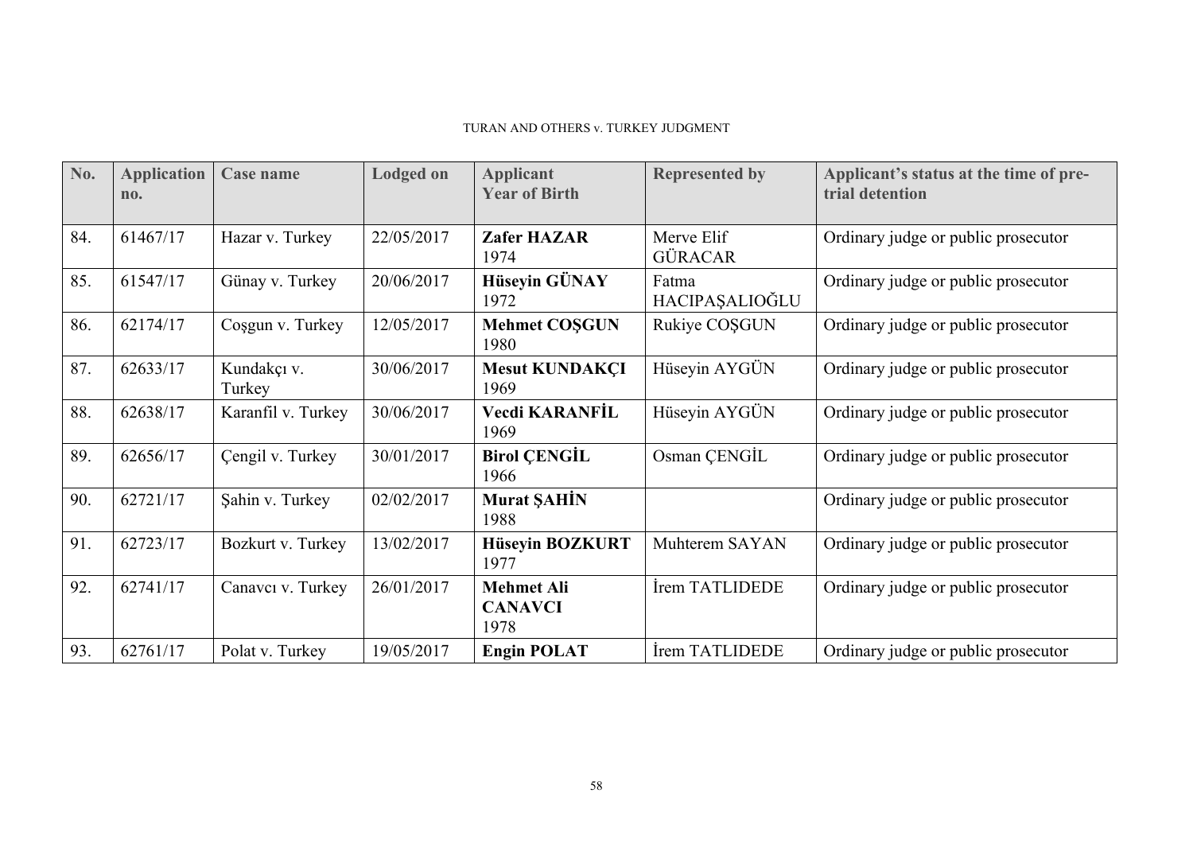| No. | Application no. | Case name | Lodged on | Applicant Year of Birth | Represented by | Applicant's status at the time of pre-trial detention |
|---|---|---|---|---|---|---|
| 84. | 61467/17 | Hazar v. Turkey | 22/05/2017 | **Zafer HAZAR** 1974 | Merve Elif GÜRACAR | Ordinary judge or public prosecutor |
| 85. | 61547/17 | Günay v. Turkey | 20/06/2017 | **Hüseyin GÜNAY** 1972 | Fatma HACIPAŞALIOĞLU | Ordinary judge or public prosecutor |
| 86. | 62174/17 | Coşgun v. Turkey | 12/05/2017 | **Mehmet COŞGUN** 1980 | Rukiye COŞGUN | Ordinary judge or public prosecutor |
| 87. | 62633/17 | Kundakçı v. Turkey | 30/06/2017 | **Mesut KUNDAKÇI** 1969 | Hüseyin AYGÜN | Ordinary judge or public prosecutor |
| 88. | 62638/17 | Karanfil v. Turkey | 30/06/2017 | **Vecdi KARANFİL** 1969 | Hüseyin AYGÜN | Ordinary judge or public prosecutor |
| 89. | 62656/17 | Çengil v. Turkey | 30/01/2017 | **Birol ÇENGİL** 1966 | Osman ÇENGİL | Ordinary judge or public prosecutor |
| 90. | 62721/17 | Şahin v. Turkey | 02/02/2017 | **Murat ŞAHİN** 1988 | | Ordinary judge or public prosecutor |
| 91. | 62723/17 | Bozkurt v. Turkey | 13/02/2017 | **Hüseyin BOZKURT** 1977 | Muhterem SAYAN | Ordinary judge or public prosecutor |
| 92. | 62741/17 | Canavcı v. Turkey | 26/01/2017 | **Mehmet Ali CANAVCI** 1978 | İrem TATLIDEDE | Ordinary judge or public prosecutor |
| 93. | 62761/17 | Polat v. Turkey | 19/05/2017 | **Engin POLAT** | İrem TATLIDEDE | Ordinary judge or public prosecutor |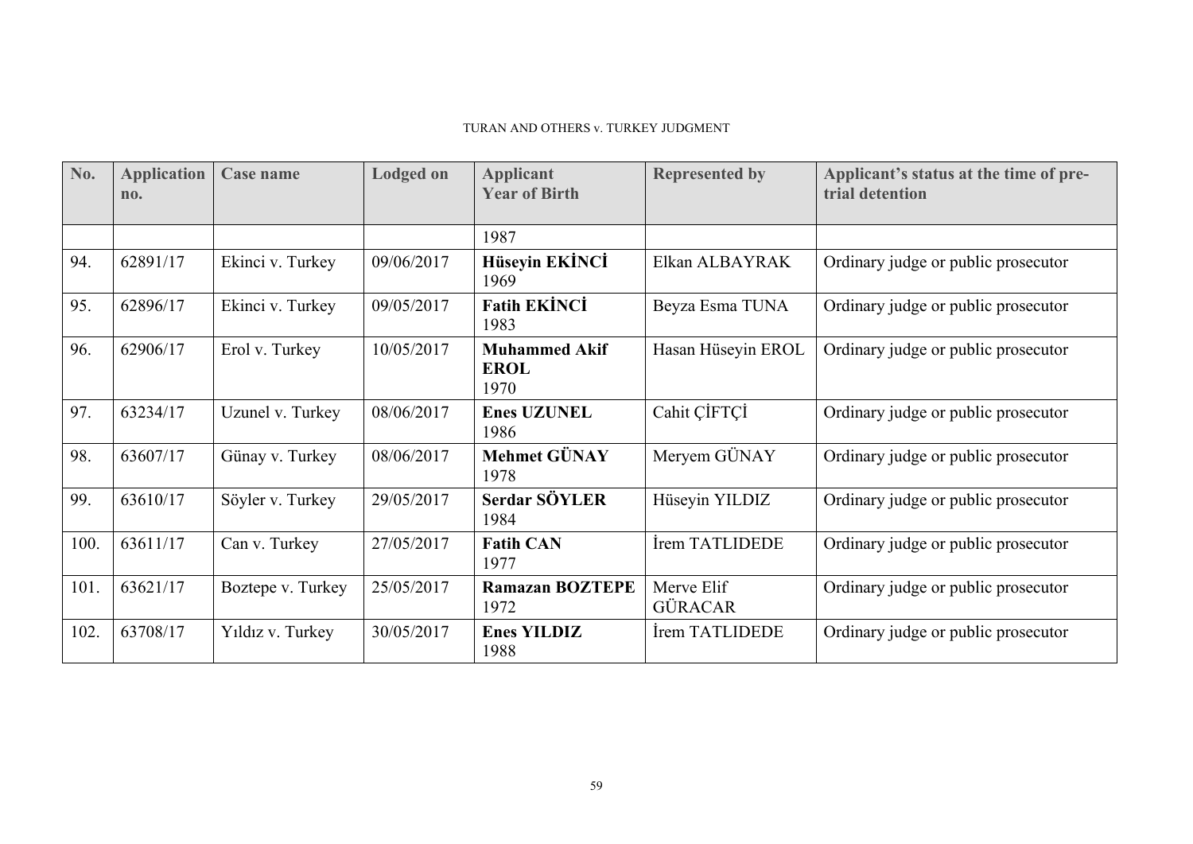| No. | Application no. | Case name | Lodged on | Applicant Year of Birth | Represented by | Applicant's status at the time of pre-trial detention |
|---|---|---|---|---|---|---|
| | | | | 1987 | | |
| 94. | 62891/17 | Ekinci v. Turkey | 09/06/2017 | **Hüseyin EKİNCİ** 1969 | Elkan ALBAYRAK | Ordinary judge or public prosecutor |
| 95. | 62896/17 | Ekinci v. Turkey | 09/05/2017 | **Fatih EKİNCİ** 1983 | Beyza Esma TUNA | Ordinary judge or public prosecutor |
| 96. | 62906/17 | Erol v. Turkey | 10/05/2017 | **Muhammed Akif EROL** 1970 | Hasan Hüseyin EROL | Ordinary judge or public prosecutor |
| 97. | 63234/17 | Uzunel v. Turkey | 08/06/2017 | **Enes UZUNEL** 1986 | Cahit ÇİFTÇİ | Ordinary judge or public prosecutor |
| 98. | 63607/17 | Günay v. Turkey | 08/06/2017 | **Mehmet GÜNAY** 1978 | Meryem GÜNAY | Ordinary judge or public prosecutor |
| 99. | 63610/17 | Söyler v. Turkey | 29/05/2017 | **Serdar SÖYLER** 1984 | Hüseyin YILDIZ | Ordinary judge or public prosecutor |
| 100. | 63611/17 | Can v. Turkey | 27/05/2017 | **Fatih CAN** 1977 | İrem TATLIDEDE | Ordinary judge or public prosecutor |
| 101. | 63621/17 | Boztepe v. Turkey | 25/05/2017 | **Ramazan BOZTEPE** 1972 | Merve Elif GÜRACAR | Ordinary judge or public prosecutor |
| 102. | 63708/17 | Yıldız v. Turkey | 30/05/2017 | **Enes YILDIZ** 1988 | İrem TATLIDEDE | Ordinary judge or public prosecutor |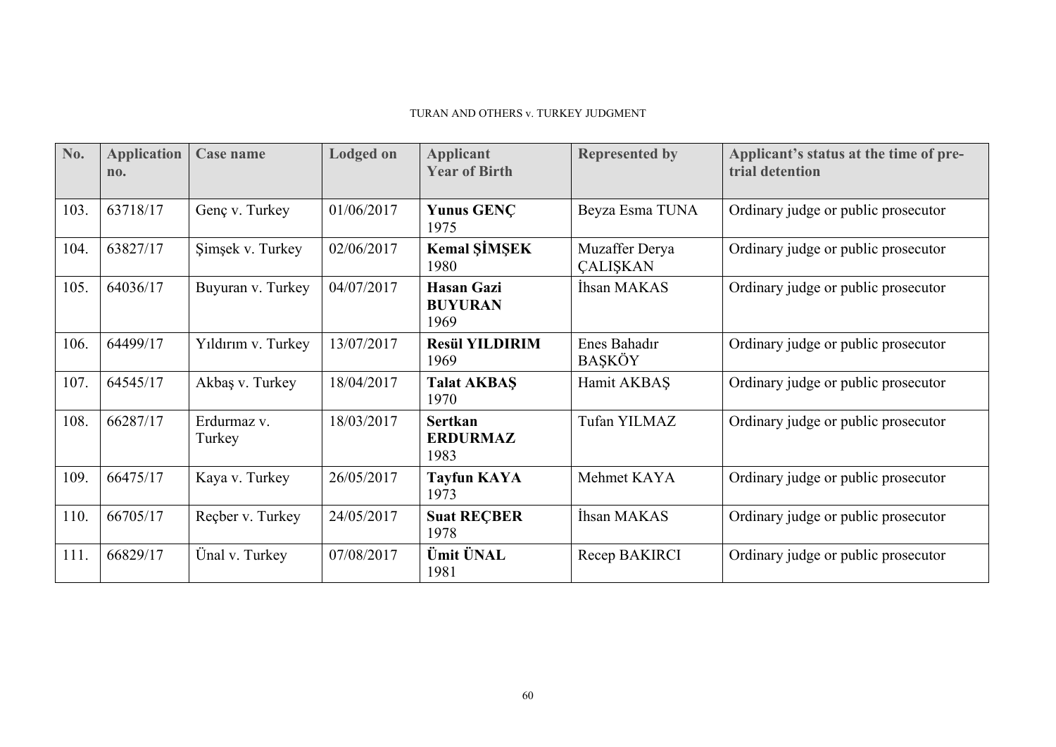| No. | Application no. | Case name | Lodged on | Applicant Year of Birth | Represented by | Applicant's status at the time of pre-trial detention |
|---|---|---|---|---|---|---|
| 103. | 63718/17 | Genç v. Turkey | 01/06/2017 | **Yunus GENÇ** 1975 | Beyza Esma TUNA | Ordinary judge or public prosecutor |
| 104. | 63827/17 | Şimşek v. Turkey | 02/06/2017 | **Kemal ŞİMŞEK** 1980 | Muzaffer Derya ÇALIŞKAN | Ordinary judge or public prosecutor |
| 105. | 64036/17 | Buyuran v. Turkey | 04/07/2017 | **Hasan Gazi BUYURAN** 1969 | İhsan MAKAS | Ordinary judge or public prosecutor |
| 106. | 64499/17 | Yıldırım v. Turkey | 13/07/2017 | **Resül YILDIRIM** 1969 | Enes Bahadır BAŞKÖY | Ordinary judge or public prosecutor |
| 107. | 64545/17 | Akbaş v. Turkey | 18/04/2017 | **Talat AKBAŞ** 1970 | Hamit AKBAŞ | Ordinary judge or public prosecutor |
| 108. | 66287/17 | Erdurmaz v. Turkey | 18/03/2017 | **Sertkan ERDURMAZ** 1983 | Tufan YILMAZ | Ordinary judge or public prosecutor |
| 109. | 66475/17 | Kaya v. Turkey | 26/05/2017 | **Tayfun KAYA** 1973 | Mehmet KAYA | Ordinary judge or public prosecutor |
| 110. | 66705/17 | Reçber v. Turkey | 24/05/2017 | **Suat REÇBER** 1978 | İhsan MAKAS | Ordinary judge or public prosecutor |
| 111. | 66829/17 | Ünal v. Turkey | 07/08/2017 | **Ümit ÜNAL** 1981 | Recep BAKIRCI | Ordinary judge or public prosecutor |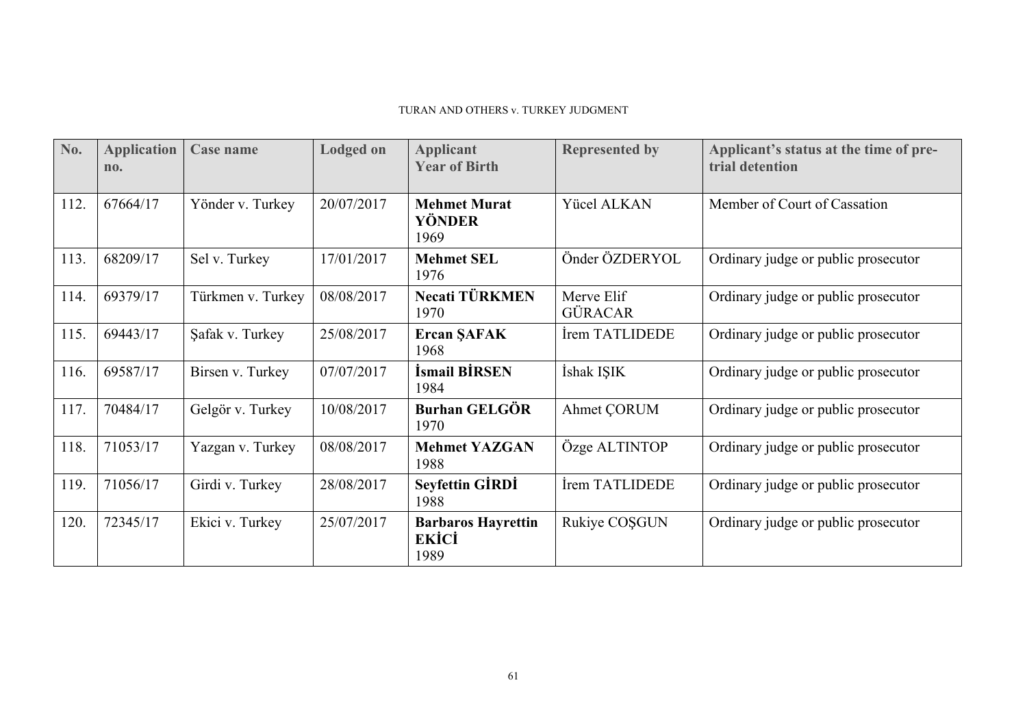| No. | Application no. | Case name | Lodged on | Applicant<br>Year of Birth | Represented by | Applicant's status at the time of pre-trial detention |
|---|---|---|---|---|---|---|
| 112. | 67664/17 | Yönder v. Turkey | 20/07/2017 | **Mehmet Murat YÖNDER**<br>1969 | Yücel ALKAN | Member of Court of Cassation |
| 113. | 68209/17 | Sel v. Turkey | 17/01/2017 | **Mehmet SEL**<br>1976 | Önder ÖZDERYOL | Ordinary judge or public prosecutor |
| 114. | 69379/17 | Türkmen v. Turkey | 08/08/2017 | **Necati TÜRKMEN**<br>1970 | Merve Elif GÜRACAR | Ordinary judge or public prosecutor |
| 115. | 69443/17 | Şafak v. Turkey | 25/08/2017 | **Ercan ŞAFAK**<br>1968 | İrem TATLIDEDE | Ordinary judge or public prosecutor |
| 116. | 69587/17 | Birsen v. Turkey | 07/07/2017 | **İsmail BİRSEN**<br>1984 | İshak IŞIK | Ordinary judge or public prosecutor |
| 117. | 70484/17 | Gelgör v. Turkey | 10/08/2017 | **Burhan GELGÖR**<br>1970 | Ahmet ÇORUM | Ordinary judge or public prosecutor |
| 118. | 71053/17 | Yazgan v. Turkey | 08/08/2017 | **Mehmet YAZGAN**<br>1988 | Özge ALTINTOP | Ordinary judge or public prosecutor |
| 119. | 71056/17 | Girdi v. Turkey | 28/08/2017 | **Seyfettin GİRDİ**<br>1988 | İrem TATLIDEDE | Ordinary judge or public prosecutor |
| 120. | 72345/17 | Ekici v. Turkey | 25/07/2017 | **Barbaros Hayrettin EKİCİ**<br>1989 | Rukiye COŞGUN | Ordinary judge or public prosecutor |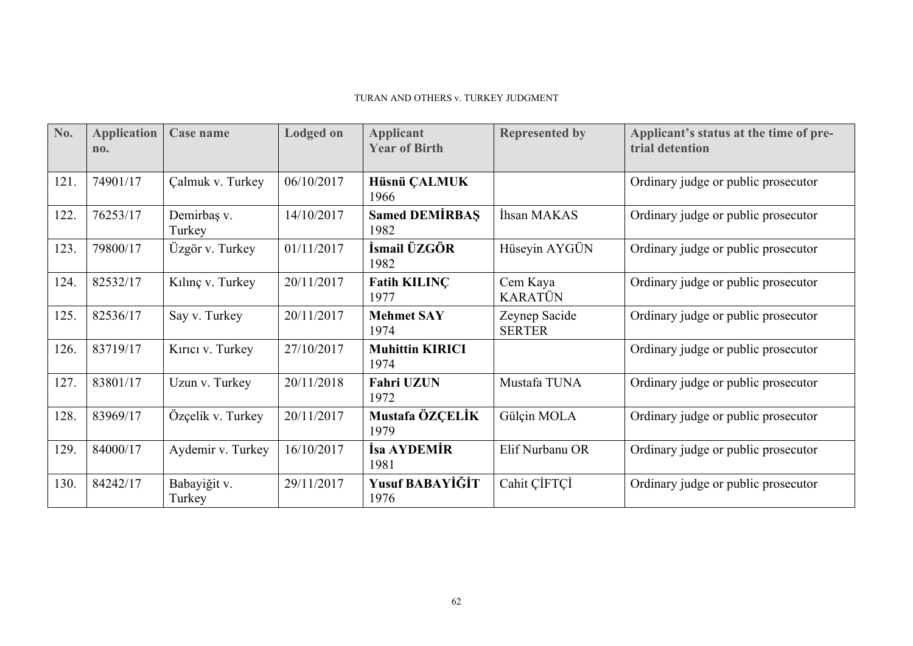| No. | Application no. | Case name | Lodged on | Applicant Year of Birth | Represented by | Applicant's status at the time of pre-trial detention |
|---|---|---|---|---|---|---|
| 121. | 74901/17 | Çalmuk v. Turkey | 06/10/2017 | **Hüsnü ÇALMUK** 1966 | | Ordinary judge or public prosecutor |
| 122. | 76253/17 | Demirbaş v. Turkey | 14/10/2017 | **Samed DEMİRBAŞ** 1982 | İhsan MAKAS | Ordinary judge or public prosecutor |
| 123. | 79800/17 | Üzgör v. Turkey | 01/11/2017 | **İsmail ÜZGÖR** 1982 | Hüseyin AYGÜN | Ordinary judge or public prosecutor |
| 124. | 82532/17 | Kılınç v. Turkey | 20/11/2017 | **Fatih KILINÇ** 1977 | Cem Kaya KARATÜN | Ordinary judge or public prosecutor |
| 125. | 82536/17 | Say v. Turkey | 20/11/2017 | **Mehmet SAY** 1974 | Zeynep Sacide SERTER | Ordinary judge or public prosecutor |
| 126. | 83719/17 | Kırıcı v. Turkey | 27/10/2017 | **Muhittin KIRICI** 1974 | | Ordinary judge or public prosecutor |
| 127. | 83801/17 | Uzun v. Turkey | 20/11/2018 | **Fahri UZUN** 1972 | Mustafa TUNA | Ordinary judge or public prosecutor |
| 128. | 83969/17 | Özçelik v. Turkey | 20/11/2017 | **Mustafa ÖZÇELİK** 1979 | Gülçin MOLA | Ordinary judge or public prosecutor |
| 129. | 84000/17 | Aydemir v. Turkey | 16/10/2017 | **İsa AYDEMİR** 1981 | Elif Nurbanu OR | Ordinary judge or public prosecutor |
| 130. | 84242/17 | Babayiğit v. Turkey | 29/11/2017 | **Yusuf BABAYİĞİT** 1976 | Cahit ÇİFTÇİ | Ordinary judge or public prosecutor |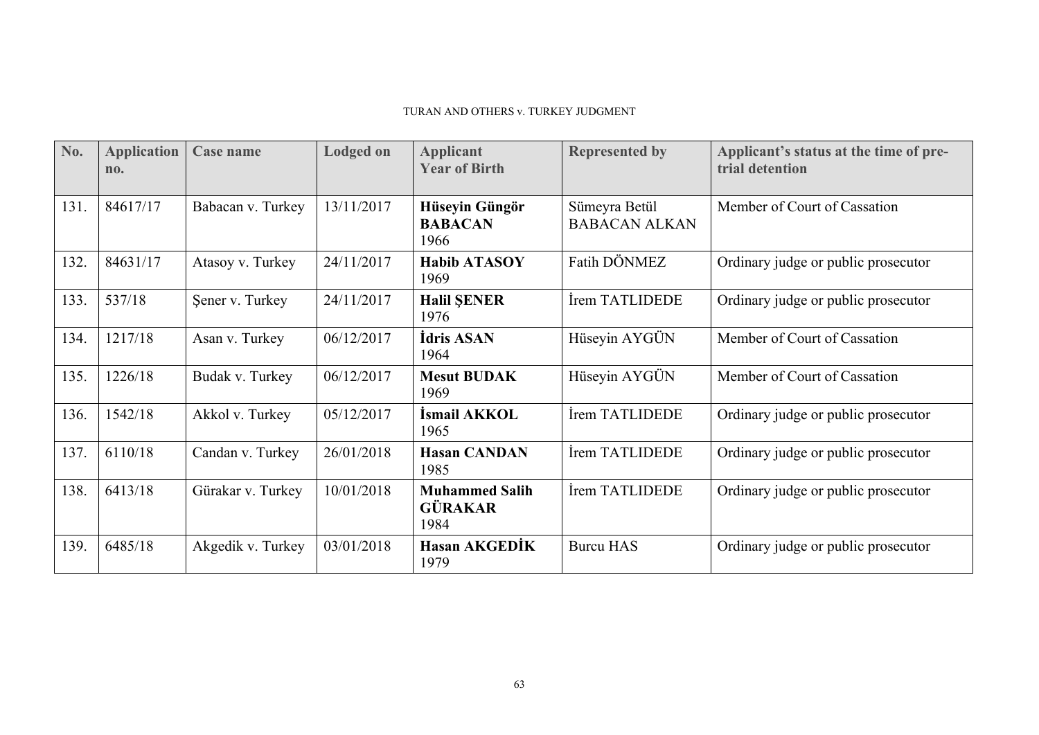| No. | Application no. | Case name | Lodged on | Applicant Year of Birth | Represented by | Applicant's status at the time of pre-trial detention |
|---|---|---|---|---|---|---|
| 131. | 84617/17 | Babacan v. Turkey | 13/11/2017 | **Hüseyin Güngör BABACAN** 1966 | Sümeyra Betül BABACAN ALKAN | Member of Court of Cassation |
| 132. | 84631/17 | Atasoy v. Turkey | 24/11/2017 | **Habib ATASOY** 1969 | Fatih DÖNMEZ | Ordinary judge or public prosecutor |
| 133. | 537/18 | Şener v. Turkey | 24/11/2017 | **Halil ŞENER** 1976 | İrem TATLIDEDE | Ordinary judge or public prosecutor |
| 134. | 1217/18 | Asan v. Turkey | 06/12/2017 | **İdris ASAN** 1964 | Hüseyin AYGÜN | Member of Court of Cassation |
| 135. | 1226/18 | Budak v. Turkey | 06/12/2017 | **Mesut BUDAK** 1969 | Hüseyin AYGÜN | Member of Court of Cassation |
| 136. | 1542/18 | Akkol v. Turkey | 05/12/2017 | **İsmail AKKOL** 1965 | İrem TATLIDEDE | Ordinary judge or public prosecutor |
| 137. | 6110/18 | Candan v. Turkey | 26/01/2018 | **Hasan CANDAN** 1985 | İrem TATLIDEDE | Ordinary judge or public prosecutor |
| 138. | 6413/18 | Gürakar v. Turkey | 10/01/2018 | **Muhammed Salih GÜRAKAR** 1984 | İrem TATLIDEDE | Ordinary judge or public prosecutor |
| 139. | 6485/18 | Akgedik v. Turkey | 03/01/2018 | **Hasan AKGEDİK** 1979 | Burcu HAS | Ordinary judge or public prosecutor |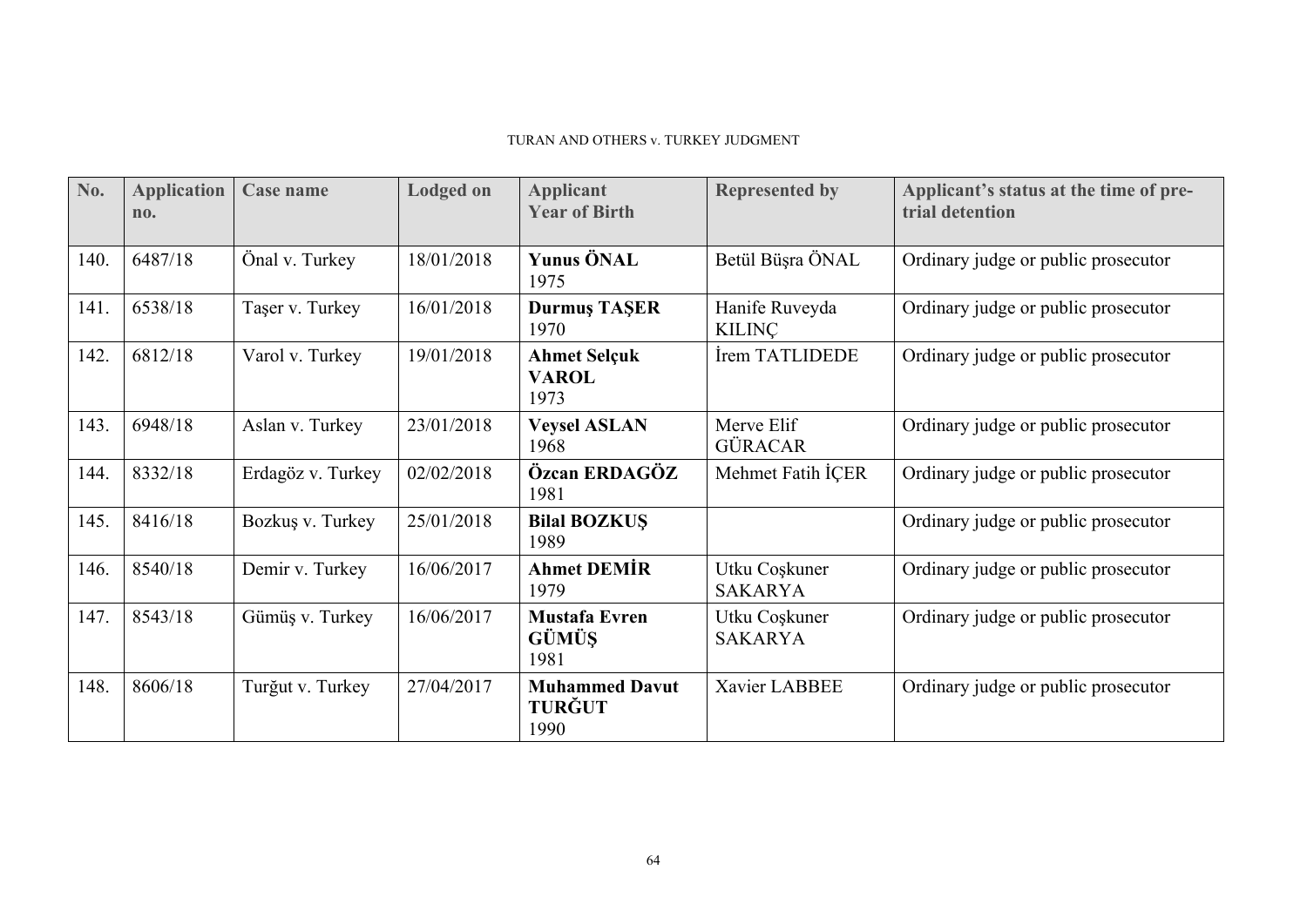| No. | Application no. | Case name | Lodged on | Applicant Year of Birth | Represented by | Applicant's status at the time of pre-trial detention |
|---|---|---|---|---|---|---|
| 140. | 6487/18 | Önal v. Turkey | 18/01/2018 | **Yunus ÖNAL** 1975 | Betül Büşra ÖNAL | Ordinary judge or public prosecutor |
| 141. | 6538/18 | Taşer v. Turkey | 16/01/2018 | **Durmuş TAŞER** 1970 | Hanife Ruveyda KILINÇ | Ordinary judge or public prosecutor |
| 142. | 6812/18 | Varol v. Turkey | 19/01/2018 | **Ahmet Selçuk VAROL** 1973 | İrem TATLIDEDE | Ordinary judge or public prosecutor |
| 143. | 6948/18 | Aslan v. Turkey | 23/01/2018 | **Veysel ASLAN** 1968 | Merve Elif GÜRACAR | Ordinary judge or public prosecutor |
| 144. | 8332/18 | Erdagöz v. Turkey | 02/02/2018 | **Özcan ERDAGÖZ** 1981 | Mehmet Fatih İÇER | Ordinary judge or public prosecutor |
| 145. | 8416/18 | Bozkuş v. Turkey | 25/01/2018 | **Bilal BOZKUŞ** 1989 | | Ordinary judge or public prosecutor |
| 146. | 8540/18 | Demir v. Turkey | 16/06/2017 | **Ahmet DEMİR** 1979 | Utku Coşkuner SAKARYA | Ordinary judge or public prosecutor |
| 147. | 8543/18 | Gümüş v. Turkey | 16/06/2017 | **Mustafa Evren GÜMÜŞ** 1981 | Utku Coşkuner SAKARYA | Ordinary judge or public prosecutor |
| 148. | 8606/18 | Turğut v. Turkey | 27/04/2017 | **Muhammed Davut TURĞUT** 1990 | Xavier LABBEE | Ordinary judge or public prosecutor |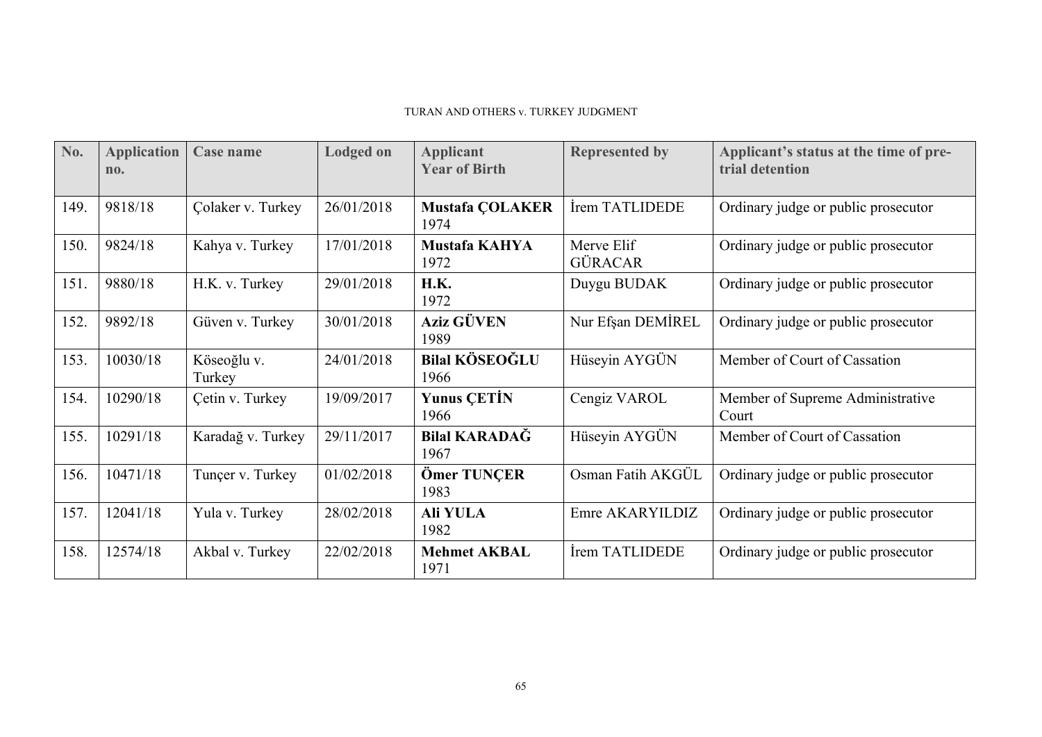| No. | Application no. | Case name | Lodged on | Applicant Year of Birth | Represented by | Applicant's status at the time of pre-trial detention |
|---|---|---|---|---|---|---|
| 149. | 9818/18 | Çolaker v. Turkey | 26/01/2018 | **Mustafa ÇOLAKER** 1974 | İrem TATLIDEDE | Ordinary judge or public prosecutor |
| 150. | 9824/18 | Kahya v. Turkey | 17/01/2018 | **Mustafa KAHYA** 1972 | Merve Elif GÜRACAR | Ordinary judge or public prosecutor |
| 151. | 9880/18 | H.K. v. Turkey | 29/01/2018 | **H.K.** 1972 | Duygu BUDAK | Ordinary judge or public prosecutor |
| 152. | 9892/18 | Güven v. Turkey | 30/01/2018 | **Aziz GÜVEN** 1989 | Nur Efşan DEMİREL | Ordinary judge or public prosecutor |
| 153. | 10030/18 | Köseoğlu v. Turkey | 24/01/2018 | **Bilal KÖSEOĞLU** 1966 | Hüseyin AYGÜN | Member of Court of Cassation |
| 154. | 10290/18 | Çetin v. Turkey | 19/09/2017 | **Yunus ÇETİN** 1966 | Cengiz VAROL | Member of Supreme Administrative Court |
| 155. | 10291/18 | Karadağ v. Turkey | 29/11/2017 | **Bilal KARADAĞ** 1967 | Hüseyin AYGÜN | Member of Court of Cassation |
| 156. | 10471/18 | Tunçer v. Turkey | 01/02/2018 | **Ömer TUNÇER** 1983 | Osman Fatih AKGÜL | Ordinary judge or public prosecutor |
| 157. | 12041/18 | Yula v. Turkey | 28/02/2018 | **Ali YULA** 1982 | Emre AKARYILDIZ | Ordinary judge or public prosecutor |
| 158. | 12574/18 | Akbal v. Turkey | 22/02/2018 | **Mehmet AKBAL** 1971 | İrem TATLIDEDE | Ordinary judge or public prosecutor |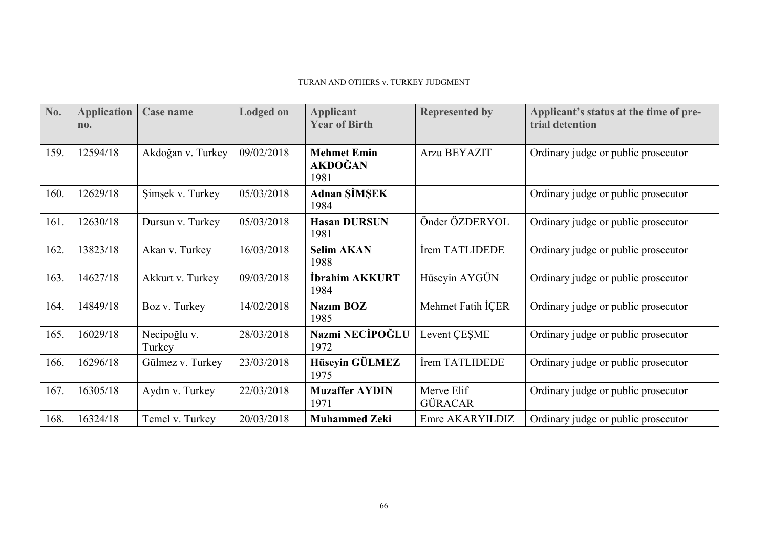| No. | Application no. | Case name | Lodged on | Applicant Year of Birth | Represented by | Applicant's status at the time of pre-trial detention |
|---|---|---|---|---|---|---|
| 159. | 12594/18 | Akdoğan v. Turkey | 09/02/2018 | **Mehmet Emin AKDOĞAN** 1981 | Arzu BEYAZIT | Ordinary judge or public prosecutor |
| 160. | 12629/18 | Şimşek v. Turkey | 05/03/2018 | **Adnan ŞİMŞEK** 1984 | | Ordinary judge or public prosecutor |
| 161. | 12630/18 | Dursun v. Turkey | 05/03/2018 | **Hasan DURSUN** 1981 | Önder ÖZDERYOL | Ordinary judge or public prosecutor |
| 162. | 13823/18 | Akan v. Turkey | 16/03/2018 | **Selim AKAN** 1988 | İrem TATLIDEDE | Ordinary judge or public prosecutor |
| 163. | 14627/18 | Akkurt v. Turkey | 09/03/2018 | **İbrahim AKKURT** 1984 | Hüseyin AYGÜN | Ordinary judge or public prosecutor |
| 164. | 14849/18 | Boz v. Turkey | 14/02/2018 | **Nazım BOZ** 1985 | Mehmet Fatih İÇER | Ordinary judge or public prosecutor |
| 165. | 16029/18 | Necipoğlu v. Turkey | 28/03/2018 | **Nazmi NECİPOĞLU** 1972 | Levent ÇEŞME | Ordinary judge or public prosecutor |
| 166. | 16296/18 | Gülmez v. Turkey | 23/03/2018 | **Hüseyin GÜLMEZ** 1975 | İrem TATLIDEDE | Ordinary judge or public prosecutor |
| 167. | 16305/18 | Aydın v. Turkey | 22/03/2018 | **Muzaffer AYDIN** 1971 | Merve Elif GÜRACAR | Ordinary judge or public prosecutor |
| 168. | 16324/18 | Temel v. Turkey | 20/03/2018 | **Muhammed Zeki** | Emre AKARYILDIZ | Ordinary judge or public prosecutor |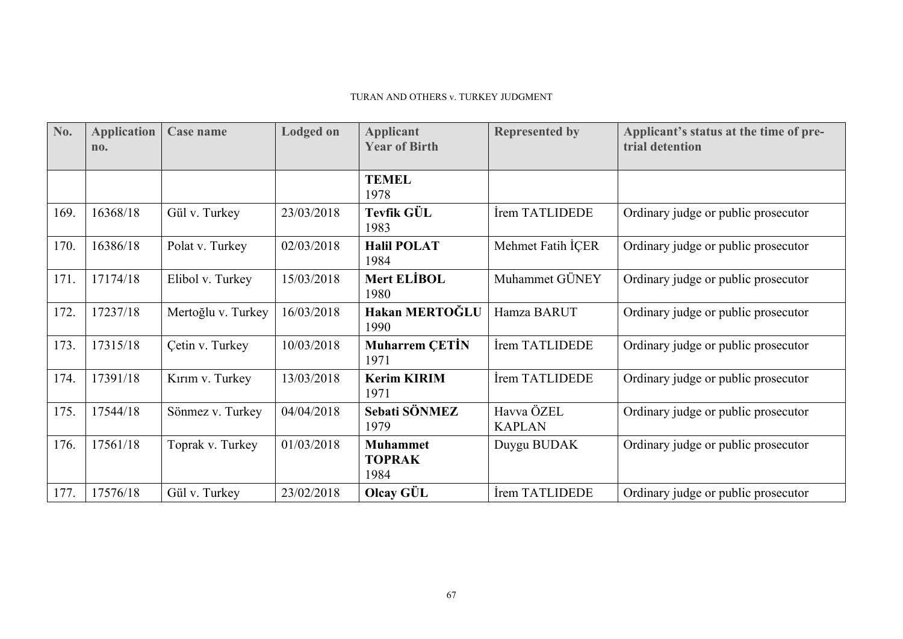| No. | Application no. | Case name | Lodged on | Applicant Year of Birth | Represented by | Applicant's status at the time of pre-trial detention |
|---|---|---|---|---|---|---|
| | | | | **TEMEL** 1978 | | |
| 169. | 16368/18 | Gül v. Turkey | 23/03/2018 | **Tevfik GÜL** 1983 | İrem TATLIDEDE | Ordinary judge or public prosecutor |
| 170. | 16386/18 | Polat v. Turkey | 02/03/2018 | **Halil POLAT** 1984 | Mehmet Fatih İÇER | Ordinary judge or public prosecutor |
| 171. | 17174/18 | Elibol v. Turkey | 15/03/2018 | **Mert ELİBOL** 1980 | Muhammet GÜNEY | Ordinary judge or public prosecutor |
| 172. | 17237/18 | Mertoğlu v. Turkey | 16/03/2018 | **Hakan MERTOĞLU** 1990 | Hamza BARUT | Ordinary judge or public prosecutor |
| 173. | 17315/18 | Çetin v. Turkey | 10/03/2018 | **Muharrem ÇETİN** 1971 | İrem TATLIDEDE | Ordinary judge or public prosecutor |
| 174. | 17391/18 | Kırım v. Turkey | 13/03/2018 | **Kerim KIRIM** 1971 | İrem TATLIDEDE | Ordinary judge or public prosecutor |
| 175. | 17544/18 | Sönmez v. Turkey | 04/04/2018 | **Sebati SÖNMEZ** 1979 | Havva ÖZEL KAPLAN | Ordinary judge or public prosecutor |
| 176. | 17561/18 | Toprak v. Turkey | 01/03/2018 | **Muhammet TOPRAK** 1984 | Duygu BUDAK | Ordinary judge or public prosecutor |
| 177. | 17576/18 | Gül v. Turkey | 23/02/2018 | **Olcay GÜL** | İrem TATLIDEDE | Ordinary judge or public prosecutor |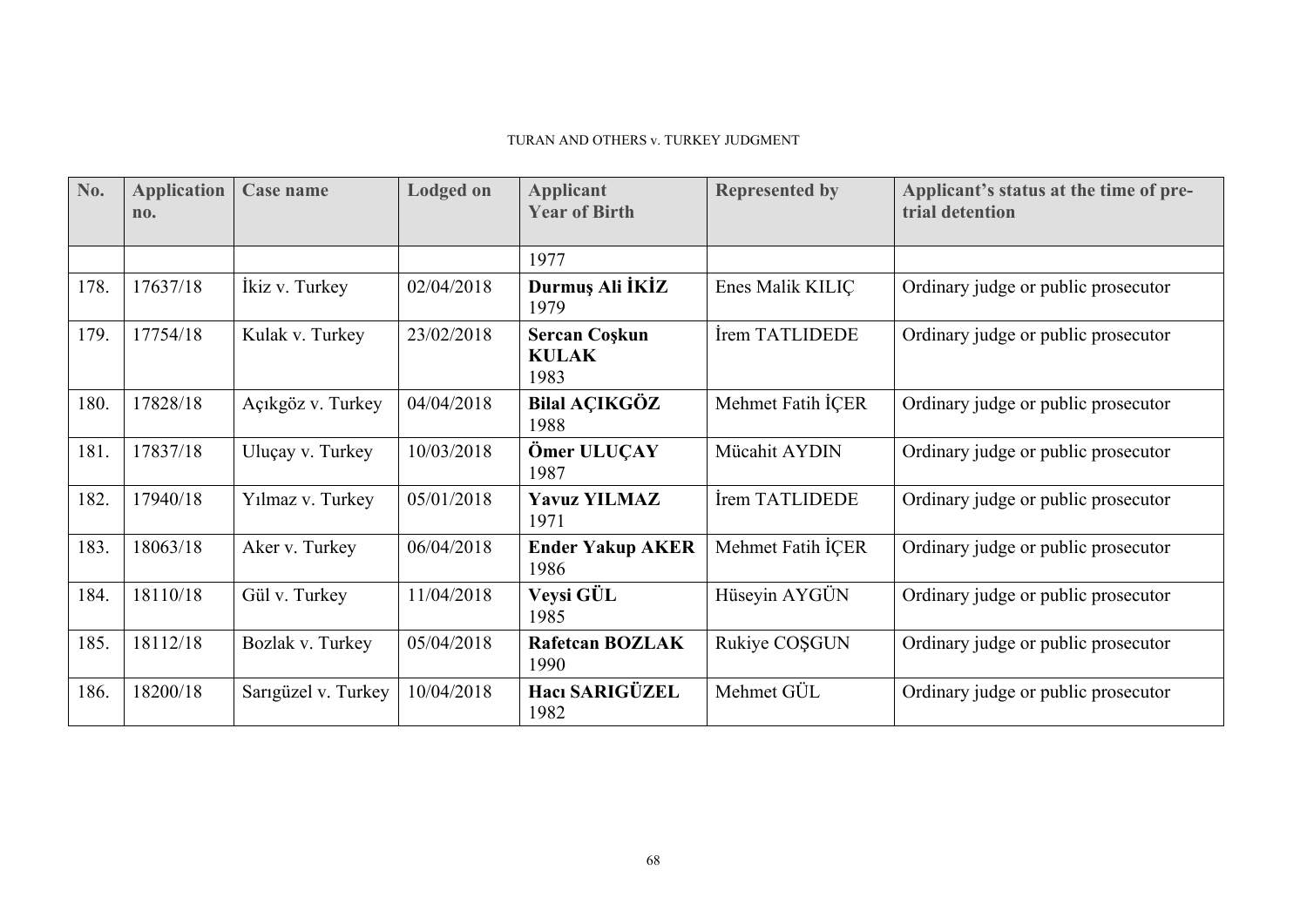| No. | Application no. | Case name | Lodged on | Applicant Year of Birth | Represented by | Applicant's status at the time of pre-trial detention |
|---|---|---|---|---|---|---|
| | | | | 1977 | | |
| 178. | 17637/18 | İkiz v. Turkey | 02/04/2018 | **Durmuş Ali İKİZ** 1979 | Enes Malik KILIÇ | Ordinary judge or public prosecutor |
| 179. | 17754/18 | Kulak v. Turkey | 23/02/2018 | **Sercan Coşkun KULAK** 1983 | İrem TATLIDEDE | Ordinary judge or public prosecutor |
| 180. | 17828/18 | Açıkgöz v. Turkey | 04/04/2018 | **Bilal AÇIKGÖZ** 1988 | Mehmet Fatih İÇER | Ordinary judge or public prosecutor |
| 181. | 17837/18 | Uluçay v. Turkey | 10/03/2018 | **Ömer ULUÇAY** 1987 | Mücahit AYDIN | Ordinary judge or public prosecutor |
| 182. | 17940/18 | Yılmaz v. Turkey | 05/01/2018 | **Yavuz YILMAZ** 1971 | İrem TATLIDEDE | Ordinary judge or public prosecutor |
| 183. | 18063/18 | Aker v. Turkey | 06/04/2018 | **Ender Yakup AKER** 1986 | Mehmet Fatih İÇER | Ordinary judge or public prosecutor |
| 184. | 18110/18 | Gül v. Turkey | 11/04/2018 | **Veysi GÜL** 1985 | Hüseyin AYGÜN | Ordinary judge or public prosecutor |
| 185. | 18112/18 | Bozlak v. Turkey | 05/04/2018 | **Rafetcan BOZLAK** 1990 | Rukiye COŞGUN | Ordinary judge or public prosecutor |
| 186. | 18200/18 | Sarıgüzel v. Turkey | 10/04/2018 | **Hacı SARIGÜZEL** 1982 | Mehmet GÜL | Ordinary judge or public prosecutor |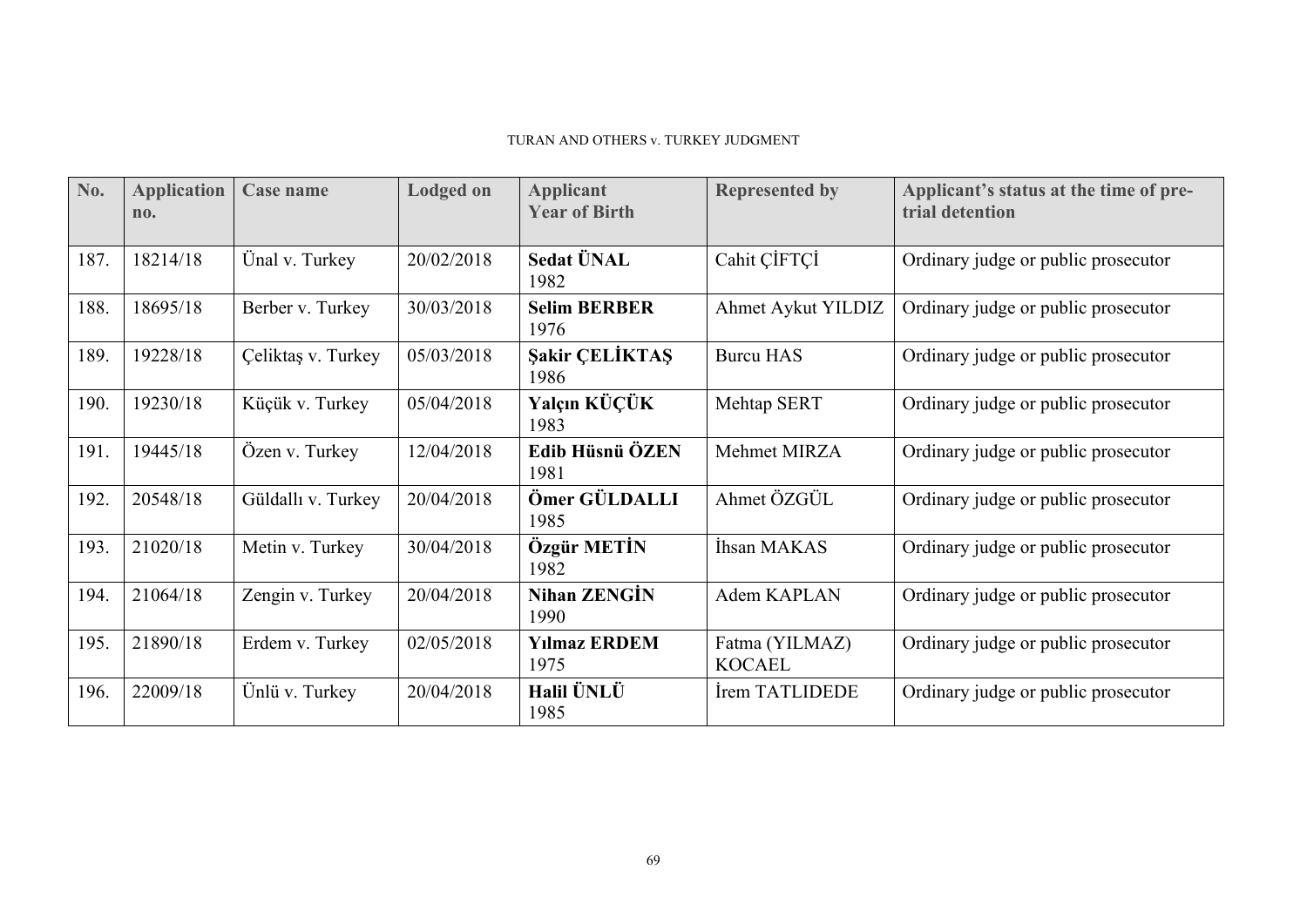| No. | Application no. | Case name | Lodged on | Applicant Year of Birth | Represented by | Applicant's status at the time of pre-trial detention |
|---|---|---|---|---|---|---|
| 187. | 18214/18 | Ünal v. Turkey | 20/02/2018 | **Sedat ÜNAL** 1982 | Cahit ÇİFTÇİ | Ordinary judge or public prosecutor |
| 188. | 18695/18 | Berber v. Turkey | 30/03/2018 | **Selim BERBER** 1976 | Ahmet Aykut YILDIZ | Ordinary judge or public prosecutor |
| 189. | 19228/18 | Çeliktaş v. Turkey | 05/03/2018 | **Şakir ÇELİKTAŞ** 1986 | Burcu HAS | Ordinary judge or public prosecutor |
| 190. | 19230/18 | Küçük v. Turkey | 05/04/2018 | **Yalçın KÜÇÜK** 1983 | Mehtap SERT | Ordinary judge or public prosecutor |
| 191. | 19445/18 | Özen v. Turkey | 12/04/2018 | **Edib Hüsnü ÖZEN** 1981 | Mehmet MIRZA | Ordinary judge or public prosecutor |
| 192. | 20548/18 | Güldallı v. Turkey | 20/04/2018 | **Ömer GÜLDALLI** 1985 | Ahmet ÖZGÜL | Ordinary judge or public prosecutor |
| 193. | 21020/18 | Metin v. Turkey | 30/04/2018 | **Özgür METİN** 1982 | İhsan MAKAS | Ordinary judge or public prosecutor |
| 194. | 21064/18 | Zengin v. Turkey | 20/04/2018 | **Nihan ZENGİN** 1990 | Adem KAPLAN | Ordinary judge or public prosecutor |
| 195. | 21890/18 | Erdem v. Turkey | 02/05/2018 | **Yılmaz ERDEM** 1975 | Fatma (YILMAZ) KOCAEL | Ordinary judge or public prosecutor |
| 196. | 22009/18 | Ünlü v. Turkey | 20/04/2018 | **Halil ÜNLÜ** 1985 | İrem TATLIDEDE | Ordinary judge or public prosecutor |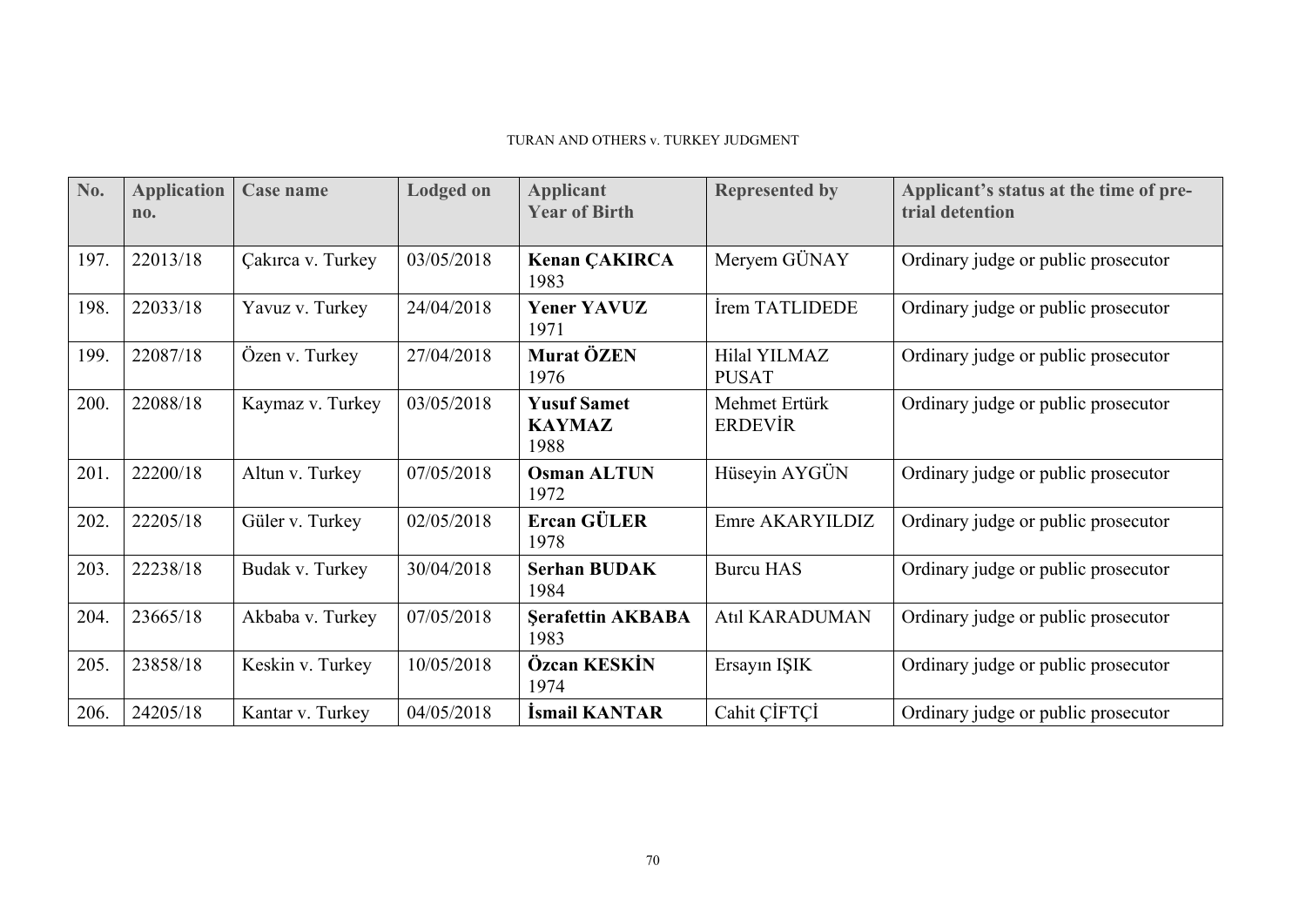| No. | Application no. | Case name | Lodged on | Applicant Year of Birth | Represented by | Applicant's status at the time of pre-trial detention |
|---|---|---|---|---|---|---|
| 197. | 22013/18 | Çakırca v. Turkey | 03/05/2018 | **Kenan ÇAKIRCA** 1983 | Meryem GÜNAY | Ordinary judge or public prosecutor |
| 198. | 22033/18 | Yavuz v. Turkey | 24/04/2018 | **Yener YAVUZ** 1971 | İrem TATLIDEDE | Ordinary judge or public prosecutor |
| 199. | 22087/18 | Özen v. Turkey | 27/04/2018 | **Murat ÖZEN** 1976 | Hilal YILMAZ PUSAT | Ordinary judge or public prosecutor |
| 200. | 22088/18 | Kaymaz v. Turkey | 03/05/2018 | **Yusuf Samet KAYMAZ** 1988 | Mehmet Ertürk ERDEVİR | Ordinary judge or public prosecutor |
| 201. | 22200/18 | Altun v. Turkey | 07/05/2018 | **Osman ALTUN** 1972 | Hüseyin AYGÜN | Ordinary judge or public prosecutor |
| 202. | 22205/18 | Güler v. Turkey | 02/05/2018 | **Ercan GÜLER** 1978 | Emre AKARYILDIZ | Ordinary judge or public prosecutor |
| 203. | 22238/18 | Budak v. Turkey | 30/04/2018 | **Serhan BUDAK** 1984 | Burcu HAS | Ordinary judge or public prosecutor |
| 204. | 23665/18 | Akbaba v. Turkey | 07/05/2018 | **Şerafettin AKBABA** 1983 | Atıl KARADUMAN | Ordinary judge or public prosecutor |
| 205. | 23858/18 | Keskin v. Turkey | 10/05/2018 | **Özcan KESKİN** 1974 | Ersayın IŞIK | Ordinary judge or public prosecutor |
| 206. | 24205/18 | Kantar v. Turkey | 04/05/2018 | **İsmail KANTAR** | Cahit ÇİFTÇİ | Ordinary judge or public prosecutor |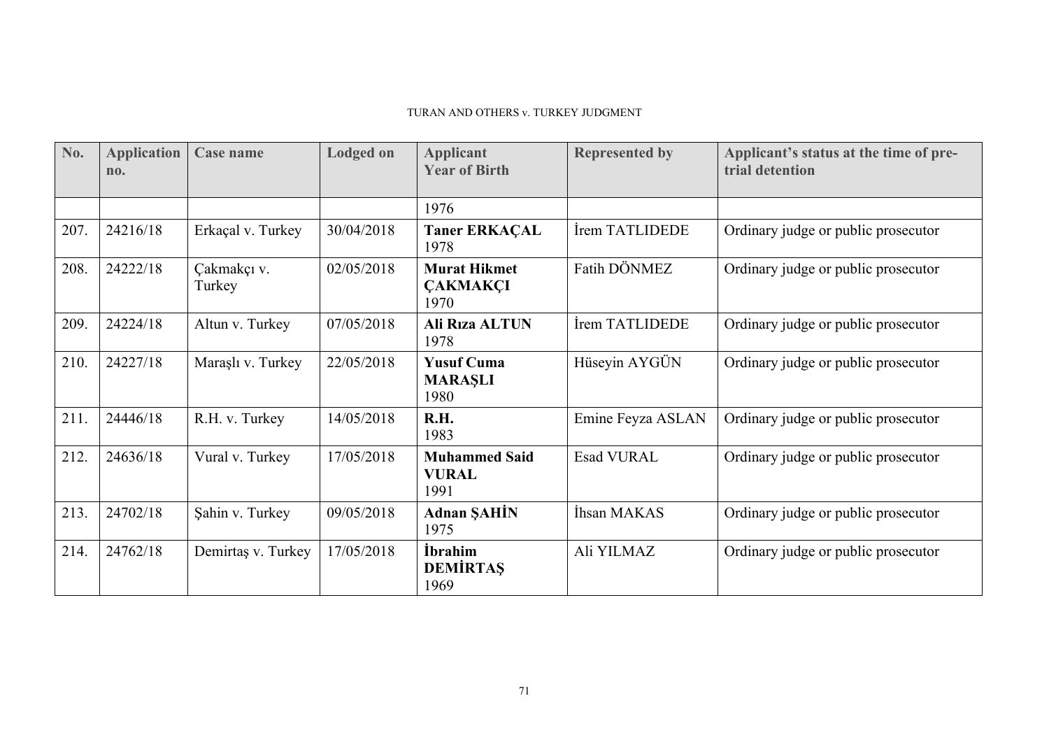| No. | Application no. | Case name | Lodged on | Applicant Year of Birth | Represented by | Applicant's status at the time of pre-trial detention |
|---|---|---|---|---|---|---|
| | | | | 1976 | | |
| 207. | 24216/18 | Erkaçal v. Turkey | 30/04/2018 | **Taner ERKAÇAL** 1978 | İrem TATLIDEDE | Ordinary judge or public prosecutor |
| 208. | 24222/18 | Çakmakçı v. Turkey | 02/05/2018 | **Murat Hikmet ÇAKMAKÇI** 1970 | Fatih DÖNMEZ | Ordinary judge or public prosecutor |
| 209. | 24224/18 | Altun v. Turkey | 07/05/2018 | **Ali Rıza ALTUN** 1978 | İrem TATLIDEDE | Ordinary judge or public prosecutor |
| 210. | 24227/18 | Maraşlı v. Turkey | 22/05/2018 | **Yusuf Cuma MARAŞLI** 1980 | Hüseyin AYGÜN | Ordinary judge or public prosecutor |
| 211. | 24446/18 | R.H. v. Turkey | 14/05/2018 | **R.H.** 1983 | Emine Feyza ASLAN | Ordinary judge or public prosecutor |
| 212. | 24636/18 | Vural v. Turkey | 17/05/2018 | **Muhammed Said VURAL** 1991 | Esad VURAL | Ordinary judge or public prosecutor |
| 213. | 24702/18 | Şahin v. Turkey | 09/05/2018 | **Adnan ŞAHİN** 1975 | İhsan MAKAS | Ordinary judge or public prosecutor |
| 214. | 24762/18 | Demirtaş v. Turkey | 17/05/2018 | **İbrahim DEMİRTAŞ** 1969 | Ali YILMAZ | Ordinary judge or public prosecutor |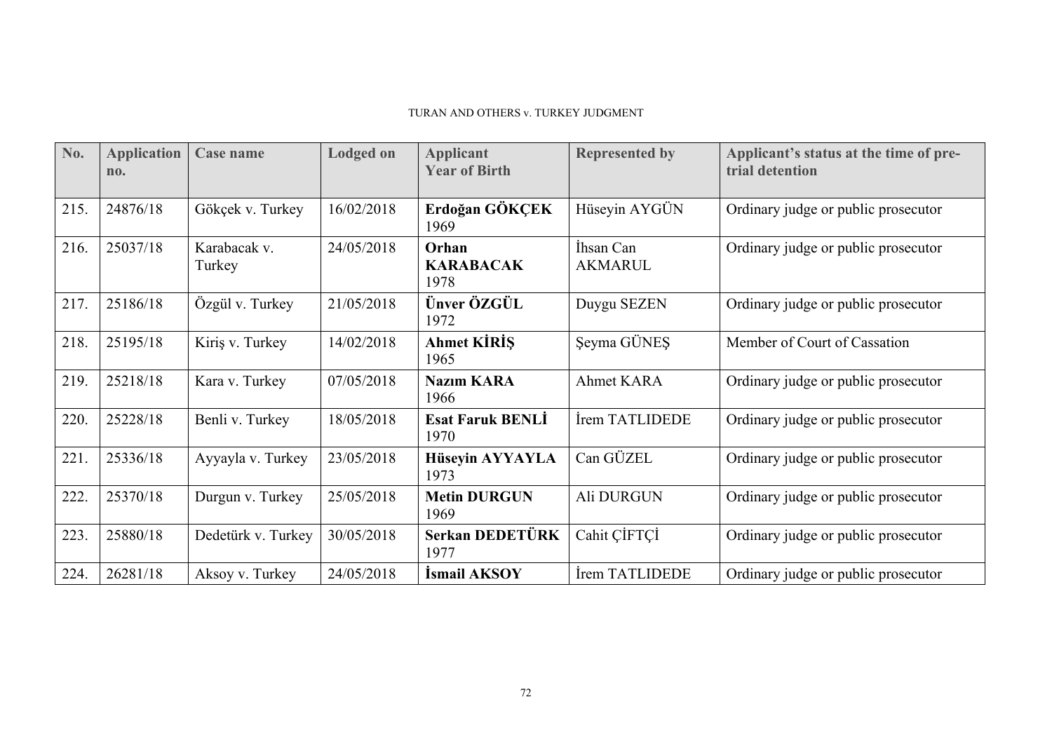| No. | Application no. | Case name | Lodged on | Applicant Year of Birth | Represented by | Applicant's status at the time of pre-trial detention |
|---|---|---|---|---|---|---|
| 215. | 24876/18 | Gökçek v. Turkey | 16/02/2018 | **Erdoğan GÖKÇEK** 1969 | Hüseyin AYGÜN | Ordinary judge or public prosecutor |
| 216. | 25037/18 | Karabacak v. Turkey | 24/05/2018 | **Orhan KARABACAK** 1978 | İhsan Can AKMARUL | Ordinary judge or public prosecutor |
| 217. | 25186/18 | Özgül v. Turkey | 21/05/2018 | **Ünver ÖZGÜL** 1972 | Duygu SEZEN | Ordinary judge or public prosecutor |
| 218. | 25195/18 | Kiriş v. Turkey | 14/02/2018 | **Ahmet KİRİŞ** 1965 | Şeyma GÜNEŞ | Member of Court of Cassation |
| 219. | 25218/18 | Kara v. Turkey | 07/05/2018 | **Nazım KARA** 1966 | Ahmet KARA | Ordinary judge or public prosecutor |
| 220. | 25228/18 | Benli v. Turkey | 18/05/2018 | **Esat Faruk BENLİ** 1970 | İrem TATLIDEDE | Ordinary judge or public prosecutor |
| 221. | 25336/18 | Ayyayla v. Turkey | 23/05/2018 | **Hüseyin AYYAYLA** 1973 | Can GÜZEL | Ordinary judge or public prosecutor |
| 222. | 25370/18 | Durgun v. Turkey | 25/05/2018 | **Metin DURGUN** 1969 | Ali DURGUN | Ordinary judge or public prosecutor |
| 223. | 25880/18 | Dedetürk v. Turkey | 30/05/2018 | **Serkan DEDETÜRK** 1977 | Cahit ÇİFTÇİ | Ordinary judge or public prosecutor |
| 224. | 26281/18 | Aksoy v. Turkey | 24/05/2018 | **İsmail AKSOY** | İrem TATLIDEDE | Ordinary judge or public prosecutor |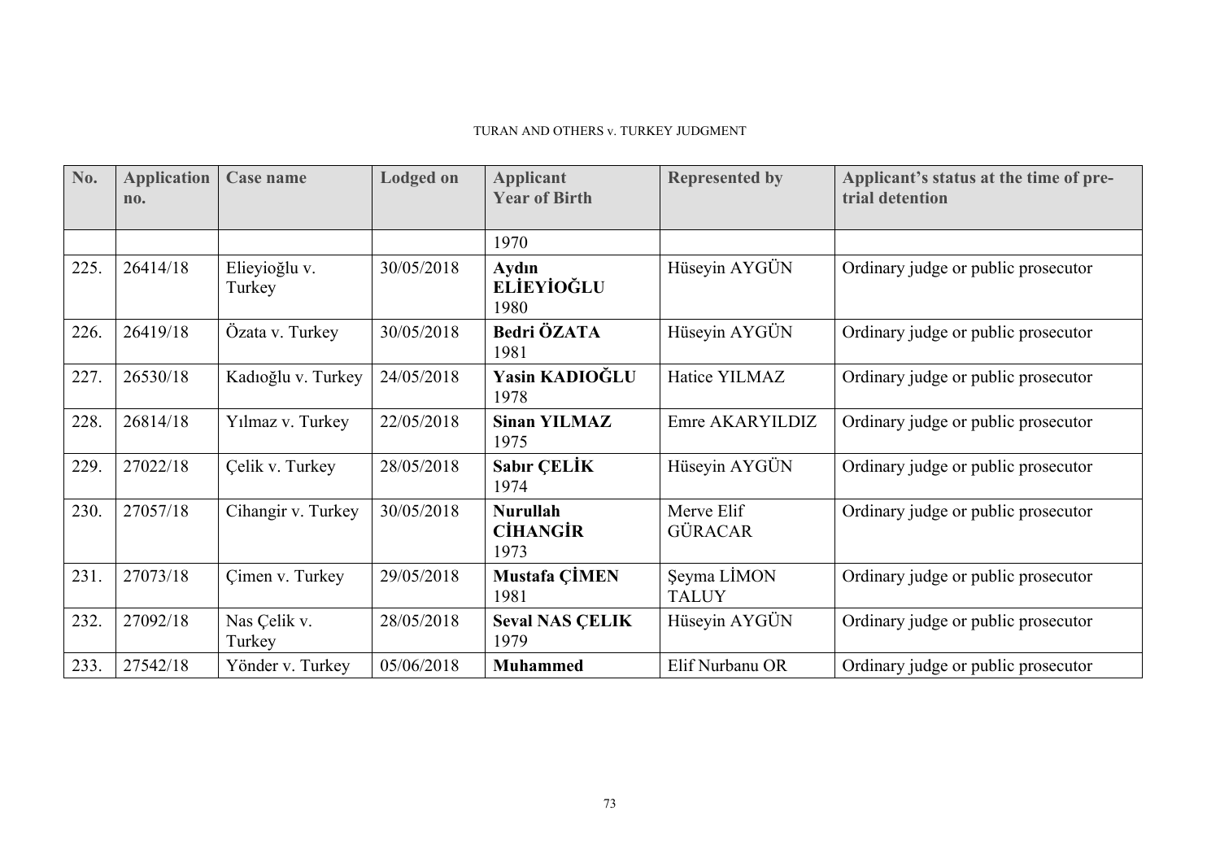| No. | Application no. | Case name | Lodged on | Applicant Year of Birth | Represented by | Applicant's status at the time of pre-trial detention |
|---|---|---|---|---|---|---|
| | | | | 1970 | | |
| 225. | 26414/18 | Elieyioğlu v. Turkey | 30/05/2018 | **Aydın ELİEYİOĞLU** 1980 | Hüseyin AYGÜN | Ordinary judge or public prosecutor |
| 226. | 26419/18 | Özata v. Turkey | 30/05/2018 | **Bedri ÖZATA** 1981 | Hüseyin AYGÜN | Ordinary judge or public prosecutor |
| 227. | 26530/18 | Kadıoğlu v. Turkey | 24/05/2018 | **Yasin KADIOĞLU** 1978 | Hatice YILMAZ | Ordinary judge or public prosecutor |
| 228. | 26814/18 | Yılmaz v. Turkey | 22/05/2018 | **Sinan YILMAZ** 1975 | Emre AKARYILDIZ | Ordinary judge or public prosecutor |
| 229. | 27022/18 | Çelik v. Turkey | 28/05/2018 | **Sabır ÇELİK** 1974 | Hüseyin AYGÜN | Ordinary judge or public prosecutor |
| 230. | 27057/18 | Cihangir v. Turkey | 30/05/2018 | **Nurullah CİHANGİR** 1973 | Merve Elif GÜRACAR | Ordinary judge or public prosecutor |
| 231. | 27073/18 | Çimen v. Turkey | 29/05/2018 | **Mustafa ÇİMEN** 1981 | Şeyma LİMON TALUY | Ordinary judge or public prosecutor |
| 232. | 27092/18 | Nas Çelik v. Turkey | 28/05/2018 | **Seval NAS ÇELIK** 1979 | Hüseyin AYGÜN | Ordinary judge or public prosecutor |
| 233. | 27542/18 | Yönder v. Turkey | 05/06/2018 | **Muhammed** | Elif Nurbanu OR | Ordinary judge or public prosecutor |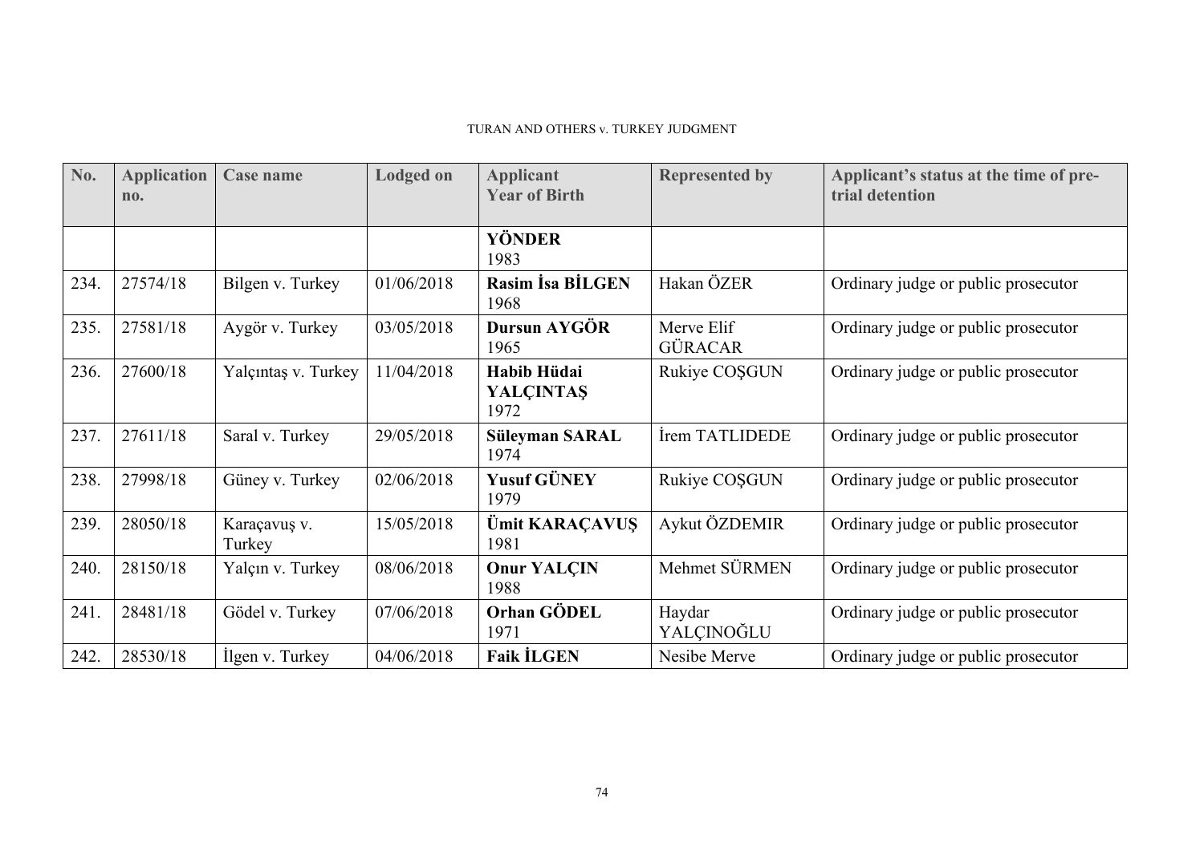| No. | Application no. | Case name | Lodged on | Applicant<br>Year of Birth | Represented by | Applicant's status at the time of pre-trial detention |
|---|---|---|---|---|---|---|
| | | | | **YÖNDER**<br>1983 | | |
| 234. | 27574/18 | Bilgen v. Turkey | 01/06/2018 | **Rasim İsa BİLGEN**<br>1968 | Hakan ÖZER | Ordinary judge or public prosecutor |
| 235. | 27581/18 | Aygör v. Turkey | 03/05/2018 | **Dursun AYGÖR**<br>1965 | Merve Elif GÜRACAR | Ordinary judge or public prosecutor |
| 236. | 27600/18 | Yalçıntaş v. Turkey | 11/04/2018 | **Habib Hüdai YALÇINTAŞ**<br>1972 | Rukiye COŞGUN | Ordinary judge or public prosecutor |
| 237. | 27611/18 | Saral v. Turkey | 29/05/2018 | **Süleyman SARAL**<br>1974 | İrem TATLIDEDE | Ordinary judge or public prosecutor |
| 238. | 27998/18 | Güney v. Turkey | 02/06/2018 | **Yusuf GÜNEY**<br>1979 | Rukiye COŞGUN | Ordinary judge or public prosecutor |
| 239. | 28050/18 | Karaçavuş v. Turkey | 15/05/2018 | **Ümit KARAÇAVUŞ**<br>1981 | Aykut ÖZDEMIR | Ordinary judge or public prosecutor |
| 240. | 28150/18 | Yalçın v. Turkey | 08/06/2018 | **Onur YALÇIN**<br>1988 | Mehmet SÜRMEN | Ordinary judge or public prosecutor |
| 241. | 28481/18 | Gödel v. Turkey | 07/06/2018 | **Orhan GÖDEL**<br>1971 | Haydar YALÇINOĞLU | Ordinary judge or public prosecutor |
| 242. | 28530/18 | İlgen v. Turkey | 04/06/2018 | **Faik İLGEN** | Nesibe Merve | Ordinary judge or public prosecutor |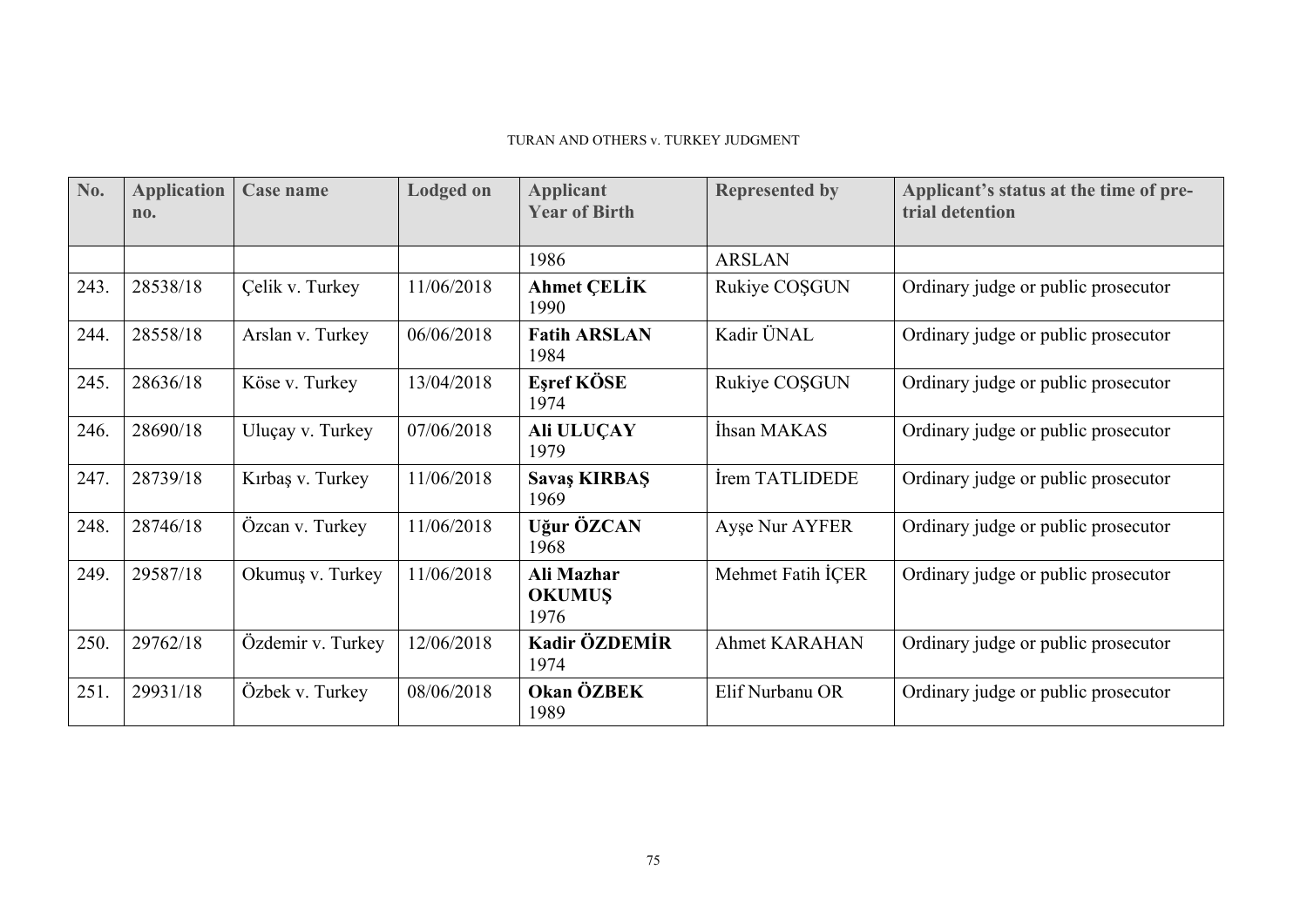| No. | Application no. | Case name | Lodged on | Applicant Year of Birth | Represented by | Applicant's status at the time of pre-trial detention |
|---|---|---|---|---|---|---|
| | | | | 1986 | ARSLAN | |
| 243. | 28538/18 | Çelik v. Turkey | 11/06/2018 | **Ahmet ÇELİK** 1990 | Rukiye COŞGUN | Ordinary judge or public prosecutor |
| 244. | 28558/18 | Arslan v. Turkey | 06/06/2018 | **Fatih ARSLAN** 1984 | Kadir ÜNAL | Ordinary judge or public prosecutor |
| 245. | 28636/18 | Köse v. Turkey | 13/04/2018 | **Eşref KÖSE** 1974 | Rukiye COŞGUN | Ordinary judge or public prosecutor |
| 246. | 28690/18 | Uluçay v. Turkey | 07/06/2018 | **Ali ULUÇAY** 1979 | İhsan MAKAS | Ordinary judge or public prosecutor |
| 247. | 28739/18 | Kırbaş v. Turkey | 11/06/2018 | **Savaş KIRBAŞ** 1969 | İrem TATLIDEDE | Ordinary judge or public prosecutor |
| 248. | 28746/18 | Özcan v. Turkey | 11/06/2018 | **Uğur ÖZCAN** 1968 | Ayşe Nur AYFER | Ordinary judge or public prosecutor |
| 249. | 29587/18 | Okumuş v. Turkey | 11/06/2018 | **Ali Mazhar OKUMUŞ** 1976 | Mehmet Fatih İÇER | Ordinary judge or public prosecutor |
| 250. | 29762/18 | Özdemir v. Turkey | 12/06/2018 | **Kadir ÖZDEMİR** 1974 | Ahmet KARAHAN | Ordinary judge or public prosecutor |
| 251. | 29931/18 | Özbek v. Turkey | 08/06/2018 | **Okan ÖZBEK** 1989 | Elif Nurbanu OR | Ordinary judge or public prosecutor |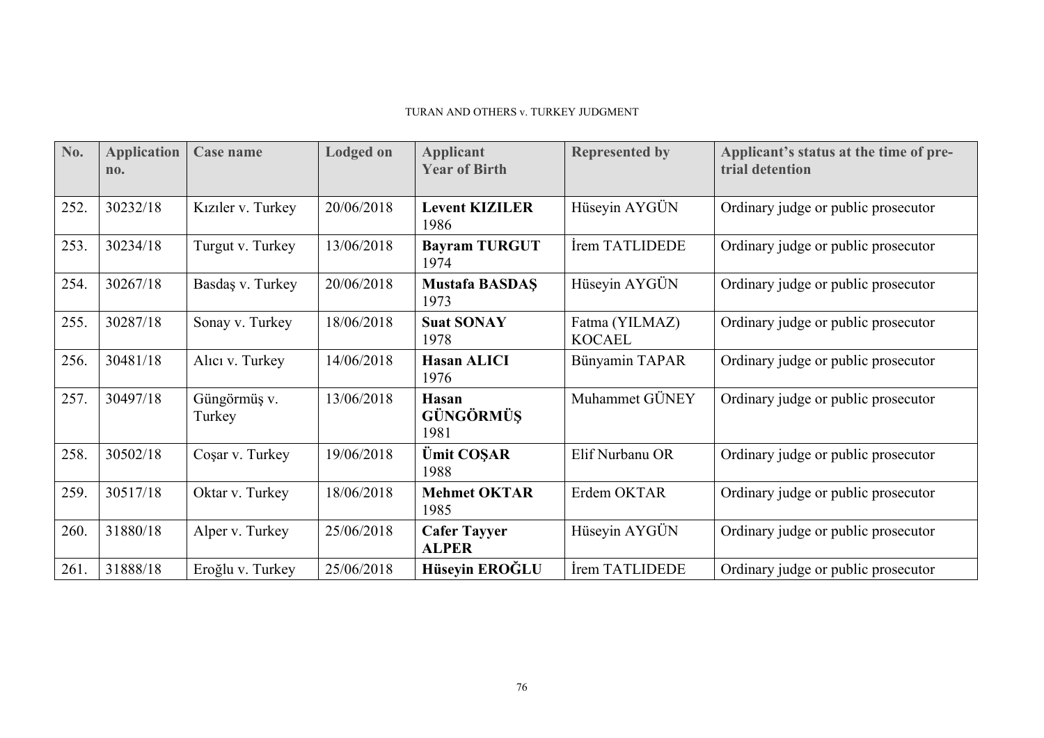| No. | Application no. | Case name | Lodged on | Applicant Year of Birth | Represented by | Applicant's status at the time of pre-trial detention |
|---|---|---|---|---|---|---|
| 252. | 30232/18 | Kızıler v. Turkey | 20/06/2018 | **Levent KIZILER** 1986 | Hüseyin AYGÜN | Ordinary judge or public prosecutor |
| 253. | 30234/18 | Turgut v. Turkey | 13/06/2018 | **Bayram TURGUT** 1974 | İrem TATLIDEDE | Ordinary judge or public prosecutor |
| 254. | 30267/18 | Basdaş v. Turkey | 20/06/2018 | **Mustafa BASDAŞ** 1973 | Hüseyin AYGÜN | Ordinary judge or public prosecutor |
| 255. | 30287/18 | Sonay v. Turkey | 18/06/2018 | **Suat SONAY** 1978 | Fatma (YILMAZ) KOCAEL | Ordinary judge or public prosecutor |
| 256. | 30481/18 | Alıcı v. Turkey | 14/06/2018 | **Hasan ALICI** 1976 | Bünyamin TAPAR | Ordinary judge or public prosecutor |
| 257. | 30497/18 | Güngörmüş v. Turkey | 13/06/2018 | **Hasan GÜNGÖRMÜŞ** 1981 | Muhammet GÜNEY | Ordinary judge or public prosecutor |
| 258. | 30502/18 | Coşar v. Turkey | 19/06/2018 | **Ümit COŞAR** 1988 | Elif Nurbanu OR | Ordinary judge or public prosecutor |
| 259. | 30517/18 | Oktar v. Turkey | 18/06/2018 | **Mehmet OKTAR** 1985 | Erdem OKTAR | Ordinary judge or public prosecutor |
| 260. | 31880/18 | Alper v. Turkey | 25/06/2018 | **Cafer Tayyer ALPER** | Hüseyin AYGÜN | Ordinary judge or public prosecutor |
| 261. | 31888/18 | Eroğlu v. Turkey | 25/06/2018 | **Hüseyin EROĞLU** | İrem TATLIDEDE | Ordinary judge or public prosecutor |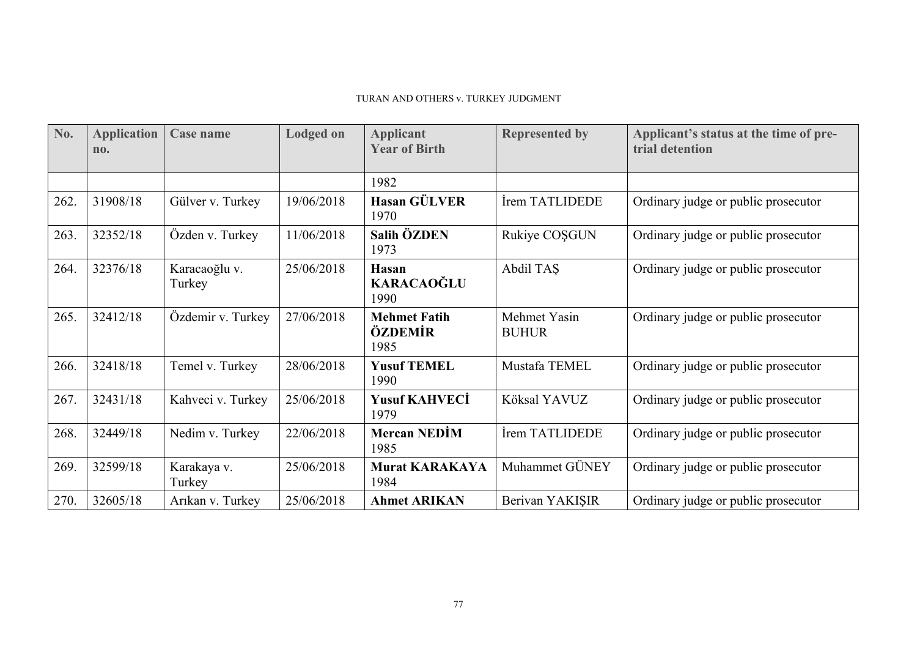| No. | Application no. | Case name | Lodged on | Applicant Year of Birth | Represented by | Applicant's status at the time of pre-trial detention |
|---|---|---|---|---|---|---|
| | | | | 1982 | | |
| 262. | 31908/18 | Gülver v. Turkey | 19/06/2018 | **Hasan GÜLVER** 1970 | İrem TATLIDEDE | Ordinary judge or public prosecutor |
| 263. | 32352/18 | Özden v. Turkey | 11/06/2018 | **Salih ÖZDEN** 1973 | Rukiye COŞGUN | Ordinary judge or public prosecutor |
| 264. | 32376/18 | Karacaoğlu v. Turkey | 25/06/2018 | **Hasan KARACAOĞLU** 1990 | Abdil TAŞ | Ordinary judge or public prosecutor |
| 265. | 32412/18 | Özdemir v. Turkey | 27/06/2018 | **Mehmet Fatih ÖZDEMİR** 1985 | Mehmet Yasin BUHUR | Ordinary judge or public prosecutor |
| 266. | 32418/18 | Temel v. Turkey | 28/06/2018 | **Yusuf TEMEL** 1990 | Mustafa TEMEL | Ordinary judge or public prosecutor |
| 267. | 32431/18 | Kahveci v. Turkey | 25/06/2018 | **Yusuf KAHVECİ** 1979 | Köksal YAVUZ | Ordinary judge or public prosecutor |
| 268. | 32449/18 | Nedim v. Turkey | 22/06/2018 | **Mercan NEDİM** 1985 | İrem TATLIDEDE | Ordinary judge or public prosecutor |
| 269. | 32599/18 | Karakaya v. Turkey | 25/06/2018 | **Murat KARAKAYA** 1984 | Muhammet GÜNEY | Ordinary judge or public prosecutor |
| 270. | 32605/18 | Arıkan v. Turkey | 25/06/2018 | **Ahmet ARIKAN** | Berivan YAKIŞIR | Ordinary judge or public prosecutor |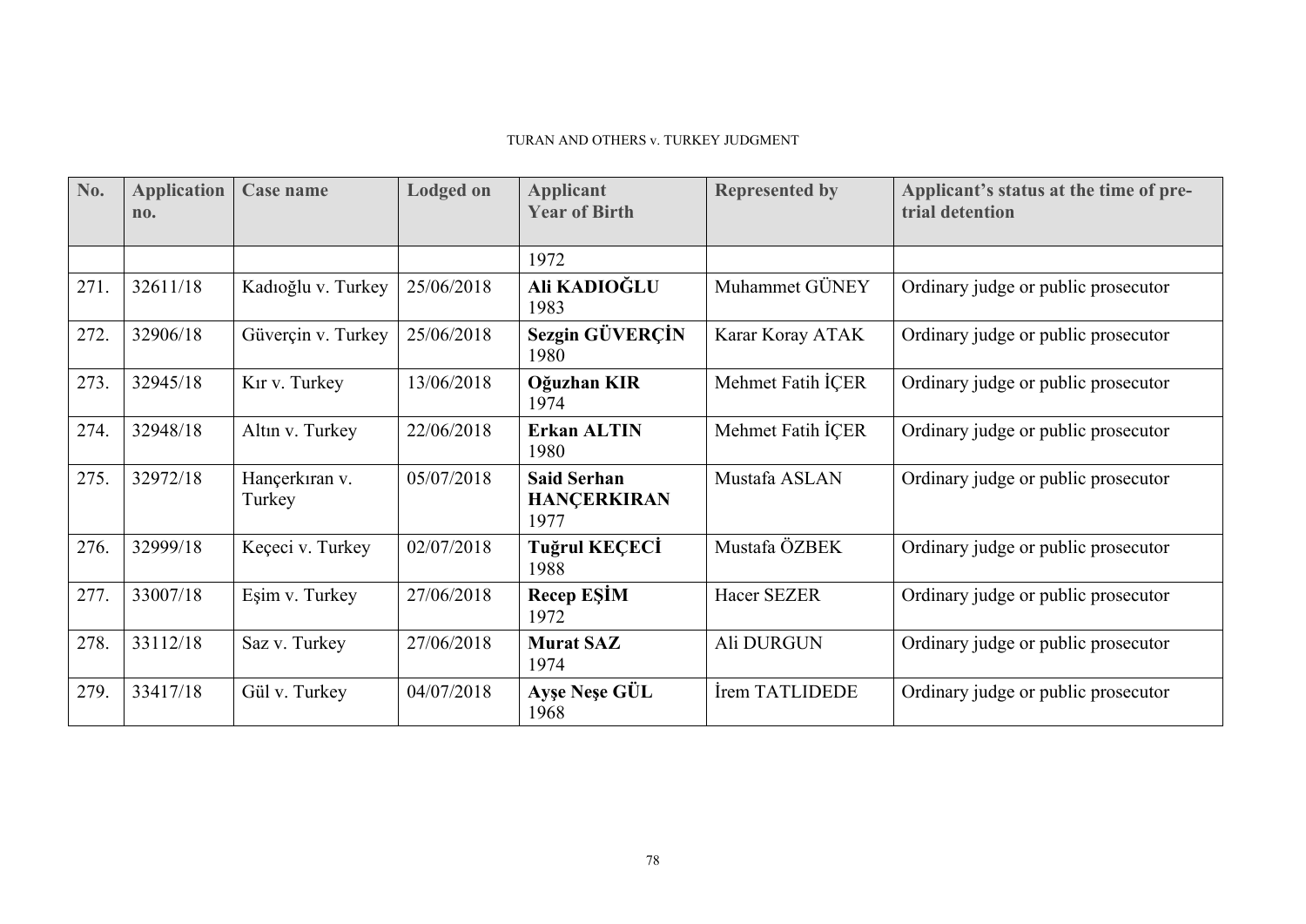| No. | Application no. | Case name | Lodged on | Applicant Year of Birth | Represented by | Applicant's status at the time of pre-trial detention |
|---|---|---|---|---|---|---|
| | | | | 1972 | | |
| 271. | 32611/18 | Kadıoğlu v. Turkey | 25/06/2018 | **Ali KADIOĞLU** 1983 | Muhammet GÜNEY | Ordinary judge or public prosecutor |
| 272. | 32906/18 | Güverçin v. Turkey | 25/06/2018 | **Sezgin GÜVERÇİN** 1980 | Karar Koray ATAK | Ordinary judge or public prosecutor |
| 273. | 32945/18 | Kır v. Turkey | 13/06/2018 | **Oğuzhan KIR** 1974 | Mehmet Fatih İÇER | Ordinary judge or public prosecutor |
| 274. | 32948/18 | Altın v. Turkey | 22/06/2018 | **Erkan ALTIN** 1980 | Mehmet Fatih İÇER | Ordinary judge or public prosecutor |
| 275. | 32972/18 | Hançerkıran v. Turkey | 05/07/2018 | **Said Serhan HANÇERKIRAN** 1977 | Mustafa ASLAN | Ordinary judge or public prosecutor |
| 276. | 32999/18 | Keçeci v. Turkey | 02/07/2018 | **Tuğrul KEÇECİ** 1988 | Mustafa ÖZBEK | Ordinary judge or public prosecutor |
| 277. | 33007/18 | Eşim v. Turkey | 27/06/2018 | **Recep EŞİM** 1972 | Hacer SEZER | Ordinary judge or public prosecutor |
| 278. | 33112/18 | Saz v. Turkey | 27/06/2018 | **Murat SAZ** 1974 | Ali DURGUN | Ordinary judge or public prosecutor |
| 279. | 33417/18 | Gül v. Turkey | 04/07/2018 | **Ayşe Neşe GÜL** 1968 | İrem TATLIDEDE | Ordinary judge or public prosecutor |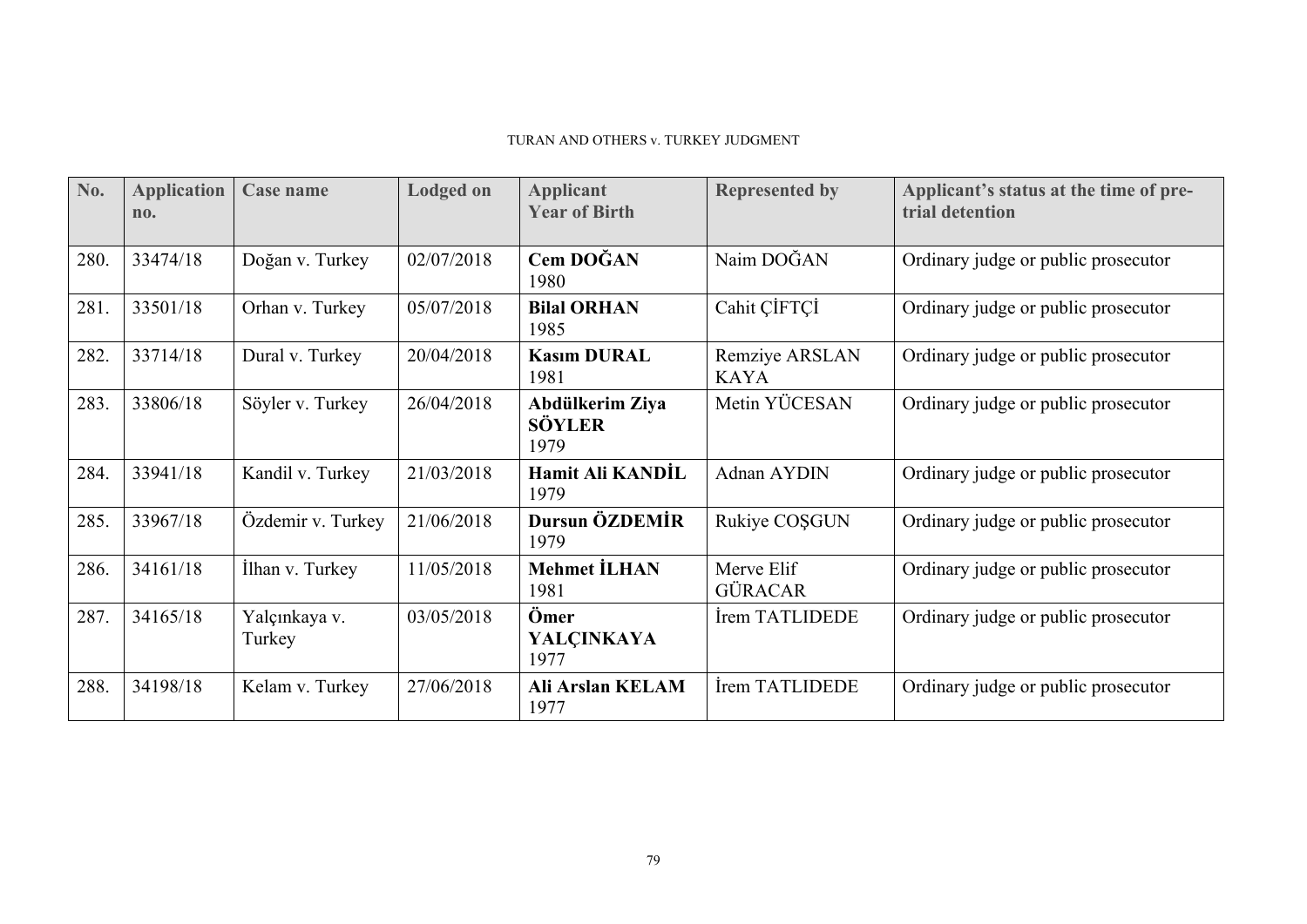| No. | Application no. | Case name | Lodged on | Applicant Year of Birth | Represented by | Applicant's status at the time of pre-trial detention |
|---|---|---|---|---|---|---|
| 280. | 33474/18 | Doğan v. Turkey | 02/07/2018 | **Cem DOĞAN** 1980 | Naim DOĞAN | Ordinary judge or public prosecutor |
| 281. | 33501/18 | Orhan v. Turkey | 05/07/2018 | **Bilal ORHAN** 1985 | Cahit ÇİFTÇİ | Ordinary judge or public prosecutor |
| 282. | 33714/18 | Dural v. Turkey | 20/04/2018 | **Kasım DURAL** 1981 | Remziye ARSLAN KAYA | Ordinary judge or public prosecutor |
| 283. | 33806/18 | Söyler v. Turkey | 26/04/2018 | **Abdülkerim Ziya SÖYLER** 1979 | Metin YÜCESAN | Ordinary judge or public prosecutor |
| 284. | 33941/18 | Kandil v. Turkey | 21/03/2018 | **Hamit Ali KANDİL** 1979 | Adnan AYDIN | Ordinary judge or public prosecutor |
| 285. | 33967/18 | Özdemir v. Turkey | 21/06/2018 | **Dursun ÖZDEMİR** 1979 | Rukiye COŞGUN | Ordinary judge or public prosecutor |
| 286. | 34161/18 | İlhan v. Turkey | 11/05/2018 | **Mehmet İLHAN** 1981 | Merve Elif GÜRACAR | Ordinary judge or public prosecutor |
| 287. | 34165/18 | Yalçınkaya v. Turkey | 03/05/2018 | **Ömer YALÇINKAYA** 1977 | İrem TATLIDEDE | Ordinary judge or public prosecutor |
| 288. | 34198/18 | Kelam v. Turkey | 27/06/2018 | **Ali Arslan KELAM** 1977 | İrem TATLIDEDE | Ordinary judge or public prosecutor |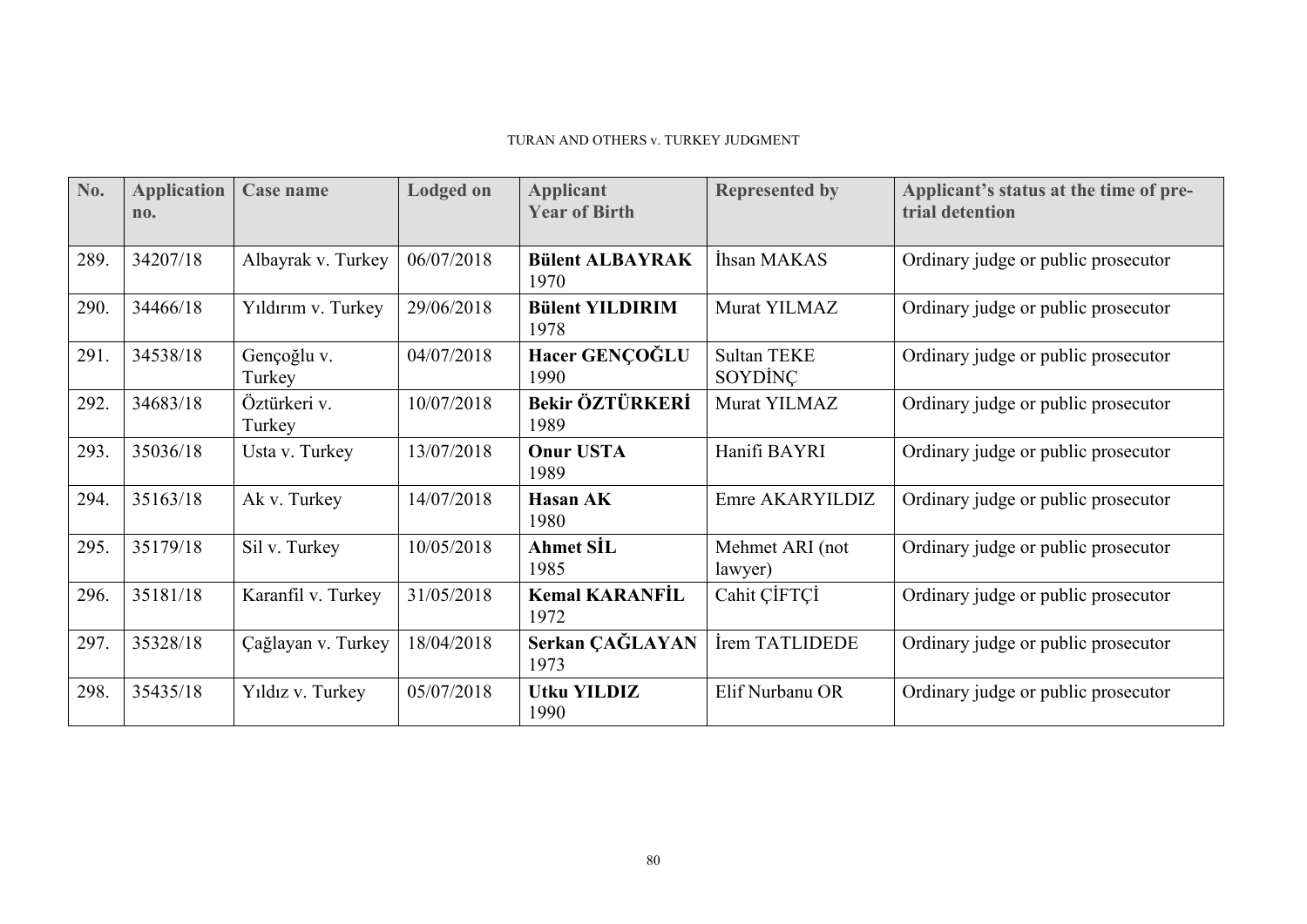| No. | Application no. | Case name | Lodged on | Applicant Year of Birth | Represented by | Applicant's status at the time of pre-trial detention |
|---|---|---|---|---|---|---|
| 289. | 34207/18 | Albayrak v. Turkey | 06/07/2018 | **Bülent ALBAYRAK** 1970 | İhsan MAKAS | Ordinary judge or public prosecutor |
| 290. | 34466/18 | Yıldırım v. Turkey | 29/06/2018 | **Bülent YILDIRIM** 1978 | Murat YILMAZ | Ordinary judge or public prosecutor |
| 291. | 34538/18 | Gençoğlu v. Turkey | 04/07/2018 | **Hacer GENÇOĞLU** 1990 | Sultan TEKE SOYDİNÇ | Ordinary judge or public prosecutor |
| 292. | 34683/18 | Öztürkeri v. Turkey | 10/07/2018 | **Bekir ÖZTÜRKERİ** 1989 | Murat YILMAZ | Ordinary judge or public prosecutor |
| 293. | 35036/18 | Usta v. Turkey | 13/07/2018 | **Onur USTA** 1989 | Hanifi BAYRI | Ordinary judge or public prosecutor |
| 294. | 35163/18 | Ak v. Turkey | 14/07/2018 | **Hasan AK** 1980 | Emre AKARYILDIZ | Ordinary judge or public prosecutor |
| 295. | 35179/18 | Sil v. Turkey | 10/05/2018 | **Ahmet SİL** 1985 | Mehmet ARI (not lawyer) | Ordinary judge or public prosecutor |
| 296. | 35181/18 | Karanfil v. Turkey | 31/05/2018 | **Kemal KARANFİL** 1972 | Cahit ÇİFTÇİ | Ordinary judge or public prosecutor |
| 297. | 35328/18 | Çağlayan v. Turkey | 18/04/2018 | **Serkan ÇAĞLAYAN** 1973 | İrem TATLIDEDE | Ordinary judge or public prosecutor |
| 298. | 35435/18 | Yıldız v. Turkey | 05/07/2018 | **Utku YILDIZ** 1990 | Elif Nurbanu OR | Ordinary judge or public prosecutor |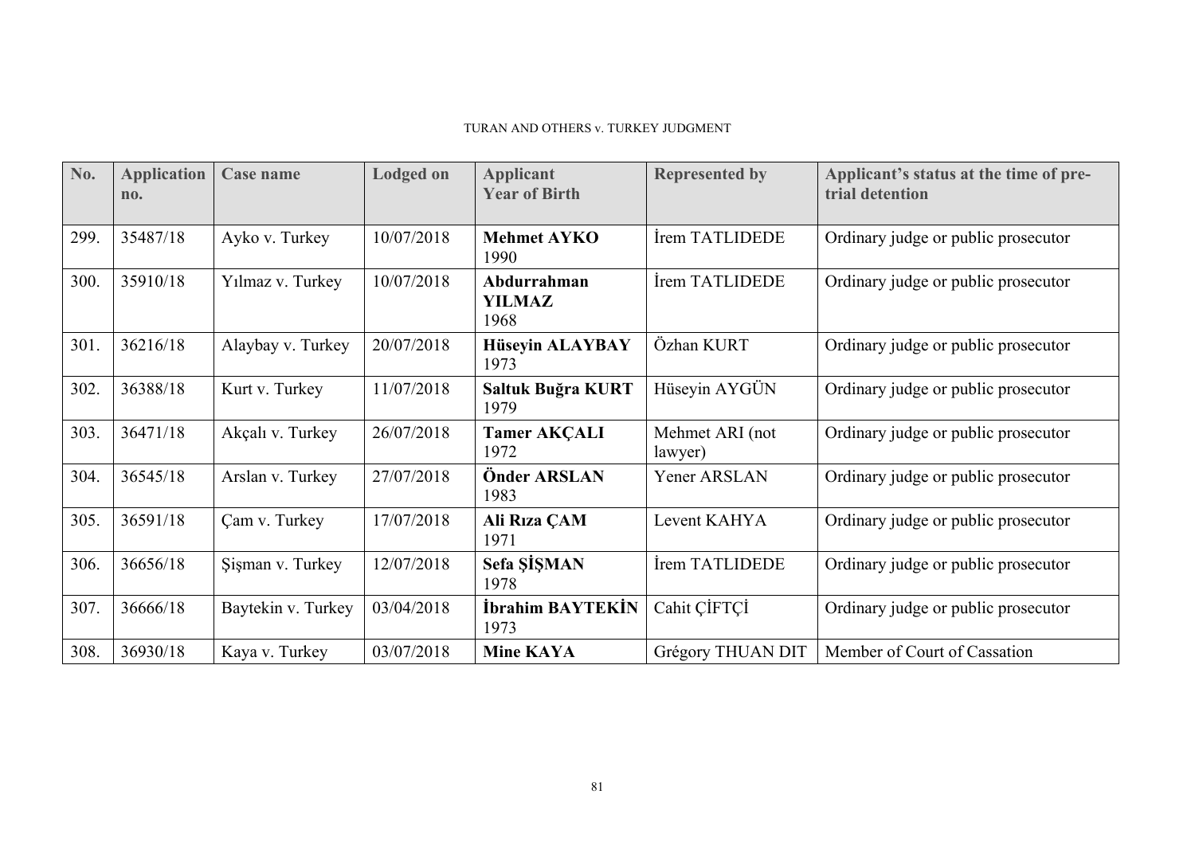| No. | Application no. | Case name | Lodged on | Applicant Year of Birth | Represented by | Applicant's status at the time of pre-trial detention |
|---|---|---|---|---|---|---|
| 299. | 35487/18 | Ayko v. Turkey | 10/07/2018 | **Mehmet AYKO** 1990 | İrem TATLIDEDE | Ordinary judge or public prosecutor |
| 300. | 35910/18 | Yılmaz v. Turkey | 10/07/2018 | **Abdurrahman YILMAZ** 1968 | İrem TATLIDEDE | Ordinary judge or public prosecutor |
| 301. | 36216/18 | Alaybay v. Turkey | 20/07/2018 | **Hüseyin ALAYBAY** 1973 | Özhan KURT | Ordinary judge or public prosecutor |
| 302. | 36388/18 | Kurt v. Turkey | 11/07/2018 | **Saltuk Buğra KURT** 1979 | Hüseyin AYGÜN | Ordinary judge or public prosecutor |
| 303. | 36471/18 | Akçalı v. Turkey | 26/07/2018 | **Tamer AKÇALI** 1972 | Mehmet ARI (not lawyer) | Ordinary judge or public prosecutor |
| 304. | 36545/18 | Arslan v. Turkey | 27/07/2018 | **Önder ARSLAN** 1983 | Yener ARSLAN | Ordinary judge or public prosecutor |
| 305. | 36591/18 | Çam v. Turkey | 17/07/2018 | **Ali Rıza ÇAM** 1971 | Levent KAHYA | Ordinary judge or public prosecutor |
| 306. | 36656/18 | Şişman v. Turkey | 12/07/2018 | **Sefa ŞİŞMAN** 1978 | İrem TATLIDEDE | Ordinary judge or public prosecutor |
| 307. | 36666/18 | Baytekin v. Turkey | 03/04/2018 | **İbrahim BAYTEKİN** 1973 | Cahit ÇİFTÇİ | Ordinary judge or public prosecutor |
| 308. | 36930/18 | Kaya v. Turkey | 03/07/2018 | **Mine KAYA** | Grégory THUAN DIT | Member of Court of Cassation |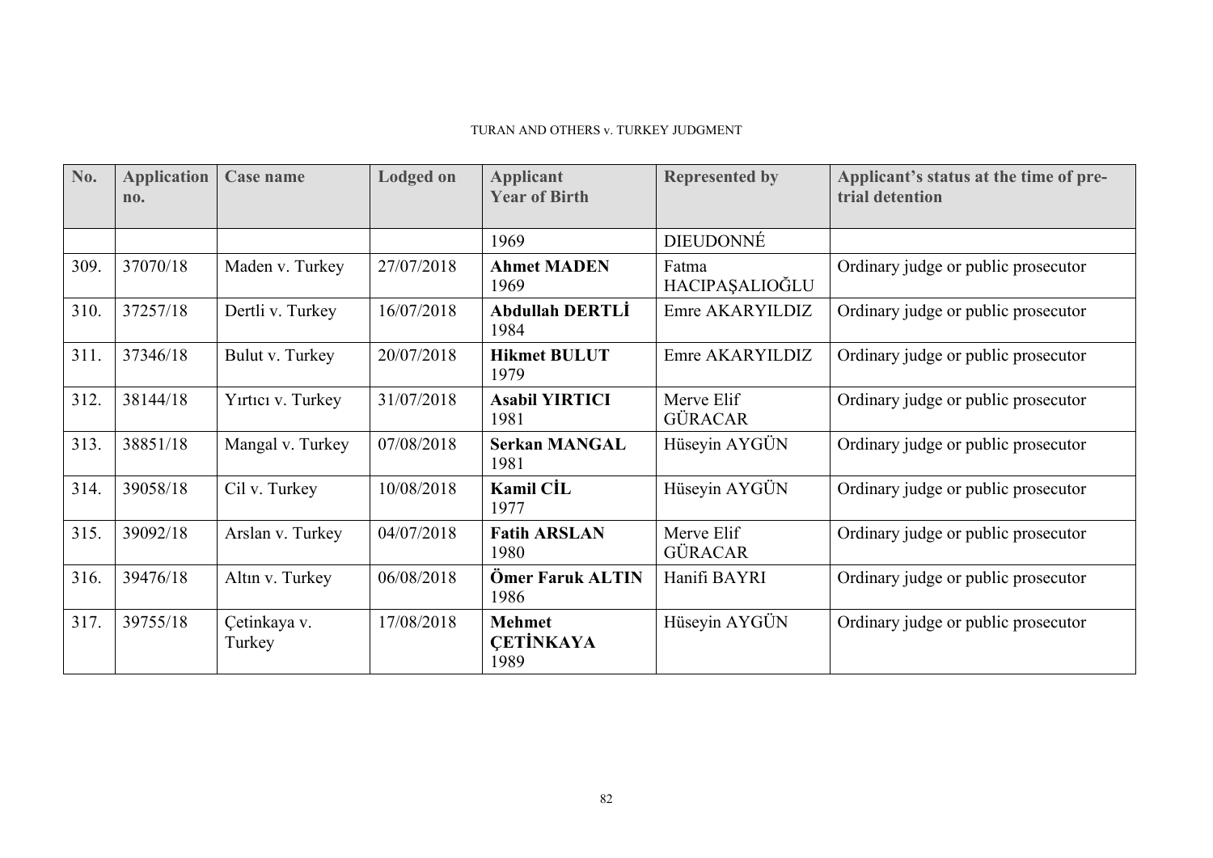| No. | Application no. | Case name | Lodged on | Applicant Year of Birth | Represented by | Applicant's status at the time of pre-trial detention |
|---|---|---|---|---|---|---|
| | | | | 1969 | DIEUDONNÉ | |
| 309. | 37070/18 | Maden v. Turkey | 27/07/2018 | **Ahmet MADEN** 1969 | Fatma HACIPAŞALIOĞLU | Ordinary judge or public prosecutor |
| 310. | 37257/18 | Dertli v. Turkey | 16/07/2018 | **Abdullah DERTLİ** 1984 | Emre AKARYILDIZ | Ordinary judge or public prosecutor |
| 311. | 37346/18 | Bulut v. Turkey | 20/07/2018 | **Hikmet BULUT** 1979 | Emre AKARYILDIZ | Ordinary judge or public prosecutor |
| 312. | 38144/18 | Yırtıcı v. Turkey | 31/07/2018 | **Asabil YIRTICI** 1981 | Merve Elif GÜRACAR | Ordinary judge or public prosecutor |
| 313. | 38851/18 | Mangal v. Turkey | 07/08/2018 | **Serkan MANGAL** 1981 | Hüseyin AYGÜN | Ordinary judge or public prosecutor |
| 314. | 39058/18 | Cil v. Turkey | 10/08/2018 | **Kamil CİL** 1977 | Hüseyin AYGÜN | Ordinary judge or public prosecutor |
| 315. | 39092/18 | Arslan v. Turkey | 04/07/2018 | **Fatih ARSLAN** 1980 | Merve Elif GÜRACAR | Ordinary judge or public prosecutor |
| 316. | 39476/18 | Altın v. Turkey | 06/08/2018 | **Ömer Faruk ALTIN** 1986 | Hanifi BAYRI | Ordinary judge or public prosecutor |
| 317. | 39755/18 | Çetinkaya v. Turkey | 17/08/2018 | **Mehmet ÇETİNKAYA** 1989 | Hüseyin AYGÜN | Ordinary judge or public prosecutor |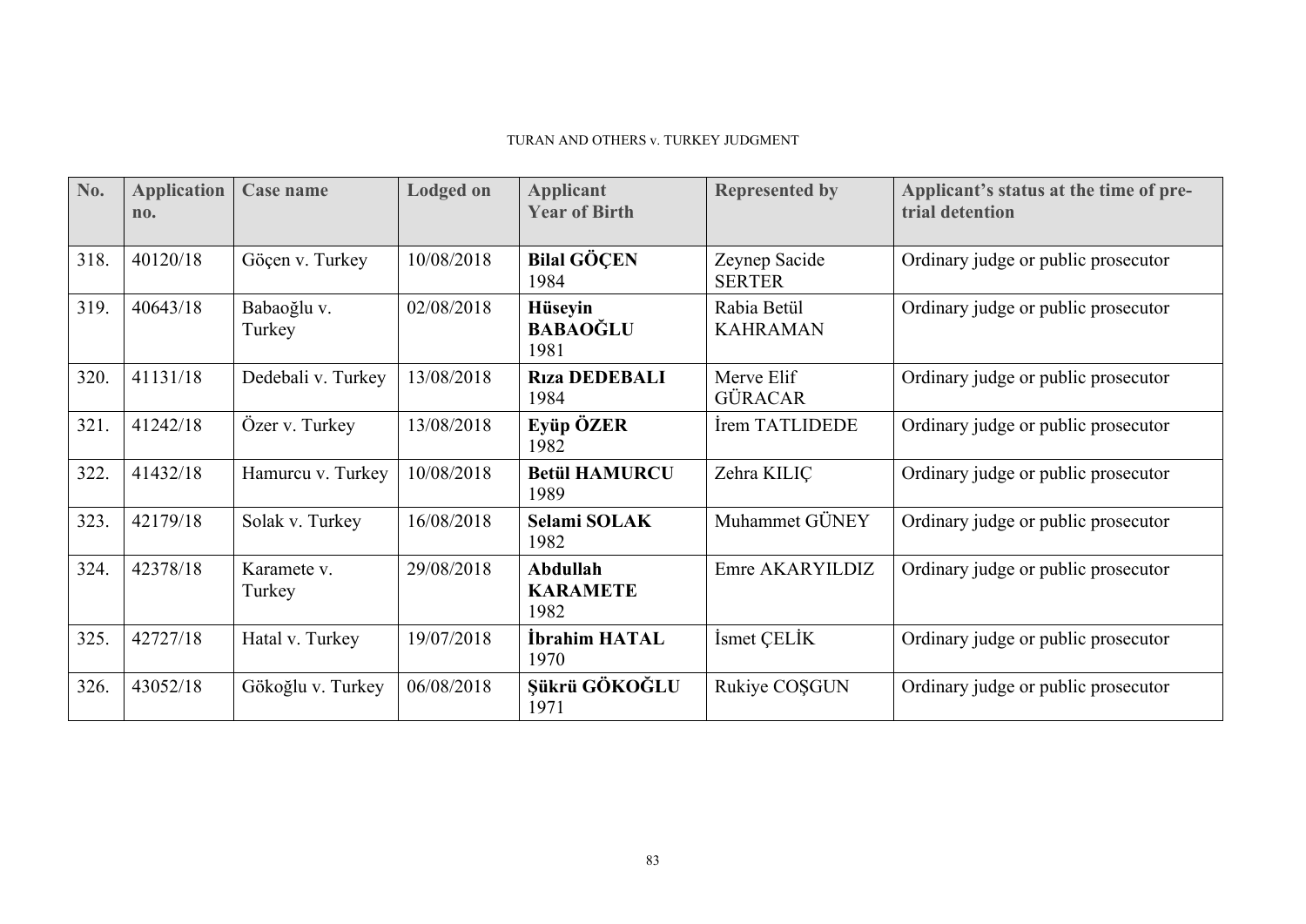| No. | Application no. | Case name | Lodged on | Applicant Year of Birth | Represented by | Applicant's status at the time of pre-trial detention |
|---|---|---|---|---|---|---|
| 318. | 40120/18 | Göçen v. Turkey | 10/08/2018 | **Bilal GÖÇEN** 1984 | Zeynep Sacide SERTER | Ordinary judge or public prosecutor |
| 319. | 40643/18 | Babaoğlu v. Turkey | 02/08/2018 | **Hüseyin BABAOĞLU** 1981 | Rabia Betül KAHRAMAN | Ordinary judge or public prosecutor |
| 320. | 41131/18 | Dedebali v. Turkey | 13/08/2018 | **Rıza DEDEBALI** 1984 | Merve Elif GÜRACAR | Ordinary judge or public prosecutor |
| 321. | 41242/18 | Özer v. Turkey | 13/08/2018 | **Eyüp ÖZER** 1982 | İrem TATLIDEDE | Ordinary judge or public prosecutor |
| 322. | 41432/18 | Hamurcu v. Turkey | 10/08/2018 | **Betül HAMURCU** 1989 | Zehra KILIÇ | Ordinary judge or public prosecutor |
| 323. | 42179/18 | Solak v. Turkey | 16/08/2018 | **Selami SOLAK** 1982 | Muhammet GÜNEY | Ordinary judge or public prosecutor |
| 324. | 42378/18 | Karamete v. Turkey | 29/08/2018 | **Abdullah KARAMETE** 1982 | Emre AKARYILDIZ | Ordinary judge or public prosecutor |
| 325. | 42727/18 | Hatal v. Turkey | 19/07/2018 | **İbrahim HATAL** 1970 | İsmet ÇELİK | Ordinary judge or public prosecutor |
| 326. | 43052/18 | Gökoğlu v. Turkey | 06/08/2018 | **Şükrü GÖKOĞLU** 1971 | Rukiye COŞGUN | Ordinary judge or public prosecutor |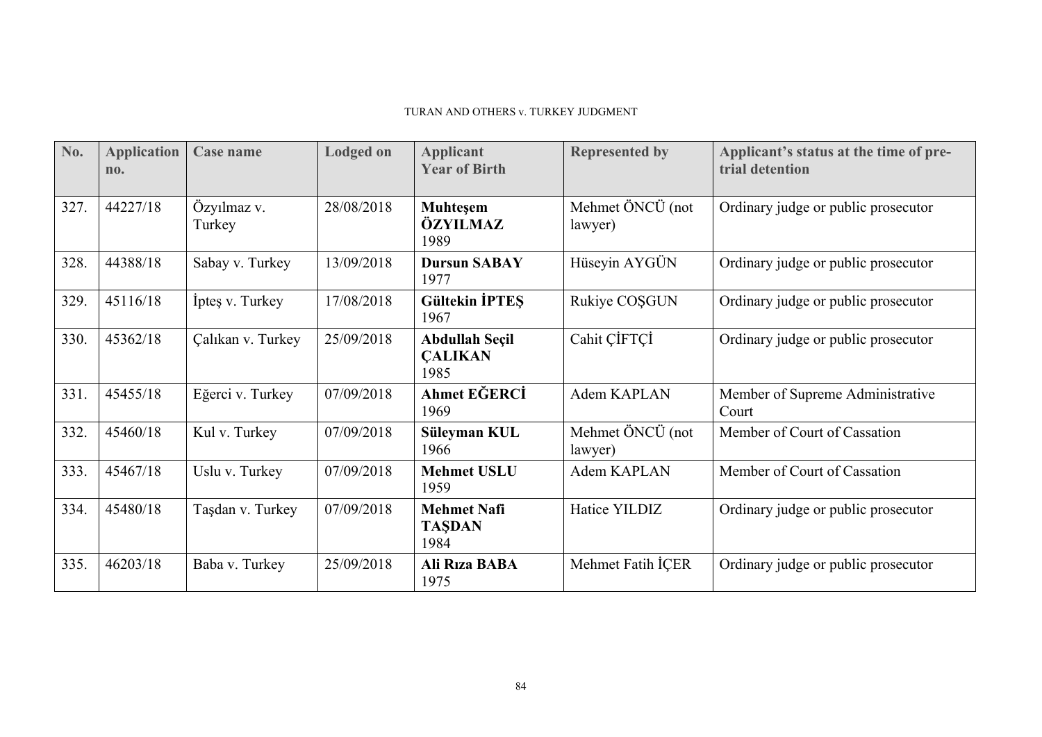| No. | Application no. | Case name | Lodged on | Applicant Year of Birth | Represented by | Applicant's status at the time of pre-trial detention |
|---|---|---|---|---|---|---|
| 327. | 44227/18 | Özyılmaz v. Turkey | 28/08/2018 | **Muhteşem ÖZYILMAZ** 1989 | Mehmet ÖNCÜ (not lawyer) | Ordinary judge or public prosecutor |
| 328. | 44388/18 | Sabay v. Turkey | 13/09/2018 | **Dursun SABAY** 1977 | Hüseyin AYGÜN | Ordinary judge or public prosecutor |
| 329. | 45116/18 | İpteş v. Turkey | 17/08/2018 | **Gültekin İPTEŞ** 1967 | Rukiye COŞGUN | Ordinary judge or public prosecutor |
| 330. | 45362/18 | Çalıkan v. Turkey | 25/09/2018 | **Abdullah Seçil ÇALIKAN** 1985 | Cahit ÇİFTÇİ | Ordinary judge or public prosecutor |
| 331. | 45455/18 | Eğerci v. Turkey | 07/09/2018 | **Ahmet EĞERCİ** 1969 | Adem KAPLAN | Member of Supreme Administrative Court |
| 332. | 45460/18 | Kul v. Turkey | 07/09/2018 | **Süleyman KUL** 1966 | Mehmet ÖNCÜ (not lawyer) | Member of Court of Cassation |
| 333. | 45467/18 | Uslu v. Turkey | 07/09/2018 | **Mehmet USLU** 1959 | Adem KAPLAN | Member of Court of Cassation |
| 334. | 45480/18 | Taşdan v. Turkey | 07/09/2018 | **Mehmet Nafi TAŞDAN** 1984 | Hatice YILDIZ | Ordinary judge or public prosecutor |
| 335. | 46203/18 | Baba v. Turkey | 25/09/2018 | **Ali Rıza BABA** 1975 | Mehmet Fatih İÇER | Ordinary judge or public prosecutor |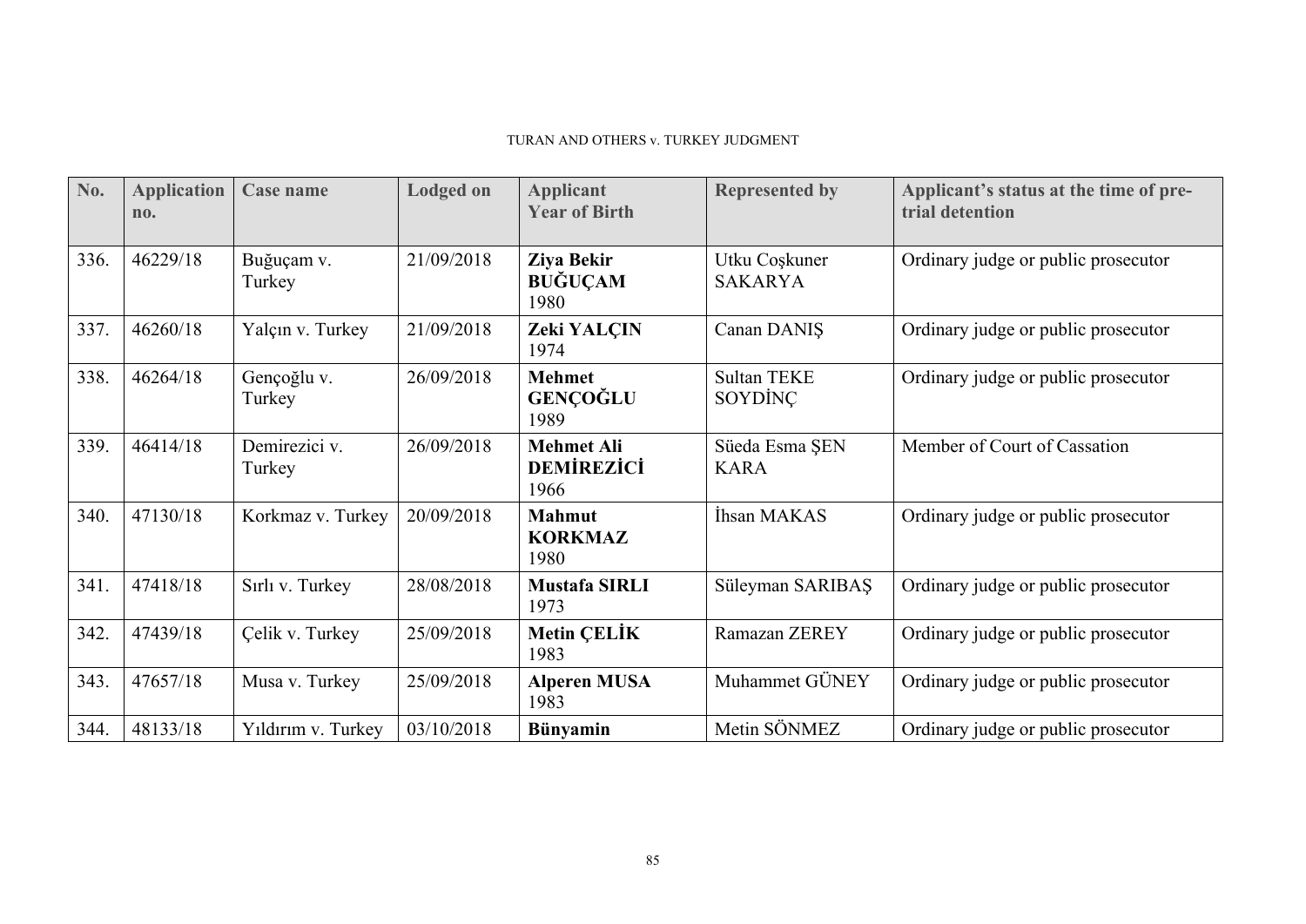| No. | Application no. | Case name | Lodged on | Applicant Year of Birth | Represented by | Applicant's status at the time of pre-trial detention |
|---|---|---|---|---|---|---|
| 336. | 46229/18 | Buğuçam v. Turkey | 21/09/2018 | **Ziya Bekir BUĞUÇAM** 1980 | Utku Coşkuner SAKARYA | Ordinary judge or public prosecutor |
| 337. | 46260/18 | Yalçın v. Turkey | 21/09/2018 | **Zeki YALÇIN** 1974 | Canan DANIŞ | Ordinary judge or public prosecutor |
| 338. | 46264/18 | Gençoğlu v. Turkey | 26/09/2018 | **Mehmet GENÇOĞLU** 1989 | Sultan TEKE SOYDİNÇ | Ordinary judge or public prosecutor |
| 339. | 46414/18 | Demirezici v. Turkey | 26/09/2018 | **Mehmet Ali DEMİREZİCİ** 1966 | Süeda Esma ŞEN KARA | Member of Court of Cassation |
| 340. | 47130/18 | Korkmaz v. Turkey | 20/09/2018 | **Mahmut KORKMAZ** 1980 | İhsan MAKAS | Ordinary judge or public prosecutor |
| 341. | 47418/18 | Sırlı v. Turkey | 28/08/2018 | **Mustafa SIRLI** 1973 | Süleyman SARIBAŞ | Ordinary judge or public prosecutor |
| 342. | 47439/18 | Çelik v. Turkey | 25/09/2018 | **Metin ÇELİK** 1983 | Ramazan ZEREY | Ordinary judge or public prosecutor |
| 343. | 47657/18 | Musa v. Turkey | 25/09/2018 | **Alperen MUSA** 1983 | Muhammet GÜNEY | Ordinary judge or public prosecutor |
| 344. | 48133/18 | Yıldırım v. Turkey | 03/10/2018 | **Bünyamin** | Metin SÖNMEZ | Ordinary judge or public prosecutor |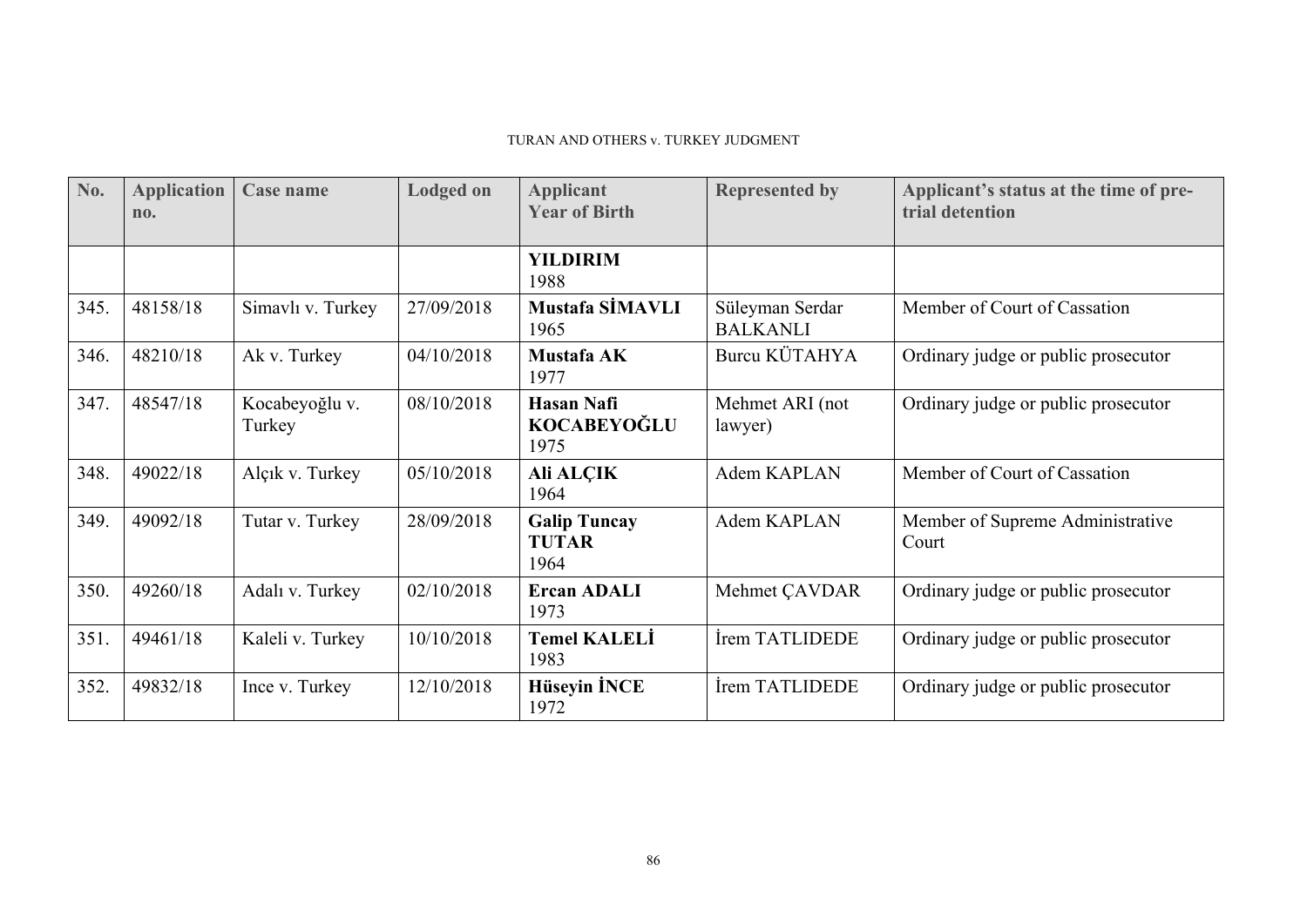| No. | Application no. | Case name | Lodged on | Applicant Year of Birth | Represented by | Applicant's status at the time of pre-trial detention |
|---|---|---|---|---|---|---|
| | | | | **YILDIRIM** 1988 | | |
| 345. | 48158/18 | Simavlı v. Turkey | 27/09/2018 | **Mustafa SİMAVLI** 1965 | Süleyman Serdar BALKANLI | Member of Court of Cassation |
| 346. | 48210/18 | Ak v. Turkey | 04/10/2018 | **Mustafa AK** 1977 | Burcu KÜTAHYA | Ordinary judge or public prosecutor |
| 347. | 48547/18 | Kocabeyoğlu v. Turkey | 08/10/2018 | **Hasan Nafi KOCABEYOĞLU** 1975 | Mehmet ARI (not lawyer) | Ordinary judge or public prosecutor |
| 348. | 49022/18 | Alçık v. Turkey | 05/10/2018 | **Ali ALÇIK** 1964 | Adem KAPLAN | Member of Court of Cassation |
| 349. | 49092/18 | Tutar v. Turkey | 28/09/2018 | **Galip Tuncay TUTAR** 1964 | Adem KAPLAN | Member of Supreme Administrative Court |
| 350. | 49260/18 | Adalı v. Turkey | 02/10/2018 | **Ercan ADALI** 1973 | Mehmet ÇAVDAR | Ordinary judge or public prosecutor |
| 351. | 49461/18 | Kaleli v. Turkey | 10/10/2018 | **Temel KALELİ** 1983 | İrem TATLIDEDE | Ordinary judge or public prosecutor |
| 352. | 49832/18 | Ince v. Turkey | 12/10/2018 | **Hüseyin İNCE** 1972 | İrem TATLIDEDE | Ordinary judge or public prosecutor |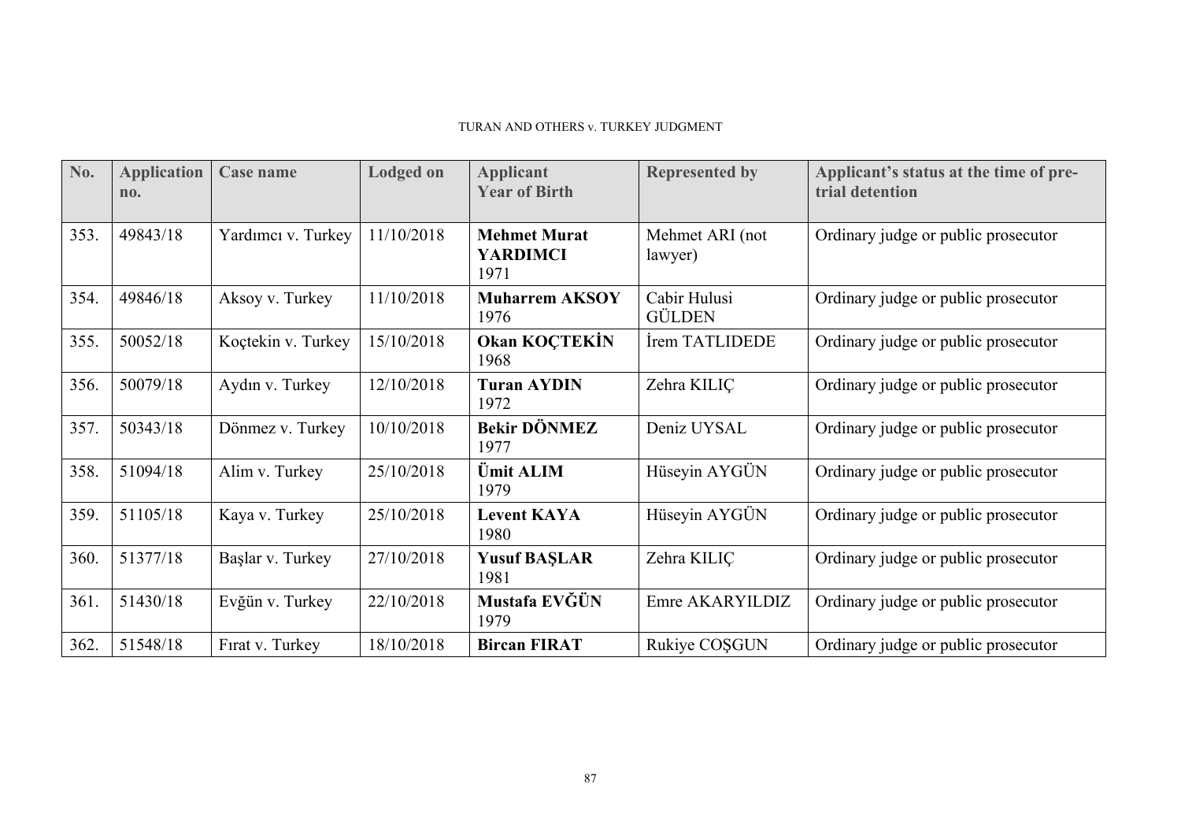| No. | Application no. | Case name | Lodged on | Applicant<br>Year of Birth | Represented by | Applicant's status at the time of pre-trial detention |
|---|---|---|---|---|---|---|
| 353. | 49843/18 | Yardımcı v. Turkey | 11/10/2018 | **Mehmet Murat YARDIMCI**<br>1971 | Mehmet ARI (not lawyer) | Ordinary judge or public prosecutor |
| 354. | 49846/18 | Aksoy v. Turkey | 11/10/2018 | **Muharrem AKSOY**<br>1976 | Cabir Hulusi GÜLDEN | Ordinary judge or public prosecutor |
| 355. | 50052/18 | Koçtekin v. Turkey | 15/10/2018 | **Okan KOÇTEKİN**<br>1968 | İrem TATLIDEDE | Ordinary judge or public prosecutor |
| 356. | 50079/18 | Aydın v. Turkey | 12/10/2018 | **Turan AYDIN**<br>1972 | Zehra KILIÇ | Ordinary judge or public prosecutor |
| 357. | 50343/18 | Dönmez v. Turkey | 10/10/2018 | **Bekir DÖNMEZ**<br>1977 | Deniz UYSAL | Ordinary judge or public prosecutor |
| 358. | 51094/18 | Alim v. Turkey | 25/10/2018 | **Ümit ALIM**<br>1979 | Hüseyin AYGÜN | Ordinary judge or public prosecutor |
| 359. | 51105/18 | Kaya v. Turkey | 25/10/2018 | **Levent KAYA**<br>1980 | Hüseyin AYGÜN | Ordinary judge or public prosecutor |
| 360. | 51377/18 | Başlar v. Turkey | 27/10/2018 | **Yusuf BAŞLAR**<br>1981 | Zehra KILIÇ | Ordinary judge or public prosecutor |
| 361. | 51430/18 | Evğün v. Turkey | 22/10/2018 | **Mustafa EVĞÜN**<br>1979 | Emre AKARYILDIZ | Ordinary judge or public prosecutor |
| 362. | 51548/18 | Fırat v. Turkey | 18/10/2018 | **Bircan FIRAT** | Rukiye COŞGUN | Ordinary judge or public prosecutor |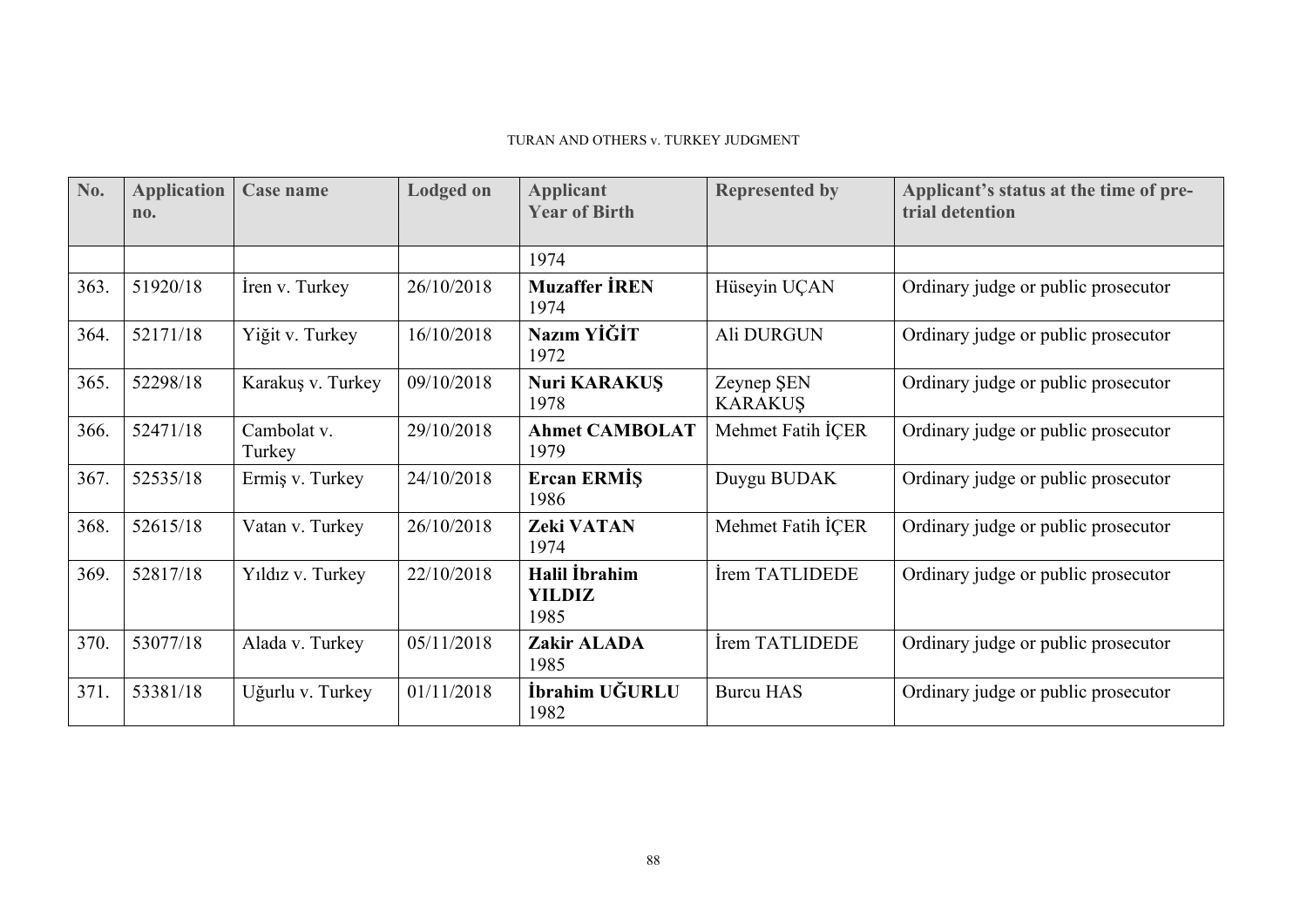| No. | Application no. | Case name | Lodged on | Applicant Year of Birth | Represented by | Applicant's status at the time of pre-trial detention |
|---|---|---|---|---|---|---|
| | | | | 1974 | | |
| 363. | 51920/18 | İren v. Turkey | 26/10/2018 | **Muzaffer İREN** 1974 | Hüseyin UÇAN | Ordinary judge or public prosecutor |
| 364. | 52171/18 | Yiğit v. Turkey | 16/10/2018 | **Nazım YİĞİT** 1972 | Ali DURGUN | Ordinary judge or public prosecutor |
| 365. | 52298/18 | Karakuş v. Turkey | 09/10/2018 | **Nuri KARAKUŞ** 1978 | Zeynep ŞEN KARAKUŞ | Ordinary judge or public prosecutor |
| 366. | 52471/18 | Cambolat v. Turkey | 29/10/2018 | **Ahmet CAMBOLAT** 1979 | Mehmet Fatih İÇER | Ordinary judge or public prosecutor |
| 367. | 52535/18 | Ermiş v. Turkey | 24/10/2018 | **Ercan ERMİŞ** 1986 | Duygu BUDAK | Ordinary judge or public prosecutor |
| 368. | 52615/18 | Vatan v. Turkey | 26/10/2018 | **Zeki VATAN** 1974 | Mehmet Fatih İÇER | Ordinary judge or public prosecutor |
| 369. | 52817/18 | Yıldız v. Turkey | 22/10/2018 | **Halil İbrahim YILDIZ** 1985 | İrem TATLIDEDE | Ordinary judge or public prosecutor |
| 370. | 53077/18 | Alada v. Turkey | 05/11/2018 | **Zakir ALADA** 1985 | İrem TATLIDEDE | Ordinary judge or public prosecutor |
| 371. | 53381/18 | Uğurlu v. Turkey | 01/11/2018 | **İbrahim UĞURLU** 1982 | Burcu HAS | Ordinary judge or public prosecutor |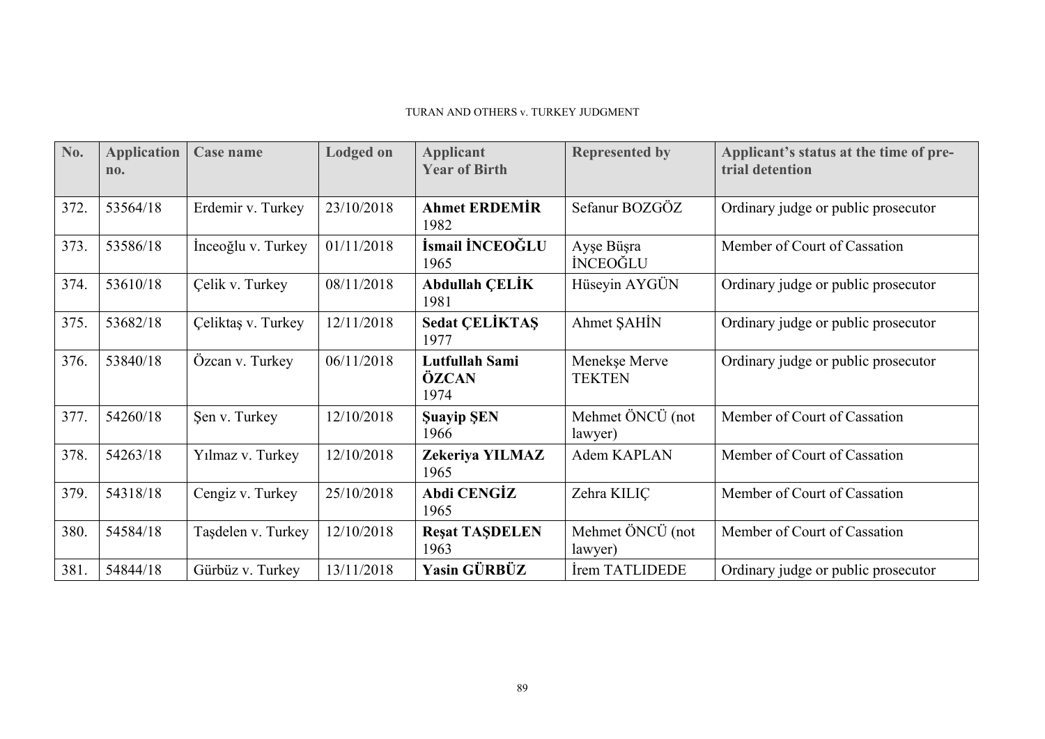| No. | Application no. | Case name | Lodged on | Applicant Year of Birth | Represented by | Applicant's status at the time of pre-trial detention |
|---|---|---|---|---|---|---|
| 372. | 53564/18 | Erdemir v. Turkey | 23/10/2018 | **Ahmet ERDEMİR** 1982 | Sefanur BOZGÖZ | Ordinary judge or public prosecutor |
| 373. | 53586/18 | İnceoğlu v. Turkey | 01/11/2018 | **İsmail İNCEOĞLU** 1965 | Ayşe Büşra İNCEOĞLU | Member of Court of Cassation |
| 374. | 53610/18 | Çelik v. Turkey | 08/11/2018 | **Abdullah ÇELİK** 1981 | Hüseyin AYGÜN | Ordinary judge or public prosecutor |
| 375. | 53682/18 | Çeliktaş v. Turkey | 12/11/2018 | **Sedat ÇELİKTAŞ** 1977 | Ahmet ŞAHİN | Ordinary judge or public prosecutor |
| 376. | 53840/18 | Özcan v. Turkey | 06/11/2018 | **Lutfullah Sami ÖZCAN** 1974 | Menekşe Merve TEKTEN | Ordinary judge or public prosecutor |
| 377. | 54260/18 | Şen v. Turkey | 12/10/2018 | **Şuayip ŞEN** 1966 | Mehmet ÖNCÜ (not lawyer) | Member of Court of Cassation |
| 378. | 54263/18 | Yılmaz v. Turkey | 12/10/2018 | **Zekeriya YILMAZ** 1965 | Adem KAPLAN | Member of Court of Cassation |
| 379. | 54318/18 | Cengiz v. Turkey | 25/10/2018 | **Abdi CENGİZ** 1965 | Zehra KILIÇ | Member of Court of Cassation |
| 380. | 54584/18 | Taşdelen v. Turkey | 12/10/2018 | **Reşat TAŞDELEN** 1963 | Mehmet ÖNCÜ (not lawyer) | Member of Court of Cassation |
| 381. | 54844/18 | Gürbüz v. Turkey | 13/11/2018 | **Yasin GÜRBÜZ** | İrem TATLIDEDE | Ordinary judge or public prosecutor |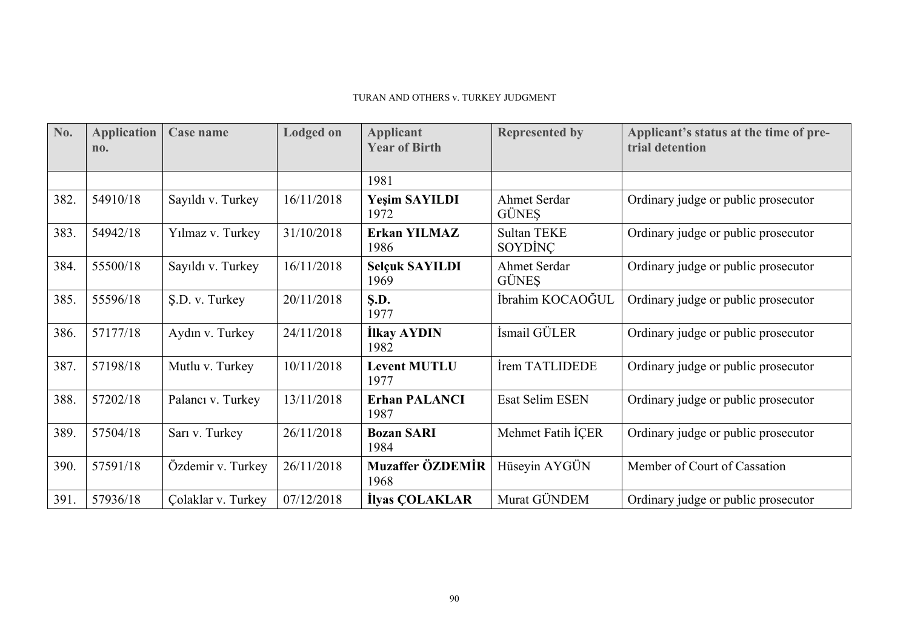| No. | Application no. | Case name | Lodged on | Applicant Year of Birth | Represented by | Applicant's status at the time of pre-trial detention |
|---|---|---|---|---|---|---|
| | | | | 1981 | | |
| 382. | 54910/18 | Sayıldı v. Turkey | 16/11/2018 | **Yeşim SAYILDI** 1972 | Ahmet Serdar GÜNEŞ | Ordinary judge or public prosecutor |
| 383. | 54942/18 | Yılmaz v. Turkey | 31/10/2018 | **Erkan YILMAZ** 1986 | Sultan TEKE SOYDİNÇ | Ordinary judge or public prosecutor |
| 384. | 55500/18 | Sayıldı v. Turkey | 16/11/2018 | **Selçuk SAYILDI** 1969 | Ahmet Serdar GÜNEŞ | Ordinary judge or public prosecutor |
| 385. | 55596/18 | Ş.D. v. Turkey | 20/11/2018 | **Ş.D.** 1977 | İbrahim KOCAOĞUL | Ordinary judge or public prosecutor |
| 386. | 57177/18 | Aydın v. Turkey | 24/11/2018 | **İlkay AYDIN** 1982 | İsmail GÜLER | Ordinary judge or public prosecutor |
| 387. | 57198/18 | Mutlu v. Turkey | 10/11/2018 | **Levent MUTLU** 1977 | İrem TATLIDEDE | Ordinary judge or public prosecutor |
| 388. | 57202/18 | Palancı v. Turkey | 13/11/2018 | **Erhan PALANCI** 1987 | Esat Selim ESEN | Ordinary judge or public prosecutor |
| 389. | 57504/18 | Sarı v. Turkey | 26/11/2018 | **Bozan SARI** 1984 | Mehmet Fatih İÇER | Ordinary judge or public prosecutor |
| 390. | 57591/18 | Özdemir v. Turkey | 26/11/2018 | **Muzaffer ÖZDEMİR** 1968 | Hüseyin AYGÜN | Member of Court of Cassation |
| 391. | 57936/18 | Çolaklar v. Turkey | 07/12/2018 | **İlyas ÇOLAKLAR** | Murat GÜNDEM | Ordinary judge or public prosecutor |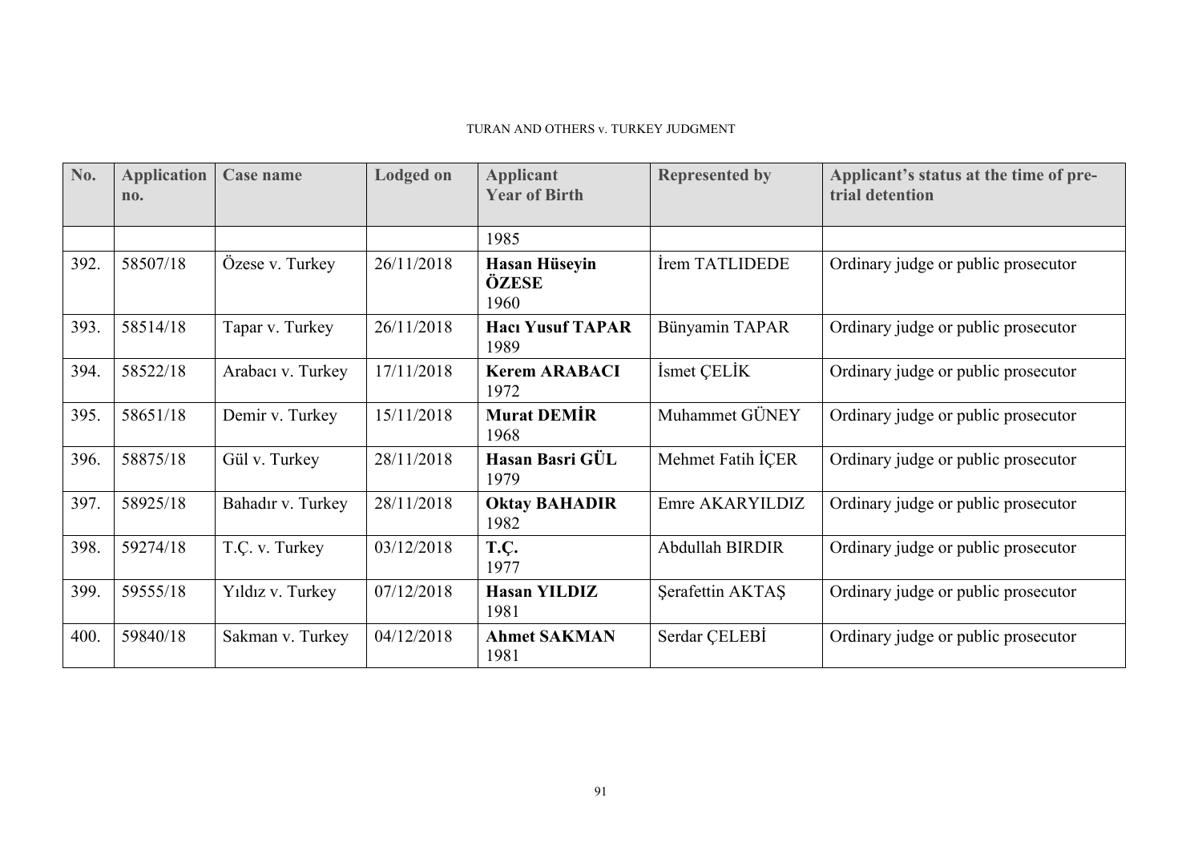| No. | Application no. | Case name | Lodged on | Applicant<br>Year of Birth | Represented by | Applicant's status at the time of pre-trial detention |
|---|---|---|---|---|---|---|
| | | | | 1985 | | |
| 392. | 58507/18 | Özese v. Turkey | 26/11/2018 | **Hasan Hüseyin ÖZESE**<br>1960 | İrem TATLIDEDE | Ordinary judge or public prosecutor |
| 393. | 58514/18 | Tapar v. Turkey | 26/11/2018 | **Hacı Yusuf TAPAR**<br>1989 | Bünyamin TAPAR | Ordinary judge or public prosecutor |
| 394. | 58522/18 | Arabacı v. Turkey | 17/11/2018 | **Kerem ARABACI**<br>1972 | İsmet ÇELİK | Ordinary judge or public prosecutor |
| 395. | 58651/18 | Demir v. Turkey | 15/11/2018 | **Murat DEMİR**<br>1968 | Muhammet GÜNEY | Ordinary judge or public prosecutor |
| 396. | 58875/18 | Gül v. Turkey | 28/11/2018 | **Hasan Basri GÜL**<br>1979 | Mehmet Fatih İÇER | Ordinary judge or public prosecutor |
| 397. | 58925/18 | Bahadır v. Turkey | 28/11/2018 | **Oktay BAHADIR**<br>1982 | Emre AKARYILDIZ | Ordinary judge or public prosecutor |
| 398. | 59274/18 | T.Ç. v. Turkey | 03/12/2018 | **T.Ç.**<br>1977 | Abdullah BIRDIR | Ordinary judge or public prosecutor |
| 399. | 59555/18 | Yıldız v. Turkey | 07/12/2018 | **Hasan YILDIZ**<br>1981 | Şerafettin AKTAŞ | Ordinary judge or public prosecutor |
| 400. | 59840/18 | Sakman v. Turkey | 04/12/2018 | **Ahmet SAKMAN**<br>1981 | Serdar ÇELEBİ | Ordinary judge or public prosecutor |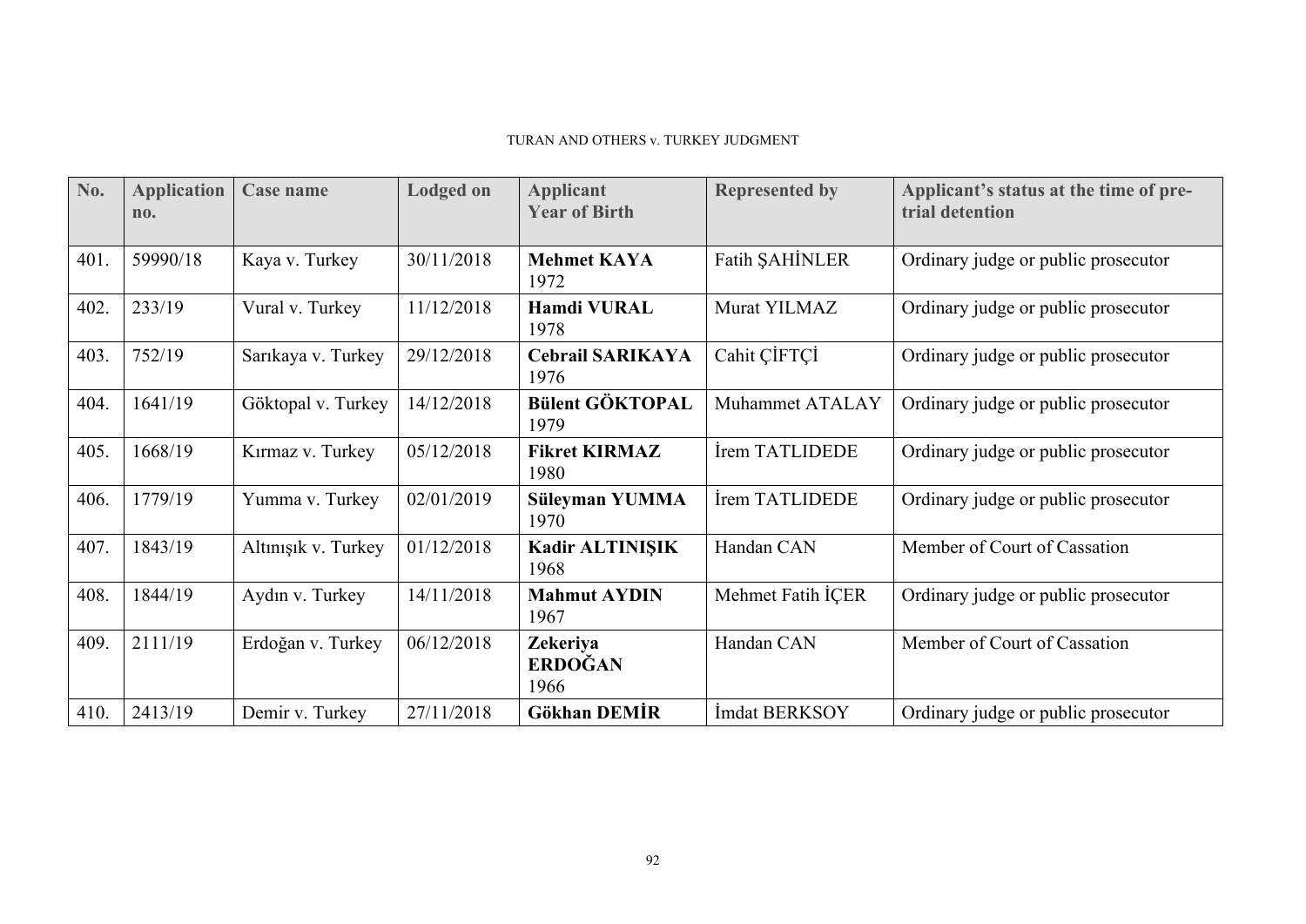| No. | Application no. | Case name | Lodged on | Applicant Year of Birth | Represented by | Applicant's status at the time of pre-trial detention |
|---|---|---|---|---|---|---|
| 401. | 59990/18 | Kaya v. Turkey | 30/11/2018 | **Mehmet KAYA** 1972 | Fatih ŞAHİNLER | Ordinary judge or public prosecutor |
| 402. | 233/19 | Vural v. Turkey | 11/12/2018 | **Hamdi VURAL** 1978 | Murat YILMAZ | Ordinary judge or public prosecutor |
| 403. | 752/19 | Sarıkaya v. Turkey | 29/12/2018 | **Cebrail SARIKAYA** 1976 | Cahit ÇİFTÇİ | Ordinary judge or public prosecutor |
| 404. | 1641/19 | Göktopal v. Turkey | 14/12/2018 | **Bülent GÖKTOPAL** 1979 | Muhammet ATALAY | Ordinary judge or public prosecutor |
| 405. | 1668/19 | Kırmaz v. Turkey | 05/12/2018 | **Fikret KIRMAZ** 1980 | İrem TATLIDEDE | Ordinary judge or public prosecutor |
| 406. | 1779/19 | Yumma v. Turkey | 02/01/2019 | **Süleyman YUMMA** 1970 | İrem TATLIDEDE | Ordinary judge or public prosecutor |
| 407. | 1843/19 | Altınışık v. Turkey | 01/12/2018 | **Kadir ALTINIŞIK** 1968 | Handan CAN | Member of Court of Cassation |
| 408. | 1844/19 | Aydın v. Turkey | 14/11/2018 | **Mahmut AYDIN** 1967 | Mehmet Fatih İÇER | Ordinary judge or public prosecutor |
| 409. | 2111/19 | Erdoğan v. Turkey | 06/12/2018 | **Zekeriya ERDOĞAN** 1966 | Handan CAN | Member of Court of Cassation |
| 410. | 2413/19 | Demir v. Turkey | 27/11/2018 | **Gökhan DEMİR** | İmdat BERKSOY | Ordinary judge or public prosecutor |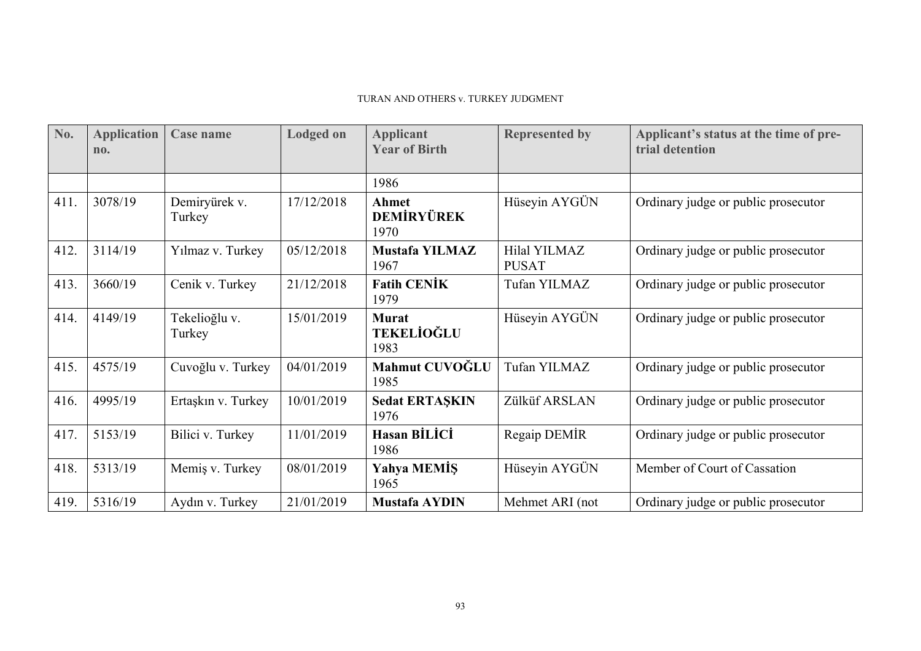| No. | Application no. | Case name | Lodged on | Applicant Year of Birth | Represented by | Applicant's status at the time of pre-trial detention |
|---|---|---|---|---|---|---|
| | | | | 1986 | | |
| 411. | 3078/19 | Demiryürek v. Turkey | 17/12/2018 | **Ahmet DEMİRYÜREK** 1970 | Hüseyin AYGÜN | Ordinary judge or public prosecutor |
| 412. | 3114/19 | Yılmaz v. Turkey | 05/12/2018 | **Mustafa YILMAZ** 1967 | Hilal YILMAZ PUSAT | Ordinary judge or public prosecutor |
| 413. | 3660/19 | Cenik v. Turkey | 21/12/2018 | **Fatih CENİK** 1979 | Tufan YILMAZ | Ordinary judge or public prosecutor |
| 414. | 4149/19 | Tekelioğlu v. Turkey | 15/01/2019 | **Murat TEKELİOĞLU** 1983 | Hüseyin AYGÜN | Ordinary judge or public prosecutor |
| 415. | 4575/19 | Cuvoğlu v. Turkey | 04/01/2019 | **Mahmut CUVOĞLU** 1985 | Tufan YILMAZ | Ordinary judge or public prosecutor |
| 416. | 4995/19 | Ertaşkın v. Turkey | 10/01/2019 | **Sedat ERTAŞKIN** 1976 | Zülküf ARSLAN | Ordinary judge or public prosecutor |
| 417. | 5153/19 | Bilici v. Turkey | 11/01/2019 | **Hasan BİLİCİ** 1986 | Regaip DEMİR | Ordinary judge or public prosecutor |
| 418. | 5313/19 | Memiş v. Turkey | 08/01/2019 | **Yahya MEMİŞ** 1965 | Hüseyin AYGÜN | Member of Court of Cassation |
| 419. | 5316/19 | Aydın v. Turkey | 21/01/2019 | **Mustafa AYDIN** | Mehmet ARI (not | Ordinary judge or public prosecutor |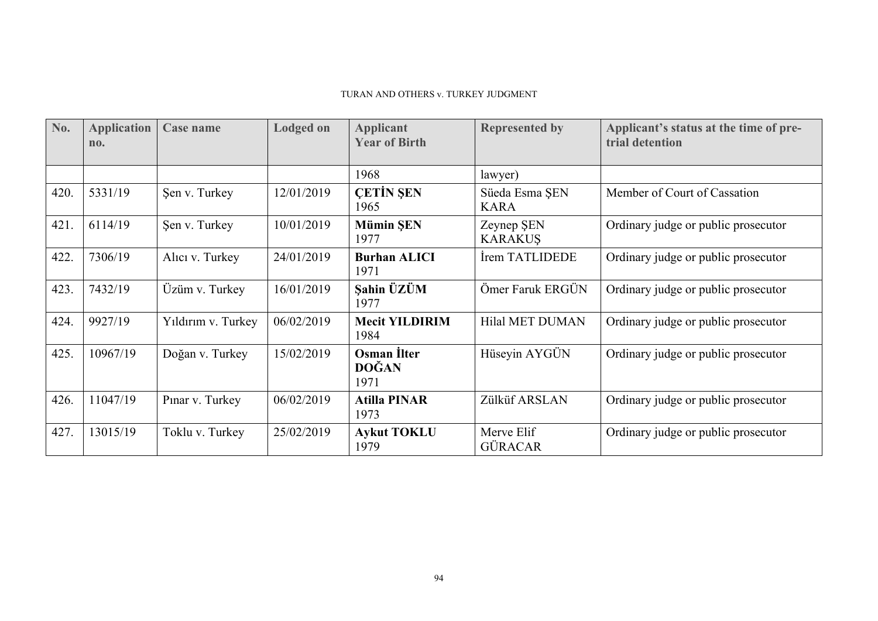| No. | Application no. | Case name | Lodged on | Applicant Year of Birth | Represented by | Applicant's status at the time of pre-trial detention |
|---|---|---|---|---|---|---|
| | | | | 1968 | lawyer) | |
| 420. | 5331/19 | Şen v. Turkey | 12/01/2019 | **ÇETİN ŞEN** 1965 | Süeda Esma ŞEN KARA | Member of Court of Cassation |
| 421. | 6114/19 | Şen v. Turkey | 10/01/2019 | **Mümin ŞEN** 1977 | Zeynep ŞEN KARAKUŞ | Ordinary judge or public prosecutor |
| 422. | 7306/19 | Alıcı v. Turkey | 24/01/2019 | **Burhan ALICI** 1971 | İrem TATLIDEDE | Ordinary judge or public prosecutor |
| 423. | 7432/19 | Üzüm v. Turkey | 16/01/2019 | **Şahin ÜZÜM** 1977 | Ömer Faruk ERGÜN | Ordinary judge or public prosecutor |
| 424. | 9927/19 | Yıldırım v. Turkey | 06/02/2019 | **Mecit YILDIRIM** 1984 | Hilal MET DUMAN | Ordinary judge or public prosecutor |
| 425. | 10967/19 | Doğan v. Turkey | 15/02/2019 | **Osman İlter DOĞAN** 1971 | Hüseyin AYGÜN | Ordinary judge or public prosecutor |
| 426. | 11047/19 | Pınar v. Turkey | 06/02/2019 | **Atilla PINAR** 1973 | Zülküf ARSLAN | Ordinary judge or public prosecutor |
| 427. | 13015/19 | Toklu v. Turkey | 25/02/2019 | **Aykut TOKLU** 1979 | Merve Elif GÜRACAR | Ordinary judge or public prosecutor |